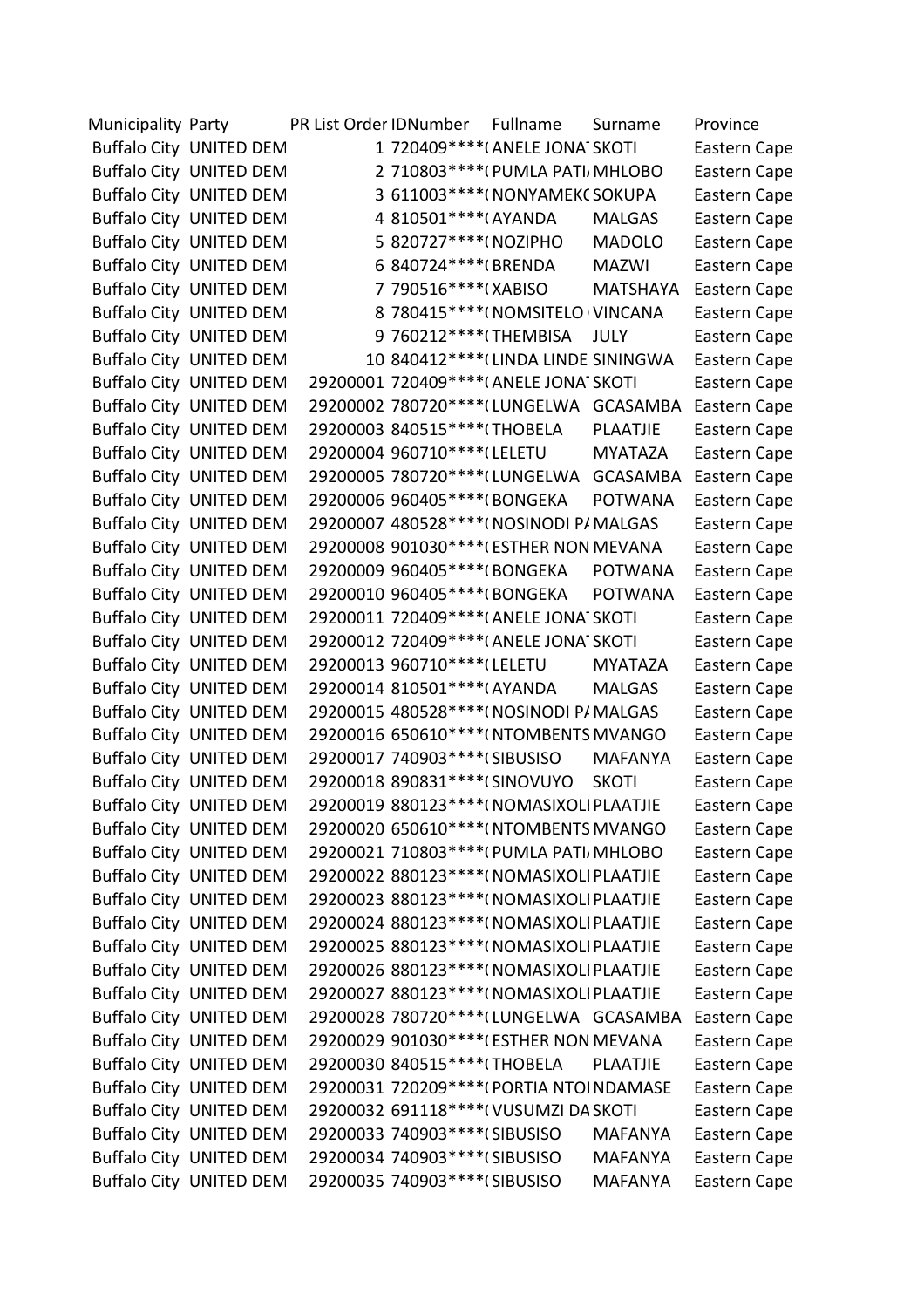| Municipality | Party | PR List Order | IDNumber | Fullname | Surname | Province |
|---|---|---|---|---|---|---|
| Buffalo City | UNITED DEM | 1 | 720409****( | ANELE JONA | SKOTI | Eastern Cape |
| Buffalo City | UNITED DEM | 2 | 710803****( | PUMLA PATI | MHLOBO | Eastern Cape |
| Buffalo City | UNITED DEM | 3 | 611003****( | NONYAMEK | SOKUPA | Eastern Cape |
| Buffalo City | UNITED DEM | 4 | 810501****( | AYANDA | MALGAS | Eastern Cape |
| Buffalo City | UNITED DEM | 5 | 820727****( | NOZIPHO | MADOLO | Eastern Cape |
| Buffalo City | UNITED DEM | 6 | 840724****( | BRENDA | MAZWI | Eastern Cape |
| Buffalo City | UNITED DEM | 7 | 790516****( | XABISO | MATSHAYA | Eastern Cape |
| Buffalo City | UNITED DEM | 8 | 780415****( | NOMSITELO | VINCANA | Eastern Cape |
| Buffalo City | UNITED DEM | 9 | 760212****( | THEMBISA | JULY | Eastern Cape |
| Buffalo City | UNITED DEM | 10 | 840412****( | LINDA LINDE | SININGWA | Eastern Cape |
| Buffalo City | UNITED DEM | 29200001 | 720409****( | ANELE JONA | SKOTI | Eastern Cape |
| Buffalo City | UNITED DEM | 29200002 | 780720****( | LUNGELWA | GCASAMBA | Eastern Cape |
| Buffalo City | UNITED DEM | 29200003 | 840515****( | THOBELA | PLAATJIE | Eastern Cape |
| Buffalo City | UNITED DEM | 29200004 | 960710****( | LELETU | MYATAZA | Eastern Cape |
| Buffalo City | UNITED DEM | 29200005 | 780720****( | LUNGELWA | GCASAMBA | Eastern Cape |
| Buffalo City | UNITED DEM | 29200006 | 960405****( | BONGEKA | POTWANA | Eastern Cape |
| Buffalo City | UNITED DEM | 29200007 | 480528****( | NOSINODI P | MALGAS | Eastern Cape |
| Buffalo City | UNITED DEM | 29200008 | 901030****( | ESTHER NON | MEVANA | Eastern Cape |
| Buffalo City | UNITED DEM | 29200009 | 960405****( | BONGEKA | POTWANA | Eastern Cape |
| Buffalo City | UNITED DEM | 29200010 | 960405****( | BONGEKA | POTWANA | Eastern Cape |
| Buffalo City | UNITED DEM | 29200011 | 720409****( | ANELE JONA | SKOTI | Eastern Cape |
| Buffalo City | UNITED DEM | 29200012 | 720409****( | ANELE JONA | SKOTI | Eastern Cape |
| Buffalo City | UNITED DEM | 29200013 | 960710****( | LELETU | MYATAZA | Eastern Cape |
| Buffalo City | UNITED DEM | 29200014 | 810501****( | AYANDA | MALGAS | Eastern Cape |
| Buffalo City | UNITED DEM | 29200015 | 480528****( | NOSINODI P | MALGAS | Eastern Cape |
| Buffalo City | UNITED DEM | 29200016 | 650610****( | NTOMBENTS | MVANGO | Eastern Cape |
| Buffalo City | UNITED DEM | 29200017 | 740903****( | SIBUSISO | MAFANYA | Eastern Cape |
| Buffalo City | UNITED DEM | 29200018 | 890831****( | SINOVUYO | SKOTI | Eastern Cape |
| Buffalo City | UNITED DEM | 29200019 | 880123****( | NOMASIXOLI | PLAATJIE | Eastern Cape |
| Buffalo City | UNITED DEM | 29200020 | 650610****( | NTOMBENTS | MVANGO | Eastern Cape |
| Buffalo City | UNITED DEM | 29200021 | 710803****( | PUMLA PATI | MHLOBO | Eastern Cape |
| Buffalo City | UNITED DEM | 29200022 | 880123****( | NOMASIXOLI | PLAATJIE | Eastern Cape |
| Buffalo City | UNITED DEM | 29200023 | 880123****( | NOMASIXOLI | PLAATJIE | Eastern Cape |
| Buffalo City | UNITED DEM | 29200024 | 880123****( | NOMASIXOLI | PLAATJIE | Eastern Cape |
| Buffalo City | UNITED DEM | 29200025 | 880123****( | NOMASIXOLI | PLAATJIE | Eastern Cape |
| Buffalo City | UNITED DEM | 29200026 | 880123****( | NOMASIXOLI | PLAATJIE | Eastern Cape |
| Buffalo City | UNITED DEM | 29200027 | 880123****( | NOMASIXOLI | PLAATJIE | Eastern Cape |
| Buffalo City | UNITED DEM | 29200028 | 780720****( | LUNGELWA | GCASAMBA | Eastern Cape |
| Buffalo City | UNITED DEM | 29200029 | 901030****( | ESTHER NON | MEVANA | Eastern Cape |
| Buffalo City | UNITED DEM | 29200030 | 840515****( | THOBELA | PLAATJIE | Eastern Cape |
| Buffalo City | UNITED DEM | 29200031 | 720209****( | PORTIA NTOI | NDAMASE | Eastern Cape |
| Buffalo City | UNITED DEM | 29200032 | 691118****( | VUSUMZI DA | SKOTI | Eastern Cape |
| Buffalo City | UNITED DEM | 29200033 | 740903****( | SIBUSISO | MAFANYA | Eastern Cape |
| Buffalo City | UNITED DEM | 29200034 | 740903****( | SIBUSISO | MAFANYA | Eastern Cape |
| Buffalo City | UNITED DEM | 29200035 | 740903****( | SIBUSISO | MAFANYA | Eastern Cape |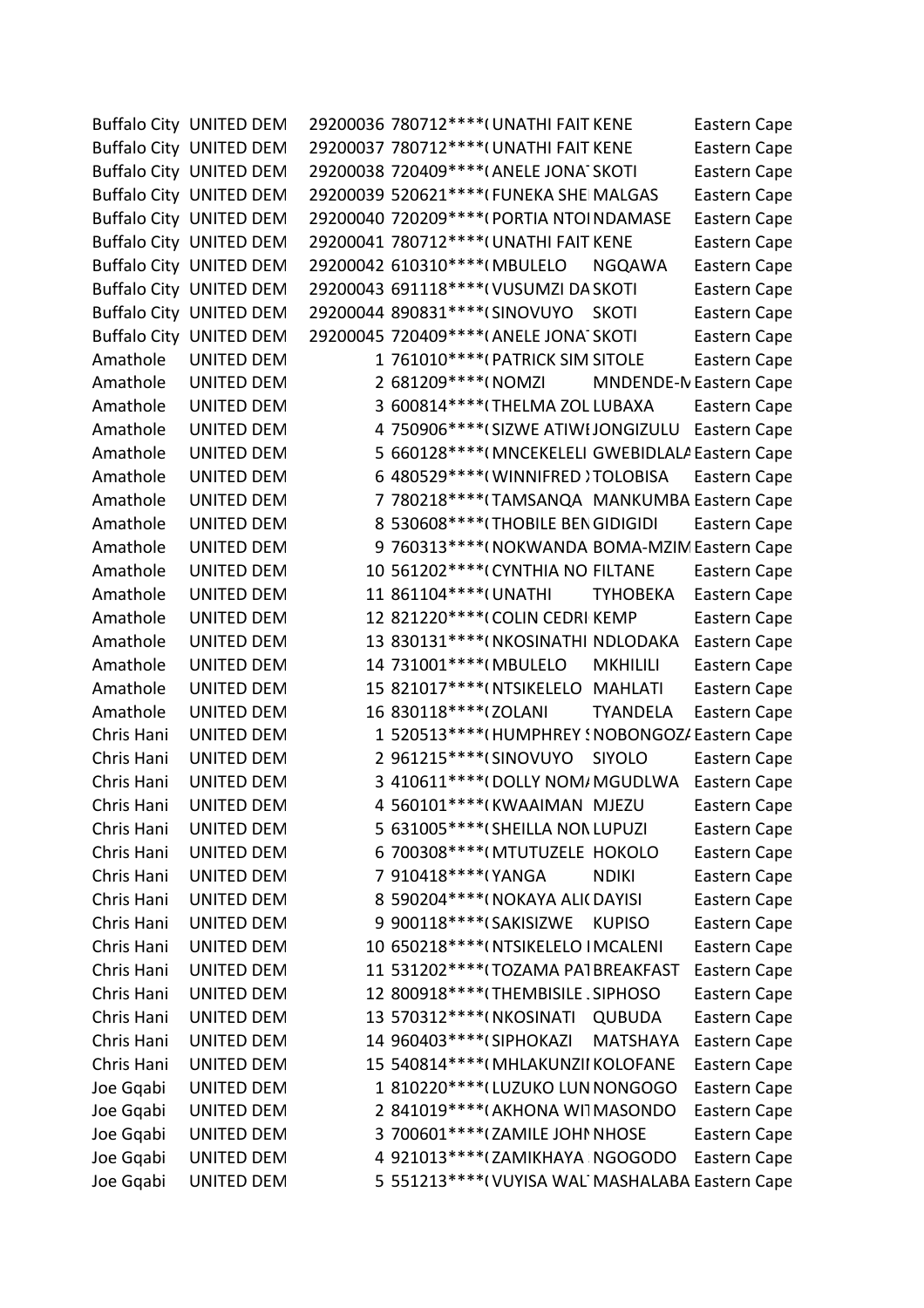| | | | | | | |
|---|---|---|---|---|---|---|
| Buffalo City | UNITED DEM | 29200036 | 780712****( | UNATHI FAIT | KENE | Eastern Cape |
| Buffalo City | UNITED DEM | 29200037 | 780712****( | UNATHI FAIT | KENE | Eastern Cape |
| Buffalo City | UNITED DEM | 29200038 | 720409****( | ANELE JONA | SKOTI | Eastern Cape |
| Buffalo City | UNITED DEM | 29200039 | 520621****( | FUNEKA SHE | MALGAS | Eastern Cape |
| Buffalo City | UNITED DEM | 29200040 | 720209****( | PORTIA NTOI | NDAMASE | Eastern Cape |
| Buffalo City | UNITED DEM | 29200041 | 780712****( | UNATHI FAIT | KENE | Eastern Cape |
| Buffalo City | UNITED DEM | 29200042 | 610310****( | MBULELO | NGQAWA | Eastern Cape |
| Buffalo City | UNITED DEM | 29200043 | 691118****( | VUSUMZI DA | SKOTI | Eastern Cape |
| Buffalo City | UNITED DEM | 29200044 | 890831****( | SINOVUYO | SKOTI | Eastern Cape |
| Buffalo City | UNITED DEM | 29200045 | 720409****( | ANELE JONA | SKOTI | Eastern Cape |
| Amathole | UNITED DEM | 1 | 761010****( | PATRICK SIM | SITOLE | Eastern Cape |
| Amathole | UNITED DEM | 2 | 681209****( | NOMZI | MNDENDE-N | Eastern Cape |
| Amathole | UNITED DEM | 3 | 600814****( | THELMA ZOL | LUBAXA | Eastern Cape |
| Amathole | UNITED DEM | 4 | 750906****( | SIZWE ATIWE | JONGIZULU | Eastern Cape |
| Amathole | UNITED DEM | 5 | 660128****( | MNCEKELELI | GWEBIDLALA | Eastern Cape |
| Amathole | UNITED DEM | 6 | 480529****( | WINNIFRED | TOLOBISA | Eastern Cape |
| Amathole | UNITED DEM | 7 | 780218****( | TAMSANQA | MANKUMBA | Eastern Cape |
| Amathole | UNITED DEM | 8 | 530608****( | THOBILE BEN | GIDIGIDI | Eastern Cape |
| Amathole | UNITED DEM | 9 | 760313****( | NOKWANDA | BOMA-MZIM | Eastern Cape |
| Amathole | UNITED DEM | 10 | 561202****( | CYNTHIA NO | FILTANE | Eastern Cape |
| Amathole | UNITED DEM | 11 | 861104****( | UNATHI | TYHOBEKA | Eastern Cape |
| Amathole | UNITED DEM | 12 | 821220****( | COLIN CEDRI | KEMP | Eastern Cape |
| Amathole | UNITED DEM | 13 | 830131****( | NKOSINATHI | NDLODAKA | Eastern Cape |
| Amathole | UNITED DEM | 14 | 731001****( | MBULELO | MKHILILI | Eastern Cape |
| Amathole | UNITED DEM | 15 | 821017****( | NTSIKELELO | MAHLATI | Eastern Cape |
| Amathole | UNITED DEM | 16 | 830118****( | ZOLANI | TYANDELA | Eastern Cape |
| Chris Hani | UNITED DEM | 1 | 520513****( | HUMPHREY | NOBONGOZA | Eastern Cape |
| Chris Hani | UNITED DEM | 2 | 961215****( | SINOVUYO | SIYOLO | Eastern Cape |
| Chris Hani | UNITED DEM | 3 | 410611****( | DOLLY NOMA | MGUDLWA | Eastern Cape |
| Chris Hani | UNITED DEM | 4 | 560101****( | KWAAIMAN | MJEZU | Eastern Cape |
| Chris Hani | UNITED DEM | 5 | 631005****( | SHEILLA NON | LUPUZI | Eastern Cape |
| Chris Hani | UNITED DEM | 6 | 700308****( | MTUTUZELE | HOKOLO | Eastern Cape |
| Chris Hani | UNITED DEM | 7 | 910418****( | YANGA | NDIKI | Eastern Cape |
| Chris Hani | UNITED DEM | 8 | 590204****( | NOKAYA ALI | DAYISI | Eastern Cape |
| Chris Hani | UNITED DEM | 9 | 900118****( | SAKISIZWE | KUPISO | Eastern Cape |
| Chris Hani | UNITED DEM | 10 | 650218****( | NTSIKELELO | MCALENI | Eastern Cape |
| Chris Hani | UNITED DEM | 11 | 531202****( | TOZAMA PAT | BREAKFAST | Eastern Cape |
| Chris Hani | UNITED DEM | 12 | 800918****( | THEMBISILE | SIPHOSO | Eastern Cape |
| Chris Hani | UNITED DEM | 13 | 570312****( | NKOSINATI | QUBUDA | Eastern Cape |
| Chris Hani | UNITED DEM | 14 | 960403****( | SIPHOKAZI | MATSHAYA | Eastern Cape |
| Chris Hani | UNITED DEM | 15 | 540814****( | MHLAKUNZII | KOLOFANE | Eastern Cape |
| Joe Gqabi | UNITED DEM | 1 | 810220****( | LUZUKO LUN | NONGOGO | Eastern Cape |
| Joe Gqabi | UNITED DEM | 2 | 841019****( | AKHONA WIT | MASONDO | Eastern Cape |
| Joe Gqabi | UNITED DEM | 3 | 700601****( | ZAMILE JOHN | NHOSE | Eastern Cape |
| Joe Gqabi | UNITED DEM | 4 | 921013****( | ZAMIKHAYA | NGOGODO | Eastern Cape |
| Joe Gqabi | UNITED DEM | 5 | 551213****( | VUYISA WAL | MASHALABA | Eastern Cape |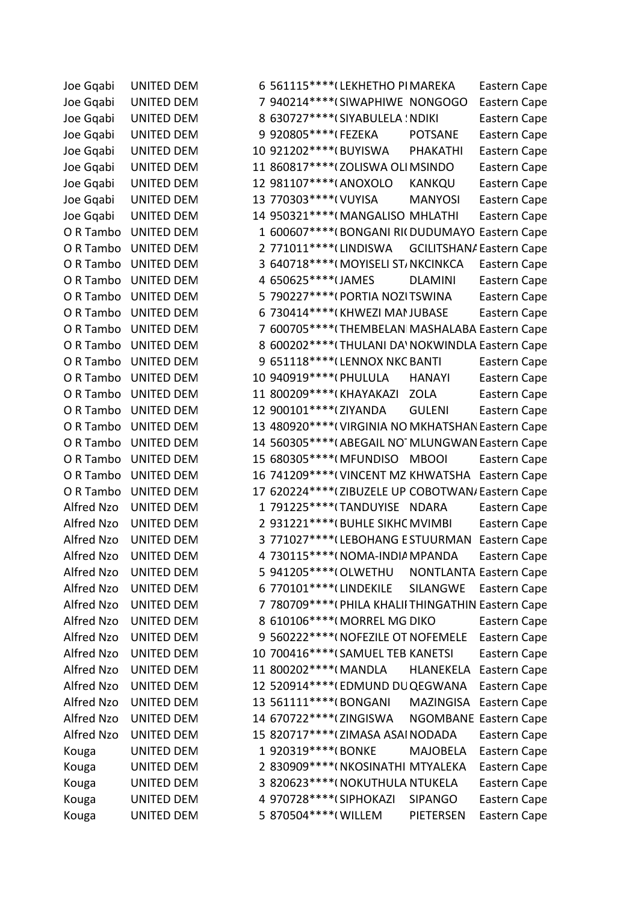| | | | | | | |
|---|---|---|---|---|---|---|
| Joe Gqabi | UNITED DEM | 6 | 561115****( | LEKHETHO PI | MAREKA | Eastern Cape |
| Joe Gqabi | UNITED DEM | 7 | 940214****( | SIWAPHIWE | NONGOGO | Eastern Cape |
| Joe Gqabi | UNITED DEM | 8 | 630727****( | SIYABULELA ! | NDIKI | Eastern Cape |
| Joe Gqabi | UNITED DEM | 9 | 920805****( | FEZEKA | POTSANE | Eastern Cape |
| Joe Gqabi | UNITED DEM | 10 | 921202****( | BUYISWA | PHAKATHI | Eastern Cape |
| Joe Gqabi | UNITED DEM | 11 | 860817****( | ZOLISWA OLI | MSINDO | Eastern Cape |
| Joe Gqabi | UNITED DEM | 12 | 981107****( | ANOXOLO | KANKQU | Eastern Cape |
| Joe Gqabi | UNITED DEM | 13 | 770303****( | VUYISA | MANYOSI | Eastern Cape |
| Joe Gqabi | UNITED DEM | 14 | 950321****( | MANGALISO | MHLATHI | Eastern Cape |
| O R Tambo | UNITED DEM | 1 | 600607****( | BONGANI RI( | DUDUMAYO | Eastern Cape |
| O R Tambo | UNITED DEM | 2 | 771011****( | LINDISWA | GCILITSHANA | Eastern Cape |
| O R Tambo | UNITED DEM | 3 | 640718****( | MOYISELI ST/ | NKCINKCA | Eastern Cape |
| O R Tambo | UNITED DEM | 4 | 650625****( | JAMES | DLAMINI | Eastern Cape |
| O R Tambo | UNITED DEM | 5 | 790227****( | PORTIA NOZI | TSWINA | Eastern Cape |
| O R Tambo | UNITED DEM | 6 | 730414****( | KHWEZI MAN | JUBASE | Eastern Cape |
| O R Tambo | UNITED DEM | 7 | 600705****( | THEMBELANI | MASHALABA | Eastern Cape |
| O R Tambo | UNITED DEM | 8 | 600202****( | THULANI DA\ | NOKWINDLA | Eastern Cape |
| O R Tambo | UNITED DEM | 9 | 651118****( | LENNOX NKC | BANTI | Eastern Cape |
| O R Tambo | UNITED DEM | 10 | 940919****( | PHULULA | HANAYI | Eastern Cape |
| O R Tambo | UNITED DEM | 11 | 800209****( | KHAYAKAZI | ZOLA | Eastern Cape |
| O R Tambo | UNITED DEM | 12 | 900101****( | ZIYANDA | GULENI | Eastern Cape |
| O R Tambo | UNITED DEM | 13 | 480920****( | VIRGINIA NO | MKHATSHAN | Eastern Cape |
| O R Tambo | UNITED DEM | 14 | 560305****( | ABEGAIL NO | MLUNGWAN | Eastern Cape |
| O R Tambo | UNITED DEM | 15 | 680305****( | MFUNDISO | MBOOI | Eastern Cape |
| O R Tambo | UNITED DEM | 16 | 741209****( | VINCENT MZ | KHWATSHA | Eastern Cape |
| O R Tambo | UNITED DEM | 17 | 620224****( | ZIBUZELE UP | COBOTWAN/ | Eastern Cape |
| Alfred Nzo | UNITED DEM | 1 | 791225****( | TANDUYISE | NDARA | Eastern Cape |
| Alfred Nzo | UNITED DEM | 2 | 931221****( | BUHLE SIKHC | MVIMBI | Eastern Cape |
| Alfred Nzo | UNITED DEM | 3 | 771027****( | LEBOHANG E | STUURMAN | Eastern Cape |
| Alfred Nzo | UNITED DEM | 4 | 730115****( | NOMA-INDIA | MPANDA | Eastern Cape |
| Alfred Nzo | UNITED DEM | 5 | 941205****( | OLWETHU | NONTLANTA | Eastern Cape |
| Alfred Nzo | UNITED DEM | 6 | 770101****( | LINDEKILE | SILANGWE | Eastern Cape |
| Alfred Nzo | UNITED DEM | 7 | 780709****( | PHILA KHALII | THINGATHIN | Eastern Cape |
| Alfred Nzo | UNITED DEM | 8 | 610106****( | MORREL MG | DIKO | Eastern Cape |
| Alfred Nzo | UNITED DEM | 9 | 560222****( | NOFEZILE OT | NOFEMELE | Eastern Cape |
| Alfred Nzo | UNITED DEM | 10 | 700416****( | SAMUEL TEB | KANETSI | Eastern Cape |
| Alfred Nzo | UNITED DEM | 11 | 800202****( | MANDLA | HLANEKELA | Eastern Cape |
| Alfred Nzo | UNITED DEM | 12 | 520914****( | EDMUND DU | QEGWANA | Eastern Cape |
| Alfred Nzo | UNITED DEM | 13 | 561111****( | BONGANI | MAZINGISA | Eastern Cape |
| Alfred Nzo | UNITED DEM | 14 | 670722****( | ZINGISWA | NGOMBANE | Eastern Cape |
| Alfred Nzo | UNITED DEM | 15 | 820717****( | ZIMASA ASAI | NODADA | Eastern Cape |
| Kouga | UNITED DEM | 1 | 920319****( | BONKE | MAJOBELA | Eastern Cape |
| Kouga | UNITED DEM | 2 | 830909****( | NKOSINATHI | MTYALEKA | Eastern Cape |
| Kouga | UNITED DEM | 3 | 820623****( | NOKUTHULA | NTUKELA | Eastern Cape |
| Kouga | UNITED DEM | 4 | 970728****( | SIPHOKAZI | SIPANGO | Eastern Cape |
| Kouga | UNITED DEM | 5 | 870504****( | WILLEM | PIETERSEN | Eastern Cape |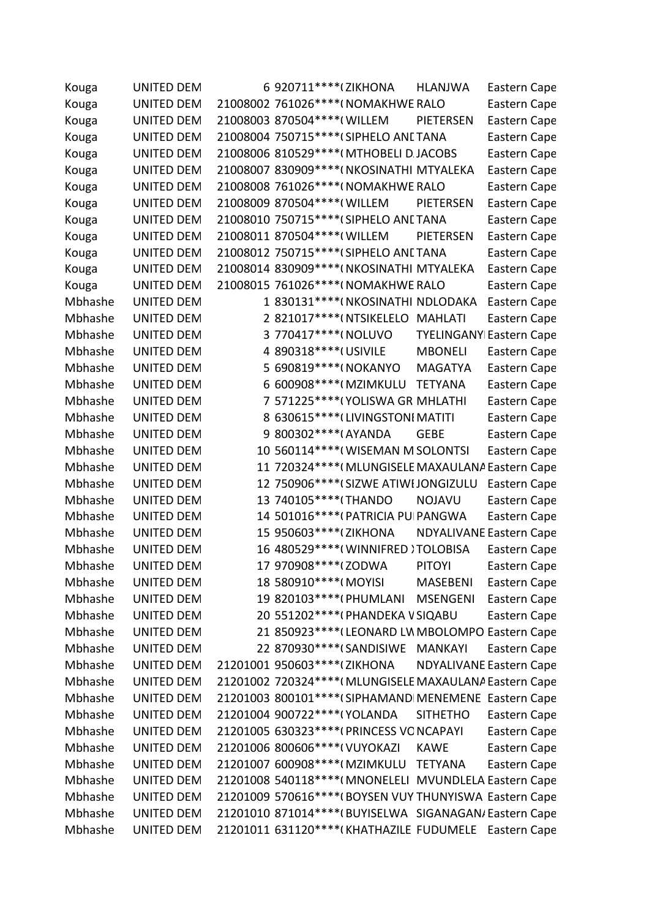| | | | | | | |
|---|---|---|---|---|---|---|
| Kouga | UNITED DEM | 6 | 920711****( | ZIKHONA | HLANJWA | Eastern Cape |
| Kouga | UNITED DEM | 21008002 | 761026****( | NOMAKHWE | RALO | Eastern Cape |
| Kouga | UNITED DEM | 21008003 | 870504****( | WILLEM | PIETERSEN | Eastern Cape |
| Kouga | UNITED DEM | 21008004 | 750715****( | SIPHELO ANI | TANA | Eastern Cape |
| Kouga | UNITED DEM | 21008006 | 810529****( | MTHOBELI D. | JACOBS | Eastern Cape |
| Kouga | UNITED DEM | 21008007 | 830909****( | NKOSINATHI | MTYALEKA | Eastern Cape |
| Kouga | UNITED DEM | 21008008 | 761026****( | NOMAKHWE | RALO | Eastern Cape |
| Kouga | UNITED DEM | 21008009 | 870504****( | WILLEM | PIETERSEN | Eastern Cape |
| Kouga | UNITED DEM | 21008010 | 750715****( | SIPHELO ANI | TANA | Eastern Cape |
| Kouga | UNITED DEM | 21008011 | 870504****( | WILLEM | PIETERSEN | Eastern Cape |
| Kouga | UNITED DEM | 21008012 | 750715****( | SIPHELO ANI | TANA | Eastern Cape |
| Kouga | UNITED DEM | 21008014 | 830909****( | NKOSINATHI | MTYALEKA | Eastern Cape |
| Kouga | UNITED DEM | 21008015 | 761026****( | NOMAKHWE | RALO | Eastern Cape |
| Mbhashe | UNITED DEM | 1 | 830131****( | NKOSINATHI | NDLODAKA | Eastern Cape |
| Mbhashe | UNITED DEM | 2 | 821017****( | NTSIKELELO | MAHLATI | Eastern Cape |
| Mbhashe | UNITED DEM | 3 | 770417****( | NOLUVO | TYELINGANYI | Eastern Cape |
| Mbhashe | UNITED DEM | 4 | 890318****( | USIVILE | MBONELI | Eastern Cape |
| Mbhashe | UNITED DEM | 5 | 690819****( | NOKANYO | MAGATYA | Eastern Cape |
| Mbhashe | UNITED DEM | 6 | 600908****( | MZIMKULU | TETYANA | Eastern Cape |
| Mbhashe | UNITED DEM | 7 | 571225****( | YOLISWA GR | MHLATHI | Eastern Cape |
| Mbhashe | UNITED DEM | 8 | 630615****( | LIVINGSTONI | MATITI | Eastern Cape |
| Mbhashe | UNITED DEM | 9 | 800302****( | AYANDA | GEBE | Eastern Cape |
| Mbhashe | UNITED DEM | 10 | 560114****( | WISEMAN M | SOLONTSI | Eastern Cape |
| Mbhashe | UNITED DEM | 11 | 720324****( | MLUNGISELE | MAXAULANA | Eastern Cape |
| Mbhashe | UNITED DEM | 12 | 750906****( | SIZWE ATIWI | JONGIZULU | Eastern Cape |
| Mbhashe | UNITED DEM | 13 | 740105****( | THANDO | NOJAVU | Eastern Cape |
| Mbhashe | UNITED DEM | 14 | 501016****( | PATRICIA PU | PANGWA | Eastern Cape |
| Mbhashe | UNITED DEM | 15 | 950603****( | ZIKHONA | NDYALIVANE | Eastern Cape |
| Mbhashe | UNITED DEM | 16 | 480529****( | WINNIFRED ) | TOLOBISA | Eastern Cape |
| Mbhashe | UNITED DEM | 17 | 970908****( | ZODWA | PITOYI | Eastern Cape |
| Mbhashe | UNITED DEM | 18 | 580910****( | MOYISI | MASEBENI | Eastern Cape |
| Mbhashe | UNITED DEM | 19 | 820103****( | PHUMLANI | MSENGENI | Eastern Cape |
| Mbhashe | UNITED DEM | 20 | 551202****( | PHANDEKA V | SIQABU | Eastern Cape |
| Mbhashe | UNITED DEM | 21 | 850923****( | LEONARD LW | MBOLOMPO | Eastern Cape |
| Mbhashe | UNITED DEM | 22 | 870930****( | SANDISIWE | MANKAYI | Eastern Cape |
| Mbhashe | UNITED DEM | 21201001 | 950603****( | ZIKHONA | NDYALIVANE | Eastern Cape |
| Mbhashe | UNITED DEM | 21201002 | 720324****( | MLUNGISELE | MAXAULANA | Eastern Cape |
| Mbhashe | UNITED DEM | 21201003 | 800101****( | SIPHAMANDI | MENEMENE | Eastern Cape |
| Mbhashe | UNITED DEM | 21201004 | 900722****( | YOLANDA | SITHETHO | Eastern Cape |
| Mbhashe | UNITED DEM | 21201005 | 630323****( | PRINCESS VO | NCAPAYI | Eastern Cape |
| Mbhashe | UNITED DEM | 21201006 | 800606****( | VUYOKAZI | KAWE | Eastern Cape |
| Mbhashe | UNITED DEM | 21201007 | 600908****( | MZIMKULU | TETYANA | Eastern Cape |
| Mbhashe | UNITED DEM | 21201008 | 540118****( | MNONELELI | MVUNDLELA | Eastern Cape |
| Mbhashe | UNITED DEM | 21201009 | 570616****( | BOYSEN VUY | THUNYISWA | Eastern Cape |
| Mbhashe | UNITED DEM | 21201010 | 871014****( | BUYISELWA | SIGANAGAN/ | Eastern Cape |
| Mbhashe | UNITED DEM | 21201011 | 631120****( | KHATHAZILE | FUDUMELE | Eastern Cape |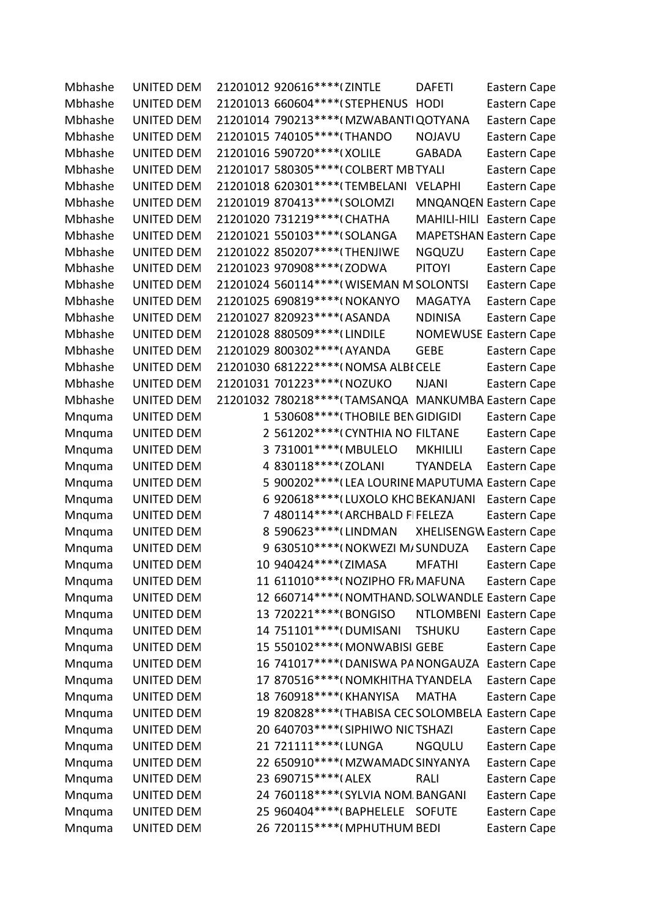| | | | | | | |
|---|---|---|---|---|---|---|
| Mbhashe | UNITED DEM | 21201012 | 920616****( | ZINTLE | DAFETI | Eastern Cape |
| Mbhashe | UNITED DEM | 21201013 | 660604****( | STEPHENUS | HODI | Eastern Cape |
| Mbhashe | UNITED DEM | 21201014 | 790213****( | MZWABANTI | QOTYANA | Eastern Cape |
| Mbhashe | UNITED DEM | 21201015 | 740105****( | THANDO | NOJAVU | Eastern Cape |
| Mbhashe | UNITED DEM | 21201016 | 590720****( | XOLILE | GABADA | Eastern Cape |
| Mbhashe | UNITED DEM | 21201017 | 580305****( | COLBERT MB | TYALI | Eastern Cape |
| Mbhashe | UNITED DEM | 21201018 | 620301****( | TEMBELANI | VELAPHI | Eastern Cape |
| Mbhashe | UNITED DEM | 21201019 | 870413****( | SOLOMZI | MNQANQEN | Eastern Cape |
| Mbhashe | UNITED DEM | 21201020 | 731219****( | CHATHA | MAHILI-HILI | Eastern Cape |
| Mbhashe | UNITED DEM | 21201021 | 550103****( | SOLANGA | MAPETSHAN | Eastern Cape |
| Mbhashe | UNITED DEM | 21201022 | 850207****( | THENJIWE | NGQUZU | Eastern Cape |
| Mbhashe | UNITED DEM | 21201023 | 970908****( | ZODWA | PITOYI | Eastern Cape |
| Mbhashe | UNITED DEM | 21201024 | 560114****( | WISEMAN M | SOLONTSI | Eastern Cape |
| Mbhashe | UNITED DEM | 21201025 | 690819****( | NOKANYO | MAGATYA | Eastern Cape |
| Mbhashe | UNITED DEM | 21201027 | 820923****( | ASANDA | NDINISA | Eastern Cape |
| Mbhashe | UNITED DEM | 21201028 | 880509****( | LINDILE | NOMEWUSE | Eastern Cape |
| Mbhashe | UNITED DEM | 21201029 | 800302****( | AYANDA | GEBE | Eastern Cape |
| Mbhashe | UNITED DEM | 21201030 | 681222****( | NOMSA ALBI | CELE | Eastern Cape |
| Mbhashe | UNITED DEM | 21201031 | 701223****( | NOZUKO | NJANI | Eastern Cape |
| Mbhashe | UNITED DEM | 21201032 | 780218****( | TAMSANQA | MANKUMBA | Eastern Cape |
| Mnquma | UNITED DEM | 1 | 530608****( | THOBILE BEN | GIDIGIDI | Eastern Cape |
| Mnquma | UNITED DEM | 2 | 561202****( | CYNTHIA NO | FILTANE | Eastern Cape |
| Mnquma | UNITED DEM | 3 | 731001****( | MBULELO | MKHILILI | Eastern Cape |
| Mnquma | UNITED DEM | 4 | 830118****( | ZOLANI | TYANDELA | Eastern Cape |
| Mnquma | UNITED DEM | 5 | 900202****( | LEA LOURINE | MAPUTUMA | Eastern Cape |
| Mnquma | UNITED DEM | 6 | 920618****( | LUXOLO KHO | BEKANJANI | Eastern Cape |
| Mnquma | UNITED DEM | 7 | 480114****( | ARCHBALD F | FELEZA | Eastern Cape |
| Mnquma | UNITED DEM | 8 | 590623****( | LINDMAN | XHELISENGW | Eastern Cape |
| Mnquma | UNITED DEM | 9 | 630510****( | NOKWEZI M/ | SUNDUZA | Eastern Cape |
| Mnquma | UNITED DEM | 10 | 940424****( | ZIMASA | MFATHI | Eastern Cape |
| Mnquma | UNITED DEM | 11 | 611010****( | NOZIPHO FR/ | MAFUNA | Eastern Cape |
| Mnquma | UNITED DEM | 12 | 660714****( | NOMTHAND/ | SOLWANDLE | Eastern Cape |
| Mnquma | UNITED DEM | 13 | 720221****( | BONGISO | NTLOMBENI | Eastern Cape |
| Mnquma | UNITED DEM | 14 | 751101****( | DUMISANI | TSHUKU | Eastern Cape |
| Mnquma | UNITED DEM | 15 | 550102****( | MONWABISI | GEBE | Eastern Cape |
| Mnquma | UNITED DEM | 16 | 741017****( | DANISWA PA | NONGAUZA | Eastern Cape |
| Mnquma | UNITED DEM | 17 | 870516****( | NOMKHITHA | TYANDELA | Eastern Cape |
| Mnquma | UNITED DEM | 18 | 760918****( | KHANYISA | MATHA | Eastern Cape |
| Mnquma | UNITED DEM | 19 | 820828****( | THABISA CEC | SOLOMBELA | Eastern Cape |
| Mnquma | UNITED DEM | 20 | 640703****( | SIPHIWO NIC | TSHAZI | Eastern Cape |
| Mnquma | UNITED DEM | 21 | 721111****( | LUNGA | NGQULU | Eastern Cape |
| Mnquma | UNITED DEM | 22 | 650910****( | MZWAMADO | SINYANYA | Eastern Cape |
| Mnquma | UNITED DEM | 23 | 690715****( | ALEX | RALI | Eastern Cape |
| Mnquma | UNITED DEM | 24 | 760118****( | SYLVIA NOM | BANGANI | Eastern Cape |
| Mnquma | UNITED DEM | 25 | 960404****( | BAPHELELE | SOFUTE | Eastern Cape |
| Mnquma | UNITED DEM | 26 | 720115****( | MPHUTHUM | BEDI | Eastern Cape |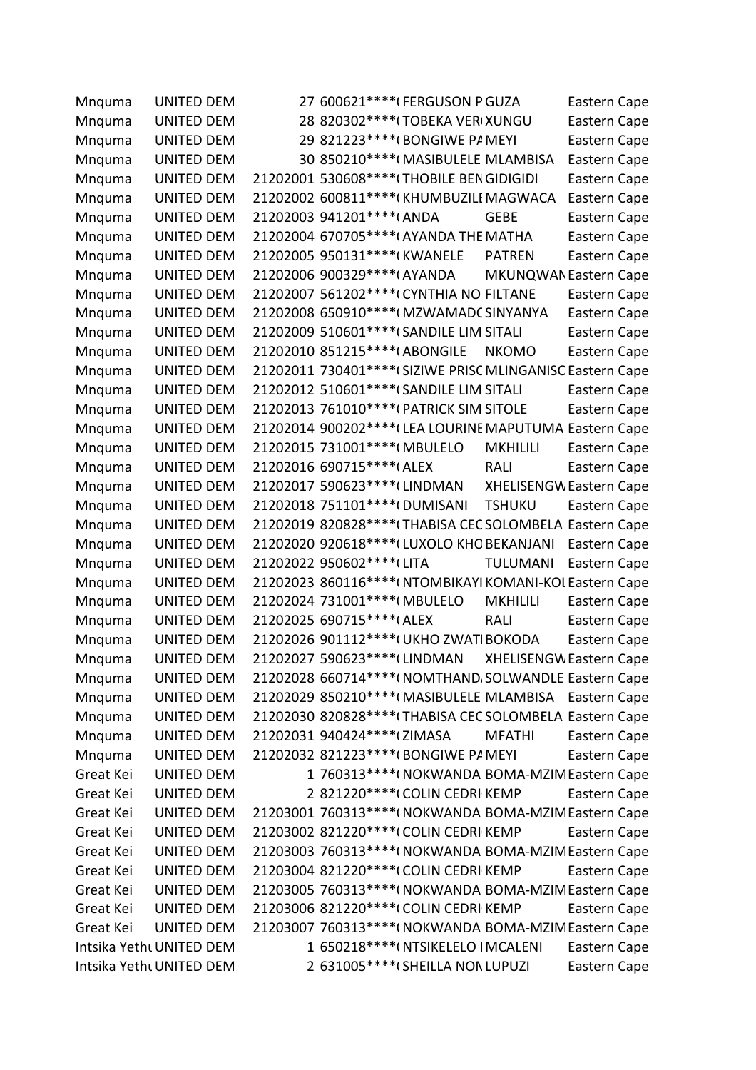| | | | | | | |
|---|---|---|---|---|---|---|
| Mnquma | UNITED DEM | 27 | 600621****( | FERGUSON P | GUZA | Eastern Cape |
| Mnquma | UNITED DEM | 28 | 820302****( | TOBEKA VER( | XUNGU | Eastern Cape |
| Mnquma | UNITED DEM | 29 | 821223****( | BONGIWE PA | MEYI | Eastern Cape |
| Mnquma | UNITED DEM | 30 | 850210****( | MASIBULELE | MLAMBISA | Eastern Cape |
| Mnquma | UNITED DEM | 21202001 | 530608****( | THOBILE BEN | GIDIGIDI | Eastern Cape |
| Mnquma | UNITED DEM | 21202002 | 600811****( | KHUMBUZILE | MAGWACA | Eastern Cape |
| Mnquma | UNITED DEM | 21202003 | 941201****( | ANDA | GEBE | Eastern Cape |
| Mnquma | UNITED DEM | 21202004 | 670705****( | AYANDA THE | MATHA | Eastern Cape |
| Mnquma | UNITED DEM | 21202005 | 950131****( | KWANELE | PATREN | Eastern Cape |
| Mnquma | UNITED DEM | 21202006 | 900329****( | AYANDA | MKUNQWAN | Eastern Cape |
| Mnquma | UNITED DEM | 21202007 | 561202****( | CYNTHIA NO | FILTANE | Eastern Cape |
| Mnquma | UNITED DEM | 21202008 | 650910****( | MZWAMADO | SINYANYA | Eastern Cape |
| Mnquma | UNITED DEM | 21202009 | 510601****( | SANDILE LIM | SITALI | Eastern Cape |
| Mnquma | UNITED DEM | 21202010 | 851215****( | ABONGILE | NKOMO | Eastern Cape |
| Mnquma | UNITED DEM | 21202011 | 730401****( | SIZIWE PRISC | MLINGANISC | Eastern Cape |
| Mnquma | UNITED DEM | 21202012 | 510601****( | SANDILE LIM | SITALI | Eastern Cape |
| Mnquma | UNITED DEM | 21202013 | 761010****( | PATRICK SIM | SITOLE | Eastern Cape |
| Mnquma | UNITED DEM | 21202014 | 900202****( | LEA LOURINE | MAPUTUMA | Eastern Cape |
| Mnquma | UNITED DEM | 21202015 | 731001****( | MBULELO | MKHILILI | Eastern Cape |
| Mnquma | UNITED DEM | 21202016 | 690715****( | ALEX | RALI | Eastern Cape |
| Mnquma | UNITED DEM | 21202017 | 590623****( | LINDMAN | XHELISENGW | Eastern Cape |
| Mnquma | UNITED DEM | 21202018 | 751101****( | DUMISANI | TSHUKU | Eastern Cape |
| Mnquma | UNITED DEM | 21202019 | 820828****( | THABISA CEC | SOLOMBELA | Eastern Cape |
| Mnquma | UNITED DEM | 21202020 | 920618****( | LUXOLO KHO | BEKANJANI | Eastern Cape |
| Mnquma | UNITED DEM | 21202022 | 950602****( | LITA | TULUMANI | Eastern Cape |
| Mnquma | UNITED DEM | 21202023 | 860116****( | NTOMBIKAYI | KOMANI-KOI | Eastern Cape |
| Mnquma | UNITED DEM | 21202024 | 731001****( | MBULELO | MKHILILI | Eastern Cape |
| Mnquma | UNITED DEM | 21202025 | 690715****( | ALEX | RALI | Eastern Cape |
| Mnquma | UNITED DEM | 21202026 | 901112****( | UKHO ZWATI | BOKODA | Eastern Cape |
| Mnquma | UNITED DEM | 21202027 | 590623****( | LINDMAN | XHELISENGW | Eastern Cape |
| Mnquma | UNITED DEM | 21202028 | 660714****( | NOMTHAND, | SOLWANDLE | Eastern Cape |
| Mnquma | UNITED DEM | 21202029 | 850210****( | MASIBULELE | MLAMBISA | Eastern Cape |
| Mnquma | UNITED DEM | 21202030 | 820828****( | THABISA CEC | SOLOMBELA | Eastern Cape |
| Mnquma | UNITED DEM | 21202031 | 940424****( | ZIMASA | MFATHI | Eastern Cape |
| Mnquma | UNITED DEM | 21202032 | 821223****( | BONGIWE PA | MEYI | Eastern Cape |
| Great Kei | UNITED DEM | 1 | 760313****( | NOKWANDA | BOMA-MZIM | Eastern Cape |
| Great Kei | UNITED DEM | 2 | 821220****( | COLIN CEDRI | KEMP | Eastern Cape |
| Great Kei | UNITED DEM | 21203001 | 760313****( | NOKWANDA | BOMA-MZIM | Eastern Cape |
| Great Kei | UNITED DEM | 21203002 | 821220****( | COLIN CEDRI | KEMP | Eastern Cape |
| Great Kei | UNITED DEM | 21203003 | 760313****( | NOKWANDA | BOMA-MZIM | Eastern Cape |
| Great Kei | UNITED DEM | 21203004 | 821220****( | COLIN CEDRI | KEMP | Eastern Cape |
| Great Kei | UNITED DEM | 21203005 | 760313****( | NOKWANDA | BOMA-MZIM | Eastern Cape |
| Great Kei | UNITED DEM | 21203006 | 821220****( | COLIN CEDRI | KEMP | Eastern Cape |
| Great Kei | UNITED DEM | 21203007 | 760313****( | NOKWANDA | BOMA-MZIM | Eastern Cape |
| Intsika Yethu | UNITED DEM | 1 | 650218****( | NTSIKELELO I | MCALENI | Eastern Cape |
| Intsika Yethu | UNITED DEM | 2 | 631005****( | SHEILLA NON | LUPUZI | Eastern Cape |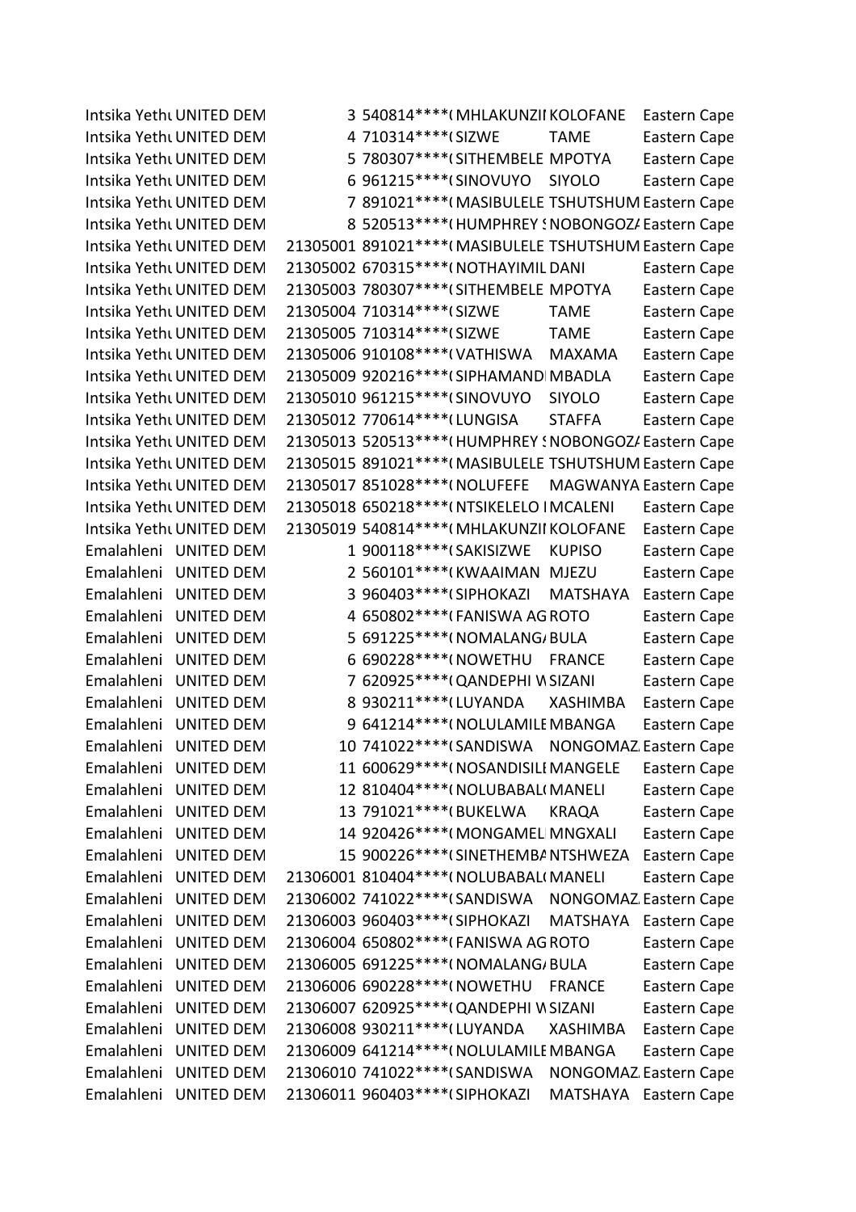| | | | | | | |
|---|---|---|---|---|---|---|
| Intsika Yethu | UNITED DEM | 3 | 540814****( | MHLAKUNZII | KOLOFANE | Eastern Cape |
| Intsika Yethu | UNITED DEM | 4 | 710314****( | SIZWE | TAME | Eastern Cape |
| Intsika Yethu | UNITED DEM | 5 | 780307****( | SITHEMBELE | MPOTYA | Eastern Cape |
| Intsika Yethu | UNITED DEM | 6 | 961215****( | SINOVUYO | SIYOLO | Eastern Cape |
| Intsika Yethu | UNITED DEM | 7 | 891021****( | MASIBULELE | TSHUTSHUM | Eastern Cape |
| Intsika Yethu | UNITED DEM | 8 | 520513****( | HUMPHREY S | NOBONGOZA | Eastern Cape |
| Intsika Yethu | UNITED DEM | 21305001 | 891021****( | MASIBULELE | TSHUTSHUM | Eastern Cape |
| Intsika Yethu | UNITED DEM | 21305002 | 670315****( | NOTHAYIMIL | DANI | Eastern Cape |
| Intsika Yethu | UNITED DEM | 21305003 | 780307****( | SITHEMBELE | MPOTYA | Eastern Cape |
| Intsika Yethu | UNITED DEM | 21305004 | 710314****( | SIZWE | TAME | Eastern Cape |
| Intsika Yethu | UNITED DEM | 21305005 | 710314****( | SIZWE | TAME | Eastern Cape |
| Intsika Yethu | UNITED DEM | 21305006 | 910108****( | VATHISWA | MAXAMA | Eastern Cape |
| Intsika Yethu | UNITED DEM | 21305009 | 920216****( | SIPHAMANDI | MBADLA | Eastern Cape |
| Intsika Yethu | UNITED DEM | 21305010 | 961215****( | SINOVUYO | SIYOLO | Eastern Cape |
| Intsika Yethu | UNITED DEM | 21305012 | 770614****( | LUNGISA | STAFFA | Eastern Cape |
| Intsika Yethu | UNITED DEM | 21305013 | 520513****( | HUMPHREY S | NOBONGOZA | Eastern Cape |
| Intsika Yethu | UNITED DEM | 21305015 | 891021****( | MASIBULELE | TSHUTSHUM | Eastern Cape |
| Intsika Yethu | UNITED DEM | 21305017 | 851028****( | NOLUFEFE | MAGWANYA | Eastern Cape |
| Intsika Yethu | UNITED DEM | 21305018 | 650218****( | NTSIKELELO I | MCALENI | Eastern Cape |
| Intsika Yethu | UNITED DEM | 21305019 | 540814****( | MHLAKUNZII | KOLOFANE | Eastern Cape |
| Emalahleni | UNITED DEM | 1 | 900118****( | SAKISIZWE | KUPISO | Eastern Cape |
| Emalahleni | UNITED DEM | 2 | 560101****( | KWAAIMAN | MJEZU | Eastern Cape |
| Emalahleni | UNITED DEM | 3 | 960403****( | SIPHOKAZI | MATSHAYA | Eastern Cape |
| Emalahleni | UNITED DEM | 4 | 650802****( | FANISWA AG | ROTO | Eastern Cape |
| Emalahleni | UNITED DEM | 5 | 691225****( | NOMALANGA | BULA | Eastern Cape |
| Emalahleni | UNITED DEM | 6 | 690228****( | NOWETHU | FRANCE | Eastern Cape |
| Emalahleni | UNITED DEM | 7 | 620925****( | QANDEPHI W | SIZANI | Eastern Cape |
| Emalahleni | UNITED DEM | 8 | 930211****( | LUYANDA | XASHIMBA | Eastern Cape |
| Emalahleni | UNITED DEM | 9 | 641214****( | NOLULAMILE | MBANGA | Eastern Cape |
| Emalahleni | UNITED DEM | 10 | 741022****( | SANDISWA | NONGOMAZ | Eastern Cape |
| Emalahleni | UNITED DEM | 11 | 600629****( | NOSANDISILE | MANGELE | Eastern Cape |
| Emalahleni | UNITED DEM | 12 | 810404****( | NOLUBABALO | MANELI | Eastern Cape |
| Emalahleni | UNITED DEM | 13 | 791021****( | BUKELWA | KRAQA | Eastern Cape |
| Emalahleni | UNITED DEM | 14 | 920426****( | MONGAMELI | MNGXALI | Eastern Cape |
| Emalahleni | UNITED DEM | 15 | 900226****( | SINETHEMBA | NTSHWEZA | Eastern Cape |
| Emalahleni | UNITED DEM | 21306001 | 810404****( | NOLUBABALO | MANELI | Eastern Cape |
| Emalahleni | UNITED DEM | 21306002 | 741022****( | SANDISWA | NONGOMAZ | Eastern Cape |
| Emalahleni | UNITED DEM | 21306003 | 960403****( | SIPHOKAZI | MATSHAYA | Eastern Cape |
| Emalahleni | UNITED DEM | 21306004 | 650802****( | FANISWA AG | ROTO | Eastern Cape |
| Emalahleni | UNITED DEM | 21306005 | 691225****( | NOMALANGA | BULA | Eastern Cape |
| Emalahleni | UNITED DEM | 21306006 | 690228****( | NOWETHU | FRANCE | Eastern Cape |
| Emalahleni | UNITED DEM | 21306007 | 620925****( | QANDEPHI W | SIZANI | Eastern Cape |
| Emalahleni | UNITED DEM | 21306008 | 930211****( | LUYANDA | XASHIMBA | Eastern Cape |
| Emalahleni | UNITED DEM | 21306009 | 641214****( | NOLULAMILE | MBANGA | Eastern Cape |
| Emalahleni | UNITED DEM | 21306010 | 741022****( | SANDISWA | NONGOMAZ | Eastern Cape |
| Emalahleni | UNITED DEM | 21306011 | 960403****( | SIPHOKAZI | MATSHAYA | Eastern Cape |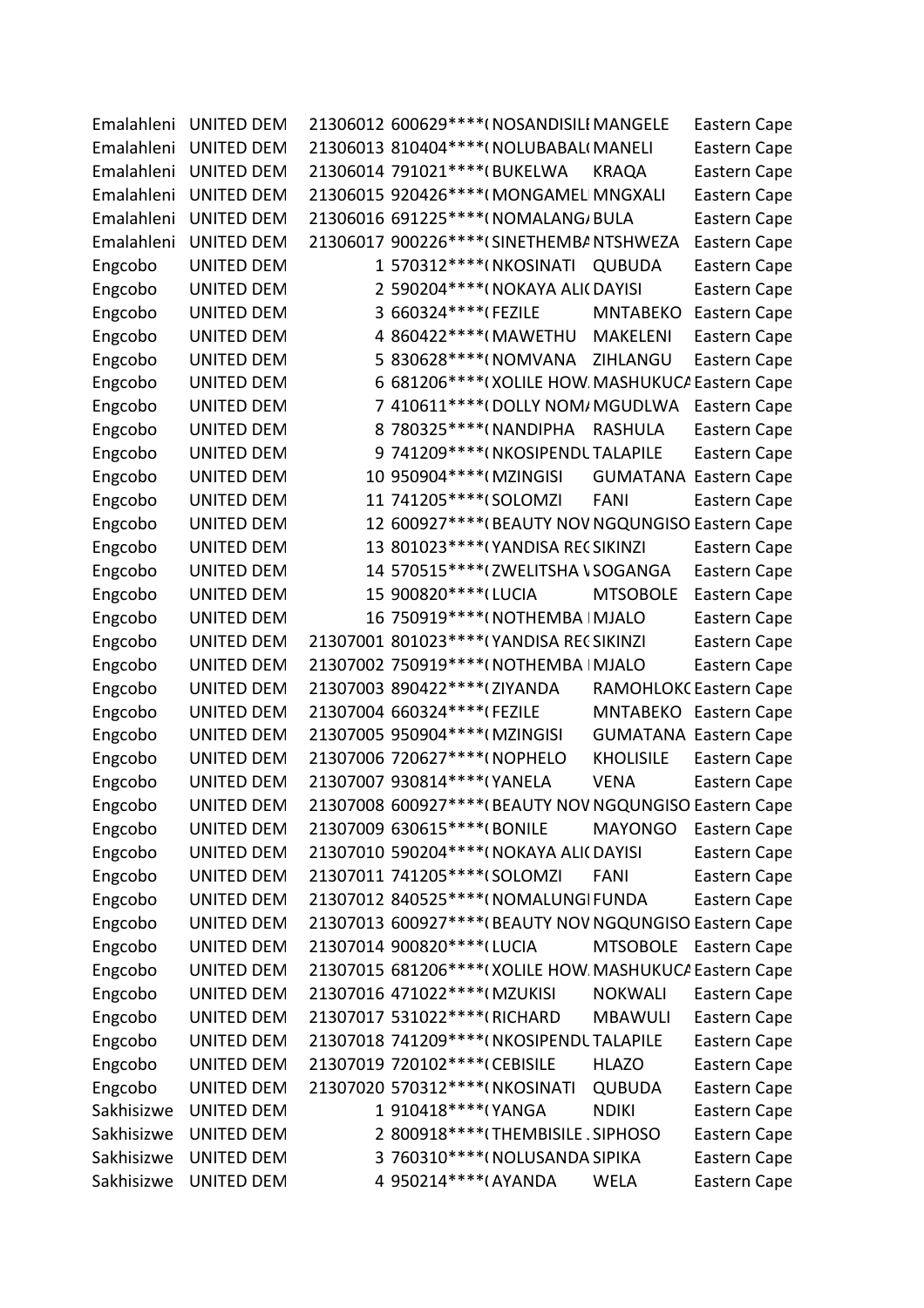| | | | | | | |
|---|---|---|---|---|---|---|
| Emalahleni | UNITED DEM | 21306012 | 600629****( | NOSANDISILE | MANGELE | Eastern Cape |
| Emalahleni | UNITED DEM | 21306013 | 810404****( | NOLUBABAL( | MANELI | Eastern Cape |
| Emalahleni | UNITED DEM | 21306014 | 791021****( | BUKELWA | KRAQA | Eastern Cape |
| Emalahleni | UNITED DEM | 21306015 | 920426****( | MONGAMEL | MNGXALI | Eastern Cape |
| Emalahleni | UNITED DEM | 21306016 | 691225****( | NOMALANGA | BULA | Eastern Cape |
| Emalahleni | UNITED DEM | 21306017 | 900226****( | SINETHEMBA | NTSHWEZA | Eastern Cape |
| Engcobo | UNITED DEM | 1 | 570312****( | NKOSINATI | QUBUDA | Eastern Cape |
| Engcobo | UNITED DEM | 2 | 590204****( | NOKAYA ALI( | DAYISI | Eastern Cape |
| Engcobo | UNITED DEM | 3 | 660324****( | FEZILE | MNTABEKO | Eastern Cape |
| Engcobo | UNITED DEM | 4 | 860422****( | MAWETHU | MAKELENI | Eastern Cape |
| Engcobo | UNITED DEM | 5 | 830628****( | NOMVANA | ZIHLANGU | Eastern Cape |
| Engcobo | UNITED DEM | 6 | 681206****( | XOLILE HOW | MASHUKUCA | Eastern Cape |
| Engcobo | UNITED DEM | 7 | 410611****( | DOLLY NOMA | MGUDLWA | Eastern Cape |
| Engcobo | UNITED DEM | 8 | 780325****( | NANDIPHA | RASHULA | Eastern Cape |
| Engcobo | UNITED DEM | 9 | 741209****( | NKOSIPENDU | TALAPILE | Eastern Cape |
| Engcobo | UNITED DEM | 10 | 950904****( | MZINGISI | GUMATANA | Eastern Cape |
| Engcobo | UNITED DEM | 11 | 741205****( | SOLOMZI | FANI | Eastern Cape |
| Engcobo | UNITED DEM | 12 | 600927****( | BEAUTY NOV | NGQUNGISO | Eastern Cape |
| Engcobo | UNITED DEM | 13 | 801023****( | YANDISA REC | SIKINZI | Eastern Cape |
| Engcobo | UNITED DEM | 14 | 570515****( | ZWELITSHA V | SOGANGA | Eastern Cape |
| Engcobo | UNITED DEM | 15 | 900820****( | LUCIA | MTSOBOLE | Eastern Cape |
| Engcobo | UNITED DEM | 16 | 750919****( | NOTHEMBA I | MJALO | Eastern Cape |
| Engcobo | UNITED DEM | 21307001 | 801023****( | YANDISA REC | SIKINZI | Eastern Cape |
| Engcobo | UNITED DEM | 21307002 | 750919****( | NOTHEMBA I | MJALO | Eastern Cape |
| Engcobo | UNITED DEM | 21307003 | 890422****( | ZIYANDA | RAMOHLOKO | Eastern Cape |
| Engcobo | UNITED DEM | 21307004 | 660324****( | FEZILE | MNTABEKO | Eastern Cape |
| Engcobo | UNITED DEM | 21307005 | 950904****( | MZINGISI | GUMATANA | Eastern Cape |
| Engcobo | UNITED DEM | 21307006 | 720627****( | NOPHELO | KHOLISILE | Eastern Cape |
| Engcobo | UNITED DEM | 21307007 | 930814****( | YANELA | VENA | Eastern Cape |
| Engcobo | UNITED DEM | 21307008 | 600927****( | BEAUTY NOV | NGQUNGISO | Eastern Cape |
| Engcobo | UNITED DEM | 21307009 | 630615****( | BONILE | MAYONGO | Eastern Cape |
| Engcobo | UNITED DEM | 21307010 | 590204****( | NOKAYA ALI( | DAYISI | Eastern Cape |
| Engcobo | UNITED DEM | 21307011 | 741205****( | SOLOMZI | FANI | Eastern Cape |
| Engcobo | UNITED DEM | 21307012 | 840525****( | NOMALUNGI | FUNDA | Eastern Cape |
| Engcobo | UNITED DEM | 21307013 | 600927****( | BEAUTY NOV | NGQUNGISO | Eastern Cape |
| Engcobo | UNITED DEM | 21307014 | 900820****( | LUCIA | MTSOBOLE | Eastern Cape |
| Engcobo | UNITED DEM | 21307015 | 681206****( | XOLILE HOW | MASHUKUCA | Eastern Cape |
| Engcobo | UNITED DEM | 21307016 | 471022****( | MZUKISI | NOKWALI | Eastern Cape |
| Engcobo | UNITED DEM | 21307017 | 531022****( | RICHARD | MBAWULI | Eastern Cape |
| Engcobo | UNITED DEM | 21307018 | 741209****( | NKOSIPENDU | TALAPILE | Eastern Cape |
| Engcobo | UNITED DEM | 21307019 | 720102****( | CEBISILE | HLAZO | Eastern Cape |
| Engcobo | UNITED DEM | 21307020 | 570312****( | NKOSINATI | QUBUDA | Eastern Cape |
| Sakhisizwe | UNITED DEM | 1 | 910418****( | YANGA | NDIKI | Eastern Cape |
| Sakhisizwe | UNITED DEM | 2 | 800918****( | THEMBISILE . | SIPHOSO | Eastern Cape |
| Sakhisizwe | UNITED DEM | 3 | 760310****( | NOLUSANDA | SIPIKA | Eastern Cape |
| Sakhisizwe | UNITED DEM | 4 | 950214****( | AYANDA | WELA | Eastern Cape |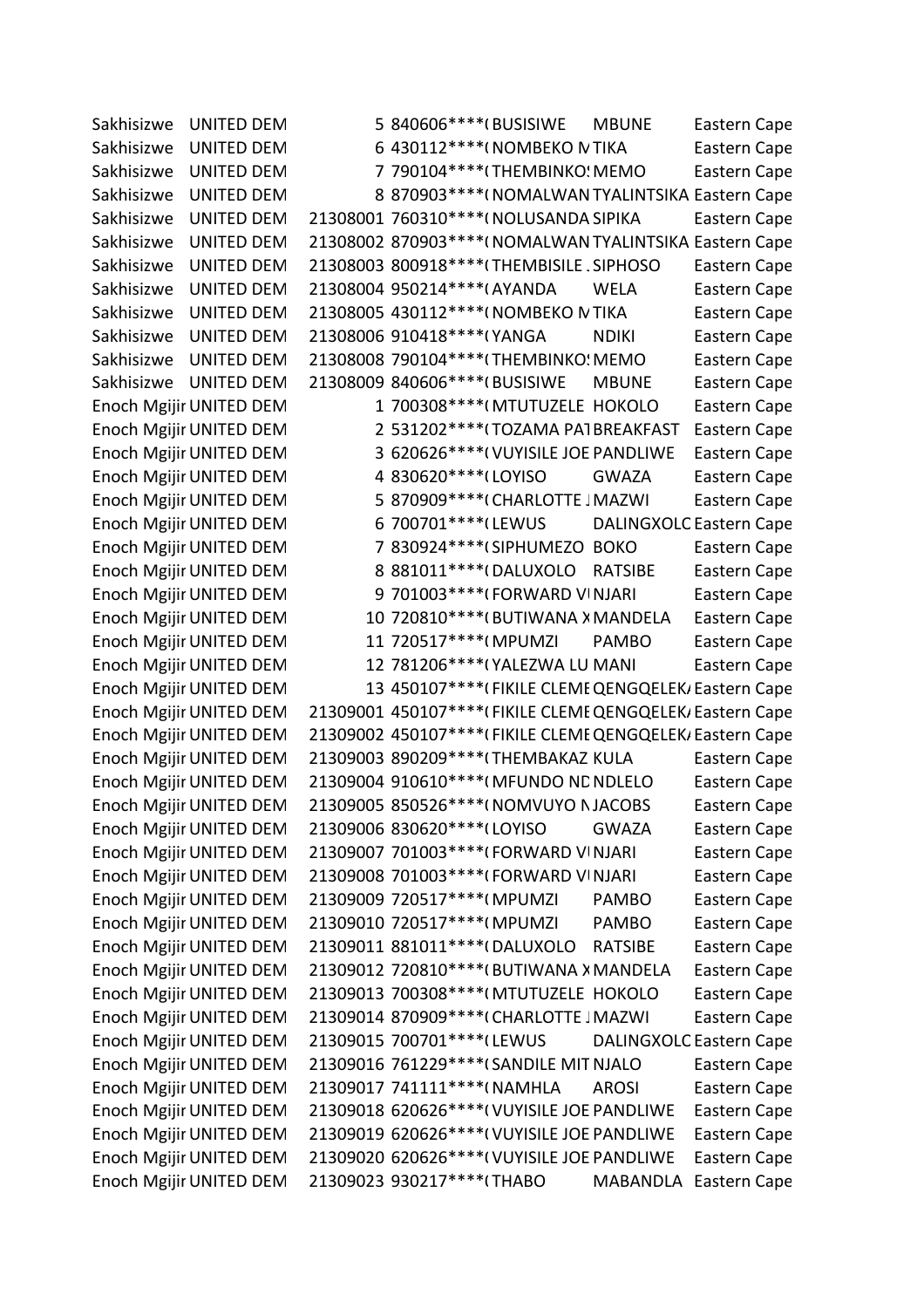| | | | | | | |
|---|---|---|---|---|---|---|
| Sakhisizwe | UNITED DEM | 5 | 840606****( | BUSISIWE | MBUNE | Eastern Cape |
| Sakhisizwe | UNITED DEM | 6 | 430112****( | NOMBEKO M | TIKA | Eastern Cape |
| Sakhisizwe | UNITED DEM | 7 | 790104****( | THEMBINKO! | MEMO | Eastern Cape |
| Sakhisizwe | UNITED DEM | 8 | 870903****( | NOMALWAN | TYALINTSIKA | Eastern Cape |
| Sakhisizwe | UNITED DEM | 21308001 | 760310****( | NOLUSANDA | SIPIKA | Eastern Cape |
| Sakhisizwe | UNITED DEM | 21308002 | 870903****( | NOMALWAN | TYALINTSIKA | Eastern Cape |
| Sakhisizwe | UNITED DEM | 21308003 | 800918****( | THEMBISILE . | SIPHOSO | Eastern Cape |
| Sakhisizwe | UNITED DEM | 21308004 | 950214****( | AYANDA | WELA | Eastern Cape |
| Sakhisizwe | UNITED DEM | 21308005 | 430112****( | NOMBEKO M | TIKA | Eastern Cape |
| Sakhisizwe | UNITED DEM | 21308006 | 910418****( | YANGA | NDIKI | Eastern Cape |
| Sakhisizwe | UNITED DEM | 21308008 | 790104****( | THEMBINKO! | MEMO | Eastern Cape |
| Sakhisizwe | UNITED DEM | 21308009 | 840606****( | BUSISIWE | MBUNE | Eastern Cape |
| Enoch Mgijir | UNITED DEM | 1 | 700308****( | MTUTUZELE | HOKOLO | Eastern Cape |
| Enoch Mgijir | UNITED DEM | 2 | 531202****( | TOZAMA PAT | BREAKFAST | Eastern Cape |
| Enoch Mgijir | UNITED DEM | 3 | 620626****( | VUYISILE JOE | PANDLIWE | Eastern Cape |
| Enoch Mgijir | UNITED DEM | 4 | 830620****( | LOYISO | GWAZA | Eastern Cape |
| Enoch Mgijir | UNITED DEM | 5 | 870909****( | CHARLOTTE . | MAZWI | Eastern Cape |
| Enoch Mgijir | UNITED DEM | 6 | 700701****( | LEWUS | DALINGXOLC | Eastern Cape |
| Enoch Mgijir | UNITED DEM | 7 | 830924****( | SIPHUMEZO | BOKO | Eastern Cape |
| Enoch Mgijir | UNITED DEM | 8 | 881011****( | DALUXOLO | RATSIBE | Eastern Cape |
| Enoch Mgijir | UNITED DEM | 9 | 701003****( | FORWARD VI | NJARI | Eastern Cape |
| Enoch Mgijir | UNITED DEM | 10 | 720810****( | BUTIWANA X | MANDELA | Eastern Cape |
| Enoch Mgijir | UNITED DEM | 11 | 720517****( | MPUMZI | PAMBO | Eastern Cape |
| Enoch Mgijir | UNITED DEM | 12 | 781206****( | YALEZWA LU | MANI | Eastern Cape |
| Enoch Mgijir | UNITED DEM | 13 | 450107****( | FIKILE CLEME | QENGQELEK/ | Eastern Cape |
| Enoch Mgijir | UNITED DEM | 21309001 | 450107****( | FIKILE CLEME | QENGQELEK/ | Eastern Cape |
| Enoch Mgijir | UNITED DEM | 21309002 | 450107****( | FIKILE CLEME | QENGQELEK/ | Eastern Cape |
| Enoch Mgijir | UNITED DEM | 21309003 | 890209****( | THEMBAKAZ | KULA | Eastern Cape |
| Enoch Mgijir | UNITED DEM | 21309004 | 910610****( | MFUNDO ND | NDLELO | Eastern Cape |
| Enoch Mgijir | UNITED DEM | 21309005 | 850526****( | NOMVUYO N | JACOBS | Eastern Cape |
| Enoch Mgijir | UNITED DEM | 21309006 | 830620****( | LOYISO | GWAZA | Eastern Cape |
| Enoch Mgijir | UNITED DEM | 21309007 | 701003****( | FORWARD VI | NJARI | Eastern Cape |
| Enoch Mgijir | UNITED DEM | 21309008 | 701003****( | FORWARD VI | NJARI | Eastern Cape |
| Enoch Mgijir | UNITED DEM | 21309009 | 720517****( | MPUMZI | PAMBO | Eastern Cape |
| Enoch Mgijir | UNITED DEM | 21309010 | 720517****( | MPUMZI | PAMBO | Eastern Cape |
| Enoch Mgijir | UNITED DEM | 21309011 | 881011****( | DALUXOLO | RATSIBE | Eastern Cape |
| Enoch Mgijir | UNITED DEM | 21309012 | 720810****( | BUTIWANA X | MANDELA | Eastern Cape |
| Enoch Mgijir | UNITED DEM | 21309013 | 700308****( | MTUTUZELE | HOKOLO | Eastern Cape |
| Enoch Mgijir | UNITED DEM | 21309014 | 870909****( | CHARLOTTE . | MAZWI | Eastern Cape |
| Enoch Mgijir | UNITED DEM | 21309015 | 700701****( | LEWUS | DALINGXOLC | Eastern Cape |
| Enoch Mgijir | UNITED DEM | 21309016 | 761229****( | SANDILE MIT | NJALO | Eastern Cape |
| Enoch Mgijir | UNITED DEM | 21309017 | 741111****( | NAMHLA | AROSI | Eastern Cape |
| Enoch Mgijir | UNITED DEM | 21309018 | 620626****( | VUYISILE JOE | PANDLIWE | Eastern Cape |
| Enoch Mgijir | UNITED DEM | 21309019 | 620626****( | VUYISILE JOE | PANDLIWE | Eastern Cape |
| Enoch Mgijir | UNITED DEM | 21309020 | 620626****( | VUYISILE JOE | PANDLIWE | Eastern Cape |
| Enoch Mgijir | UNITED DEM | 21309023 | 930217****( | THABO | MABANDLA | Eastern Cape |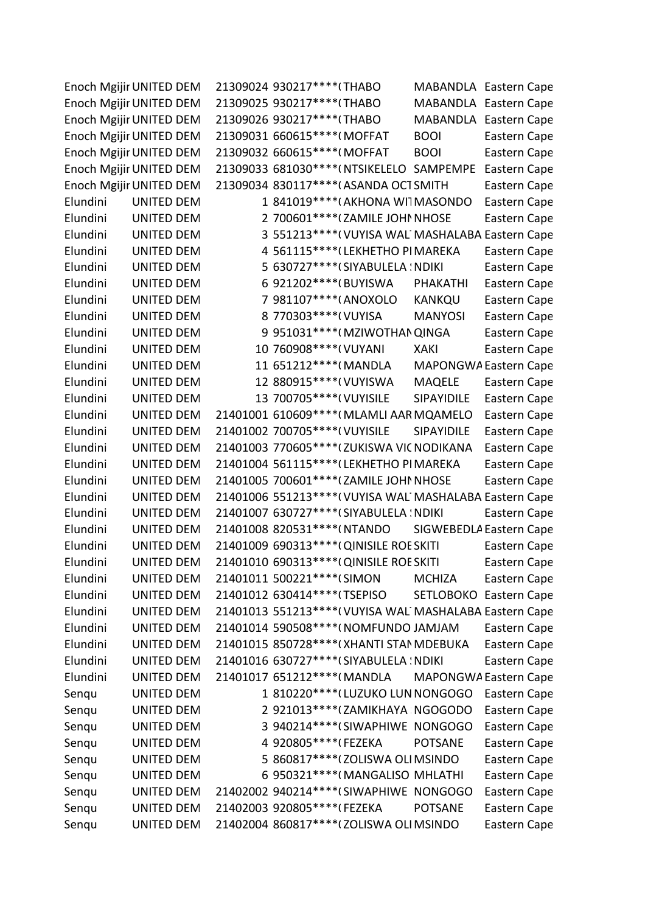| | | | | | | |
|---|---|---|---|---|---|---|
| Enoch Mgijir | UNITED DEM | 21309024 | 930217****( | THABO | MABANDLA | Eastern Cape |
| Enoch Mgijir | UNITED DEM | 21309025 | 930217****( | THABO | MABANDLA | Eastern Cape |
| Enoch Mgijir | UNITED DEM | 21309026 | 930217****( | THABO | MABANDLA | Eastern Cape |
| Enoch Mgijir | UNITED DEM | 21309031 | 660615****( | MOFFAT | BOOI | Eastern Cape |
| Enoch Mgijir | UNITED DEM | 21309032 | 660615****( | MOFFAT | BOOI | Eastern Cape |
| Enoch Mgijir | UNITED DEM | 21309033 | 681030****( | NTSIKELELO | SAMPEMPE | Eastern Cape |
| Enoch Mgijir | UNITED DEM | 21309034 | 830117****( | ASANDA OCT | SMITH | Eastern Cape |
| Elundini | UNITED DEM | 1 | 841019****( | AKHONA WI | MASONDO | Eastern Cape |
| Elundini | UNITED DEM | 2 | 700601****( | ZAMILE JOHN | NHOSE | Eastern Cape |
| Elundini | UNITED DEM | 3 | 551213****( | VUYISA WAL | MASHALABA | Eastern Cape |
| Elundini | UNITED DEM | 4 | 561115****( | LEKHETHO PI | MAREKA | Eastern Cape |
| Elundini | UNITED DEM | 5 | 630727****( | SIYABULELA | NDIKI | Eastern Cape |
| Elundini | UNITED DEM | 6 | 921202****( | BUYISWA | PHAKATHI | Eastern Cape |
| Elundini | UNITED DEM | 7 | 981107****( | ANOXOLO | KANKQU | Eastern Cape |
| Elundini | UNITED DEM | 8 | 770303****( | VUYISA | MANYOSI | Eastern Cape |
| Elundini | UNITED DEM | 9 | 951031****( | MZIWOTHAN | QINGA | Eastern Cape |
| Elundini | UNITED DEM | 10 | 760908****( | VUYANI | XAKI | Eastern Cape |
| Elundini | UNITED DEM | 11 | 651212****( | MANDLA | MAPONGWA | Eastern Cape |
| Elundini | UNITED DEM | 12 | 880915****( | VUYISWA | MAQELE | Eastern Cape |
| Elundini | UNITED DEM | 13 | 700705****( | VUYISILE | SIPAYIDILE | Eastern Cape |
| Elundini | UNITED DEM | 21401001 | 610609****( | MLAMLI AAR | MQAMELO | Eastern Cape |
| Elundini | UNITED DEM | 21401002 | 700705****( | VUYISILE | SIPAYIDILE | Eastern Cape |
| Elundini | UNITED DEM | 21401003 | 770605****( | ZUKISWA VIC | NODIKANA | Eastern Cape |
| Elundini | UNITED DEM | 21401004 | 561115****( | LEKHETHO PI | MAREKA | Eastern Cape |
| Elundini | UNITED DEM | 21401005 | 700601****( | ZAMILE JOHN | NHOSE | Eastern Cape |
| Elundini | UNITED DEM | 21401006 | 551213****( | VUYISA WAL | MASHALABA | Eastern Cape |
| Elundini | UNITED DEM | 21401007 | 630727****( | SIYABULELA | NDIKI | Eastern Cape |
| Elundini | UNITED DEM | 21401008 | 820531****( | NTANDO | SIGWEBEDLA | Eastern Cape |
| Elundini | UNITED DEM | 21401009 | 690313****( | QINISILE ROE | SKITI | Eastern Cape |
| Elundini | UNITED DEM | 21401010 | 690313****( | QINISILE ROE | SKITI | Eastern Cape |
| Elundini | UNITED DEM | 21401011 | 500221****( | SIMON | MCHIZA | Eastern Cape |
| Elundini | UNITED DEM | 21401012 | 630414****( | TSEPISO | SETLOBOKO | Eastern Cape |
| Elundini | UNITED DEM | 21401013 | 551213****( | VUYISA WAL | MASHALABA | Eastern Cape |
| Elundini | UNITED DEM | 21401014 | 590508****( | NOMFUNDO | JAMJAM | Eastern Cape |
| Elundini | UNITED DEM | 21401015 | 850728****( | XHANTI STAN | MDEBUKA | Eastern Cape |
| Elundini | UNITED DEM | 21401016 | 630727****( | SIYABULELA | NDIKI | Eastern Cape |
| Elundini | UNITED DEM | 21401017 | 651212****( | MANDLA | MAPONGWA | Eastern Cape |
| Senqu | UNITED DEM | 1 | 810220****( | LUZUKO LUN | NONGOGO | Eastern Cape |
| Senqu | UNITED DEM | 2 | 921013****( | ZAMIKHAYA | NGOGODO | Eastern Cape |
| Senqu | UNITED DEM | 3 | 940214****( | SIWAPHIWE | NONGOGO | Eastern Cape |
| Senqu | UNITED DEM | 4 | 920805****( | FEZEKA | POTSANE | Eastern Cape |
| Senqu | UNITED DEM | 5 | 860817****( | ZOLISWA OLI | MSINDO | Eastern Cape |
| Senqu | UNITED DEM | 6 | 950321****( | MANGALISO | MHLATHI | Eastern Cape |
| Senqu | UNITED DEM | 21402002 | 940214****( | SIWAPHIWE | NONGOGO | Eastern Cape |
| Senqu | UNITED DEM | 21402003 | 920805****( | FEZEKA | POTSANE | Eastern Cape |
| Senqu | UNITED DEM | 21402004 | 860817****( | ZOLISWA OLI | MSINDO | Eastern Cape |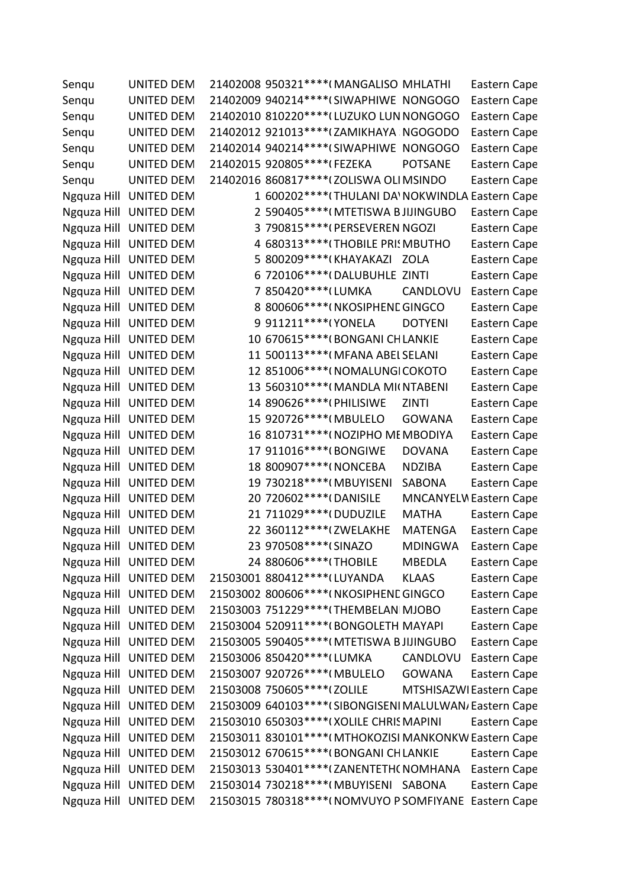| | | | | | | |
|---|---|---|---|---|---|---|
| Senqu | UNITED DEM | 21402008 | 950321****( | MANGALISO | MHLATHI | Eastern Cape |
| Senqu | UNITED DEM | 21402009 | 940214****( | SIWAPHIWE | NONGOGO | Eastern Cape |
| Senqu | UNITED DEM | 21402010 | 810220****( | LUZUKO LUN | NONGOGO | Eastern Cape |
| Senqu | UNITED DEM | 21402012 | 921013****( | ZAMIKHAYA | NGOGODO | Eastern Cape |
| Senqu | UNITED DEM | 21402014 | 940214****( | SIWAPHIWE | NONGOGO | Eastern Cape |
| Senqu | UNITED DEM | 21402015 | 920805****( | FEZEKA | POTSANE | Eastern Cape |
| Senqu | UNITED DEM | 21402016 | 860817****( | ZOLISWA OLI | MSINDO | Eastern Cape |
| Ngquza Hill | UNITED DEM | 1 | 600202****( | THULANI DA\ | NOKWINDLA | Eastern Cape |
| Ngquza Hill | UNITED DEM | 2 | 590405****( | MTETISWA B | JIJINGUBO | Eastern Cape |
| Ngquza Hill | UNITED DEM | 3 | 790815****( | PERSEVEREN | NGOZI | Eastern Cape |
| Ngquza Hill | UNITED DEM | 4 | 680313****( | THOBILE PRI | MBUTHO | Eastern Cape |
| Ngquza Hill | UNITED DEM | 5 | 800209****( | KHAYAKAZI | ZOLA | Eastern Cape |
| Ngquza Hill | UNITED DEM | 6 | 720106****( | DALUBUHLE | ZINTI | Eastern Cape |
| Ngquza Hill | UNITED DEM | 7 | 850420****( | LUMKA | CANDLOVU | Eastern Cape |
| Ngquza Hill | UNITED DEM | 8 | 800606****( | NKOSIPHENE | GINGCO | Eastern Cape |
| Ngquza Hill | UNITED DEM | 9 | 911211****( | YONELA | DOTYENI | Eastern Cape |
| Ngquza Hill | UNITED DEM | 10 | 670615****( | BONGANI CH | LANKIE | Eastern Cape |
| Ngquza Hill | UNITED DEM | 11 | 500113****( | MFANA ABEL | SELANI | Eastern Cape |
| Ngquza Hill | UNITED DEM | 12 | 851006****( | NOMALUNGI | COKOTO | Eastern Cape |
| Ngquza Hill | UNITED DEM | 13 | 560310****( | MANDLA MI( | NTABENI | Eastern Cape |
| Ngquza Hill | UNITED DEM | 14 | 890626****( | PHILISIWE | ZINTI | Eastern Cape |
| Ngquza Hill | UNITED DEM | 15 | 920726****( | MBULELO | GOWANA | Eastern Cape |
| Ngquza Hill | UNITED DEM | 16 | 810731****( | NOZIPHO ME | MBODIYA | Eastern Cape |
| Ngquza Hill | UNITED DEM | 17 | 911016****( | BONGIWE | DOVANA | Eastern Cape |
| Ngquza Hill | UNITED DEM | 18 | 800907****( | NONCEBA | NDZIBA | Eastern Cape |
| Ngquza Hill | UNITED DEM | 19 | 730218****( | MBUYISENI | SABONA | Eastern Cape |
| Ngquza Hill | UNITED DEM | 20 | 720602****( | DANISILE | MNCANYELW | Eastern Cape |
| Ngquza Hill | UNITED DEM | 21 | 711029****( | DUDUZILE | MATHA | Eastern Cape |
| Ngquza Hill | UNITED DEM | 22 | 360112****( | ZWELAKHE | MATENGA | Eastern Cape |
| Ngquza Hill | UNITED DEM | 23 | 970508****( | SINAZO | MDINGWA | Eastern Cape |
| Ngquza Hill | UNITED DEM | 24 | 880606****( | THOBILE | MBEDLA | Eastern Cape |
| Ngquza Hill | UNITED DEM | 21503001 | 880412****( | LUYANDA | KLAAS | Eastern Cape |
| Ngquza Hill | UNITED DEM | 21503002 | 800606****( | NKOSIPHENE | GINGCO | Eastern Cape |
| Ngquza Hill | UNITED DEM | 21503003 | 751229****( | THEMBELANI | MJOBO | Eastern Cape |
| Ngquza Hill | UNITED DEM | 21503004 | 520911****( | BONGOLETH | MAYAPI | Eastern Cape |
| Ngquza Hill | UNITED DEM | 21503005 | 590405****( | MTETISWA B | JIJINGUBO | Eastern Cape |
| Ngquza Hill | UNITED DEM | 21503006 | 850420****( | LUMKA | CANDLOVU | Eastern Cape |
| Ngquza Hill | UNITED DEM | 21503007 | 920726****( | MBULELO | GOWANA | Eastern Cape |
| Ngquza Hill | UNITED DEM | 21503008 | 750605****( | ZOLILE | MTSHISAZWI | Eastern Cape |
| Ngquza Hill | UNITED DEM | 21503009 | 640103****( | SIBONGISENI | MALULWANA | Eastern Cape |
| Ngquza Hill | UNITED DEM | 21503010 | 650303****( | XOLILE CHRIS | MAPINI | Eastern Cape |
| Ngquza Hill | UNITED DEM | 21503011 | 830101****( | MTHOKOZISI | MANKONKW | Eastern Cape |
| Ngquza Hill | UNITED DEM | 21503012 | 670615****( | BONGANI CH | LANKIE | Eastern Cape |
| Ngquza Hill | UNITED DEM | 21503013 | 530401****( | ZANENTETH( | NOMHANA | Eastern Cape |
| Ngquza Hill | UNITED DEM | 21503014 | 730218****( | MBUYISENI | SABONA | Eastern Cape |
| Ngquza Hill | UNITED DEM | 21503015 | 780318****( | NOMVUYO P | SOMFIYANE | Eastern Cape |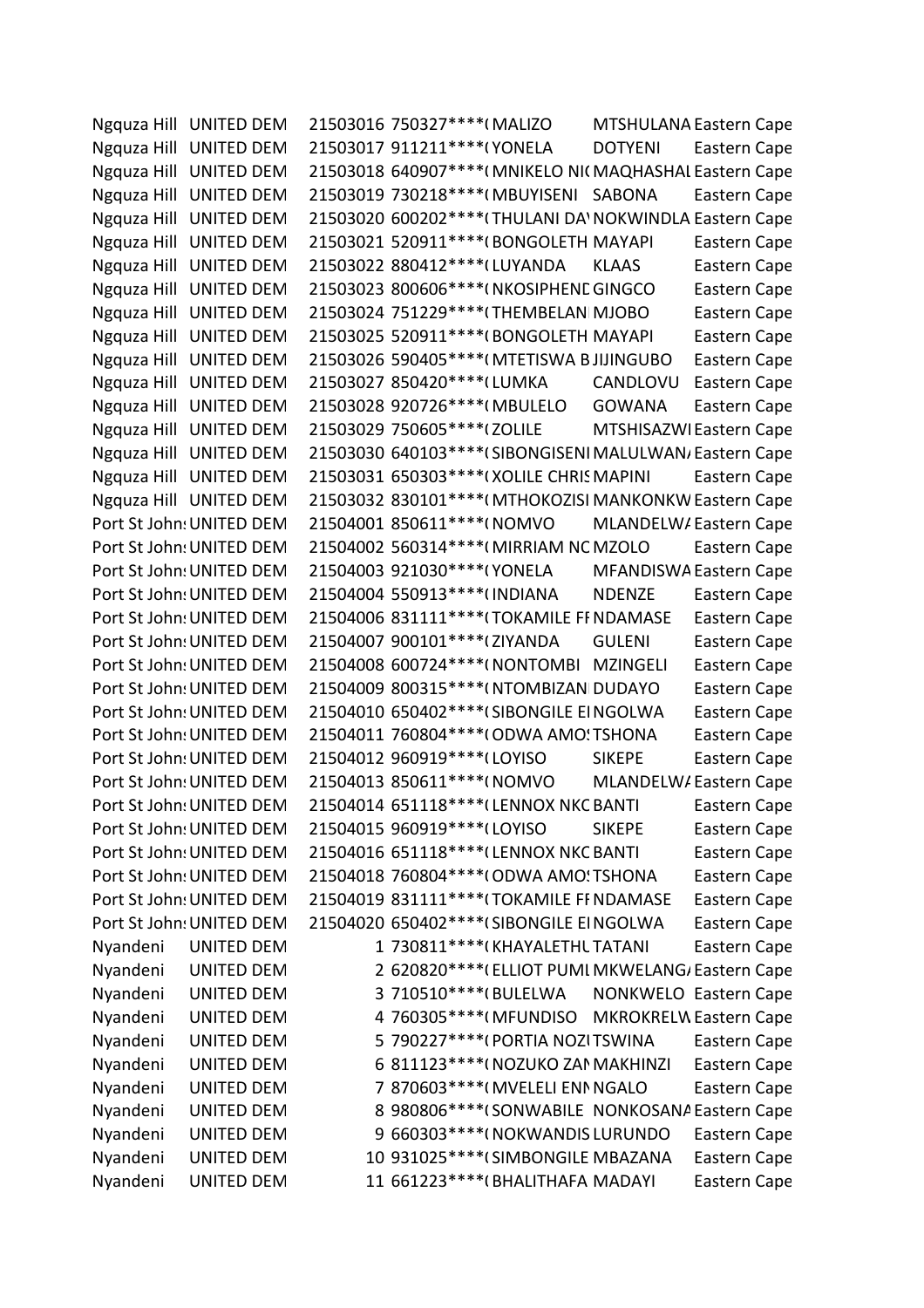| | | | | | | |
|---|---|---|---|---|---|---|
| Ngquza Hill | UNITED DEM | 21503016 | 750327****( | MALIZO | MTSHULANA | Eastern Cape |
| Ngquza Hill | UNITED DEM | 21503017 | 911211****( | YONELA | DOTYENI | Eastern Cape |
| Ngquza Hill | UNITED DEM | 21503018 | 640907****( | MNIKELO NI( | MAQHASHAL | Eastern Cape |
| Ngquza Hill | UNITED DEM | 21503019 | 730218****( | MBUYISENI | SABONA | Eastern Cape |
| Ngquza Hill | UNITED DEM | 21503020 | 600202****( | THULANI DA\ | NOKWINDLA | Eastern Cape |
| Ngquza Hill | UNITED DEM | 21503021 | 520911****( | BONGOLETH | MAYAPI | Eastern Cape |
| Ngquza Hill | UNITED DEM | 21503022 | 880412****( | LUYANDA | KLAAS | Eastern Cape |
| Ngquza Hill | UNITED DEM | 21503023 | 800606****( | NKOSIPHENE | GINGCO | Eastern Cape |
| Ngquza Hill | UNITED DEM | 21503024 | 751229****( | THEMBELAN | MJOBO | Eastern Cape |
| Ngquza Hill | UNITED DEM | 21503025 | 520911****( | BONGOLETH | MAYAPI | Eastern Cape |
| Ngquza Hill | UNITED DEM | 21503026 | 590405****( | MTETISWA B | JIJINGUBO | Eastern Cape |
| Ngquza Hill | UNITED DEM | 21503027 | 850420****( | LUMKA | CANDLOVU | Eastern Cape |
| Ngquza Hill | UNITED DEM | 21503028 | 920726****( | MBULELO | GOWANA | Eastern Cape |
| Ngquza Hill | UNITED DEM | 21503029 | 750605****( | ZOLILE | MTSHISAZWI | Eastern Cape |
| Ngquza Hill | UNITED DEM | 21503030 | 640103****( | SIBONGISENI | MALULWAN/ | Eastern Cape |
| Ngquza Hill | UNITED DEM | 21503031 | 650303****( | XOLILE CHRIS | MAPINI | Eastern Cape |
| Ngquza Hill | UNITED DEM | 21503032 | 830101****( | MTHOKOZISI | MANKONKW | Eastern Cape |
| Port St John: | UNITED DEM | 21504001 | 850611****( | NOMVO | MLANDELW/ | Eastern Cape |
| Port St John: | UNITED DEM | 21504002 | 560314****( | MIRRIAM NC | MZOLO | Eastern Cape |
| Port St John: | UNITED DEM | 21504003 | 921030****( | YONELA | MFANDISWA | Eastern Cape |
| Port St John: | UNITED DEM | 21504004 | 550913****( | INDIANA | NDENZE | Eastern Cape |
| Port St John: | UNITED DEM | 21504006 | 831111****( | TOKAMILE FI | NDAMASE | Eastern Cape |
| Port St John: | UNITED DEM | 21504007 | 900101****( | ZIYANDA | GULENI | Eastern Cape |
| Port St John: | UNITED DEM | 21504008 | 600724****( | NONTOMBI | MZINGELI | Eastern Cape |
| Port St John: | UNITED DEM | 21504009 | 800315****( | NTOMBIZAN | DUDAYO | Eastern Cape |
| Port St John: | UNITED DEM | 21504010 | 650402****( | SIBONGILE EI | NGOLWA | Eastern Cape |
| Port St John: | UNITED DEM | 21504011 | 760804****( | ODWA AMO: | TSHONA | Eastern Cape |
| Port St John: | UNITED DEM | 21504012 | 960919****( | LOYISO | SIKEPE | Eastern Cape |
| Port St John: | UNITED DEM | 21504013 | 850611****( | NOMVO | MLANDELW/ | Eastern Cape |
| Port St John: | UNITED DEM | 21504014 | 651118****( | LENNOX NKC | BANTI | Eastern Cape |
| Port St John: | UNITED DEM | 21504015 | 960919****( | LOYISO | SIKEPE | Eastern Cape |
| Port St John: | UNITED DEM | 21504016 | 651118****( | LENNOX NKC | BANTI | Eastern Cape |
| Port St John: | UNITED DEM | 21504018 | 760804****( | ODWA AMO: | TSHONA | Eastern Cape |
| Port St John: | UNITED DEM | 21504019 | 831111****( | TOKAMILE FI | NDAMASE | Eastern Cape |
| Port St John: | UNITED DEM | 21504020 | 650402****( | SIBONGILE EI | NGOLWA | Eastern Cape |
| Nyandeni | UNITED DEM | 1 | 730811****( | KHAYALETHL | TATANI | Eastern Cape |
| Nyandeni | UNITED DEM | 2 | 620820****( | ELLIOT PUMI | MKWELANG/ | Eastern Cape |
| Nyandeni | UNITED DEM | 3 | 710510****( | BULELWA | NONKWELO | Eastern Cape |
| Nyandeni | UNITED DEM | 4 | 760305****( | MFUNDISO | MKROKRELW | Eastern Cape |
| Nyandeni | UNITED DEM | 5 | 790227****( | PORTIA NOZI | TSWINA | Eastern Cape |
| Nyandeni | UNITED DEM | 6 | 811123****( | NOZUKO ZAN | MAKHINZI | Eastern Cape |
| Nyandeni | UNITED DEM | 7 | 870603****( | MVELELI ENN | NGALO | Eastern Cape |
| Nyandeni | UNITED DEM | 8 | 980806****( | SONWABILE | NONKOSANA | Eastern Cape |
| Nyandeni | UNITED DEM | 9 | 660303****( | NOKWANDIS | LURUNDO | Eastern Cape |
| Nyandeni | UNITED DEM | 10 | 931025****( | SIMBONGILE | MBAZANA | Eastern Cape |
| Nyandeni | UNITED DEM | 11 | 661223****( | BHALITHAFA | MADAYI | Eastern Cape |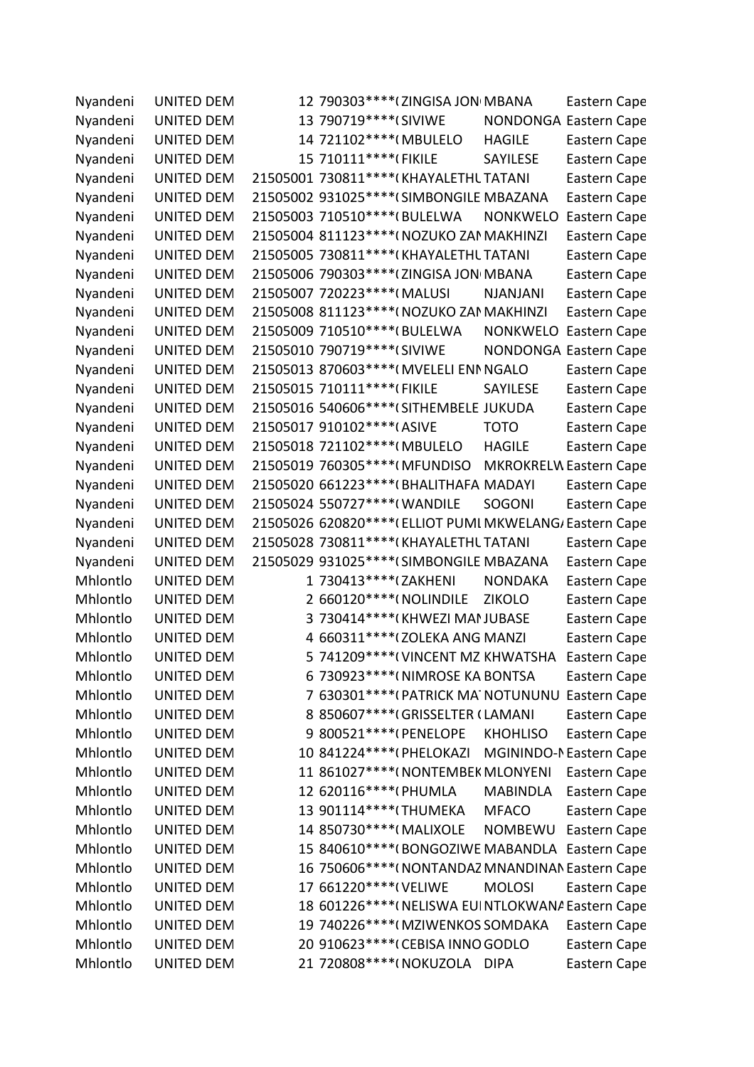| | | | | | | |
|---|---|---|---|---|---|---|
| Nyandeni | UNITED DEM | 12 | 790303****( | ZINGISA JON | MBANA | Eastern Cape |
| Nyandeni | UNITED DEM | 13 | 790719****( | SIVIWE | NONDONGA | Eastern Cape |
| Nyandeni | UNITED DEM | 14 | 721102****( | MBULELO | HAGILE | Eastern Cape |
| Nyandeni | UNITED DEM | 15 | 710111****( | FIKILE | SAYILESE | Eastern Cape |
| Nyandeni | UNITED DEM | 21505001 | 730811****( | KHAYALETHU | TATANI | Eastern Cape |
| Nyandeni | UNITED DEM | 21505002 | 931025****( | SIMBONGILE | MBAZANA | Eastern Cape |
| Nyandeni | UNITED DEM | 21505003 | 710510****( | BULELWA | NONKWELO | Eastern Cape |
| Nyandeni | UNITED DEM | 21505004 | 811123****( | NOZUKO ZAN | MAKHINZI | Eastern Cape |
| Nyandeni | UNITED DEM | 21505005 | 730811****( | KHAYALETHU | TATANI | Eastern Cape |
| Nyandeni | UNITED DEM | 21505006 | 790303****( | ZINGISA JON | MBANA | Eastern Cape |
| Nyandeni | UNITED DEM | 21505007 | 720223****( | MALUSI | NJANJANI | Eastern Cape |
| Nyandeni | UNITED DEM | 21505008 | 811123****( | NOZUKO ZAN | MAKHINZI | Eastern Cape |
| Nyandeni | UNITED DEM | 21505009 | 710510****( | BULELWA | NONKWELO | Eastern Cape |
| Nyandeni | UNITED DEM | 21505010 | 790719****( | SIVIWE | NONDONGA | Eastern Cape |
| Nyandeni | UNITED DEM | 21505013 | 870603****( | MVELELI ENN | NGALO | Eastern Cape |
| Nyandeni | UNITED DEM | 21505015 | 710111****( | FIKILE | SAYILESE | Eastern Cape |
| Nyandeni | UNITED DEM | 21505016 | 540606****( | SITHEMBELE | JUKUDA | Eastern Cape |
| Nyandeni | UNITED DEM | 21505017 | 910102****( | ASIVE | TOTO | Eastern Cape |
| Nyandeni | UNITED DEM | 21505018 | 721102****( | MBULELO | HAGILE | Eastern Cape |
| Nyandeni | UNITED DEM | 21505019 | 760305****( | MFUNDISO | MKROKRELW | Eastern Cape |
| Nyandeni | UNITED DEM | 21505020 | 661223****( | BHALITHAFA | MADAYI | Eastern Cape |
| Nyandeni | UNITED DEM | 21505024 | 550727****( | WANDILE | SOGONI | Eastern Cape |
| Nyandeni | UNITED DEM | 21505026 | 620820****( | ELLIOT PUMI | MKWELANG/ | Eastern Cape |
| Nyandeni | UNITED DEM | 21505028 | 730811****( | KHAYALETHU | TATANI | Eastern Cape |
| Nyandeni | UNITED DEM | 21505029 | 931025****( | SIMBONGILE | MBAZANA | Eastern Cape |
| Mhlontlo | UNITED DEM | 1 | 730413****( | ZAKHENI | NONDAKA | Eastern Cape |
| Mhlontlo | UNITED DEM | 2 | 660120****( | NOLINDILE | ZIKOLO | Eastern Cape |
| Mhlontlo | UNITED DEM | 3 | 730414****( | KHWEZI MAN | JUBASE | Eastern Cape |
| Mhlontlo | UNITED DEM | 4 | 660311****( | ZOLEKA ANG | MANZI | Eastern Cape |
| Mhlontlo | UNITED DEM | 5 | 741209****( | VINCENT MZ | KHWATSHA | Eastern Cape |
| Mhlontlo | UNITED DEM | 6 | 730923****( | NIMROSE KA | BONTSA | Eastern Cape |
| Mhlontlo | UNITED DEM | 7 | 630301****( | PATRICK MA | NOTUNUNU | Eastern Cape |
| Mhlontlo | UNITED DEM | 8 | 850607****( | GRISSELTER ( | LAMANI | Eastern Cape |
| Mhlontlo | UNITED DEM | 9 | 800521****( | PENELOPE | KHOHLISO | Eastern Cape |
| Mhlontlo | UNITED DEM | 10 | 841224****( | PHELOKAZI | MGININDO-N | Eastern Cape |
| Mhlontlo | UNITED DEM | 11 | 861027****( | NONTEMBEK | MLONYENI | Eastern Cape |
| Mhlontlo | UNITED DEM | 12 | 620116****( | PHUMLA | MABINDLA | Eastern Cape |
| Mhlontlo | UNITED DEM | 13 | 901114****( | THUMEKA | MFACO | Eastern Cape |
| Mhlontlo | UNITED DEM | 14 | 850730****( | MALIXOLE | NOMBEWU | Eastern Cape |
| Mhlontlo | UNITED DEM | 15 | 840610****( | BONGOZIWE | MABANDLA | Eastern Cape |
| Mhlontlo | UNITED DEM | 16 | 750606****( | NONTANDAZ | MNANDINAN | Eastern Cape |
| Mhlontlo | UNITED DEM | 17 | 661220****( | VELIWE | MOLOSI | Eastern Cape |
| Mhlontlo | UNITED DEM | 18 | 601226****( | NELISWA EUI | NTLOKWANA | Eastern Cape |
| Mhlontlo | UNITED DEM | 19 | 740226****( | MZIWENKOS | SOMDAKA | Eastern Cape |
| Mhlontlo | UNITED DEM | 20 | 910623****( | CEBISA INNO | GODLO | Eastern Cape |
| Mhlontlo | UNITED DEM | 21 | 720808****( | NOKUZOLA | DIPA | Eastern Cape |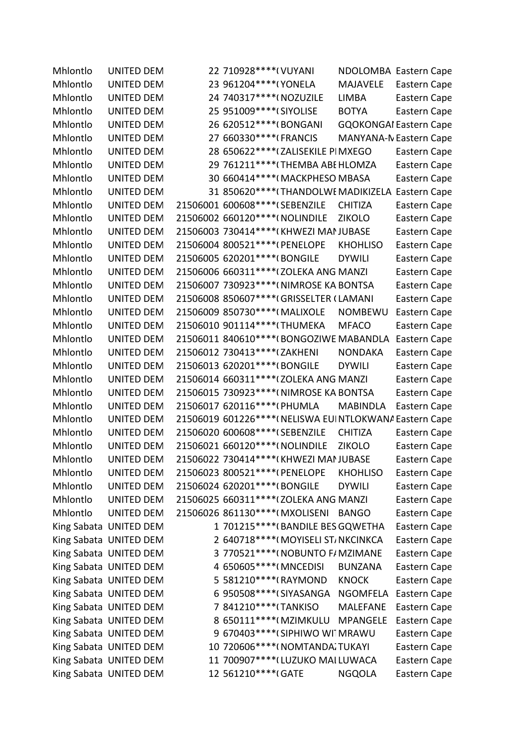| | | | | | | |
|---|---|---|---|---|---|---|
| Mhlontlo | UNITED DEM | 22 | 710928****( | VUYANI | NDOLOMBA | Eastern Cape |
| Mhlontlo | UNITED DEM | 23 | 961204****( | YONELA | MAJAVELE | Eastern Cape |
| Mhlontlo | UNITED DEM | 24 | 740317****( | NOZUZILE | LIMBA | Eastern Cape |
| Mhlontlo | UNITED DEM | 25 | 951009****( | SIYOLISE | BOTYA | Eastern Cape |
| Mhlontlo | UNITED DEM | 26 | 620512****( | BONGANI | GQOKONGAI | Eastern Cape |
| Mhlontlo | UNITED DEM | 27 | 660330****( | FRANCIS | MANYANA-N | Eastern Cape |
| Mhlontlo | UNITED DEM | 28 | 650622****( | ZALISEKILE PI | MXEGO | Eastern Cape |
| Mhlontlo | UNITED DEM | 29 | 761211****( | THEMBA ABE | HLOMZA | Eastern Cape |
| Mhlontlo | UNITED DEM | 30 | 660414****( | MACKPHESO | MBASA | Eastern Cape |
| Mhlontlo | UNITED DEM | 31 | 850620****( | THANDOLWE | MADIKIZELA | Eastern Cape |
| Mhlontlo | UNITED DEM | 21506001 | 600608****( | SEBENZILE | CHITIZA | Eastern Cape |
| Mhlontlo | UNITED DEM | 21506002 | 660120****( | NOLINDILE | ZIKOLO | Eastern Cape |
| Mhlontlo | UNITED DEM | 21506003 | 730414****( | KHWEZI MAN | JUBASE | Eastern Cape |
| Mhlontlo | UNITED DEM | 21506004 | 800521****( | PENELOPE | KHOHLISO | Eastern Cape |
| Mhlontlo | UNITED DEM | 21506005 | 620201****( | BONGILE | DYWILI | Eastern Cape |
| Mhlontlo | UNITED DEM | 21506006 | 660311****( | ZOLEKA ANG | MANZI | Eastern Cape |
| Mhlontlo | UNITED DEM | 21506007 | 730923****( | NIMROSE KA | BONTSA | Eastern Cape |
| Mhlontlo | UNITED DEM | 21506008 | 850607****( | GRISSELTER ( | LAMANI | Eastern Cape |
| Mhlontlo | UNITED DEM | 21506009 | 850730****( | MALIXOLE | NOMBEWU | Eastern Cape |
| Mhlontlo | UNITED DEM | 21506010 | 901114****( | THUMEKA | MFACO | Eastern Cape |
| Mhlontlo | UNITED DEM | 21506011 | 840610****( | BONGOZIWE | MABANDLA | Eastern Cape |
| Mhlontlo | UNITED DEM | 21506012 | 730413****( | ZAKHENI | NONDAKA | Eastern Cape |
| Mhlontlo | UNITED DEM | 21506013 | 620201****( | BONGILE | DYWILI | Eastern Cape |
| Mhlontlo | UNITED DEM | 21506014 | 660311****( | ZOLEKA ANG | MANZI | Eastern Cape |
| Mhlontlo | UNITED DEM | 21506015 | 730923****( | NIMROSE KA | BONTSA | Eastern Cape |
| Mhlontlo | UNITED DEM | 21506017 | 620116****( | PHUMLA | MABINDLA | Eastern Cape |
| Mhlontlo | UNITED DEM | 21506019 | 601226****( | NELISWA EU | NTLOKWANA | Eastern Cape |
| Mhlontlo | UNITED DEM | 21506020 | 600608****( | SEBENZILE | CHITIZA | Eastern Cape |
| Mhlontlo | UNITED DEM | 21506021 | 660120****( | NOLINDILE | ZIKOLO | Eastern Cape |
| Mhlontlo | UNITED DEM | 21506022 | 730414****( | KHWEZI MAN | JUBASE | Eastern Cape |
| Mhlontlo | UNITED DEM | 21506023 | 800521****( | PENELOPE | KHOHLISO | Eastern Cape |
| Mhlontlo | UNITED DEM | 21506024 | 620201****( | BONGILE | DYWILI | Eastern Cape |
| Mhlontlo | UNITED DEM | 21506025 | 660311****( | ZOLEKA ANG | MANZI | Eastern Cape |
| Mhlontlo | UNITED DEM | 21506026 | 861130****( | MXOLISENI | BANGO | Eastern Cape |
| King Sabata | UNITED DEM | 1 | 701215****( | BANDILE BES | GQWETHA | Eastern Cape |
| King Sabata | UNITED DEM | 2 | 640718****( | MOYISELI ST | NKCINKCA | Eastern Cape |
| King Sabata | UNITED DEM | 3 | 770521****( | NOBUNTO F | MZIMANE | Eastern Cape |
| King Sabata | UNITED DEM | 4 | 650605****( | MNCEDISI | BUNZANA | Eastern Cape |
| King Sabata | UNITED DEM | 5 | 581210****( | RAYMOND | KNOCK | Eastern Cape |
| King Sabata | UNITED DEM | 6 | 950508****( | SIYASANGA | NGOMFELA | Eastern Cape |
| King Sabata | UNITED DEM | 7 | 841210****( | TANKISO | MALEFANE | Eastern Cape |
| King Sabata | UNITED DEM | 8 | 650111****( | MZIMKULU | MPANGELE | Eastern Cape |
| King Sabata | UNITED DEM | 9 | 670403****( | SIPHIWO WI | MRAWU | Eastern Cape |
| King Sabata | UNITED DEM | 10 | 720606****( | NOMTANDA | TUKAYI | Eastern Cape |
| King Sabata | UNITED DEM | 11 | 700907****( | LUZUKO MAI | LUWACA | Eastern Cape |
| King Sabata | UNITED DEM | 12 | 561210****( | GATE | NGQOLA | Eastern Cape |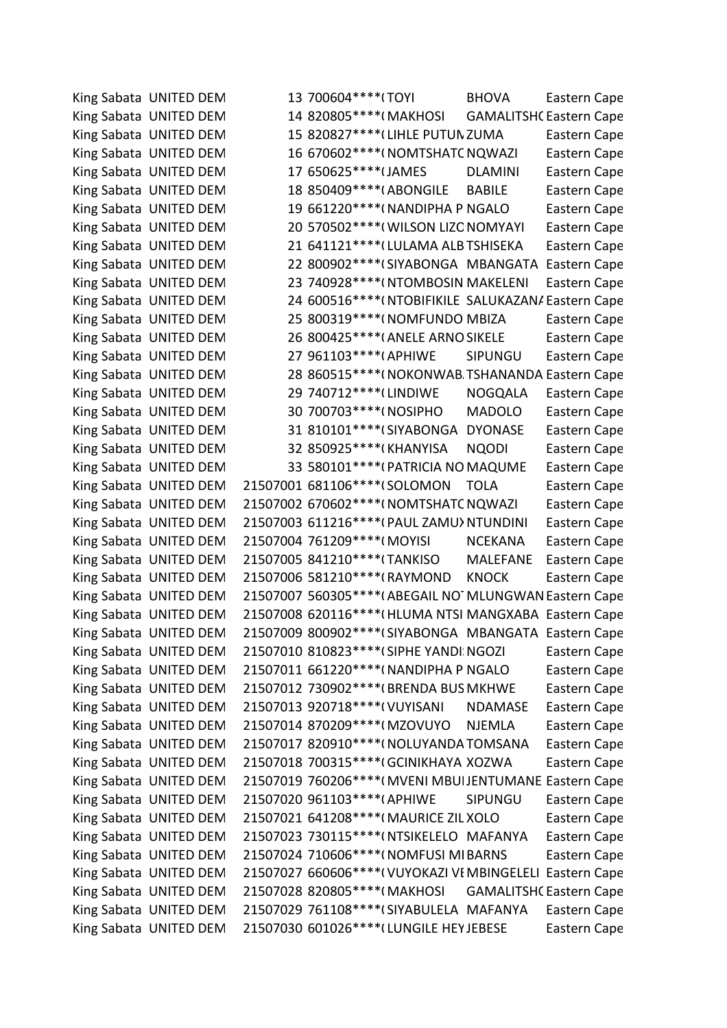| | | | | | | |
|---|---|---|---|---|---|---|
| King Sabata | UNITED DEM | 13 | 700604****( | TOYI | BHOVA | Eastern Cape |
| King Sabata | UNITED DEM | 14 | 820805****( | MAKHOSI | GAMALITSH( | Eastern Cape |
| King Sabata | UNITED DEM | 15 | 820827****( | LIHLE PUTUN | ZUMA | Eastern Cape |
| King Sabata | UNITED DEM | 16 | 670602****( | NOMTSHATC | NQWAZI | Eastern Cape |
| King Sabata | UNITED DEM | 17 | 650625****( | JAMES | DLAMINI | Eastern Cape |
| King Sabata | UNITED DEM | 18 | 850409****( | ABONGILE | BABILE | Eastern Cape |
| King Sabata | UNITED DEM | 19 | 661220****( | NANDIPHA P | NGALO | Eastern Cape |
| King Sabata | UNITED DEM | 20 | 570502****( | WILSON LIZC | NOMYAYI | Eastern Cape |
| King Sabata | UNITED DEM | 21 | 641121****( | LULAMA ALB | TSHISEKA | Eastern Cape |
| King Sabata | UNITED DEM | 22 | 800902****( | SIYABONGA | MBANGATA | Eastern Cape |
| King Sabata | UNITED DEM | 23 | 740928****( | NTOMBOSIN | MAKELENI | Eastern Cape |
| King Sabata | UNITED DEM | 24 | 600516****( | NTOBIFIKILE | SALUKAZAN/ | Eastern Cape |
| King Sabata | UNITED DEM | 25 | 800319****( | NOMFUNDO | MBIZA | Eastern Cape |
| King Sabata | UNITED DEM | 26 | 800425****( | ANELE ARNO | SIKELE | Eastern Cape |
| King Sabata | UNITED DEM | 27 | 961103****( | APHIWE | SIPUNGU | Eastern Cape |
| King Sabata | UNITED DEM | 28 | 860515****( | NOKONWAB. | TSHANANDA | Eastern Cape |
| King Sabata | UNITED DEM | 29 | 740712****( | LINDIWE | NOGQALA | Eastern Cape |
| King Sabata | UNITED DEM | 30 | 700703****( | NOSIPHO | MADOLO | Eastern Cape |
| King Sabata | UNITED DEM | 31 | 810101****( | SIYABONGA | DYONASE | Eastern Cape |
| King Sabata | UNITED DEM | 32 | 850925****( | KHANYISA | NQODI | Eastern Cape |
| King Sabata | UNITED DEM | 33 | 580101****( | PATRICIA NO | MAQUME | Eastern Cape |
| King Sabata | UNITED DEM | 21507001 | 681106****( | SOLOMON | TOLA | Eastern Cape |
| King Sabata | UNITED DEM | 21507002 | 670602****( | NOMTSHATC | NQWAZI | Eastern Cape |
| King Sabata | UNITED DEM | 21507003 | 611216****( | PAUL ZAMU) | NTUNDINI | Eastern Cape |
| King Sabata | UNITED DEM | 21507004 | 761209****( | MOYISI | NCEKANA | Eastern Cape |
| King Sabata | UNITED DEM | 21507005 | 841210****( | TANKISO | MALEFANE | Eastern Cape |
| King Sabata | UNITED DEM | 21507006 | 581210****( | RAYMOND | KNOCK | Eastern Cape |
| King Sabata | UNITED DEM | 21507007 | 560305****( | ABEGAIL NO | MLUNGWAN | Eastern Cape |
| King Sabata | UNITED DEM | 21507008 | 620116****( | HLUMA NTSI | MANGXABA | Eastern Cape |
| King Sabata | UNITED DEM | 21507009 | 800902****( | SIYABONGA | MBANGATA | Eastern Cape |
| King Sabata | UNITED DEM | 21507010 | 810823****( | SIPHE YANDI | NGOZI | Eastern Cape |
| King Sabata | UNITED DEM | 21507011 | 661220****( | NANDIPHA P | NGALO | Eastern Cape |
| King Sabata | UNITED DEM | 21507012 | 730902****( | BRENDA BUS | MKHWE | Eastern Cape |
| King Sabata | UNITED DEM | 21507013 | 920718****( | VUYISANI | NDAMASE | Eastern Cape |
| King Sabata | UNITED DEM | 21507014 | 870209****( | MZOVUYO | NJEMLA | Eastern Cape |
| King Sabata | UNITED DEM | 21507017 | 820910****( | NOLUYANDA | TOMSANA | Eastern Cape |
| King Sabata | UNITED DEM | 21507018 | 700315****( | GCINIKHAYA | XOZWA | Eastern Cape |
| King Sabata | UNITED DEM | 21507019 | 760206****( | MVENI MBUI | JENTUMANE | Eastern Cape |
| King Sabata | UNITED DEM | 21507020 | 961103****( | APHIWE | SIPUNGU | Eastern Cape |
| King Sabata | UNITED DEM | 21507021 | 641208****( | MAURICE ZIL | XOLO | Eastern Cape |
| King Sabata | UNITED DEM | 21507023 | 730115****( | NTSIKELELO | MAFANYA | Eastern Cape |
| King Sabata | UNITED DEM | 21507024 | 710606****( | NOMFUSI MI | BARNS | Eastern Cape |
| King Sabata | UNITED DEM | 21507027 | 660606****( | VUYOKAZI VE | MBINGELELI | Eastern Cape |
| King Sabata | UNITED DEM | 21507028 | 820805****( | MAKHOSI | GAMALITSH( | Eastern Cape |
| King Sabata | UNITED DEM | 21507029 | 761108****( | SIYABULELA | MAFANYA | Eastern Cape |
| King Sabata | UNITED DEM | 21507030 | 601026****( | LUNGILE HEY | JEBESE | Eastern Cape |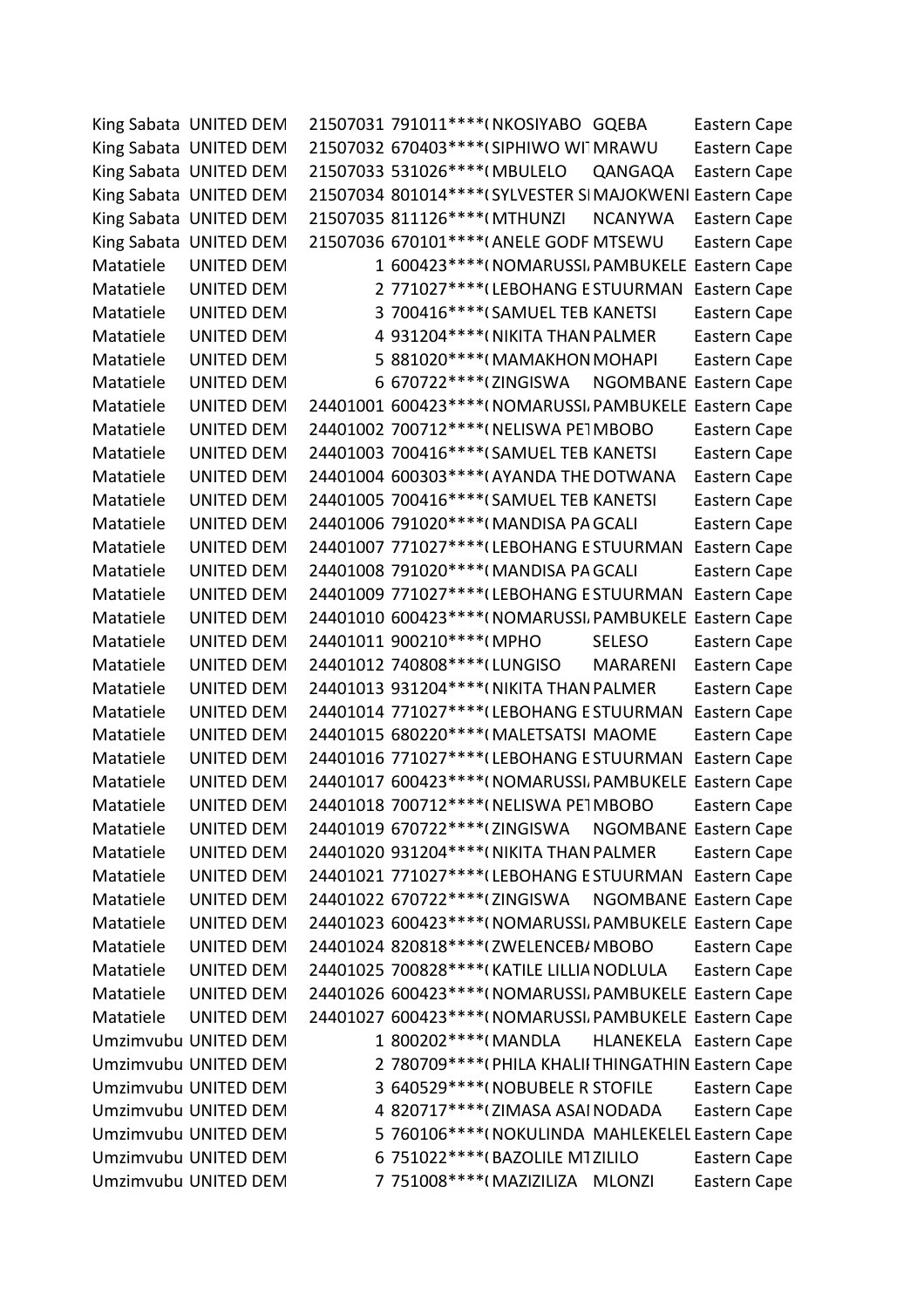| | | | | | | |
|---|---|---|---|---|---|---|
| King Sabata | UNITED DEM | 21507031 | 791011****( | NKOSIYABO | GQEBA | Eastern Cape |
| King Sabata | UNITED DEM | 21507032 | 670403****( | SIPHIWO WI | MRAWU | Eastern Cape |
| King Sabata | UNITED DEM | 21507033 | 531026****( | MBULELO | QANGAQA | Eastern Cape |
| King Sabata | UNITED DEM | 21507034 | 801014****( | SYLVESTER SI | MAJOKWENI | Eastern Cape |
| King Sabata | UNITED DEM | 21507035 | 811126****( | MTHUNZI | NCANYWA | Eastern Cape |
| King Sabata | UNITED DEM | 21507036 | 670101****( | ANELE GODF | MTSEWU | Eastern Cape |
| Matatiele | UNITED DEM | 1 | 600423****( | NOMARUSSI | PAMBUKELE | Eastern Cape |
| Matatiele | UNITED DEM | 2 | 771027****( | LEBOHANG E | STUURMAN | Eastern Cape |
| Matatiele | UNITED DEM | 3 | 700416****( | SAMUEL TEB | KANETSI | Eastern Cape |
| Matatiele | UNITED DEM | 4 | 931204****( | NIKITA THAN | PALMER | Eastern Cape |
| Matatiele | UNITED DEM | 5 | 881020****( | MAMAKHON | MOHAPI | Eastern Cape |
| Matatiele | UNITED DEM | 6 | 670722****( | ZINGISWA | NGOMBANE | Eastern Cape |
| Matatiele | UNITED DEM | 24401001 | 600423****( | NOMARUSSI | PAMBUKELE | Eastern Cape |
| Matatiele | UNITED DEM | 24401002 | 700712****( | NELISWA PE | MBOBO | Eastern Cape |
| Matatiele | UNITED DEM | 24401003 | 700416****( | SAMUEL TEB | KANETSI | Eastern Cape |
| Matatiele | UNITED DEM | 24401004 | 600303****( | AYANDA THE | DOTWANA | Eastern Cape |
| Matatiele | UNITED DEM | 24401005 | 700416****( | SAMUEL TEB | KANETSI | Eastern Cape |
| Matatiele | UNITED DEM | 24401006 | 791020****( | MANDISA PA | GCALI | Eastern Cape |
| Matatiele | UNITED DEM | 24401007 | 771027****( | LEBOHANG E | STUURMAN | Eastern Cape |
| Matatiele | UNITED DEM | 24401008 | 791020****( | MANDISA PA | GCALI | Eastern Cape |
| Matatiele | UNITED DEM | 24401009 | 771027****( | LEBOHANG E | STUURMAN | Eastern Cape |
| Matatiele | UNITED DEM | 24401010 | 600423****( | NOMARUSSI | PAMBUKELE | Eastern Cape |
| Matatiele | UNITED DEM | 24401011 | 900210****( | MPHO | SELESO | Eastern Cape |
| Matatiele | UNITED DEM | 24401012 | 740808****( | LUNGISO | MARARENI | Eastern Cape |
| Matatiele | UNITED DEM | 24401013 | 931204****( | NIKITA THAN | PALMER | Eastern Cape |
| Matatiele | UNITED DEM | 24401014 | 771027****( | LEBOHANG E | STUURMAN | Eastern Cape |
| Matatiele | UNITED DEM | 24401015 | 680220****( | MALETSATSI | MAOME | Eastern Cape |
| Matatiele | UNITED DEM | 24401016 | 771027****( | LEBOHANG E | STUURMAN | Eastern Cape |
| Matatiele | UNITED DEM | 24401017 | 600423****( | NOMARUSSI | PAMBUKELE | Eastern Cape |
| Matatiele | UNITED DEM | 24401018 | 700712****( | NELISWA PE | MBOBO | Eastern Cape |
| Matatiele | UNITED DEM | 24401019 | 670722****( | ZINGISWA | NGOMBANE | Eastern Cape |
| Matatiele | UNITED DEM | 24401020 | 931204****( | NIKITA THAN | PALMER | Eastern Cape |
| Matatiele | UNITED DEM | 24401021 | 771027****( | LEBOHANG E | STUURMAN | Eastern Cape |
| Matatiele | UNITED DEM | 24401022 | 670722****( | ZINGISWA | NGOMBANE | Eastern Cape |
| Matatiele | UNITED DEM | 24401023 | 600423****( | NOMARUSSI | PAMBUKELE | Eastern Cape |
| Matatiele | UNITED DEM | 24401024 | 820818****( | ZWELENCEB | MBOBO | Eastern Cape |
| Matatiele | UNITED DEM | 24401025 | 700828****( | KATILE LILLIA | NODLULA | Eastern Cape |
| Matatiele | UNITED DEM | 24401026 | 600423****( | NOMARUSSI | PAMBUKELE | Eastern Cape |
| Matatiele | UNITED DEM | 24401027 | 600423****( | NOMARUSSI | PAMBUKELE | Eastern Cape |
| Umzimvubu | UNITED DEM | 1 | 800202****( | MANDLA | HLANEKELA | Eastern Cape |
| Umzimvubu | UNITED DEM | 2 | 780709****( | PHILA KHALI | THINGATHIN | Eastern Cape |
| Umzimvubu | UNITED DEM | 3 | 640529****( | NOBUBELE R | STOFILE | Eastern Cape |
| Umzimvubu | UNITED DEM | 4 | 820717****( | ZIMASA ASAI | NODADA | Eastern Cape |
| Umzimvubu | UNITED DEM | 5 | 760106****( | NOKULINDA | MAHLEKELEL | Eastern Cape |
| Umzimvubu | UNITED DEM | 6 | 751022****( | BAZOLILE M | ZILILO | Eastern Cape |
| Umzimvubu | UNITED DEM | 7 | 751008****( | MAZIZILIZA | MLONZI | Eastern Cape |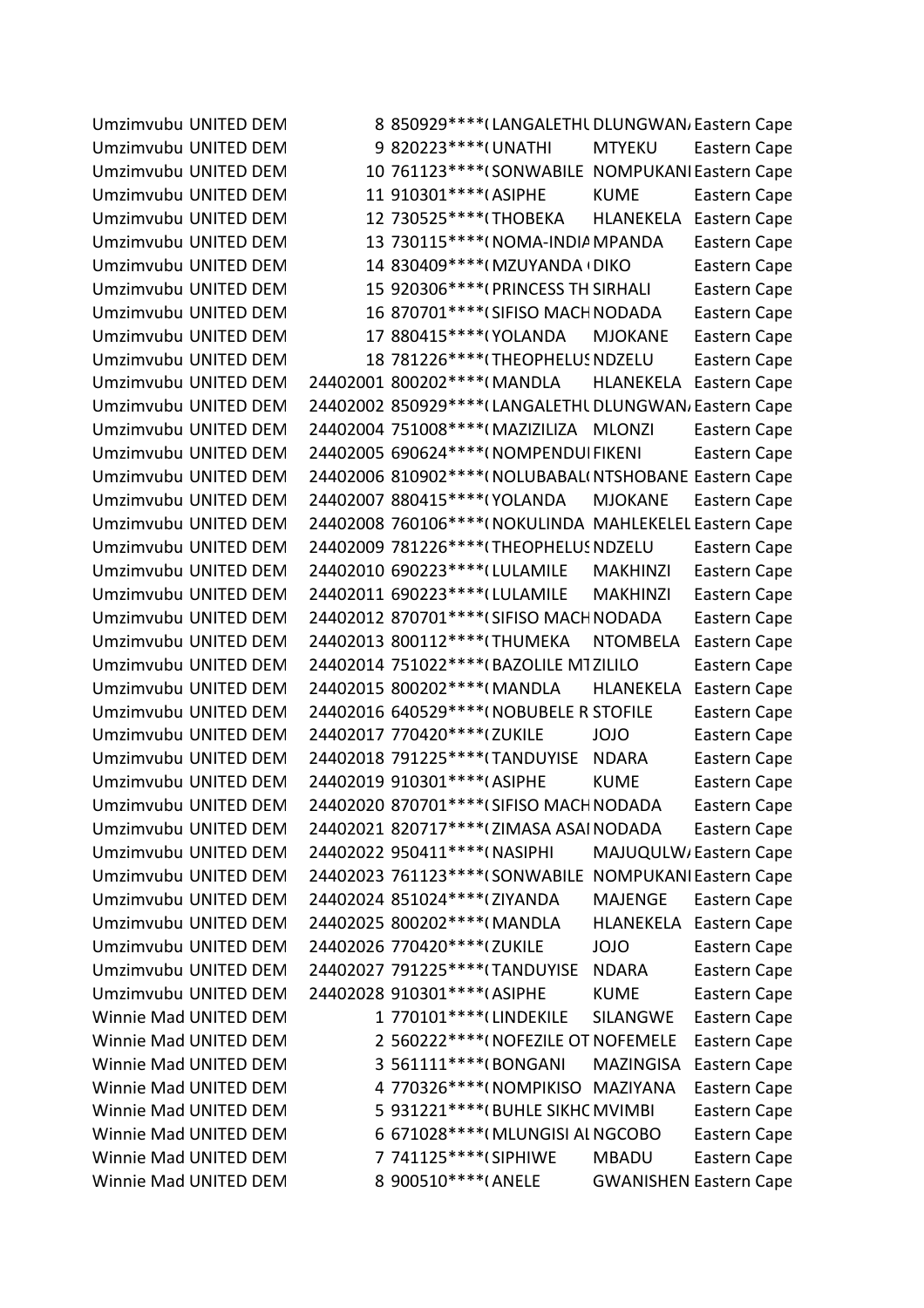| | | | | | | |
|---|---|---|---|---|---|---|
| Umzimvubu | UNITED DEM | 8 | 850929****( | LANGALETHU | DLUNGWAN/ | Eastern Cape |
| Umzimvubu | UNITED DEM | 9 | 820223****( | UNATHI | MTYEKU | Eastern Cape |
| Umzimvubu | UNITED DEM | 10 | 761123****( | SONWABILE | NOMPUKANI | Eastern Cape |
| Umzimvubu | UNITED DEM | 11 | 910301****( | ASIPHE | KUME | Eastern Cape |
| Umzimvubu | UNITED DEM | 12 | 730525****( | THOBEKA | HLANEKELA | Eastern Cape |
| Umzimvubu | UNITED DEM | 13 | 730115****( | NOMA-INDIA | MPANDA | Eastern Cape |
| Umzimvubu | UNITED DEM | 14 | 830409****( | MZUYANDA ( | DIKO | Eastern Cape |
| Umzimvubu | UNITED DEM | 15 | 920306****( | PRINCESS TH | SIRHALI | Eastern Cape |
| Umzimvubu | UNITED DEM | 16 | 870701****( | SIFISO MACH | NODADA | Eastern Cape |
| Umzimvubu | UNITED DEM | 17 | 880415****( | YOLANDA | MJOKANE | Eastern Cape |
| Umzimvubu | UNITED DEM | 18 | 781226****( | THEOPHELUS | NDZELU | Eastern Cape |
| Umzimvubu | UNITED DEM | 24402001 | 800202****( | MANDLA | HLANEKELA | Eastern Cape |
| Umzimvubu | UNITED DEM | 24402002 | 850929****( | LANGALETHU | DLUNGWAN/ | Eastern Cape |
| Umzimvubu | UNITED DEM | 24402004 | 751008****( | MAZIZILIZA | MLONZI | Eastern Cape |
| Umzimvubu | UNITED DEM | 24402005 | 690624****( | NOMPENDUL | FIKENI | Eastern Cape |
| Umzimvubu | UNITED DEM | 24402006 | 810902****( | NOLUBABAL( | NTSHOBANE | Eastern Cape |
| Umzimvubu | UNITED DEM | 24402007 | 880415****( | YOLANDA | MJOKANE | Eastern Cape |
| Umzimvubu | UNITED DEM | 24402008 | 760106****( | NOKULINDA | MAHLEKELEL | Eastern Cape |
| Umzimvubu | UNITED DEM | 24402009 | 781226****( | THEOPHELUS | NDZELU | Eastern Cape |
| Umzimvubu | UNITED DEM | 24402010 | 690223****( | LULAMILE | MAKHINZI | Eastern Cape |
| Umzimvubu | UNITED DEM | 24402011 | 690223****( | LULAMILE | MAKHINZI | Eastern Cape |
| Umzimvubu | UNITED DEM | 24402012 | 870701****( | SIFISO MACH | NODADA | Eastern Cape |
| Umzimvubu | UNITED DEM | 24402013 | 800112****( | THUMEKA | NTOMBELA | Eastern Cape |
| Umzimvubu | UNITED DEM | 24402014 | 751022****( | BAZOLILE MT | ZILILO | Eastern Cape |
| Umzimvubu | UNITED DEM | 24402015 | 800202****( | MANDLA | HLANEKELA | Eastern Cape |
| Umzimvubu | UNITED DEM | 24402016 | 640529****( | NOBUBELE R | STOFILE | Eastern Cape |
| Umzimvubu | UNITED DEM | 24402017 | 770420****( | ZUKILE | JOJO | Eastern Cape |
| Umzimvubu | UNITED DEM | 24402018 | 791225****( | TANDUYISE | NDARA | Eastern Cape |
| Umzimvubu | UNITED DEM | 24402019 | 910301****( | ASIPHE | KUME | Eastern Cape |
| Umzimvubu | UNITED DEM | 24402020 | 870701****( | SIFISO MACH | NODADA | Eastern Cape |
| Umzimvubu | UNITED DEM | 24402021 | 820717****( | ZIMASA ASAI | NODADA | Eastern Cape |
| Umzimvubu | UNITED DEM | 24402022 | 950411****( | NASIPHI | MAJUQULW/ | Eastern Cape |
| Umzimvubu | UNITED DEM | 24402023 | 761123****( | SONWABILE | NOMPUKANI | Eastern Cape |
| Umzimvubu | UNITED DEM | 24402024 | 851024****( | ZIYANDA | MAJENGE | Eastern Cape |
| Umzimvubu | UNITED DEM | 24402025 | 800202****( | MANDLA | HLANEKELA | Eastern Cape |
| Umzimvubu | UNITED DEM | 24402026 | 770420****( | ZUKILE | JOJO | Eastern Cape |
| Umzimvubu | UNITED DEM | 24402027 | 791225****( | TANDUYISE | NDARA | Eastern Cape |
| Umzimvubu | UNITED DEM | 24402028 | 910301****( | ASIPHE | KUME | Eastern Cape |
| Winnie Mad | UNITED DEM | 1 | 770101****( | LINDEKILE | SILANGWE | Eastern Cape |
| Winnie Mad | UNITED DEM | 2 | 560222****( | NOFEZILE OT | NOFEMELE | Eastern Cape |
| Winnie Mad | UNITED DEM | 3 | 561111****( | BONGANI | MAZINGISA | Eastern Cape |
| Winnie Mad | UNITED DEM | 4 | 770326****( | NOMPIKISO | MAZIYANA | Eastern Cape |
| Winnie Mad | UNITED DEM | 5 | 931221****( | BUHLE SIKHC | MVIMBI | Eastern Cape |
| Winnie Mad | UNITED DEM | 6 | 671028****( | MLUNGISI AL | NGCOBO | Eastern Cape |
| Winnie Mad | UNITED DEM | 7 | 741125****( | SIPHIWE | MBADU | Eastern Cape |
| Winnie Mad | UNITED DEM | 8 | 900510****( | ANELE | GWANISHEN | Eastern Cape |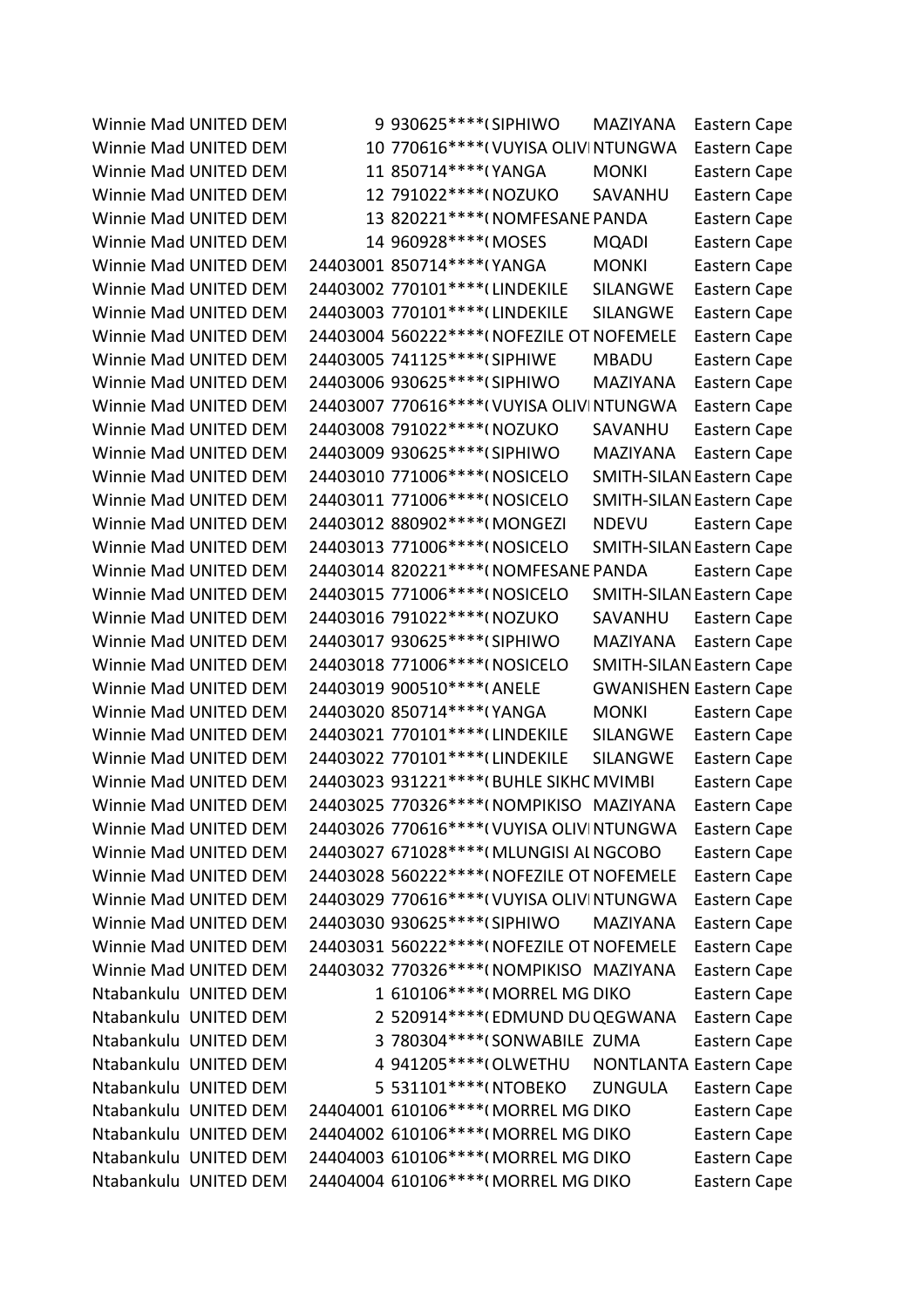| | | | | | | |
|---|---|---|---|---|---|---|
| Winnie Mad | UNITED DEM | 9 | 930625****( | SIPHIWO | MAZIYANA | Eastern Cape |
| Winnie Mad | UNITED DEM | 10 | 770616****( | VUYISA OLIVI | NTUNGWA | Eastern Cape |
| Winnie Mad | UNITED DEM | 11 | 850714****( | YANGA | MONKI | Eastern Cape |
| Winnie Mad | UNITED DEM | 12 | 791022****( | NOZUKO | SAVANHU | Eastern Cape |
| Winnie Mad | UNITED DEM | 13 | 820221****( | NOMFESANE | PANDA | Eastern Cape |
| Winnie Mad | UNITED DEM | 14 | 960928****( | MOSES | MQADI | Eastern Cape |
| Winnie Mad | UNITED DEM | 24403001 | 850714****( | YANGA | MONKI | Eastern Cape |
| Winnie Mad | UNITED DEM | 24403002 | 770101****( | LINDEKILE | SILANGWE | Eastern Cape |
| Winnie Mad | UNITED DEM | 24403003 | 770101****( | LINDEKILE | SILANGWE | Eastern Cape |
| Winnie Mad | UNITED DEM | 24403004 | 560222****( | NOFEZILE OT | NOFEMELE | Eastern Cape |
| Winnie Mad | UNITED DEM | 24403005 | 741125****( | SIPHIWE | MBADU | Eastern Cape |
| Winnie Mad | UNITED DEM | 24403006 | 930625****( | SIPHIWO | MAZIYANA | Eastern Cape |
| Winnie Mad | UNITED DEM | 24403007 | 770616****( | VUYISA OLIVI | NTUNGWA | Eastern Cape |
| Winnie Mad | UNITED DEM | 24403008 | 791022****( | NOZUKO | SAVANHU | Eastern Cape |
| Winnie Mad | UNITED DEM | 24403009 | 930625****( | SIPHIWO | MAZIYANA | Eastern Cape |
| Winnie Mad | UNITED DEM | 24403010 | 771006****( | NOSICELO | SMITH-SILAN | Eastern Cape |
| Winnie Mad | UNITED DEM | 24403011 | 771006****( | NOSICELO | SMITH-SILAN | Eastern Cape |
| Winnie Mad | UNITED DEM | 24403012 | 880902****( | MONGEZI | NDEVU | Eastern Cape |
| Winnie Mad | UNITED DEM | 24403013 | 771006****( | NOSICELO | SMITH-SILAN | Eastern Cape |
| Winnie Mad | UNITED DEM | 24403014 | 820221****( | NOMFESANE | PANDA | Eastern Cape |
| Winnie Mad | UNITED DEM | 24403015 | 771006****( | NOSICELO | SMITH-SILAN | Eastern Cape |
| Winnie Mad | UNITED DEM | 24403016 | 791022****( | NOZUKO | SAVANHU | Eastern Cape |
| Winnie Mad | UNITED DEM | 24403017 | 930625****( | SIPHIWO | MAZIYANA | Eastern Cape |
| Winnie Mad | UNITED DEM | 24403018 | 771006****( | NOSICELO | SMITH-SILAN | Eastern Cape |
| Winnie Mad | UNITED DEM | 24403019 | 900510****( | ANELE | GWANISHEN | Eastern Cape |
| Winnie Mad | UNITED DEM | 24403020 | 850714****( | YANGA | MONKI | Eastern Cape |
| Winnie Mad | UNITED DEM | 24403021 | 770101****( | LINDEKILE | SILANGWE | Eastern Cape |
| Winnie Mad | UNITED DEM | 24403022 | 770101****( | LINDEKILE | SILANGWE | Eastern Cape |
| Winnie Mad | UNITED DEM | 24403023 | 931221****( | BUHLE SIKHC | MVIMBI | Eastern Cape |
| Winnie Mad | UNITED DEM | 24403025 | 770326****( | NOMPIKISO | MAZIYANA | Eastern Cape |
| Winnie Mad | UNITED DEM | 24403026 | 770616****( | VUYISA OLIVI | NTUNGWA | Eastern Cape |
| Winnie Mad | UNITED DEM | 24403027 | 671028****( | MLUNGISI AI | NGCOBO | Eastern Cape |
| Winnie Mad | UNITED DEM | 24403028 | 560222****( | NOFEZILE OT | NOFEMELE | Eastern Cape |
| Winnie Mad | UNITED DEM | 24403029 | 770616****( | VUYISA OLIVI | NTUNGWA | Eastern Cape |
| Winnie Mad | UNITED DEM | 24403030 | 930625****( | SIPHIWO | MAZIYANA | Eastern Cape |
| Winnie Mad | UNITED DEM | 24403031 | 560222****( | NOFEZILE OT | NOFEMELE | Eastern Cape |
| Winnie Mad | UNITED DEM | 24403032 | 770326****( | NOMPIKISO | MAZIYANA | Eastern Cape |
| Ntabankulu | UNITED DEM | 1 | 610106****( | MORREL MG | DIKO | Eastern Cape |
| Ntabankulu | UNITED DEM | 2 | 520914****( | EDMUND DU | QEGWANA | Eastern Cape |
| Ntabankulu | UNITED DEM | 3 | 780304****( | SONWABILE | ZUMA | Eastern Cape |
| Ntabankulu | UNITED DEM | 4 | 941205****( | OLWETHU | NONTLANTA | Eastern Cape |
| Ntabankulu | UNITED DEM | 5 | 531101****( | NTOBEKO | ZUNGULA | Eastern Cape |
| Ntabankulu | UNITED DEM | 24404001 | 610106****( | MORREL MG | DIKO | Eastern Cape |
| Ntabankulu | UNITED DEM | 24404002 | 610106****( | MORREL MG | DIKO | Eastern Cape |
| Ntabankulu | UNITED DEM | 24404003 | 610106****( | MORREL MG | DIKO | Eastern Cape |
| Ntabankulu | UNITED DEM | 24404004 | 610106****( | MORREL MG | DIKO | Eastern Cape |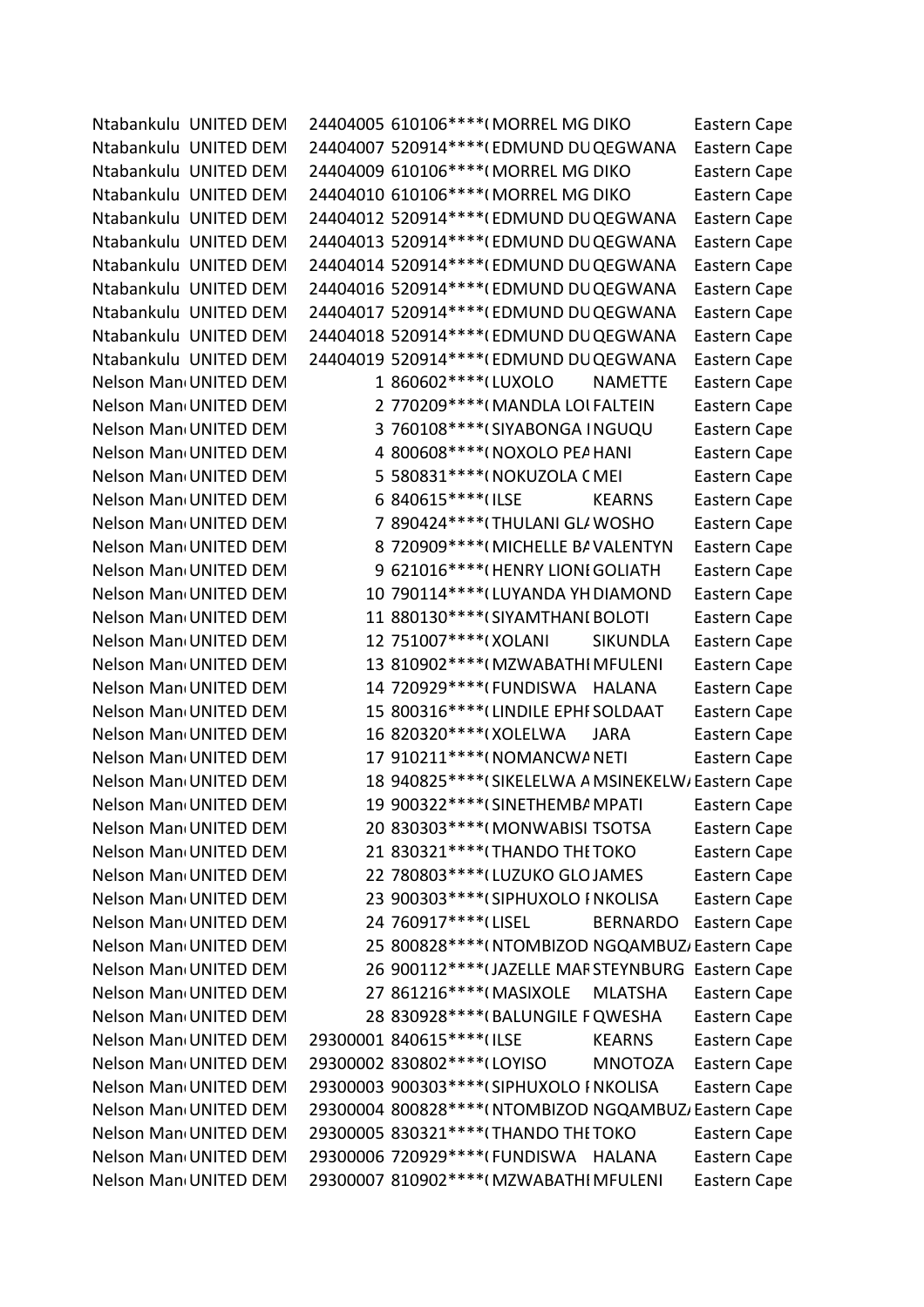| | | | | | | |
|---|---|---|---|---|---|---|
| Ntabankulu | UNITED DEM | 24404005 | 610106****( | MORREL MG | DIKO | Eastern Cape |
| Ntabankulu | UNITED DEM | 24404007 | 520914****( | EDMUND DU | QEGWANA | Eastern Cape |
| Ntabankulu | UNITED DEM | 24404009 | 610106****( | MORREL MG | DIKO | Eastern Cape |
| Ntabankulu | UNITED DEM | 24404010 | 610106****( | MORREL MG | DIKO | Eastern Cape |
| Ntabankulu | UNITED DEM | 24404012 | 520914****( | EDMUND DU | QEGWANA | Eastern Cape |
| Ntabankulu | UNITED DEM | 24404013 | 520914****( | EDMUND DU | QEGWANA | Eastern Cape |
| Ntabankulu | UNITED DEM | 24404014 | 520914****( | EDMUND DU | QEGWANA | Eastern Cape |
| Ntabankulu | UNITED DEM | 24404016 | 520914****( | EDMUND DU | QEGWANA | Eastern Cape |
| Ntabankulu | UNITED DEM | 24404017 | 520914****( | EDMUND DU | QEGWANA | Eastern Cape |
| Ntabankulu | UNITED DEM | 24404018 | 520914****( | EDMUND DU | QEGWANA | Eastern Cape |
| Ntabankulu | UNITED DEM | 24404019 | 520914****( | EDMUND DU | QEGWANA | Eastern Cape |
| Nelson Man | UNITED DEM | 1 | 860602****( | LUXOLO | NAMETTE | Eastern Cape |
| Nelson Man | UNITED DEM | 2 | 770209****( | MANDLA LOI | FALTEIN | Eastern Cape |
| Nelson Man | UNITED DEM | 3 | 760108****( | SIYABONGA I | NGUQU | Eastern Cape |
| Nelson Man | UNITED DEM | 4 | 800608****( | NOXOLO PEA | HANI | Eastern Cape |
| Nelson Man | UNITED DEM | 5 | 580831****( | NOKUZOLA C | MEI | Eastern Cape |
| Nelson Man | UNITED DEM | 6 | 840615****( | ILSE | KEARNS | Eastern Cape |
| Nelson Man | UNITED DEM | 7 | 890424****( | THULANI GLA | WOSHO | Eastern Cape |
| Nelson Man | UNITED DEM | 8 | 720909****( | MICHELLE BA | VALENTYN | Eastern Cape |
| Nelson Man | UNITED DEM | 9 | 621016****( | HENRY LIONI | GOLIATH | Eastern Cape |
| Nelson Man | UNITED DEM | 10 | 790114****( | LUYANDA YH | DIAMOND | Eastern Cape |
| Nelson Man | UNITED DEM | 11 | 880130****( | SIYAMTHANI | BOLOTI | Eastern Cape |
| Nelson Man | UNITED DEM | 12 | 751007****( | XOLANI | SIKUNDLA | Eastern Cape |
| Nelson Man | UNITED DEM | 13 | 810902****( | MZWABATHI | MFULENI | Eastern Cape |
| Nelson Man | UNITED DEM | 14 | 720929****( | FUNDISWA | HALANA | Eastern Cape |
| Nelson Man | UNITED DEM | 15 | 800316****( | LINDILE EPHI | SOLDAAT | Eastern Cape |
| Nelson Man | UNITED DEM | 16 | 820320****( | XOLELWA | JARA | Eastern Cape |
| Nelson Man | UNITED DEM | 17 | 910211****( | NOMANCWA | NETI | Eastern Cape |
| Nelson Man | UNITED DEM | 18 | 940825****( | SIKELELWA A | MSINEKELWA | Eastern Cape |
| Nelson Man | UNITED DEM | 19 | 900322****( | SINETHEMBA | MPATI | Eastern Cape |
| Nelson Man | UNITED DEM | 20 | 830303****( | MONWABISI | TSOTSA | Eastern Cape |
| Nelson Man | UNITED DEM | 21 | 830321****( | THANDO THE | TOKO | Eastern Cape |
| Nelson Man | UNITED DEM | 22 | 780803****( | LUZUKO GLO | JAMES | Eastern Cape |
| Nelson Man | UNITED DEM | 23 | 900303****( | SIPHUXOLO I | NKOLISA | Eastern Cape |
| Nelson Man | UNITED DEM | 24 | 760917****( | LISEL | BERNARDO | Eastern Cape |
| Nelson Man | UNITED DEM | 25 | 800828****( | NTOMBIZOD | NGQAMBUZA | Eastern Cape |
| Nelson Man | UNITED DEM | 26 | 900112****( | JAZELLE MAR | STEYNBURG | Eastern Cape |
| Nelson Man | UNITED DEM | 27 | 861216****( | MASIXOLE | MLATSHA | Eastern Cape |
| Nelson Man | UNITED DEM | 28 | 830928****( | BALUNGILE F | QWESHA | Eastern Cape |
| Nelson Man | UNITED DEM | 29300001 | 840615****( | ILSE | KEARNS | Eastern Cape |
| Nelson Man | UNITED DEM | 29300002 | 830802****( | LOYISO | MNOTOZA | Eastern Cape |
| Nelson Man | UNITED DEM | 29300003 | 900303****( | SIPHUXOLO I | NKOLISA | Eastern Cape |
| Nelson Man | UNITED DEM | 29300004 | 800828****( | NTOMBIZOD | NGQAMBUZA | Eastern Cape |
| Nelson Man | UNITED DEM | 29300005 | 830321****( | THANDO THE | TOKO | Eastern Cape |
| Nelson Man | UNITED DEM | 29300006 | 720929****( | FUNDISWA | HALANA | Eastern Cape |
| Nelson Man | UNITED DEM | 29300007 | 810902****( | MZWABATHI | MFULENI | Eastern Cape |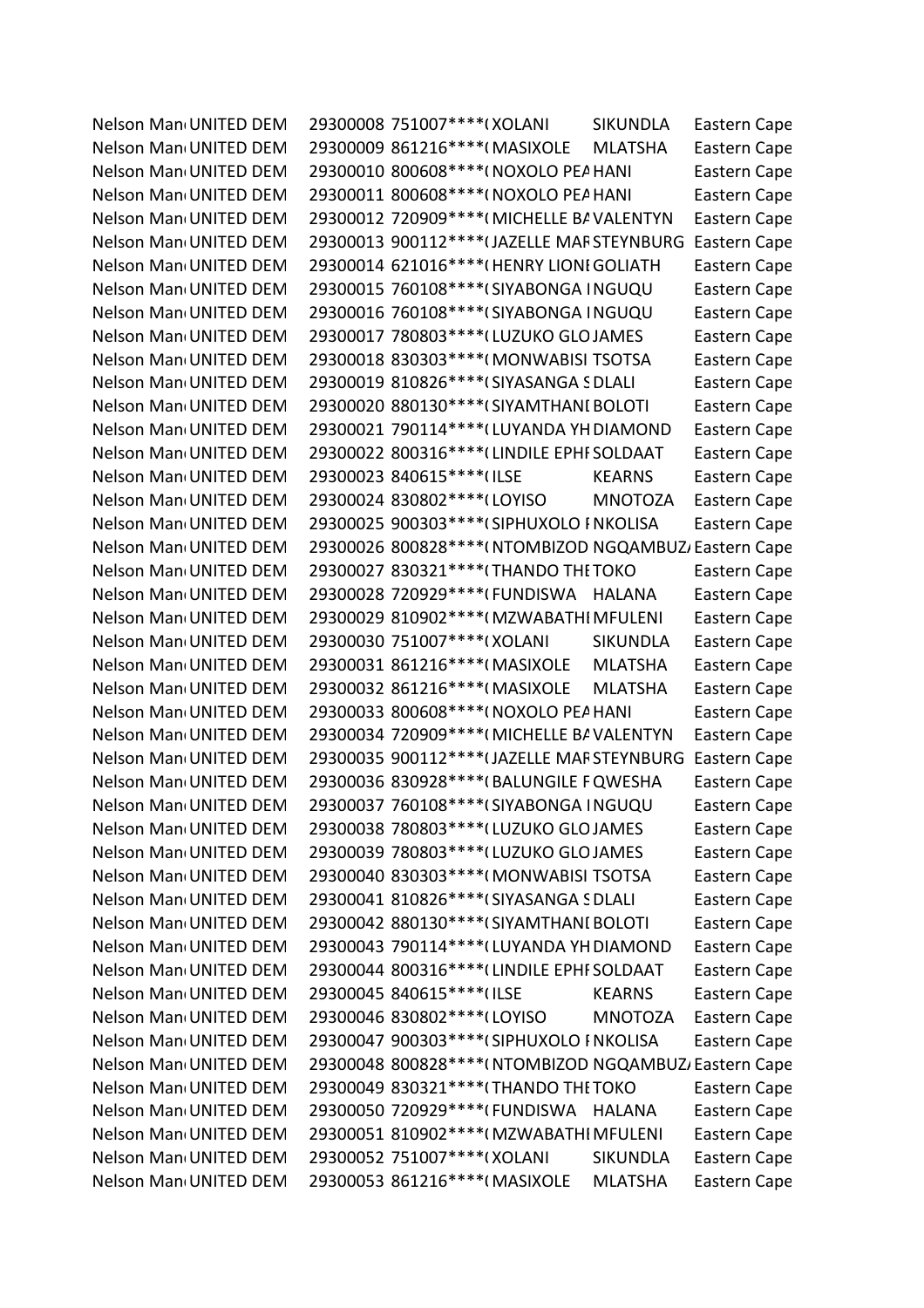| | | | | | | |
|---|---|---|---|---|---|---|
| Nelson Man | UNITED DEM | 29300008 | 751007****( | XOLANI | SIKUNDLA | Eastern Cape |
| Nelson Man | UNITED DEM | 29300009 | 861216****( | MASIXOLE | MLATSHA | Eastern Cape |
| Nelson Man | UNITED DEM | 29300010 | 800608****( | NOXOLO PEA | HANI | Eastern Cape |
| Nelson Man | UNITED DEM | 29300011 | 800608****( | NOXOLO PEA | HANI | Eastern Cape |
| Nelson Man | UNITED DEM | 29300012 | 720909****( | MICHELLE BA | VALENTYN | Eastern Cape |
| Nelson Man | UNITED DEM | 29300013 | 900112****( | JAZELLE MAR | STEYNBURG | Eastern Cape |
| Nelson Man | UNITED DEM | 29300014 | 621016****( | HENRY LIONI | GOLIATH | Eastern Cape |
| Nelson Man | UNITED DEM | 29300015 | 760108****( | SIYABONGA I | NGUQU | Eastern Cape |
| Nelson Man | UNITED DEM | 29300016 | 760108****( | SIYABONGA I | NGUQU | Eastern Cape |
| Nelson Man | UNITED DEM | 29300017 | 780803****( | LUZUKO GLO | JAMES | Eastern Cape |
| Nelson Man | UNITED DEM | 29300018 | 830303****( | MONWABISI | TSOTSA | Eastern Cape |
| Nelson Man | UNITED DEM | 29300019 | 810826****( | SIYASANGA S | DLALI | Eastern Cape |
| Nelson Man | UNITED DEM | 29300020 | 880130****( | SIYAMTHANI | BOLOTI | Eastern Cape |
| Nelson Man | UNITED DEM | 29300021 | 790114****( | LUYANDA YH | DIAMOND | Eastern Cape |
| Nelson Man | UNITED DEM | 29300022 | 800316****( | LINDILE EPHI | SOLDAAT | Eastern Cape |
| Nelson Man | UNITED DEM | 29300023 | 840615****( | ILSE | KEARNS | Eastern Cape |
| Nelson Man | UNITED DEM | 29300024 | 830802****( | LOYISO | MNOTOZA | Eastern Cape |
| Nelson Man | UNITED DEM | 29300025 | 900303****( | SIPHUXOLO I | NKOLISA | Eastern Cape |
| Nelson Man | UNITED DEM | 29300026 | 800828****( | NTOMBIZOD | NGQAMBUZA | Eastern Cape |
| Nelson Man | UNITED DEM | 29300027 | 830321****( | THANDO THE | TOKO | Eastern Cape |
| Nelson Man | UNITED DEM | 29300028 | 720929****( | FUNDISWA | HALANA | Eastern Cape |
| Nelson Man | UNITED DEM | 29300029 | 810902****( | MZWABATHI | MFULENI | Eastern Cape |
| Nelson Man | UNITED DEM | 29300030 | 751007****( | XOLANI | SIKUNDLA | Eastern Cape |
| Nelson Man | UNITED DEM | 29300031 | 861216****( | MASIXOLE | MLATSHA | Eastern Cape |
| Nelson Man | UNITED DEM | 29300032 | 861216****( | MASIXOLE | MLATSHA | Eastern Cape |
| Nelson Man | UNITED DEM | 29300033 | 800608****( | NOXOLO PEA | HANI | Eastern Cape |
| Nelson Man | UNITED DEM | 29300034 | 720909****( | MICHELLE BA | VALENTYN | Eastern Cape |
| Nelson Man | UNITED DEM | 29300035 | 900112****( | JAZELLE MAR | STEYNBURG | Eastern Cape |
| Nelson Man | UNITED DEM | 29300036 | 830928****( | BALUNGILE F | QWESHA | Eastern Cape |
| Nelson Man | UNITED DEM | 29300037 | 760108****( | SIYABONGA I | NGUQU | Eastern Cape |
| Nelson Man | UNITED DEM | 29300038 | 780803****( | LUZUKO GLO | JAMES | Eastern Cape |
| Nelson Man | UNITED DEM | 29300039 | 780803****( | LUZUKO GLO | JAMES | Eastern Cape |
| Nelson Man | UNITED DEM | 29300040 | 830303****( | MONWABISI | TSOTSA | Eastern Cape |
| Nelson Man | UNITED DEM | 29300041 | 810826****( | SIYASANGA S | DLALI | Eastern Cape |
| Nelson Man | UNITED DEM | 29300042 | 880130****( | SIYAMTHANI | BOLOTI | Eastern Cape |
| Nelson Man | UNITED DEM | 29300043 | 790114****( | LUYANDA YH | DIAMOND | Eastern Cape |
| Nelson Man | UNITED DEM | 29300044 | 800316****( | LINDILE EPHI | SOLDAAT | Eastern Cape |
| Nelson Man | UNITED DEM | 29300045 | 840615****( | ILSE | KEARNS | Eastern Cape |
| Nelson Man | UNITED DEM | 29300046 | 830802****( | LOYISO | MNOTOZA | Eastern Cape |
| Nelson Man | UNITED DEM | 29300047 | 900303****( | SIPHUXOLO I | NKOLISA | Eastern Cape |
| Nelson Man | UNITED DEM | 29300048 | 800828****( | NTOMBIZOD | NGQAMBUZA | Eastern Cape |
| Nelson Man | UNITED DEM | 29300049 | 830321****( | THANDO THE | TOKO | Eastern Cape |
| Nelson Man | UNITED DEM | 29300050 | 720929****( | FUNDISWA | HALANA | Eastern Cape |
| Nelson Man | UNITED DEM | 29300051 | 810902****( | MZWABATHI | MFULENI | Eastern Cape |
| Nelson Man | UNITED DEM | 29300052 | 751007****( | XOLANI | SIKUNDLA | Eastern Cape |
| Nelson Man | UNITED DEM | 29300053 | 861216****( | MASIXOLE | MLATSHA | Eastern Cape |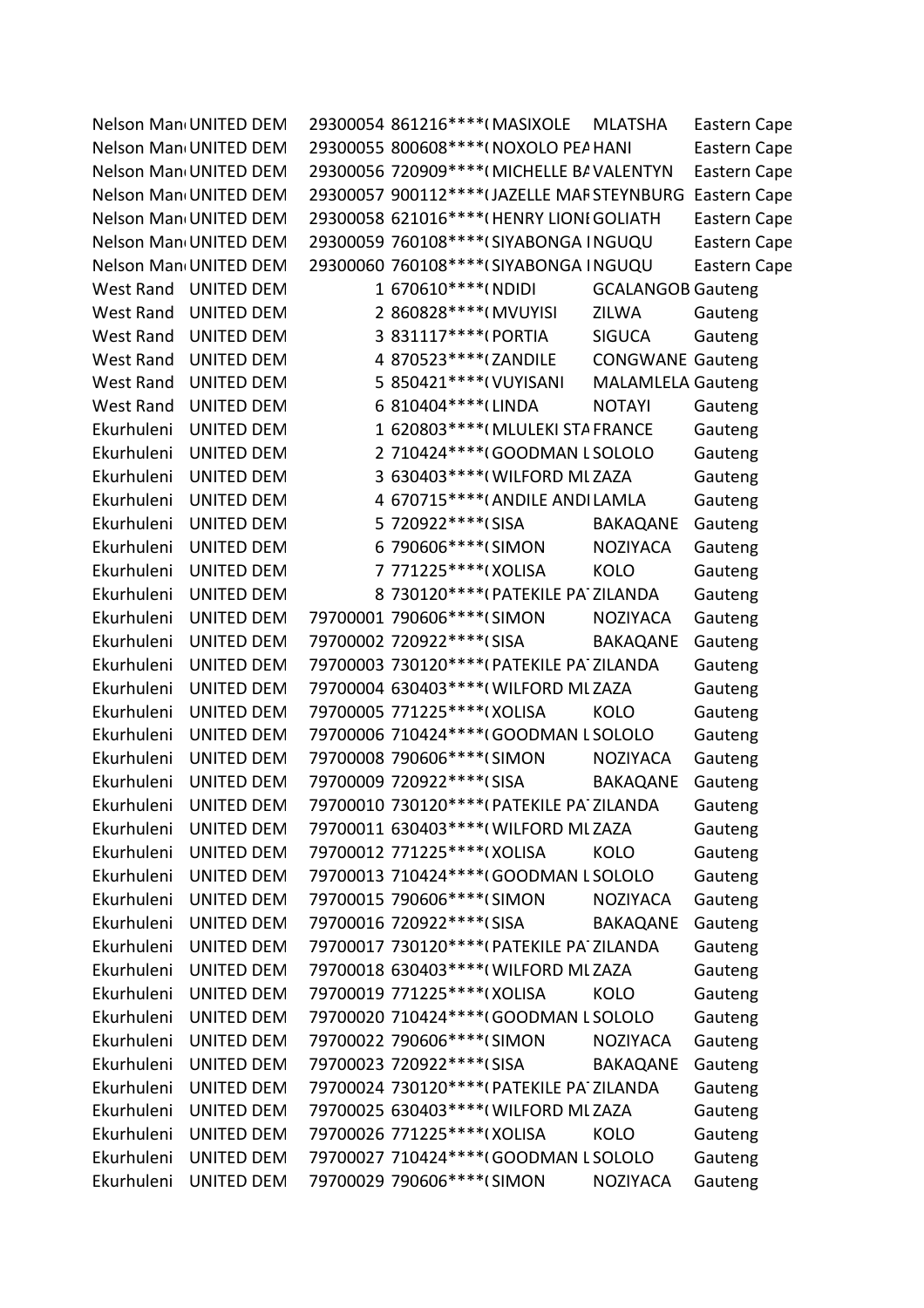| | | | | | | |
|---|---|---|---|---|---|---|
| Nelson Man | UNITED DEM | 29300054 | 861216****( | MASIXOLE | MLATSHA | Eastern Cape |
| Nelson Man | UNITED DEM | 29300055 | 800608****( | NOXOLO PEA | HANI | Eastern Cape |
| Nelson Man | UNITED DEM | 29300056 | 720909****( | MICHELLE BA | VALENTYN | Eastern Cape |
| Nelson Man | UNITED DEM | 29300057 | 900112****( | JAZELLE MAR | STEYNBURG | Eastern Cape |
| Nelson Man | UNITED DEM | 29300058 | 621016****( | HENRY LIONI | GOLIATH | Eastern Cape |
| Nelson Man | UNITED DEM | 29300059 | 760108****( | SIYABONGA I | NGUQU | Eastern Cape |
| Nelson Man | UNITED DEM | 29300060 | 760108****( | SIYABONGA I | NGUQU | Eastern Cape |
| West Rand | UNITED DEM | 1 | 670610****( | NDIDI | GCALANGOB | Gauteng |
| West Rand | UNITED DEM | 2 | 860828****( | MVUYISI | ZILWA | Gauteng |
| West Rand | UNITED DEM | 3 | 831117****( | PORTIA | SIGUCA | Gauteng |
| West Rand | UNITED DEM | 4 | 870523****( | ZANDILE | CONGWANE | Gauteng |
| West Rand | UNITED DEM | 5 | 850421****( | VUYISANI | MALAMLELA | Gauteng |
| West Rand | UNITED DEM | 6 | 810404****( | LINDA | NOTAYI | Gauteng |
| Ekurhuleni | UNITED DEM | 1 | 620803****( | MLULEKI STA | FRANCE | Gauteng |
| Ekurhuleni | UNITED DEM | 2 | 710424****( | GOODMAN L | SOLOLO | Gauteng |
| Ekurhuleni | UNITED DEM | 3 | 630403****( | WILFORD ML | ZAZA | Gauteng |
| Ekurhuleni | UNITED DEM | 4 | 670715****( | ANDILE ANDI | LAMLA | Gauteng |
| Ekurhuleni | UNITED DEM | 5 | 720922****( | SISA | BAKAQANE | Gauteng |
| Ekurhuleni | UNITED DEM | 6 | 790606****( | SIMON | NOZIYACA | Gauteng |
| Ekurhuleni | UNITED DEM | 7 | 771225****( | XOLISA | KOLO | Gauteng |
| Ekurhuleni | UNITED DEM | 8 | 730120****( | PATEKILE PA | ZILANDA | Gauteng |
| Ekurhuleni | UNITED DEM | 79700001 | 790606****( | SIMON | NOZIYACA | Gauteng |
| Ekurhuleni | UNITED DEM | 79700002 | 720922****( | SISA | BAKAQANE | Gauteng |
| Ekurhuleni | UNITED DEM | 79700003 | 730120****( | PATEKILE PA | ZILANDA | Gauteng |
| Ekurhuleni | UNITED DEM | 79700004 | 630403****( | WILFORD ML | ZAZA | Gauteng |
| Ekurhuleni | UNITED DEM | 79700005 | 771225****( | XOLISA | KOLO | Gauteng |
| Ekurhuleni | UNITED DEM | 79700006 | 710424****( | GOODMAN L | SOLOLO | Gauteng |
| Ekurhuleni | UNITED DEM | 79700008 | 790606****( | SIMON | NOZIYACA | Gauteng |
| Ekurhuleni | UNITED DEM | 79700009 | 720922****( | SISA | BAKAQANE | Gauteng |
| Ekurhuleni | UNITED DEM | 79700010 | 730120****( | PATEKILE PA | ZILANDA | Gauteng |
| Ekurhuleni | UNITED DEM | 79700011 | 630403****( | WILFORD ML | ZAZA | Gauteng |
| Ekurhuleni | UNITED DEM | 79700012 | 771225****( | XOLISA | KOLO | Gauteng |
| Ekurhuleni | UNITED DEM | 79700013 | 710424****( | GOODMAN L | SOLOLO | Gauteng |
| Ekurhuleni | UNITED DEM | 79700015 | 790606****( | SIMON | NOZIYACA | Gauteng |
| Ekurhuleni | UNITED DEM | 79700016 | 720922****( | SISA | BAKAQANE | Gauteng |
| Ekurhuleni | UNITED DEM | 79700017 | 730120****( | PATEKILE PA | ZILANDA | Gauteng |
| Ekurhuleni | UNITED DEM | 79700018 | 630403****( | WILFORD ML | ZAZA | Gauteng |
| Ekurhuleni | UNITED DEM | 79700019 | 771225****( | XOLISA | KOLO | Gauteng |
| Ekurhuleni | UNITED DEM | 79700020 | 710424****( | GOODMAN L | SOLOLO | Gauteng |
| Ekurhuleni | UNITED DEM | 79700022 | 790606****( | SIMON | NOZIYACA | Gauteng |
| Ekurhuleni | UNITED DEM | 79700023 | 720922****( | SISA | BAKAQANE | Gauteng |
| Ekurhuleni | UNITED DEM | 79700024 | 730120****( | PATEKILE PA | ZILANDA | Gauteng |
| Ekurhuleni | UNITED DEM | 79700025 | 630403****( | WILFORD ML | ZAZA | Gauteng |
| Ekurhuleni | UNITED DEM | 79700026 | 771225****( | XOLISA | KOLO | Gauteng |
| Ekurhuleni | UNITED DEM | 79700027 | 710424****( | GOODMAN L | SOLOLO | Gauteng |
| Ekurhuleni | UNITED DEM | 79700029 | 790606****( | SIMON | NOZIYACA | Gauteng |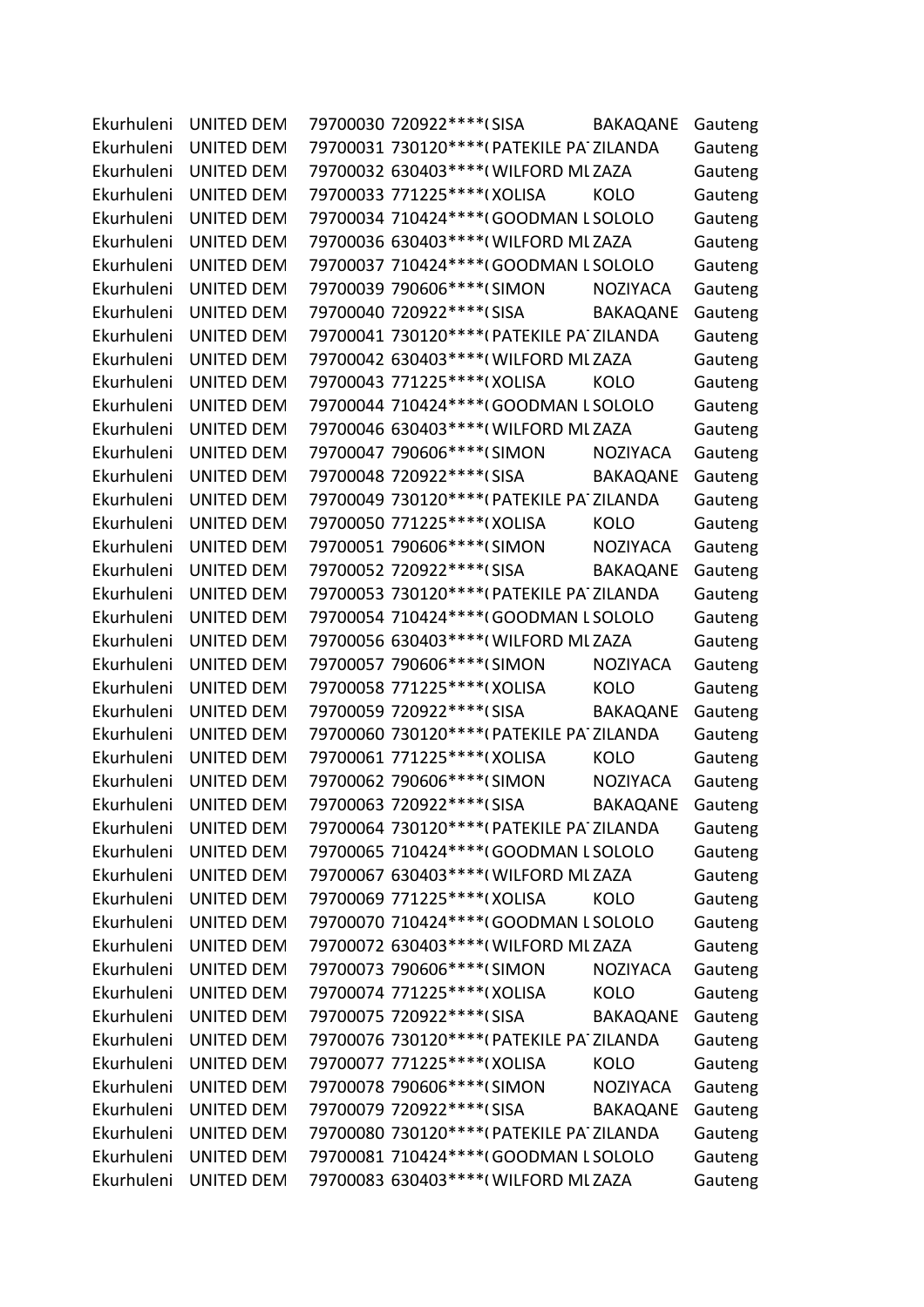| | | | | | | |
|---|---|---|---|---|---|---|
| Ekurhuleni | UNITED DEM | 79700030 | 720922****( | SISA | BAKAQANE | Gauteng |
| Ekurhuleni | UNITED DEM | 79700031 | 730120****( | PATEKILE PA | ZILANDA | Gauteng |
| Ekurhuleni | UNITED DEM | 79700032 | 630403****( | WILFORD ML | ZAZA | Gauteng |
| Ekurhuleni | UNITED DEM | 79700033 | 771225****( | XOLISA | KOLO | Gauteng |
| Ekurhuleni | UNITED DEM | 79700034 | 710424****( | GOODMAN L | SOLOLO | Gauteng |
| Ekurhuleni | UNITED DEM | 79700036 | 630403****( | WILFORD ML | ZAZA | Gauteng |
| Ekurhuleni | UNITED DEM | 79700037 | 710424****( | GOODMAN L | SOLOLO | Gauteng |
| Ekurhuleni | UNITED DEM | 79700039 | 790606****( | SIMON | NOZIYACA | Gauteng |
| Ekurhuleni | UNITED DEM | 79700040 | 720922****( | SISA | BAKAQANE | Gauteng |
| Ekurhuleni | UNITED DEM | 79700041 | 730120****( | PATEKILE PA | ZILANDA | Gauteng |
| Ekurhuleni | UNITED DEM | 79700042 | 630403****( | WILFORD ML | ZAZA | Gauteng |
| Ekurhuleni | UNITED DEM | 79700043 | 771225****( | XOLISA | KOLO | Gauteng |
| Ekurhuleni | UNITED DEM | 79700044 | 710424****( | GOODMAN L | SOLOLO | Gauteng |
| Ekurhuleni | UNITED DEM | 79700046 | 630403****( | WILFORD ML | ZAZA | Gauteng |
| Ekurhuleni | UNITED DEM | 79700047 | 790606****( | SIMON | NOZIYACA | Gauteng |
| Ekurhuleni | UNITED DEM | 79700048 | 720922****( | SISA | BAKAQANE | Gauteng |
| Ekurhuleni | UNITED DEM | 79700049 | 730120****( | PATEKILE PA | ZILANDA | Gauteng |
| Ekurhuleni | UNITED DEM | 79700050 | 771225****( | XOLISA | KOLO | Gauteng |
| Ekurhuleni | UNITED DEM | 79700051 | 790606****( | SIMON | NOZIYACA | Gauteng |
| Ekurhuleni | UNITED DEM | 79700052 | 720922****( | SISA | BAKAQANE | Gauteng |
| Ekurhuleni | UNITED DEM | 79700053 | 730120****( | PATEKILE PA | ZILANDA | Gauteng |
| Ekurhuleni | UNITED DEM | 79700054 | 710424****( | GOODMAN L | SOLOLO | Gauteng |
| Ekurhuleni | UNITED DEM | 79700056 | 630403****( | WILFORD ML | ZAZA | Gauteng |
| Ekurhuleni | UNITED DEM | 79700057 | 790606****( | SIMON | NOZIYACA | Gauteng |
| Ekurhuleni | UNITED DEM | 79700058 | 771225****( | XOLISA | KOLO | Gauteng |
| Ekurhuleni | UNITED DEM | 79700059 | 720922****( | SISA | BAKAQANE | Gauteng |
| Ekurhuleni | UNITED DEM | 79700060 | 730120****( | PATEKILE PA | ZILANDA | Gauteng |
| Ekurhuleni | UNITED DEM | 79700061 | 771225****( | XOLISA | KOLO | Gauteng |
| Ekurhuleni | UNITED DEM | 79700062 | 790606****( | SIMON | NOZIYACA | Gauteng |
| Ekurhuleni | UNITED DEM | 79700063 | 720922****( | SISA | BAKAQANE | Gauteng |
| Ekurhuleni | UNITED DEM | 79700064 | 730120****( | PATEKILE PA | ZILANDA | Gauteng |
| Ekurhuleni | UNITED DEM | 79700065 | 710424****( | GOODMAN L | SOLOLO | Gauteng |
| Ekurhuleni | UNITED DEM | 79700067 | 630403****( | WILFORD ML | ZAZA | Gauteng |
| Ekurhuleni | UNITED DEM | 79700069 | 771225****( | XOLISA | KOLO | Gauteng |
| Ekurhuleni | UNITED DEM | 79700070 | 710424****( | GOODMAN L | SOLOLO | Gauteng |
| Ekurhuleni | UNITED DEM | 79700072 | 630403****( | WILFORD ML | ZAZA | Gauteng |
| Ekurhuleni | UNITED DEM | 79700073 | 790606****( | SIMON | NOZIYACA | Gauteng |
| Ekurhuleni | UNITED DEM | 79700074 | 771225****( | XOLISA | KOLO | Gauteng |
| Ekurhuleni | UNITED DEM | 79700075 | 720922****( | SISA | BAKAQANE | Gauteng |
| Ekurhuleni | UNITED DEM | 79700076 | 730120****( | PATEKILE PA | ZILANDA | Gauteng |
| Ekurhuleni | UNITED DEM | 79700077 | 771225****( | XOLISA | KOLO | Gauteng |
| Ekurhuleni | UNITED DEM | 79700078 | 790606****( | SIMON | NOZIYACA | Gauteng |
| Ekurhuleni | UNITED DEM | 79700079 | 720922****( | SISA | BAKAQANE | Gauteng |
| Ekurhuleni | UNITED DEM | 79700080 | 730120****( | PATEKILE PA | ZILANDA | Gauteng |
| Ekurhuleni | UNITED DEM | 79700081 | 710424****( | GOODMAN L | SOLOLO | Gauteng |
| Ekurhuleni | UNITED DEM | 79700083 | 630403****( | WILFORD ML | ZAZA | Gauteng |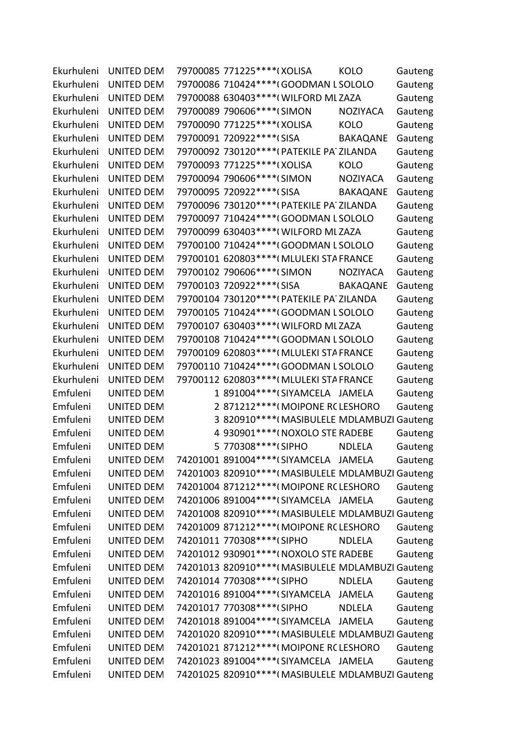| | | | | | | |
|---|---|---|---|---|---|---|
| Ekurhuleni | UNITED DEM | 79700085 | 771225****( | XOLISA | KOLO | Gauteng |
| Ekurhuleni | UNITED DEM | 79700086 | 710424****( | GOODMAN L | SOLOLO | Gauteng |
| Ekurhuleni | UNITED DEM | 79700088 | 630403****( | WILFORD ML | ZAZA | Gauteng |
| Ekurhuleni | UNITED DEM | 79700089 | 790606****( | SIMON | NOZIYACA | Gauteng |
| Ekurhuleni | UNITED DEM | 79700090 | 771225****( | XOLISA | KOLO | Gauteng |
| Ekurhuleni | UNITED DEM | 79700091 | 720922****( | SISA | BAKAQANE | Gauteng |
| Ekurhuleni | UNITED DEM | 79700092 | 730120****( | PATEKILE PA | ZILANDA | Gauteng |
| Ekurhuleni | UNITED DEM | 79700093 | 771225****( | XOLISA | KOLO | Gauteng |
| Ekurhuleni | UNITED DEM | 79700094 | 790606****( | SIMON | NOZIYACA | Gauteng |
| Ekurhuleni | UNITED DEM | 79700095 | 720922****( | SISA | BAKAQANE | Gauteng |
| Ekurhuleni | UNITED DEM | 79700096 | 730120****( | PATEKILE PA | ZILANDA | Gauteng |
| Ekurhuleni | UNITED DEM | 79700097 | 710424****( | GOODMAN L | SOLOLO | Gauteng |
| Ekurhuleni | UNITED DEM | 79700099 | 630403****( | WILFORD ML | ZAZA | Gauteng |
| Ekurhuleni | UNITED DEM | 79700100 | 710424****( | GOODMAN L | SOLOLO | Gauteng |
| Ekurhuleni | UNITED DEM | 79700101 | 620803****( | MLULEKI STA | FRANCE | Gauteng |
| Ekurhuleni | UNITED DEM | 79700102 | 790606****( | SIMON | NOZIYACA | Gauteng |
| Ekurhuleni | UNITED DEM | 79700103 | 720922****( | SISA | BAKAQANE | Gauteng |
| Ekurhuleni | UNITED DEM | 79700104 | 730120****( | PATEKILE PA | ZILANDA | Gauteng |
| Ekurhuleni | UNITED DEM | 79700105 | 710424****( | GOODMAN L | SOLOLO | Gauteng |
| Ekurhuleni | UNITED DEM | 79700107 | 630403****( | WILFORD ML | ZAZA | Gauteng |
| Ekurhuleni | UNITED DEM | 79700108 | 710424****( | GOODMAN L | SOLOLO | Gauteng |
| Ekurhuleni | UNITED DEM | 79700109 | 620803****( | MLULEKI STA | FRANCE | Gauteng |
| Ekurhuleni | UNITED DEM | 79700110 | 710424****( | GOODMAN L | SOLOLO | Gauteng |
| Ekurhuleni | UNITED DEM | 79700112 | 620803****( | MLULEKI STA | FRANCE | Gauteng |
| Emfuleni | UNITED DEM | 1 | 891004****( | SIYAMCELA | JAMELA | Gauteng |
| Emfuleni | UNITED DEM | 2 | 871212****( | MOIPONE RC | LESHORO | Gauteng |
| Emfuleni | UNITED DEM | 3 | 820910****( | MASIBULELE | MDLAMBUZI | Gauteng |
| Emfuleni | UNITED DEM | 4 | 930901****( | NOXOLO STE | RADEBE | Gauteng |
| Emfuleni | UNITED DEM | 5 | 770308****( | SIPHO | NDLELA | Gauteng |
| Emfuleni | UNITED DEM | 74201001 | 891004****( | SIYAMCELA | JAMELA | Gauteng |
| Emfuleni | UNITED DEM | 74201003 | 820910****( | MASIBULELE | MDLAMBUZI | Gauteng |
| Emfuleni | UNITED DEM | 74201004 | 871212****( | MOIPONE RC | LESHORO | Gauteng |
| Emfuleni | UNITED DEM | 74201006 | 891004****( | SIYAMCELA | JAMELA | Gauteng |
| Emfuleni | UNITED DEM | 74201008 | 820910****( | MASIBULELE | MDLAMBUZI | Gauteng |
| Emfuleni | UNITED DEM | 74201009 | 871212****( | MOIPONE RC | LESHORO | Gauteng |
| Emfuleni | UNITED DEM | 74201011 | 770308****( | SIPHO | NDLELA | Gauteng |
| Emfuleni | UNITED DEM | 74201012 | 930901****( | NOXOLO STE | RADEBE | Gauteng |
| Emfuleni | UNITED DEM | 74201013 | 820910****( | MASIBULELE | MDLAMBUZI | Gauteng |
| Emfuleni | UNITED DEM | 74201014 | 770308****( | SIPHO | NDLELA | Gauteng |
| Emfuleni | UNITED DEM | 74201016 | 891004****( | SIYAMCELA | JAMELA | Gauteng |
| Emfuleni | UNITED DEM | 74201017 | 770308****( | SIPHO | NDLELA | Gauteng |
| Emfuleni | UNITED DEM | 74201018 | 891004****( | SIYAMCELA | JAMELA | Gauteng |
| Emfuleni | UNITED DEM | 74201020 | 820910****( | MASIBULELE | MDLAMBUZI | Gauteng |
| Emfuleni | UNITED DEM | 74201021 | 871212****( | MOIPONE RC | LESHORO | Gauteng |
| Emfuleni | UNITED DEM | 74201023 | 891004****( | SIYAMCELA | JAMELA | Gauteng |
| Emfuleni | UNITED DEM | 74201025 | 820910****( | MASIBULELE | MDLAMBUZI | Gauteng |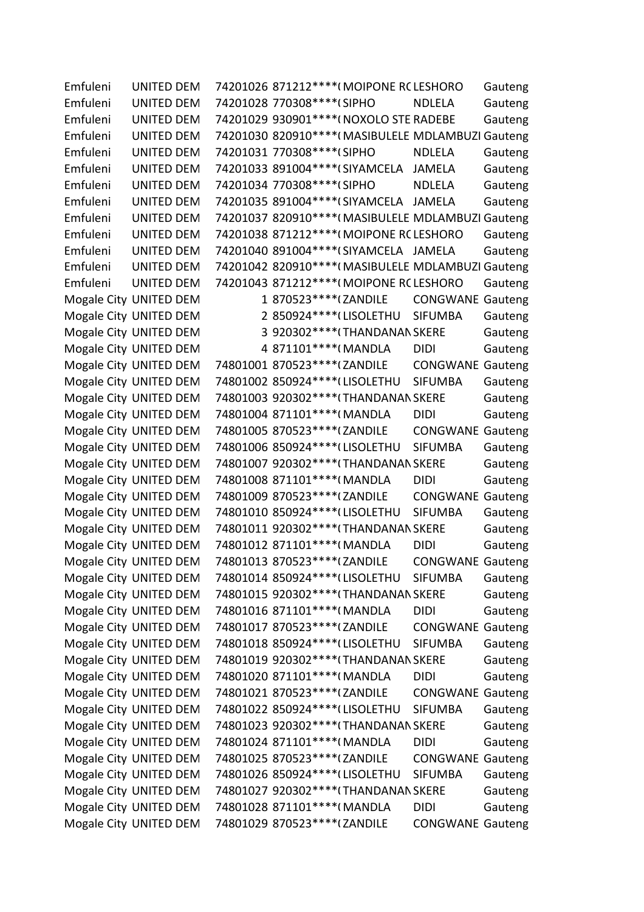| | | | | | | |
|---|---|---|---|---|---|---|
| Emfuleni | UNITED DEM | 74201026 | 871212****( | MOIPONE R( | LESHORO | Gauteng |
| Emfuleni | UNITED DEM | 74201028 | 770308****( | SIPHO | NDLELA | Gauteng |
| Emfuleni | UNITED DEM | 74201029 | 930901****( | NOXOLO STE | RADEBE | Gauteng |
| Emfuleni | UNITED DEM | 74201030 | 820910****( | MASIBULELE | MDLAMBUZI | Gauteng |
| Emfuleni | UNITED DEM | 74201031 | 770308****( | SIPHO | NDLELA | Gauteng |
| Emfuleni | UNITED DEM | 74201033 | 891004****( | SIYAMCELA | JAMELA | Gauteng |
| Emfuleni | UNITED DEM | 74201034 | 770308****( | SIPHO | NDLELA | Gauteng |
| Emfuleni | UNITED DEM | 74201035 | 891004****( | SIYAMCELA | JAMELA | Gauteng |
| Emfuleni | UNITED DEM | 74201037 | 820910****( | MASIBULELE | MDLAMBUZI | Gauteng |
| Emfuleni | UNITED DEM | 74201038 | 871212****( | MOIPONE R( | LESHORO | Gauteng |
| Emfuleni | UNITED DEM | 74201040 | 891004****( | SIYAMCELA | JAMELA | Gauteng |
| Emfuleni | UNITED DEM | 74201042 | 820910****( | MASIBULELE | MDLAMBUZI | Gauteng |
| Emfuleni | UNITED DEM | 74201043 | 871212****( | MOIPONE R( | LESHORO | Gauteng |
| Mogale City | UNITED DEM | 1 | 870523****( | ZANDILE | CONGWANE | Gauteng |
| Mogale City | UNITED DEM | 2 | 850924****( | LISOLETHU | SIFUMBA | Gauteng |
| Mogale City | UNITED DEM | 3 | 920302****( | THANDANAN | SKERE | Gauteng |
| Mogale City | UNITED DEM | 4 | 871101****( | MANDLA | DIDI | Gauteng |
| Mogale City | UNITED DEM | 74801001 | 870523****( | ZANDILE | CONGWANE | Gauteng |
| Mogale City | UNITED DEM | 74801002 | 850924****( | LISOLETHU | SIFUMBA | Gauteng |
| Mogale City | UNITED DEM | 74801003 | 920302****( | THANDANAN | SKERE | Gauteng |
| Mogale City | UNITED DEM | 74801004 | 871101****( | MANDLA | DIDI | Gauteng |
| Mogale City | UNITED DEM | 74801005 | 870523****( | ZANDILE | CONGWANE | Gauteng |
| Mogale City | UNITED DEM | 74801006 | 850924****( | LISOLETHU | SIFUMBA | Gauteng |
| Mogale City | UNITED DEM | 74801007 | 920302****( | THANDANAN | SKERE | Gauteng |
| Mogale City | UNITED DEM | 74801008 | 871101****( | MANDLA | DIDI | Gauteng |
| Mogale City | UNITED DEM | 74801009 | 870523****( | ZANDILE | CONGWANE | Gauteng |
| Mogale City | UNITED DEM | 74801010 | 850924****( | LISOLETHU | SIFUMBA | Gauteng |
| Mogale City | UNITED DEM | 74801011 | 920302****( | THANDANAN | SKERE | Gauteng |
| Mogale City | UNITED DEM | 74801012 | 871101****( | MANDLA | DIDI | Gauteng |
| Mogale City | UNITED DEM | 74801013 | 870523****( | ZANDILE | CONGWANE | Gauteng |
| Mogale City | UNITED DEM | 74801014 | 850924****( | LISOLETHU | SIFUMBA | Gauteng |
| Mogale City | UNITED DEM | 74801015 | 920302****( | THANDANAN | SKERE | Gauteng |
| Mogale City | UNITED DEM | 74801016 | 871101****( | MANDLA | DIDI | Gauteng |
| Mogale City | UNITED DEM | 74801017 | 870523****( | ZANDILE | CONGWANE | Gauteng |
| Mogale City | UNITED DEM | 74801018 | 850924****( | LISOLETHU | SIFUMBA | Gauteng |
| Mogale City | UNITED DEM | 74801019 | 920302****( | THANDANAN | SKERE | Gauteng |
| Mogale City | UNITED DEM | 74801020 | 871101****( | MANDLA | DIDI | Gauteng |
| Mogale City | UNITED DEM | 74801021 | 870523****( | ZANDILE | CONGWANE | Gauteng |
| Mogale City | UNITED DEM | 74801022 | 850924****( | LISOLETHU | SIFUMBA | Gauteng |
| Mogale City | UNITED DEM | 74801023 | 920302****( | THANDANAN | SKERE | Gauteng |
| Mogale City | UNITED DEM | 74801024 | 871101****( | MANDLA | DIDI | Gauteng |
| Mogale City | UNITED DEM | 74801025 | 870523****( | ZANDILE | CONGWANE | Gauteng |
| Mogale City | UNITED DEM | 74801026 | 850924****( | LISOLETHU | SIFUMBA | Gauteng |
| Mogale City | UNITED DEM | 74801027 | 920302****( | THANDANAN | SKERE | Gauteng |
| Mogale City | UNITED DEM | 74801028 | 871101****( | MANDLA | DIDI | Gauteng |
| Mogale City | UNITED DEM | 74801029 | 870523****( | ZANDILE | CONGWANE | Gauteng |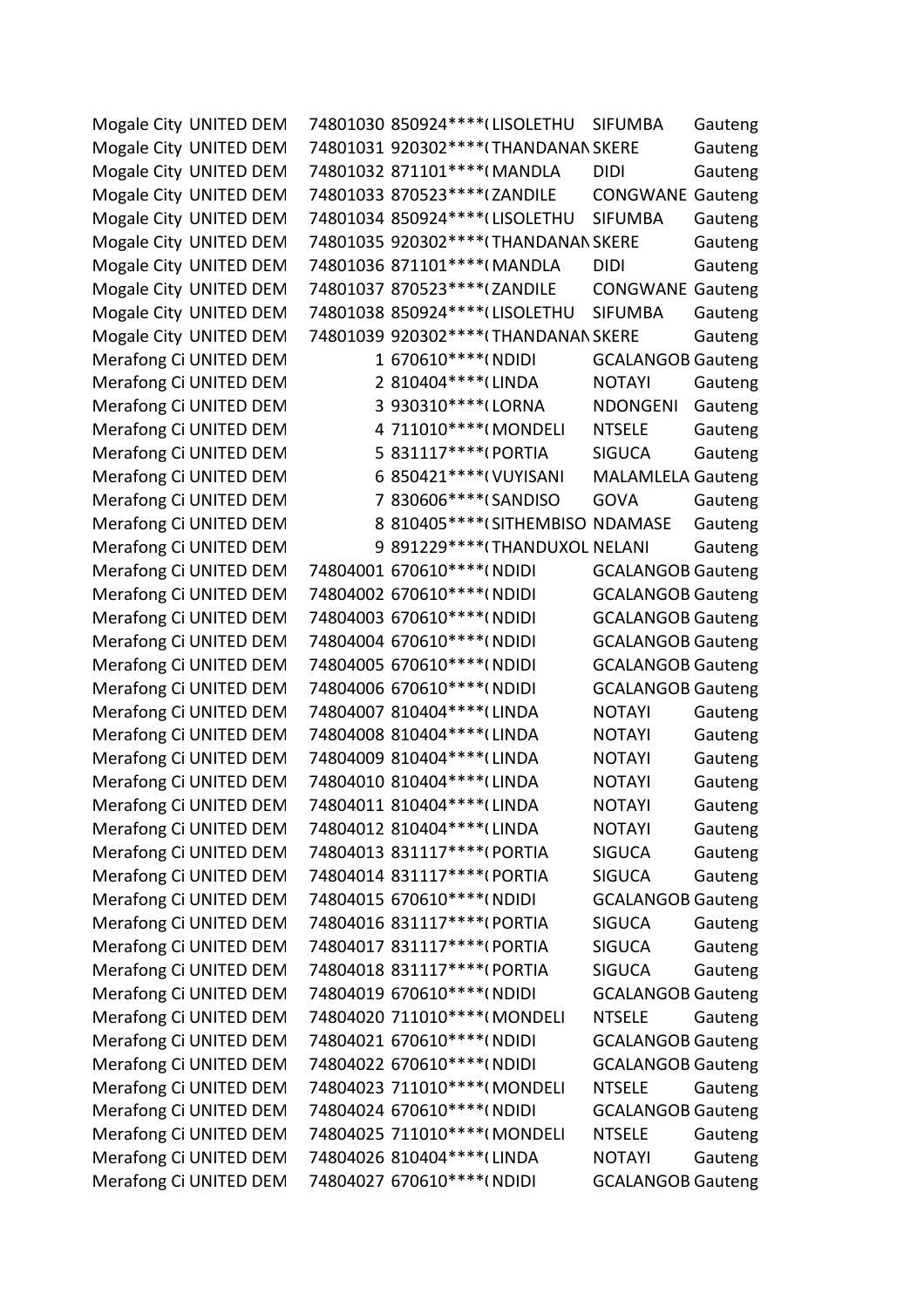| | | | | | | |
|---|---|---|---|---|---|---|
| Mogale City | UNITED DEM | 74801030 | 850924****( | LISOLETHU | SIFUMBA | Gauteng |
| Mogale City | UNITED DEM | 74801031 | 920302****( | THANDANAN | SKERE | Gauteng |
| Mogale City | UNITED DEM | 74801032 | 871101****( | MANDLA | DIDI | Gauteng |
| Mogale City | UNITED DEM | 74801033 | 870523****( | ZANDILE | CONGWANE | Gauteng |
| Mogale City | UNITED DEM | 74801034 | 850924****( | LISOLETHU | SIFUMBA | Gauteng |
| Mogale City | UNITED DEM | 74801035 | 920302****( | THANDANAN | SKERE | Gauteng |
| Mogale City | UNITED DEM | 74801036 | 871101****( | MANDLA | DIDI | Gauteng |
| Mogale City | UNITED DEM | 74801037 | 870523****( | ZANDILE | CONGWANE | Gauteng |
| Mogale City | UNITED DEM | 74801038 | 850924****( | LISOLETHU | SIFUMBA | Gauteng |
| Mogale City | UNITED DEM | 74801039 | 920302****( | THANDANAN | SKERE | Gauteng |
| Merafong Ci | UNITED DEM | 1 | 670610****( | NDIDI | GCALANGOB | Gauteng |
| Merafong Ci | UNITED DEM | 2 | 810404****( | LINDA | NOTAYI | Gauteng |
| Merafong Ci | UNITED DEM | 3 | 930310****( | LORNA | NDONGENI | Gauteng |
| Merafong Ci | UNITED DEM | 4 | 711010****( | MONDELI | NTSELE | Gauteng |
| Merafong Ci | UNITED DEM | 5 | 831117****( | PORTIA | SIGUCA | Gauteng |
| Merafong Ci | UNITED DEM | 6 | 850421****( | VUYISANI | MALAMLELA | Gauteng |
| Merafong Ci | UNITED DEM | 7 | 830606****( | SANDISO | GOVA | Gauteng |
| Merafong Ci | UNITED DEM | 8 | 810405****( | SITHEMBISO | NDAMASE | Gauteng |
| Merafong Ci | UNITED DEM | 9 | 891229****( | THANDUXOL | NELANI | Gauteng |
| Merafong Ci | UNITED DEM | 74804001 | 670610****( | NDIDI | GCALANGOB | Gauteng |
| Merafong Ci | UNITED DEM | 74804002 | 670610****( | NDIDI | GCALANGOB | Gauteng |
| Merafong Ci | UNITED DEM | 74804003 | 670610****( | NDIDI | GCALANGOB | Gauteng |
| Merafong Ci | UNITED DEM | 74804004 | 670610****( | NDIDI | GCALANGOB | Gauteng |
| Merafong Ci | UNITED DEM | 74804005 | 670610****( | NDIDI | GCALANGOB | Gauteng |
| Merafong Ci | UNITED DEM | 74804006 | 670610****( | NDIDI | GCALANGOB | Gauteng |
| Merafong Ci | UNITED DEM | 74804007 | 810404****( | LINDA | NOTAYI | Gauteng |
| Merafong Ci | UNITED DEM | 74804008 | 810404****( | LINDA | NOTAYI | Gauteng |
| Merafong Ci | UNITED DEM | 74804009 | 810404****( | LINDA | NOTAYI | Gauteng |
| Merafong Ci | UNITED DEM | 74804010 | 810404****( | LINDA | NOTAYI | Gauteng |
| Merafong Ci | UNITED DEM | 74804011 | 810404****( | LINDA | NOTAYI | Gauteng |
| Merafong Ci | UNITED DEM | 74804012 | 810404****( | LINDA | NOTAYI | Gauteng |
| Merafong Ci | UNITED DEM | 74804013 | 831117****( | PORTIA | SIGUCA | Gauteng |
| Merafong Ci | UNITED DEM | 74804014 | 831117****( | PORTIA | SIGUCA | Gauteng |
| Merafong Ci | UNITED DEM | 74804015 | 670610****( | NDIDI | GCALANGOB | Gauteng |
| Merafong Ci | UNITED DEM | 74804016 | 831117****( | PORTIA | SIGUCA | Gauteng |
| Merafong Ci | UNITED DEM | 74804017 | 831117****( | PORTIA | SIGUCA | Gauteng |
| Merafong Ci | UNITED DEM | 74804018 | 831117****( | PORTIA | SIGUCA | Gauteng |
| Merafong Ci | UNITED DEM | 74804019 | 670610****( | NDIDI | GCALANGOB | Gauteng |
| Merafong Ci | UNITED DEM | 74804020 | 711010****( | MONDELI | NTSELE | Gauteng |
| Merafong Ci | UNITED DEM | 74804021 | 670610****( | NDIDI | GCALANGOB | Gauteng |
| Merafong Ci | UNITED DEM | 74804022 | 670610****( | NDIDI | GCALANGOB | Gauteng |
| Merafong Ci | UNITED DEM | 74804023 | 711010****( | MONDELI | NTSELE | Gauteng |
| Merafong Ci | UNITED DEM | 74804024 | 670610****( | NDIDI | GCALANGOB | Gauteng |
| Merafong Ci | UNITED DEM | 74804025 | 711010****( | MONDELI | NTSELE | Gauteng |
| Merafong Ci | UNITED DEM | 74804026 | 810404****( | LINDA | NOTAYI | Gauteng |
| Merafong Ci | UNITED DEM | 74804027 | 670610****( | NDIDI | GCALANGOB | Gauteng |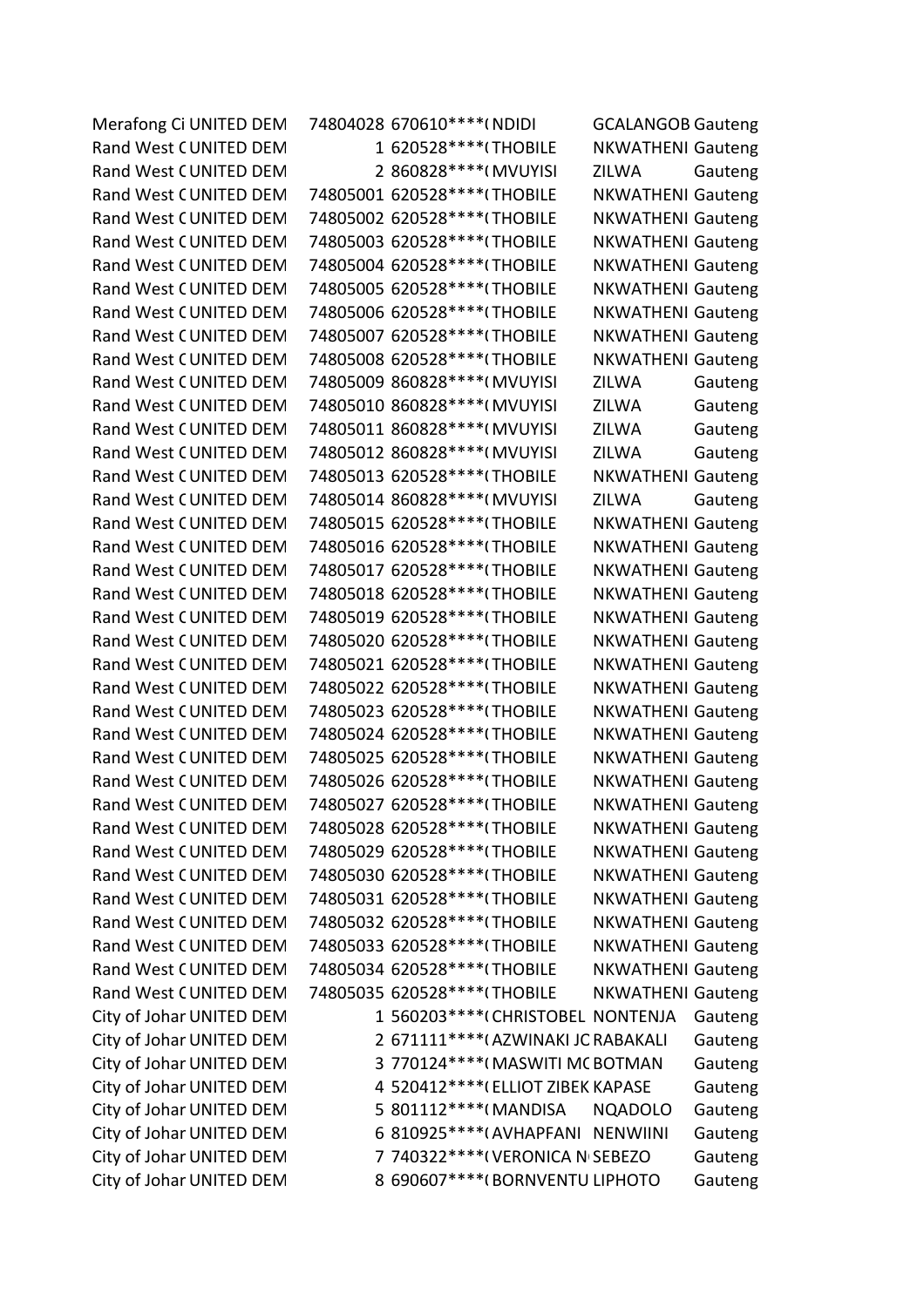| | | | | | | |
|---|---|---|---|---|---|---|
| Merafong Ci | UNITED DEM | 74804028 | 670610****( | NDIDI | GCALANGOB | Gauteng |
| Rand West C | UNITED DEM | 1 | 620528****( | THOBILE | NKWATHENI | Gauteng |
| Rand West C | UNITED DEM | 2 | 860828****( | MVUYISI | ZILWA | Gauteng |
| Rand West C | UNITED DEM | 74805001 | 620528****( | THOBILE | NKWATHENI | Gauteng |
| Rand West C | UNITED DEM | 74805002 | 620528****( | THOBILE | NKWATHENI | Gauteng |
| Rand West C | UNITED DEM | 74805003 | 620528****( | THOBILE | NKWATHENI | Gauteng |
| Rand West C | UNITED DEM | 74805004 | 620528****( | THOBILE | NKWATHENI | Gauteng |
| Rand West C | UNITED DEM | 74805005 | 620528****( | THOBILE | NKWATHENI | Gauteng |
| Rand West C | UNITED DEM | 74805006 | 620528****( | THOBILE | NKWATHENI | Gauteng |
| Rand West C | UNITED DEM | 74805007 | 620528****( | THOBILE | NKWATHENI | Gauteng |
| Rand West C | UNITED DEM | 74805008 | 620528****( | THOBILE | NKWATHENI | Gauteng |
| Rand West C | UNITED DEM | 74805009 | 860828****( | MVUYISI | ZILWA | Gauteng |
| Rand West C | UNITED DEM | 74805010 | 860828****( | MVUYISI | ZILWA | Gauteng |
| Rand West C | UNITED DEM | 74805011 | 860828****( | MVUYISI | ZILWA | Gauteng |
| Rand West C | UNITED DEM | 74805012 | 860828****( | MVUYISI | ZILWA | Gauteng |
| Rand West C | UNITED DEM | 74805013 | 620528****( | THOBILE | NKWATHENI | Gauteng |
| Rand West C | UNITED DEM | 74805014 | 860828****( | MVUYISI | ZILWA | Gauteng |
| Rand West C | UNITED DEM | 74805015 | 620528****( | THOBILE | NKWATHENI | Gauteng |
| Rand West C | UNITED DEM | 74805016 | 620528****( | THOBILE | NKWATHENI | Gauteng |
| Rand West C | UNITED DEM | 74805017 | 620528****( | THOBILE | NKWATHENI | Gauteng |
| Rand West C | UNITED DEM | 74805018 | 620528****( | THOBILE | NKWATHENI | Gauteng |
| Rand West C | UNITED DEM | 74805019 | 620528****( | THOBILE | NKWATHENI | Gauteng |
| Rand West C | UNITED DEM | 74805020 | 620528****( | THOBILE | NKWATHENI | Gauteng |
| Rand West C | UNITED DEM | 74805021 | 620528****( | THOBILE | NKWATHENI | Gauteng |
| Rand West C | UNITED DEM | 74805022 | 620528****( | THOBILE | NKWATHENI | Gauteng |
| Rand West C | UNITED DEM | 74805023 | 620528****( | THOBILE | NKWATHENI | Gauteng |
| Rand West C | UNITED DEM | 74805024 | 620528****( | THOBILE | NKWATHENI | Gauteng |
| Rand West C | UNITED DEM | 74805025 | 620528****( | THOBILE | NKWATHENI | Gauteng |
| Rand West C | UNITED DEM | 74805026 | 620528****( | THOBILE | NKWATHENI | Gauteng |
| Rand West C | UNITED DEM | 74805027 | 620528****( | THOBILE | NKWATHENI | Gauteng |
| Rand West C | UNITED DEM | 74805028 | 620528****( | THOBILE | NKWATHENI | Gauteng |
| Rand West C | UNITED DEM | 74805029 | 620528****( | THOBILE | NKWATHENI | Gauteng |
| Rand West C | UNITED DEM | 74805030 | 620528****( | THOBILE | NKWATHENI | Gauteng |
| Rand West C | UNITED DEM | 74805031 | 620528****( | THOBILE | NKWATHENI | Gauteng |
| Rand West C | UNITED DEM | 74805032 | 620528****( | THOBILE | NKWATHENI | Gauteng |
| Rand West C | UNITED DEM | 74805033 | 620528****( | THOBILE | NKWATHENI | Gauteng |
| Rand West C | UNITED DEM | 74805034 | 620528****( | THOBILE | NKWATHENI | Gauteng |
| Rand West C | UNITED DEM | 74805035 | 620528****( | THOBILE | NKWATHENI | Gauteng |
| City of Johar | UNITED DEM | 1 | 560203****( | CHRISTOBEL | NONTENJA | Gauteng |
| City of Johar | UNITED DEM | 2 | 671111****( | AZWINAKI JC | RABAKALI | Gauteng |
| City of Johar | UNITED DEM | 3 | 770124****( | MASWITI MC | BOTMAN | Gauteng |
| City of Johar | UNITED DEM | 4 | 520412****( | ELLIOT ZIBEK | KAPASE | Gauteng |
| City of Johar | UNITED DEM | 5 | 801112****( | MANDISA | NQADOLO | Gauteng |
| City of Johar | UNITED DEM | 6 | 810925****( | AVHAPFANI | NENWIINI | Gauteng |
| City of Johar | UNITED DEM | 7 | 740322****( | VERONICA N | SEBEZO | Gauteng |
| City of Johar | UNITED DEM | 8 | 690607****( | BORNVENTU | LIPHOTO | Gauteng |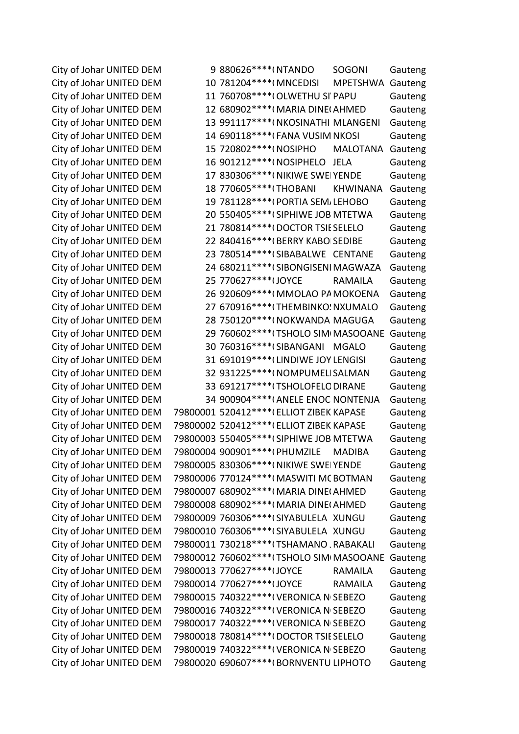| | | | | | | |
|---|---|---|---|---|---|---|
| City of Johar | UNITED DEM | 9 | 880626****( | NTANDO | SOGONI | Gauteng |
| City of Johar | UNITED DEM | 10 | 781204****( | MNCEDISI | MPETSHWA | Gauteng |
| City of Johar | UNITED DEM | 11 | 760708****( | OLWETHU SI | PAPU | Gauteng |
| City of Johar | UNITED DEM | 12 | 680902****( | MARIA DINE( | AHMED | Gauteng |
| City of Johar | UNITED DEM | 13 | 991117****( | NKOSINATHI | MLANGENI | Gauteng |
| City of Johar | UNITED DEM | 14 | 690118****( | FANA VUSIM | NKOSI | Gauteng |
| City of Johar | UNITED DEM | 15 | 720802****( | NOSIPHO | MALOTANA | Gauteng |
| City of Johar | UNITED DEM | 16 | 901212****( | NOSIPHELO | JELA | Gauteng |
| City of Johar | UNITED DEM | 17 | 830306****( | NIKIWE SWE | YENDE | Gauteng |
| City of Johar | UNITED DEM | 18 | 770605****( | THOBANI | KHWINANA | Gauteng |
| City of Johar | UNITED DEM | 19 | 781128****( | PORTIA SEM | LEHOBO | Gauteng |
| City of Johar | UNITED DEM | 20 | 550405****( | SIPHIWE JOB | MTETWA | Gauteng |
| City of Johar | UNITED DEM | 21 | 780814****( | DOCTOR TSIE | SELELO | Gauteng |
| City of Johar | UNITED DEM | 22 | 840416****( | BERRY KABO | SEDIBE | Gauteng |
| City of Johar | UNITED DEM | 23 | 780514****( | SIBABALWE | CENTANE | Gauteng |
| City of Johar | UNITED DEM | 24 | 680211****( | SIBONGISENI | MAGWAZA | Gauteng |
| City of Johar | UNITED DEM | 25 | 770627****( | JOYCE | RAMAILA | Gauteng |
| City of Johar | UNITED DEM | 26 | 920609****( | MMOLAO PA | MOKOENA | Gauteng |
| City of Johar | UNITED DEM | 27 | 670916****( | THEMBINKO: | NXUMALO | Gauteng |
| City of Johar | UNITED DEM | 28 | 750120****( | NOKWANDA | MAGUGA | Gauteng |
| City of Johar | UNITED DEM | 29 | 760602****( | TSHOLO SIM | MASOOANE | Gauteng |
| City of Johar | UNITED DEM | 30 | 760316****( | SIBANGANI | MGALO | Gauteng |
| City of Johar | UNITED DEM | 31 | 691019****( | LINDIWE JOY | LENGISI | Gauteng |
| City of Johar | UNITED DEM | 32 | 931225****( | NOMPUMELI | SALMAN | Gauteng |
| City of Johar | UNITED DEM | 33 | 691217****( | TSHOLOFELO | DIRANE | Gauteng |
| City of Johar | UNITED DEM | 34 | 900904****( | ANELE ENOC | NONTENJA | Gauteng |
| City of Johar | UNITED DEM | 79800001 | 520412****( | ELLIOT ZIBEK | KAPASE | Gauteng |
| City of Johar | UNITED DEM | 79800002 | 520412****( | ELLIOT ZIBEK | KAPASE | Gauteng |
| City of Johar | UNITED DEM | 79800003 | 550405****( | SIPHIWE JOB | MTETWA | Gauteng |
| City of Johar | UNITED DEM | 79800004 | 900901****( | PHUMZILE | MADIBA | Gauteng |
| City of Johar | UNITED DEM | 79800005 | 830306****( | NIKIWE SWE | YENDE | Gauteng |
| City of Johar | UNITED DEM | 79800006 | 770124****( | MASWITI MC | BOTMAN | Gauteng |
| City of Johar | UNITED DEM | 79800007 | 680902****( | MARIA DINE( | AHMED | Gauteng |
| City of Johar | UNITED DEM | 79800008 | 680902****( | MARIA DINE( | AHMED | Gauteng |
| City of Johar | UNITED DEM | 79800009 | 760306****( | SIYABULELA | XUNGU | Gauteng |
| City of Johar | UNITED DEM | 79800010 | 760306****( | SIYABULELA | XUNGU | Gauteng |
| City of Johar | UNITED DEM | 79800011 | 730218****( | TSHAMANO . | RABAKALI | Gauteng |
| City of Johar | UNITED DEM | 79800012 | 760602****( | TSHOLO SIM | MASOOANE | Gauteng |
| City of Johar | UNITED DEM | 79800013 | 770627****( | JOYCE | RAMAILA | Gauteng |
| City of Johar | UNITED DEM | 79800014 | 770627****( | JOYCE | RAMAILA | Gauteng |
| City of Johar | UNITED DEM | 79800015 | 740322****( | VERONICA N | SEBEZO | Gauteng |
| City of Johar | UNITED DEM | 79800016 | 740322****( | VERONICA N | SEBEZO | Gauteng |
| City of Johar | UNITED DEM | 79800017 | 740322****( | VERONICA N | SEBEZO | Gauteng |
| City of Johar | UNITED DEM | 79800018 | 780814****( | DOCTOR TSIE | SELELO | Gauteng |
| City of Johar | UNITED DEM | 79800019 | 740322****( | VERONICA N | SEBEZO | Gauteng |
| City of Johar | UNITED DEM | 79800020 | 690607****( | BORNVENTU | LIPHOTO | Gauteng |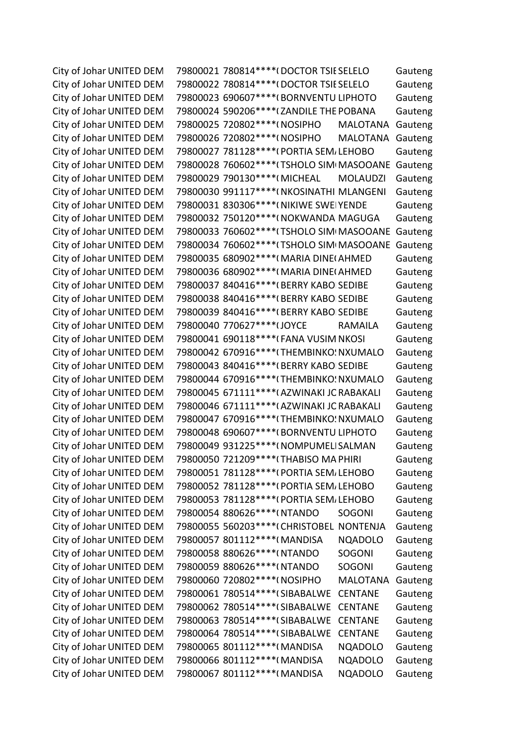| | | | | | | |
|---|---|---|---|---|---|---|
| City of Johar | UNITED DEM | 79800021 | 780814****( | DOCTOR TSIE | SELELO | Gauteng |
| City of Johar | UNITED DEM | 79800022 | 780814****( | DOCTOR TSIE | SELELO | Gauteng |
| City of Johar | UNITED DEM | 79800023 | 690607****( | BORNVENTU | LIPHOTO | Gauteng |
| City of Johar | UNITED DEM | 79800024 | 590206****( | ZANDILE THE | POBANA | Gauteng |
| City of Johar | UNITED DEM | 79800025 | 720802****( | NOSIPHO | MALOTANA | Gauteng |
| City of Johar | UNITED DEM | 79800026 | 720802****( | NOSIPHO | MALOTANA | Gauteng |
| City of Johar | UNITED DEM | 79800027 | 781128****( | PORTIA SEM/ | LEHOBO | Gauteng |
| City of Johar | UNITED DEM | 79800028 | 760602****( | TSHOLO SIM( | MASOOANE | Gauteng |
| City of Johar | UNITED DEM | 79800029 | 790130****( | MICHEAL | MOLAUDZI | Gauteng |
| City of Johar | UNITED DEM | 79800030 | 991117****( | NKOSINATHI | MLANGENI | Gauteng |
| City of Johar | UNITED DEM | 79800031 | 830306****( | NIKIWE SWE | YENDE | Gauteng |
| City of Johar | UNITED DEM | 79800032 | 750120****( | NOKWANDA | MAGUGA | Gauteng |
| City of Johar | UNITED DEM | 79800033 | 760602****( | TSHOLO SIM( | MASOOANE | Gauteng |
| City of Johar | UNITED DEM | 79800034 | 760602****( | TSHOLO SIM( | MASOOANE | Gauteng |
| City of Johar | UNITED DEM | 79800035 | 680902****( | MARIA DINE( | AHMED | Gauteng |
| City of Johar | UNITED DEM | 79800036 | 680902****( | MARIA DINE( | AHMED | Gauteng |
| City of Johar | UNITED DEM | 79800037 | 840416****( | BERRY KABO | SEDIBE | Gauteng |
| City of Johar | UNITED DEM | 79800038 | 840416****( | BERRY KABO | SEDIBE | Gauteng |
| City of Johar | UNITED DEM | 79800039 | 840416****( | BERRY KABO | SEDIBE | Gauteng |
| City of Johar | UNITED DEM | 79800040 | 770627****( | JOYCE | RAMAILA | Gauteng |
| City of Johar | UNITED DEM | 79800041 | 690118****( | FANA VUSIM | NKOSI | Gauteng |
| City of Johar | UNITED DEM | 79800042 | 670916****( | THEMBINKO: | NXUMALO | Gauteng |
| City of Johar | UNITED DEM | 79800043 | 840416****( | BERRY KABO | SEDIBE | Gauteng |
| City of Johar | UNITED DEM | 79800044 | 670916****( | THEMBINKO: | NXUMALO | Gauteng |
| City of Johar | UNITED DEM | 79800045 | 671111****( | AZWINAKI JC | RABAKALI | Gauteng |
| City of Johar | UNITED DEM | 79800046 | 671111****( | AZWINAKI JC | RABAKALI | Gauteng |
| City of Johar | UNITED DEM | 79800047 | 670916****( | THEMBINKO: | NXUMALO | Gauteng |
| City of Johar | UNITED DEM | 79800048 | 690607****( | BORNVENTU | LIPHOTO | Gauteng |
| City of Johar | UNITED DEM | 79800049 | 931225****( | NOMPUMELI | SALMAN | Gauteng |
| City of Johar | UNITED DEM | 79800050 | 721209****( | THABISO MA | PHIRI | Gauteng |
| City of Johar | UNITED DEM | 79800051 | 781128****( | PORTIA SEM/ | LEHOBO | Gauteng |
| City of Johar | UNITED DEM | 79800052 | 781128****( | PORTIA SEM/ | LEHOBO | Gauteng |
| City of Johar | UNITED DEM | 79800053 | 781128****( | PORTIA SEM/ | LEHOBO | Gauteng |
| City of Johar | UNITED DEM | 79800054 | 880626****( | NTANDO | SOGONI | Gauteng |
| City of Johar | UNITED DEM | 79800055 | 560203****( | CHRISTOBEL | NONTENJA | Gauteng |
| City of Johar | UNITED DEM | 79800057 | 801112****( | MANDISA | NQADOLO | Gauteng |
| City of Johar | UNITED DEM | 79800058 | 880626****( | NTANDO | SOGONI | Gauteng |
| City of Johar | UNITED DEM | 79800059 | 880626****( | NTANDO | SOGONI | Gauteng |
| City of Johar | UNITED DEM | 79800060 | 720802****( | NOSIPHO | MALOTANA | Gauteng |
| City of Johar | UNITED DEM | 79800061 | 780514****( | SIBABALWE | CENTANE | Gauteng |
| City of Johar | UNITED DEM | 79800062 | 780514****( | SIBABALWE | CENTANE | Gauteng |
| City of Johar | UNITED DEM | 79800063 | 780514****( | SIBABALWE | CENTANE | Gauteng |
| City of Johar | UNITED DEM | 79800064 | 780514****( | SIBABALWE | CENTANE | Gauteng |
| City of Johar | UNITED DEM | 79800065 | 801112****( | MANDISA | NQADOLO | Gauteng |
| City of Johar | UNITED DEM | 79800066 | 801112****( | MANDISA | NQADOLO | Gauteng |
| City of Johar | UNITED DEM | 79800067 | 801112****( | MANDISA | NQADOLO | Gauteng |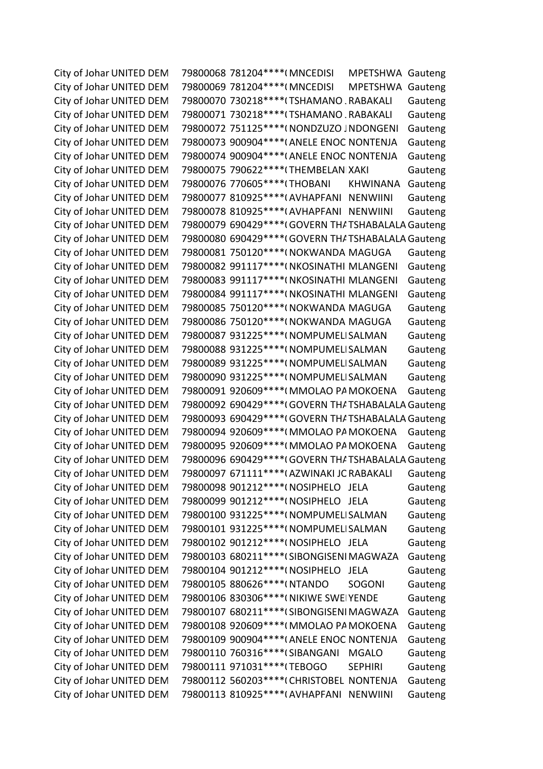| | | | | | | |
|---|---|---|---|---|---|---|
| City of Johar | UNITED DEM | 79800068 | 781204****( | MNCEDISI | MPETSHWA | Gauteng |
| City of Johar | UNITED DEM | 79800069 | 781204****( | MNCEDISI | MPETSHWA | Gauteng |
| City of Johar | UNITED DEM | 79800070 | 730218****( | TSHAMANO . | RABAKALI | Gauteng |
| City of Johar | UNITED DEM | 79800071 | 730218****( | TSHAMANO . | RABAKALI | Gauteng |
| City of Johar | UNITED DEM | 79800072 | 751125****( | NONDZUZO J | NDONGENI | Gauteng |
| City of Johar | UNITED DEM | 79800073 | 900904****( | ANELE ENOC | NONTENJA | Gauteng |
| City of Johar | UNITED DEM | 79800074 | 900904****( | ANELE ENOC | NONTENJA | Gauteng |
| City of Johar | UNITED DEM | 79800075 | 790622****( | THEMBELAN | XAKI | Gauteng |
| City of Johar | UNITED DEM | 79800076 | 770605****( | THOBANI | KHWINANA | Gauteng |
| City of Johar | UNITED DEM | 79800077 | 810925****( | AVHAPFANI | NENWIINI | Gauteng |
| City of Johar | UNITED DEM | 79800078 | 810925****( | AVHAPFANI | NENWIINI | Gauteng |
| City of Johar | UNITED DEM | 79800079 | 690429****( | GOVERN THA | TSHABALALA | Gauteng |
| City of Johar | UNITED DEM | 79800080 | 690429****( | GOVERN THA | TSHABALALA | Gauteng |
| City of Johar | UNITED DEM | 79800081 | 750120****( | NOKWANDA | MAGUGA | Gauteng |
| City of Johar | UNITED DEM | 79800082 | 991117****( | NKOSINATHI | MLANGENI | Gauteng |
| City of Johar | UNITED DEM | 79800083 | 991117****( | NKOSINATHI | MLANGENI | Gauteng |
| City of Johar | UNITED DEM | 79800084 | 991117****( | NKOSINATHI | MLANGENI | Gauteng |
| City of Johar | UNITED DEM | 79800085 | 750120****( | NOKWANDA | MAGUGA | Gauteng |
| City of Johar | UNITED DEM | 79800086 | 750120****( | NOKWANDA | MAGUGA | Gauteng |
| City of Johar | UNITED DEM | 79800087 | 931225****( | NOMPUMELI | SALMAN | Gauteng |
| City of Johar | UNITED DEM | 79800088 | 931225****( | NOMPUMELI | SALMAN | Gauteng |
| City of Johar | UNITED DEM | 79800089 | 931225****( | NOMPUMELI | SALMAN | Gauteng |
| City of Johar | UNITED DEM | 79800090 | 931225****( | NOMPUMELI | SALMAN | Gauteng |
| City of Johar | UNITED DEM | 79800091 | 920609****( | MMOLAO PA | MOKOENA | Gauteng |
| City of Johar | UNITED DEM | 79800092 | 690429****( | GOVERN THA | TSHABALALA | Gauteng |
| City of Johar | UNITED DEM | 79800093 | 690429****( | GOVERN THA | TSHABALALA | Gauteng |
| City of Johar | UNITED DEM | 79800094 | 920609****( | MMOLAO PA | MOKOENA | Gauteng |
| City of Johar | UNITED DEM | 79800095 | 920609****( | MMOLAO PA | MOKOENA | Gauteng |
| City of Johar | UNITED DEM | 79800096 | 690429****( | GOVERN THA | TSHABALALA | Gauteng |
| City of Johar | UNITED DEM | 79800097 | 671111****( | AZWINAKI JC | RABAKALI | Gauteng |
| City of Johar | UNITED DEM | 79800098 | 901212****( | NOSIPHELO | JELA | Gauteng |
| City of Johar | UNITED DEM | 79800099 | 901212****( | NOSIPHELO | JELA | Gauteng |
| City of Johar | UNITED DEM | 79800100 | 931225****( | NOMPUMELI | SALMAN | Gauteng |
| City of Johar | UNITED DEM | 79800101 | 931225****( | NOMPUMELI | SALMAN | Gauteng |
| City of Johar | UNITED DEM | 79800102 | 901212****( | NOSIPHELO | JELA | Gauteng |
| City of Johar | UNITED DEM | 79800103 | 680211****( | SIBONGISENI | MAGWAZA | Gauteng |
| City of Johar | UNITED DEM | 79800104 | 901212****( | NOSIPHELO | JELA | Gauteng |
| City of Johar | UNITED DEM | 79800105 | 880626****( | NTANDO | SOGONI | Gauteng |
| City of Johar | UNITED DEM | 79800106 | 830306****( | NIKIWE SWEI | YENDE | Gauteng |
| City of Johar | UNITED DEM | 79800107 | 680211****( | SIBONGISENI | MAGWAZA | Gauteng |
| City of Johar | UNITED DEM | 79800108 | 920609****( | MMOLAO PA | MOKOENA | Gauteng |
| City of Johar | UNITED DEM | 79800109 | 900904****( | ANELE ENOC | NONTENJA | Gauteng |
| City of Johar | UNITED DEM | 79800110 | 760316****( | SIBANGANI | MGALO | Gauteng |
| City of Johar | UNITED DEM | 79800111 | 971031****( | TEBOGO | SEPHIRI | Gauteng |
| City of Johar | UNITED DEM | 79800112 | 560203****( | CHRISTOBEL | NONTENJA | Gauteng |
| City of Johar | UNITED DEM | 79800113 | 810925****( | AVHAPFANI | NENWIINI | Gauteng |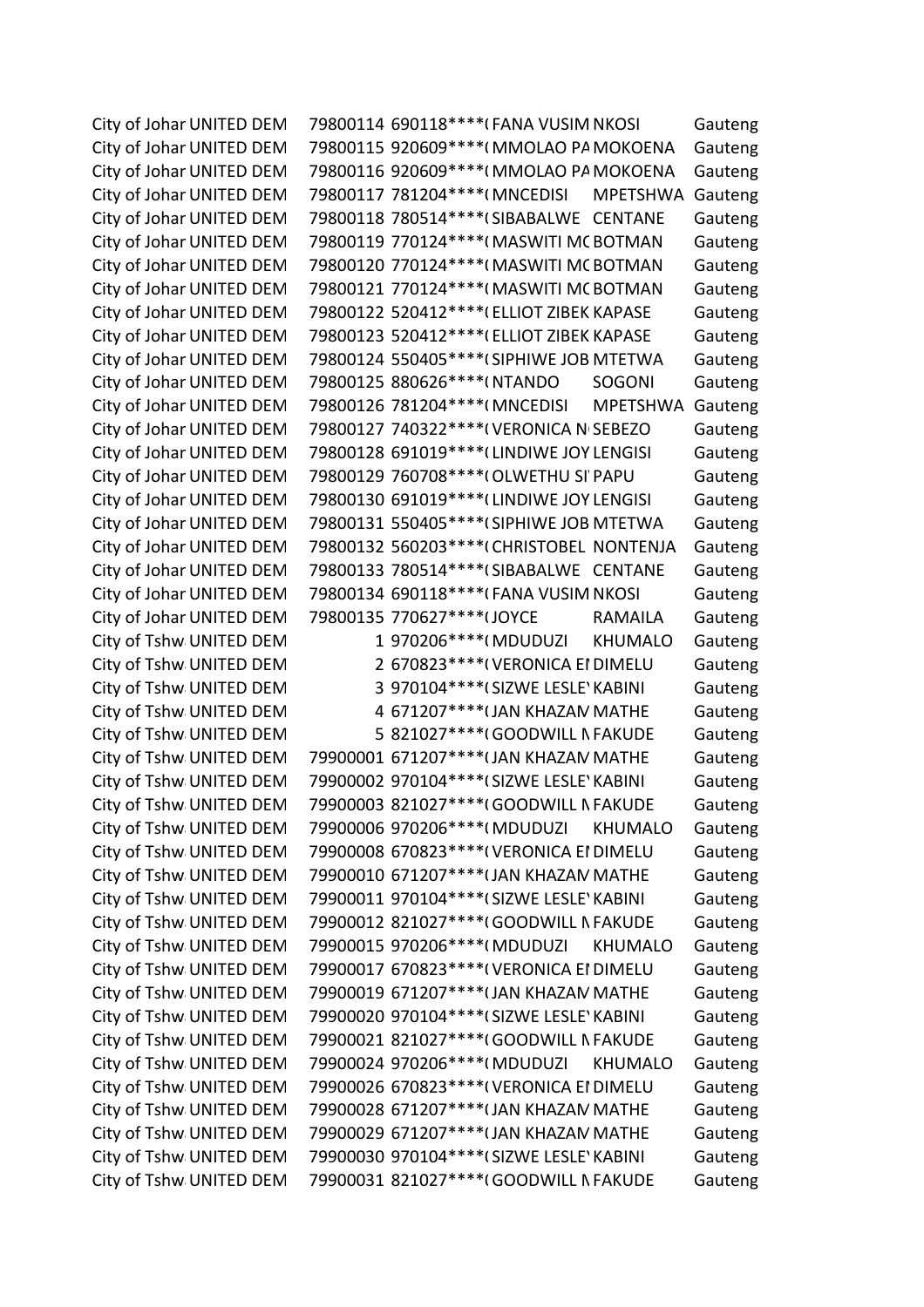| | | | | | | |
|---|---|---|---|---|---|---|
| City of Johar | UNITED DEM | 79800114 | 690118****( | FANA VUSIM | NKOSI | Gauteng |
| City of Johar | UNITED DEM | 79800115 | 920609****( | MMOLAO PA | MOKOENA | Gauteng |
| City of Johar | UNITED DEM | 79800116 | 920609****( | MMOLAO PA | MOKOENA | Gauteng |
| City of Johar | UNITED DEM | 79800117 | 781204****( | MNCEDISI | MPETSHWA | Gauteng |
| City of Johar | UNITED DEM | 79800118 | 780514****( | SIBABALWE | CENTANE | Gauteng |
| City of Johar | UNITED DEM | 79800119 | 770124****( | MASWITI MC | BOTMAN | Gauteng |
| City of Johar | UNITED DEM | 79800120 | 770124****( | MASWITI MC | BOTMAN | Gauteng |
| City of Johar | UNITED DEM | 79800121 | 770124****( | MASWITI MC | BOTMAN | Gauteng |
| City of Johar | UNITED DEM | 79800122 | 520412****( | ELLIOT ZIBEK | KAPASE | Gauteng |
| City of Johar | UNITED DEM | 79800123 | 520412****( | ELLIOT ZIBEK | KAPASE | Gauteng |
| City of Johar | UNITED DEM | 79800124 | 550405****( | SIPHIWE JOB | MTETWA | Gauteng |
| City of Johar | UNITED DEM | 79800125 | 880626****( | NTANDO | SOGONI | Gauteng |
| City of Johar | UNITED DEM | 79800126 | 781204****( | MNCEDISI | MPETSHWA | Gauteng |
| City of Johar | UNITED DEM | 79800127 | 740322****( | VERONICA N | SEBEZO | Gauteng |
| City of Johar | UNITED DEM | 79800128 | 691019****( | LINDIWE JOY | LENGISI | Gauteng |
| City of Johar | UNITED DEM | 79800129 | 760708****( | OLWETHU SI | PAPU | Gauteng |
| City of Johar | UNITED DEM | 79800130 | 691019****( | LINDIWE JOY | LENGISI | Gauteng |
| City of Johar | UNITED DEM | 79800131 | 550405****( | SIPHIWE JOB | MTETWA | Gauteng |
| City of Johar | UNITED DEM | 79800132 | 560203****( | CHRISTOBEL | NONTENJA | Gauteng |
| City of Johar | UNITED DEM | 79800133 | 780514****( | SIBABALWE | CENTANE | Gauteng |
| City of Johar | UNITED DEM | 79800134 | 690118****( | FANA VUSIM | NKOSI | Gauteng |
| City of Johar | UNITED DEM | 79800135 | 770627****( | JOYCE | RAMAILA | Gauteng |
| City of Tshw | UNITED DEM | 1 | 970206****( | MDUDUZI | KHUMALO | Gauteng |
| City of Tshw | UNITED DEM | 2 | 670823****( | VERONICA EI | DIMELU | Gauteng |
| City of Tshw | UNITED DEM | 3 | 970104****( | SIZWE LESLE | KABINI | Gauteng |
| City of Tshw | UNITED DEM | 4 | 671207****( | JAN KHAZAN | MATHE | Gauteng |
| City of Tshw | UNITED DEM | 5 | 821027****( | GOODWILL N | FAKUDE | Gauteng |
| City of Tshw | UNITED DEM | 79900001 | 671207****( | JAN KHAZAN | MATHE | Gauteng |
| City of Tshw | UNITED DEM | 79900002 | 970104****( | SIZWE LESLE | KABINI | Gauteng |
| City of Tshw | UNITED DEM | 79900003 | 821027****( | GOODWILL N | FAKUDE | Gauteng |
| City of Tshw | UNITED DEM | 79900006 | 970206****( | MDUDUZI | KHUMALO | Gauteng |
| City of Tshw | UNITED DEM | 79900008 | 670823****( | VERONICA EI | DIMELU | Gauteng |
| City of Tshw | UNITED DEM | 79900010 | 671207****( | JAN KHAZAN | MATHE | Gauteng |
| City of Tshw | UNITED DEM | 79900011 | 970104****( | SIZWE LESLE | KABINI | Gauteng |
| City of Tshw | UNITED DEM | 79900012 | 821027****( | GOODWILL N | FAKUDE | Gauteng |
| City of Tshw | UNITED DEM | 79900015 | 970206****( | MDUDUZI | KHUMALO | Gauteng |
| City of Tshw | UNITED DEM | 79900017 | 670823****( | VERONICA EI | DIMELU | Gauteng |
| City of Tshw | UNITED DEM | 79900019 | 671207****( | JAN KHAZAN | MATHE | Gauteng |
| City of Tshw | UNITED DEM | 79900020 | 970104****( | SIZWE LESLE | KABINI | Gauteng |
| City of Tshw | UNITED DEM | 79900021 | 821027****( | GOODWILL N | FAKUDE | Gauteng |
| City of Tshw | UNITED DEM | 79900024 | 970206****( | MDUDUZI | KHUMALO | Gauteng |
| City of Tshw | UNITED DEM | 79900026 | 670823****( | VERONICA EI | DIMELU | Gauteng |
| City of Tshw | UNITED DEM | 79900028 | 671207****( | JAN KHAZAN | MATHE | Gauteng |
| City of Tshw | UNITED DEM | 79900029 | 671207****( | JAN KHAZAN | MATHE | Gauteng |
| City of Tshw | UNITED DEM | 79900030 | 970104****( | SIZWE LESLE | KABINI | Gauteng |
| City of Tshw | UNITED DEM | 79900031 | 821027****( | GOODWILL N | FAKUDE | Gauteng |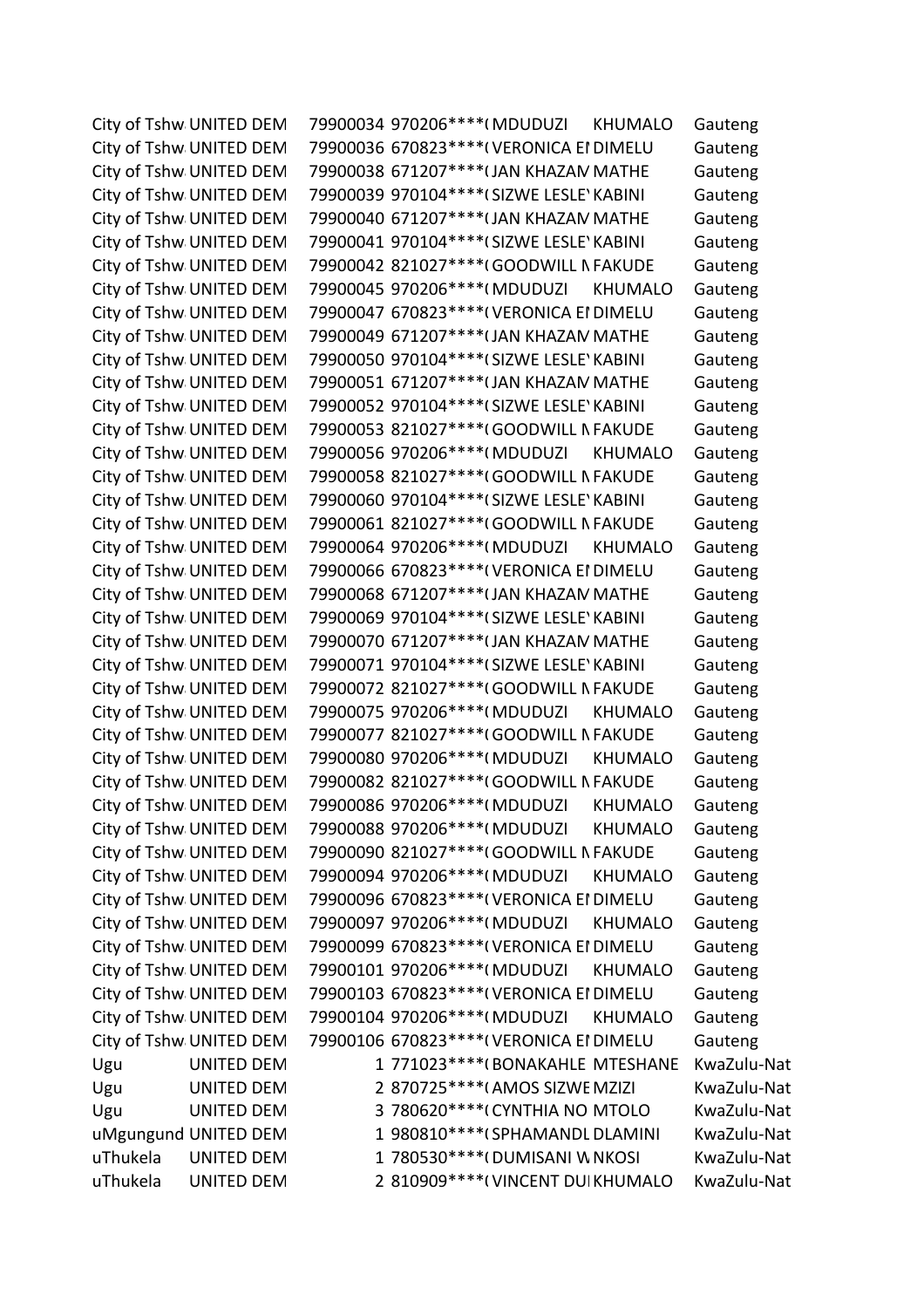| | | | | | | |
|---|---|---|---|---|---|---|
| City of Tshw | UNITED DEM | 79900034 | 970206****( | MDUDUZI | KHUMALO | Gauteng |
| City of Tshw | UNITED DEM | 79900036 | 670823****( | VERONICA EI | DIMELU | Gauteng |
| City of Tshw | UNITED DEM | 79900038 | 671207****( | JAN KHAZAN | MATHE | Gauteng |
| City of Tshw | UNITED DEM | 79900039 | 970104****( | SIZWE LESLE | KABINI | Gauteng |
| City of Tshw | UNITED DEM | 79900040 | 671207****( | JAN KHAZAN | MATHE | Gauteng |
| City of Tshw | UNITED DEM | 79900041 | 970104****( | SIZWE LESLE | KABINI | Gauteng |
| City of Tshw | UNITED DEM | 79900042 | 821027****( | GOODWILL N | FAKUDE | Gauteng |
| City of Tshw | UNITED DEM | 79900045 | 970206****( | MDUDUZI | KHUMALO | Gauteng |
| City of Tshw | UNITED DEM | 79900047 | 670823****( | VERONICA EI | DIMELU | Gauteng |
| City of Tshw | UNITED DEM | 79900049 | 671207****( | JAN KHAZAN | MATHE | Gauteng |
| City of Tshw | UNITED DEM | 79900050 | 970104****( | SIZWE LESLE | KABINI | Gauteng |
| City of Tshw | UNITED DEM | 79900051 | 671207****( | JAN KHAZAN | MATHE | Gauteng |
| City of Tshw | UNITED DEM | 79900052 | 970104****( | SIZWE LESLE | KABINI | Gauteng |
| City of Tshw | UNITED DEM | 79900053 | 821027****( | GOODWILL N | FAKUDE | Gauteng |
| City of Tshw | UNITED DEM | 79900056 | 970206****( | MDUDUZI | KHUMALO | Gauteng |
| City of Tshw | UNITED DEM | 79900058 | 821027****( | GOODWILL N | FAKUDE | Gauteng |
| City of Tshw | UNITED DEM | 79900060 | 970104****( | SIZWE LESLE | KABINI | Gauteng |
| City of Tshw | UNITED DEM | 79900061 | 821027****( | GOODWILL N | FAKUDE | Gauteng |
| City of Tshw | UNITED DEM | 79900064 | 970206****( | MDUDUZI | KHUMALO | Gauteng |
| City of Tshw | UNITED DEM | 79900066 | 670823****( | VERONICA EI | DIMELU | Gauteng |
| City of Tshw | UNITED DEM | 79900068 | 671207****( | JAN KHAZAN | MATHE | Gauteng |
| City of Tshw | UNITED DEM | 79900069 | 970104****( | SIZWE LESLE | KABINI | Gauteng |
| City of Tshw | UNITED DEM | 79900070 | 671207****( | JAN KHAZAN | MATHE | Gauteng |
| City of Tshw | UNITED DEM | 79900071 | 970104****( | SIZWE LESLE | KABINI | Gauteng |
| City of Tshw | UNITED DEM | 79900072 | 821027****( | GOODWILL N | FAKUDE | Gauteng |
| City of Tshw | UNITED DEM | 79900075 | 970206****( | MDUDUZI | KHUMALO | Gauteng |
| City of Tshw | UNITED DEM | 79900077 | 821027****( | GOODWILL N | FAKUDE | Gauteng |
| City of Tshw | UNITED DEM | 79900080 | 970206****( | MDUDUZI | KHUMALO | Gauteng |
| City of Tshw | UNITED DEM | 79900082 | 821027****( | GOODWILL N | FAKUDE | Gauteng |
| City of Tshw | UNITED DEM | 79900086 | 970206****( | MDUDUZI | KHUMALO | Gauteng |
| City of Tshw | UNITED DEM | 79900088 | 970206****( | MDUDUZI | KHUMALO | Gauteng |
| City of Tshw | UNITED DEM | 79900090 | 821027****( | GOODWILL N | FAKUDE | Gauteng |
| City of Tshw | UNITED DEM | 79900094 | 970206****( | MDUDUZI | KHUMALO | Gauteng |
| City of Tshw | UNITED DEM | 79900096 | 670823****( | VERONICA EI | DIMELU | Gauteng |
| City of Tshw | UNITED DEM | 79900097 | 970206****( | MDUDUZI | KHUMALO | Gauteng |
| City of Tshw | UNITED DEM | 79900099 | 670823****( | VERONICA EI | DIMELU | Gauteng |
| City of Tshw | UNITED DEM | 79900101 | 970206****( | MDUDUZI | KHUMALO | Gauteng |
| City of Tshw | UNITED DEM | 79900103 | 670823****( | VERONICA EI | DIMELU | Gauteng |
| City of Tshw | UNITED DEM | 79900104 | 970206****( | MDUDUZI | KHUMALO | Gauteng |
| City of Tshw | UNITED DEM | 79900106 | 670823****( | VERONICA EI | DIMELU | Gauteng |
| Ugu | UNITED DEM | 1 | 771023****( | BONAKAHLE | MTESHANE | KwaZulu-Nat |
| Ugu | UNITED DEM | 2 | 870725****( | AMOS SIZWE | MZIZI | KwaZulu-Nat |
| Ugu | UNITED DEM | 3 | 780620****( | CYNTHIA NO | MTOLO | KwaZulu-Nat |
| uMgungund | UNITED DEM | 1 | 980810****( | SPHAMANDL | DLAMINI | KwaZulu-Nat |
| uThukela | UNITED DEM | 1 | 780530****( | DUMISANI W | NKOSI | KwaZulu-Nat |
| uThukela | UNITED DEM | 2 | 810909****( | VINCENT DUI | KHUMALO | KwaZulu-Nat |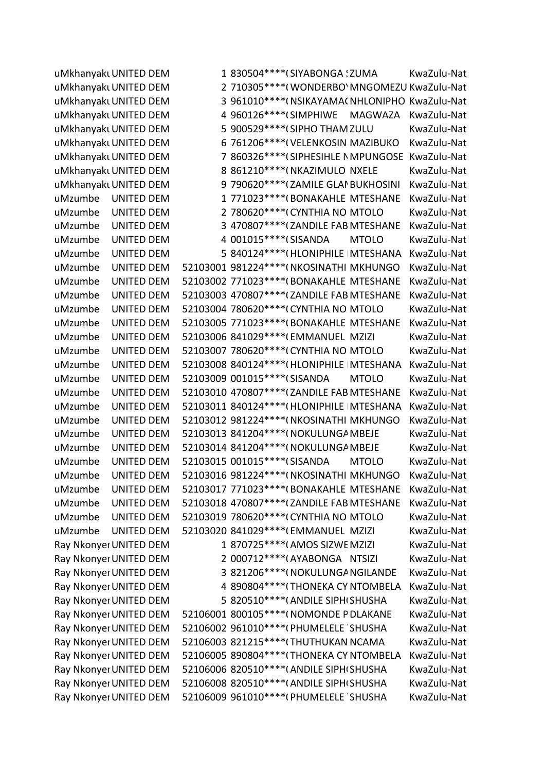| | | | | | | |
|---|---|---|---|---|---|---|
| uMkhanyaku | UNITED DEM | 1 | 830504****( | SIYABONGA ! | ZUMA | KwaZulu-Nat |
| uMkhanyaku | UNITED DEM | 2 | 710305****( | WONDERBO' | MNGOMEZU | KwaZulu-Nat |
| uMkhanyaku | UNITED DEM | 3 | 961010****( | NSIKAYAMA( | NHLONIPHO | KwaZulu-Nat |
| uMkhanyaku | UNITED DEM | 4 | 960126****( | SIMPHIWE | MAGWAZA | KwaZulu-Nat |
| uMkhanyaku | UNITED DEM | 5 | 900529****( | SIPHO THAM | ZULU | KwaZulu-Nat |
| uMkhanyaku | UNITED DEM | 6 | 761206****( | VELENKOSIN | MAZIBUKO | KwaZulu-Nat |
| uMkhanyaku | UNITED DEM | 7 | 860326****( | SIPHESIHLE N | MPUNGOSE | KwaZulu-Nat |
| uMkhanyaku | UNITED DEM | 8 | 861210****( | NKAZIMULO | NXELE | KwaZulu-Nat |
| uMkhanyaku | UNITED DEM | 9 | 790620****( | ZAMILE GLAI | BUKHOSINI | KwaZulu-Nat |
| uMzumbe | UNITED DEM | 1 | 771023****( | BONAKAHLE | MTESHANE | KwaZulu-Nat |
| uMzumbe | UNITED DEM | 2 | 780620****( | CYNTHIA NO | MTOLO | KwaZulu-Nat |
| uMzumbe | UNITED DEM | 3 | 470807****( | ZANDILE FAB | MTESHANE | KwaZulu-Nat |
| uMzumbe | UNITED DEM | 4 | 001015****( | SISANDA | MTOLO | KwaZulu-Nat |
| uMzumbe | UNITED DEM | 5 | 840124****( | HLONIPHILE | MTESHANA | KwaZulu-Nat |
| uMzumbe | UNITED DEM | 52103001 | 981224****( | NKOSINATHI | MKHUNGO | KwaZulu-Nat |
| uMzumbe | UNITED DEM | 52103002 | 771023****( | BONAKAHLE | MTESHANE | KwaZulu-Nat |
| uMzumbe | UNITED DEM | 52103003 | 470807****( | ZANDILE FAB | MTESHANE | KwaZulu-Nat |
| uMzumbe | UNITED DEM | 52103004 | 780620****( | CYNTHIA NO | MTOLO | KwaZulu-Nat |
| uMzumbe | UNITED DEM | 52103005 | 771023****( | BONAKAHLE | MTESHANE | KwaZulu-Nat |
| uMzumbe | UNITED DEM | 52103006 | 841029****( | EMMANUEL | MZIZI | KwaZulu-Nat |
| uMzumbe | UNITED DEM | 52103007 | 780620****( | CYNTHIA NO | MTOLO | KwaZulu-Nat |
| uMzumbe | UNITED DEM | 52103008 | 840124****( | HLONIPHILE | MTESHANA | KwaZulu-Nat |
| uMzumbe | UNITED DEM | 52103009 | 001015****( | SISANDA | MTOLO | KwaZulu-Nat |
| uMzumbe | UNITED DEM | 52103010 | 470807****( | ZANDILE FAB | MTESHANE | KwaZulu-Nat |
| uMzumbe | UNITED DEM | 52103011 | 840124****( | HLONIPHILE | MTESHANA | KwaZulu-Nat |
| uMzumbe | UNITED DEM | 52103012 | 981224****( | NKOSINATHI | MKHUNGO | KwaZulu-Nat |
| uMzumbe | UNITED DEM | 52103013 | 841204****( | NOKULUNGA | MBEJE | KwaZulu-Nat |
| uMzumbe | UNITED DEM | 52103014 | 841204****( | NOKULUNGA | MBEJE | KwaZulu-Nat |
| uMzumbe | UNITED DEM | 52103015 | 001015****( | SISANDA | MTOLO | KwaZulu-Nat |
| uMzumbe | UNITED DEM | 52103016 | 981224****( | NKOSINATHI | MKHUNGO | KwaZulu-Nat |
| uMzumbe | UNITED DEM | 52103017 | 771023****( | BONAKAHLE | MTESHANE | KwaZulu-Nat |
| uMzumbe | UNITED DEM | 52103018 | 470807****( | ZANDILE FAB | MTESHANE | KwaZulu-Nat |
| uMzumbe | UNITED DEM | 52103019 | 780620****( | CYNTHIA NO | MTOLO | KwaZulu-Nat |
| uMzumbe | UNITED DEM | 52103020 | 841029****( | EMMANUEL | MZIZI | KwaZulu-Nat |
| Ray Nkonyer | UNITED DEM | 1 | 870725****( | AMOS SIZWE | MZIZI | KwaZulu-Nat |
| Ray Nkonyer | UNITED DEM | 2 | 000712****( | AYABONGA | NTSIZI | KwaZulu-Nat |
| Ray Nkonyer | UNITED DEM | 3 | 821206****( | NOKULUNGA | NGILANDE | KwaZulu-Nat |
| Ray Nkonyer | UNITED DEM | 4 | 890804****( | THONEKA CY | NTOMBELA | KwaZulu-Nat |
| Ray Nkonyer | UNITED DEM | 5 | 820510****( | ANDILE SIPH( | SHUSHA | KwaZulu-Nat |
| Ray Nkonyer | UNITED DEM | 52106001 | 800105****( | NOMONDE P | DLAKANE | KwaZulu-Nat |
| Ray Nkonyer | UNITED DEM | 52106002 | 961010****( | PHUMELELE | SHUSHA | KwaZulu-Nat |
| Ray Nkonyer | UNITED DEM | 52106003 | 821215****( | THUTHUKAN | NCAMA | KwaZulu-Nat |
| Ray Nkonyer | UNITED DEM | 52106005 | 890804****( | THONEKA CY | NTOMBELA | KwaZulu-Nat |
| Ray Nkonyer | UNITED DEM | 52106006 | 820510****( | ANDILE SIPH( | SHUSHA | KwaZulu-Nat |
| Ray Nkonyer | UNITED DEM | 52106008 | 820510****( | ANDILE SIPH( | SHUSHA | KwaZulu-Nat |
| Ray Nkonyer | UNITED DEM | 52106009 | 961010****( | PHUMELELE | SHUSHA | KwaZulu-Nat |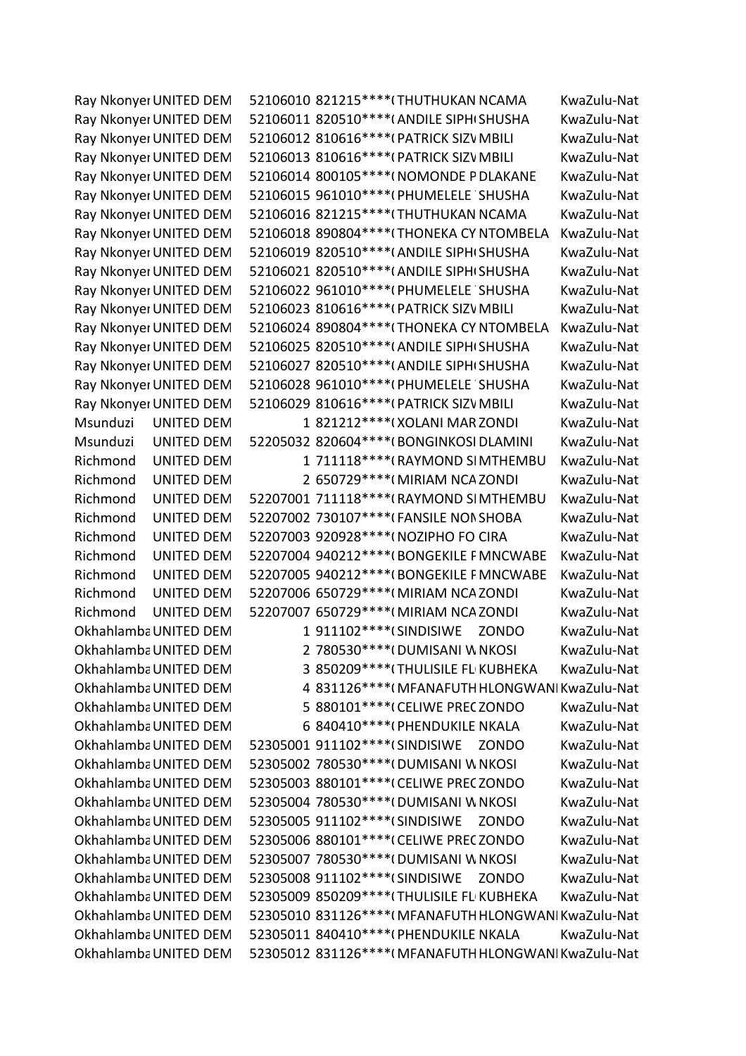| | | | | | | |
|---|---|---|---|---|---|---|
| Ray Nkonyer | UNITED DEM | 52106010 | 821215****( | THUTHUKAN | NCAMA | KwaZulu-Nat |
| Ray Nkonyer | UNITED DEM | 52106011 | 820510****( | ANDILE SIPH | SHUSHA | KwaZulu-Nat |
| Ray Nkonyer | UNITED DEM | 52106012 | 810616****( | PATRICK SIZV | MBILI | KwaZulu-Nat |
| Ray Nkonyer | UNITED DEM | 52106013 | 810616****( | PATRICK SIZV | MBILI | KwaZulu-Nat |
| Ray Nkonyer | UNITED DEM | 52106014 | 800105****( | NOMONDE P | DLAKANE | KwaZulu-Nat |
| Ray Nkonyer | UNITED DEM | 52106015 | 961010****( | PHUMELELE | SHUSHA | KwaZulu-Nat |
| Ray Nkonyer | UNITED DEM | 52106016 | 821215****( | THUTHUKAN | NCAMA | KwaZulu-Nat |
| Ray Nkonyer | UNITED DEM | 52106018 | 890804****( | THONEKA CY | NTOMBELA | KwaZulu-Nat |
| Ray Nkonyer | UNITED DEM | 52106019 | 820510****( | ANDILE SIPH | SHUSHA | KwaZulu-Nat |
| Ray Nkonyer | UNITED DEM | 52106021 | 820510****( | ANDILE SIPH | SHUSHA | KwaZulu-Nat |
| Ray Nkonyer | UNITED DEM | 52106022 | 961010****( | PHUMELELE | SHUSHA | KwaZulu-Nat |
| Ray Nkonyer | UNITED DEM | 52106023 | 810616****( | PATRICK SIZV | MBILI | KwaZulu-Nat |
| Ray Nkonyer | UNITED DEM | 52106024 | 890804****( | THONEKA CY | NTOMBELA | KwaZulu-Nat |
| Ray Nkonyer | UNITED DEM | 52106025 | 820510****( | ANDILE SIPH | SHUSHA | KwaZulu-Nat |
| Ray Nkonyer | UNITED DEM | 52106027 | 820510****( | ANDILE SIPH | SHUSHA | KwaZulu-Nat |
| Ray Nkonyer | UNITED DEM | 52106028 | 961010****( | PHUMELELE | SHUSHA | KwaZulu-Nat |
| Ray Nkonyer | UNITED DEM | 52106029 | 810616****( | PATRICK SIZV | MBILI | KwaZulu-Nat |
| Msunduzi | UNITED DEM | 1 | 821212****( | XOLANI MAR | ZONDI | KwaZulu-Nat |
| Msunduzi | UNITED DEM | 52205032 | 820604****( | BONGINKOSI | DLAMINI | KwaZulu-Nat |
| Richmond | UNITED DEM | 1 | 711118****( | RAYMOND SI | MTHEMBU | KwaZulu-Nat |
| Richmond | UNITED DEM | 2 | 650729****( | MIRIAM NCA | ZONDI | KwaZulu-Nat |
| Richmond | UNITED DEM | 52207001 | 711118****( | RAYMOND SI | MTHEMBU | KwaZulu-Nat |
| Richmond | UNITED DEM | 52207002 | 730107****( | FANSILE NON | SHOBA | KwaZulu-Nat |
| Richmond | UNITED DEM | 52207003 | 920928****( | NOZIPHO FO | CIRA | KwaZulu-Nat |
| Richmond | UNITED DEM | 52207004 | 940212****( | BONGEKILE F | MNCWABE | KwaZulu-Nat |
| Richmond | UNITED DEM | 52207005 | 940212****( | BONGEKILE F | MNCWABE | KwaZulu-Nat |
| Richmond | UNITED DEM | 52207006 | 650729****( | MIRIAM NCA | ZONDI | KwaZulu-Nat |
| Richmond | UNITED DEM | 52207007 | 650729****( | MIRIAM NCA | ZONDI | KwaZulu-Nat |
| Okhahlamba | UNITED DEM | 1 | 911102****( | SINDISIWE | ZONDO | KwaZulu-Nat |
| Okhahlamba | UNITED DEM | 2 | 780530****( | DUMISANI W | NKOSI | KwaZulu-Nat |
| Okhahlamba | UNITED DEM | 3 | 850209****( | THULISILE FL | KUBHEKA | KwaZulu-Nat |
| Okhahlamba | UNITED DEM | 4 | 831126****( | MFANAFUTH | HLONGWANI | KwaZulu-Nat |
| Okhahlamba | UNITED DEM | 5 | 880101****( | CELIWE PREC | ZONDO | KwaZulu-Nat |
| Okhahlamba | UNITED DEM | 6 | 840410****( | PHENDUKILE | NKALA | KwaZulu-Nat |
| Okhahlamba | UNITED DEM | 52305001 | 911102****( | SINDISIWE | ZONDO | KwaZulu-Nat |
| Okhahlamba | UNITED DEM | 52305002 | 780530****( | DUMISANI W | NKOSI | KwaZulu-Nat |
| Okhahlamba | UNITED DEM | 52305003 | 880101****( | CELIWE PREC | ZONDO | KwaZulu-Nat |
| Okhahlamba | UNITED DEM | 52305004 | 780530****( | DUMISANI W | NKOSI | KwaZulu-Nat |
| Okhahlamba | UNITED DEM | 52305005 | 911102****( | SINDISIWE | ZONDO | KwaZulu-Nat |
| Okhahlamba | UNITED DEM | 52305006 | 880101****( | CELIWE PREC | ZONDO | KwaZulu-Nat |
| Okhahlamba | UNITED DEM | 52305007 | 780530****( | DUMISANI W | NKOSI | KwaZulu-Nat |
| Okhahlamba | UNITED DEM | 52305008 | 911102****( | SINDISIWE | ZONDO | KwaZulu-Nat |
| Okhahlamba | UNITED DEM | 52305009 | 850209****( | THULISILE FL | KUBHEKA | KwaZulu-Nat |
| Okhahlamba | UNITED DEM | 52305010 | 831126****( | MFANAFUTH | HLONGWANI | KwaZulu-Nat |
| Okhahlamba | UNITED DEM | 52305011 | 840410****( | PHENDUKILE | NKALA | KwaZulu-Nat |
| Okhahlamba | UNITED DEM | 52305012 | 831126****( | MFANAFUTH | HLONGWANI | KwaZulu-Nat |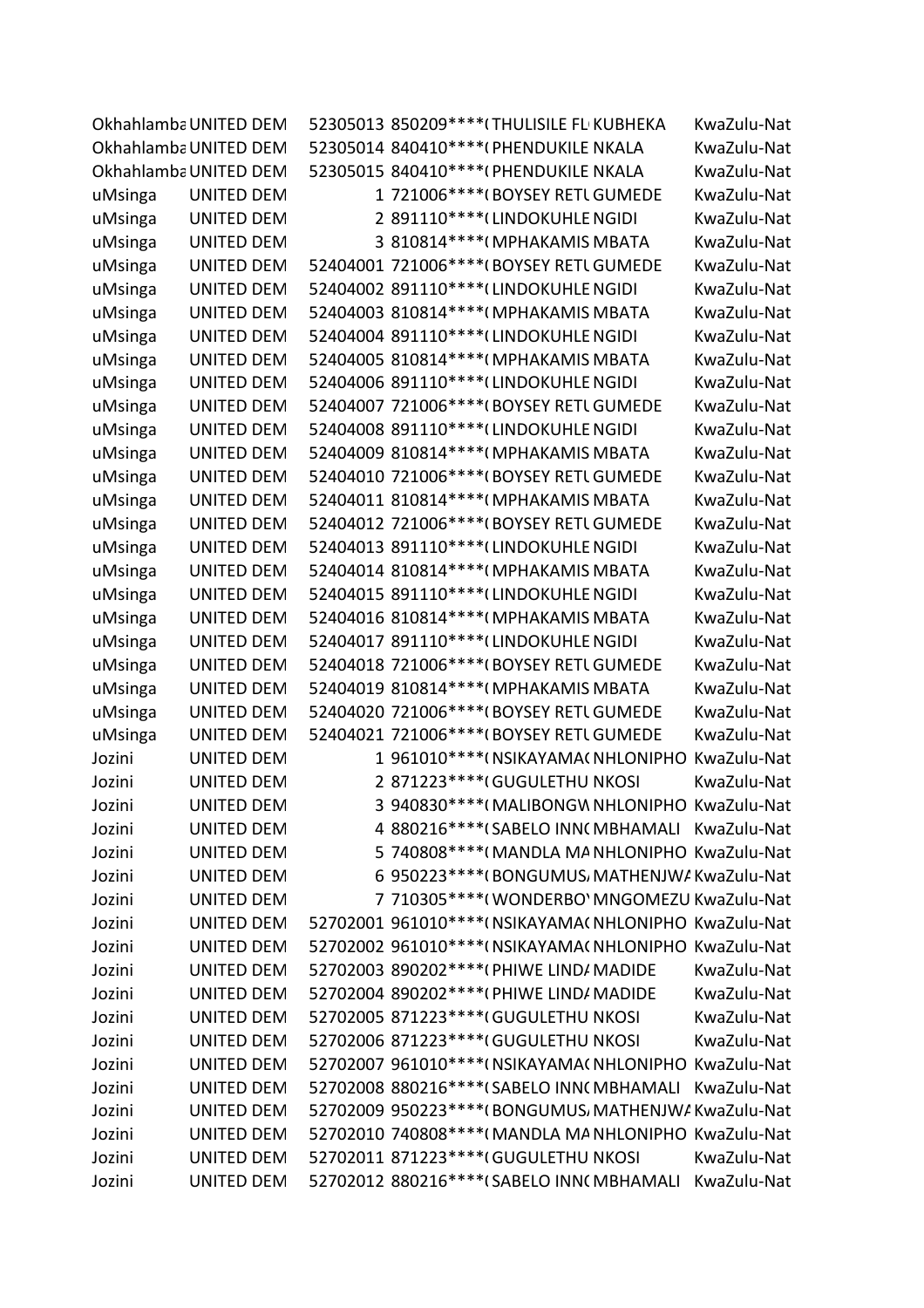| | | | | | | |
|---|---|---|---|---|---|---|
| Okhahlamba | UNITED DEM | 52305013 | 850209****( | THULISILE FL | KUBHEKA | KwaZulu-Nat |
| Okhahlamba | UNITED DEM | 52305014 | 840410****( | PHENDUKILE | NKALA | KwaZulu-Nat |
| Okhahlamba | UNITED DEM | 52305015 | 840410****( | PHENDUKILE | NKALA | KwaZulu-Nat |
| uMsinga | UNITED DEM | 1 | 721006****( | BOYSEY RETL | GUMEDE | KwaZulu-Nat |
| uMsinga | UNITED DEM | 2 | 891110****( | LINDOKUHLE | NGIDI | KwaZulu-Nat |
| uMsinga | UNITED DEM | 3 | 810814****( | MPHAKAMIS | MBATA | KwaZulu-Nat |
| uMsinga | UNITED DEM | 52404001 | 721006****( | BOYSEY RETL | GUMEDE | KwaZulu-Nat |
| uMsinga | UNITED DEM | 52404002 | 891110****( | LINDOKUHLE | NGIDI | KwaZulu-Nat |
| uMsinga | UNITED DEM | 52404003 | 810814****( | MPHAKAMIS | MBATA | KwaZulu-Nat |
| uMsinga | UNITED DEM | 52404004 | 891110****( | LINDOKUHLE | NGIDI | KwaZulu-Nat |
| uMsinga | UNITED DEM | 52404005 | 810814****( | MPHAKAMIS | MBATA | KwaZulu-Nat |
| uMsinga | UNITED DEM | 52404006 | 891110****( | LINDOKUHLE | NGIDI | KwaZulu-Nat |
| uMsinga | UNITED DEM | 52404007 | 721006****( | BOYSEY RETL | GUMEDE | KwaZulu-Nat |
| uMsinga | UNITED DEM | 52404008 | 891110****( | LINDOKUHLE | NGIDI | KwaZulu-Nat |
| uMsinga | UNITED DEM | 52404009 | 810814****( | MPHAKAMIS | MBATA | KwaZulu-Nat |
| uMsinga | UNITED DEM | 52404010 | 721006****( | BOYSEY RETL | GUMEDE | KwaZulu-Nat |
| uMsinga | UNITED DEM | 52404011 | 810814****( | MPHAKAMIS | MBATA | KwaZulu-Nat |
| uMsinga | UNITED DEM | 52404012 | 721006****( | BOYSEY RETL | GUMEDE | KwaZulu-Nat |
| uMsinga | UNITED DEM | 52404013 | 891110****( | LINDOKUHLE | NGIDI | KwaZulu-Nat |
| uMsinga | UNITED DEM | 52404014 | 810814****( | MPHAKAMIS | MBATA | KwaZulu-Nat |
| uMsinga | UNITED DEM | 52404015 | 891110****( | LINDOKUHLE | NGIDI | KwaZulu-Nat |
| uMsinga | UNITED DEM | 52404016 | 810814****( | MPHAKAMIS | MBATA | KwaZulu-Nat |
| uMsinga | UNITED DEM | 52404017 | 891110****( | LINDOKUHLE | NGIDI | KwaZulu-Nat |
| uMsinga | UNITED DEM | 52404018 | 721006****( | BOYSEY RETL | GUMEDE | KwaZulu-Nat |
| uMsinga | UNITED DEM | 52404019 | 810814****( | MPHAKAMIS | MBATA | KwaZulu-Nat |
| uMsinga | UNITED DEM | 52404020 | 721006****( | BOYSEY RETL | GUMEDE | KwaZulu-Nat |
| uMsinga | UNITED DEM | 52404021 | 721006****( | BOYSEY RETL | GUMEDE | KwaZulu-Nat |
| Jozini | UNITED DEM | 1 | 961010****( | NSIKAYAMA( | NHLONIPHO | KwaZulu-Nat |
| Jozini | UNITED DEM | 2 | 871223****( | GUGULETHU | NKOSI | KwaZulu-Nat |
| Jozini | UNITED DEM | 3 | 940830****( | MALIBONGW | NHLONIPHO | KwaZulu-Nat |
| Jozini | UNITED DEM | 4 | 880216****( | SABELO INN( | MBHAMALI | KwaZulu-Nat |
| Jozini | UNITED DEM | 5 | 740808****( | MANDLA MA | NHLONIPHO | KwaZulu-Nat |
| Jozini | UNITED DEM | 6 | 950223****( | BONGUMUS/ | MATHENJWA | KwaZulu-Nat |
| Jozini | UNITED DEM | 7 | 710305****( | WONDERBO' | MNGOMEZU | KwaZulu-Nat |
| Jozini | UNITED DEM | 52702001 | 961010****( | NSIKAYAMA( | NHLONIPHO | KwaZulu-Nat |
| Jozini | UNITED DEM | 52702002 | 961010****( | NSIKAYAMA( | NHLONIPHO | KwaZulu-Nat |
| Jozini | UNITED DEM | 52702003 | 890202****( | PHIWE LIND/ | MADIDE | KwaZulu-Nat |
| Jozini | UNITED DEM | 52702004 | 890202****( | PHIWE LIND/ | MADIDE | KwaZulu-Nat |
| Jozini | UNITED DEM | 52702005 | 871223****( | GUGULETHU | NKOSI | KwaZulu-Nat |
| Jozini | UNITED DEM | 52702006 | 871223****( | GUGULETHU | NKOSI | KwaZulu-Nat |
| Jozini | UNITED DEM | 52702007 | 961010****( | NSIKAYAMA( | NHLONIPHO | KwaZulu-Nat |
| Jozini | UNITED DEM | 52702008 | 880216****( | SABELO INN( | MBHAMALI | KwaZulu-Nat |
| Jozini | UNITED DEM | 52702009 | 950223****( | BONGUMUS/ | MATHENJWA | KwaZulu-Nat |
| Jozini | UNITED DEM | 52702010 | 740808****( | MANDLA MA | NHLONIPHO | KwaZulu-Nat |
| Jozini | UNITED DEM | 52702011 | 871223****( | GUGULETHU | NKOSI | KwaZulu-Nat |
| Jozini | UNITED DEM | 52702012 | 880216****( | SABELO INN( | MBHAMALI | KwaZulu-Nat |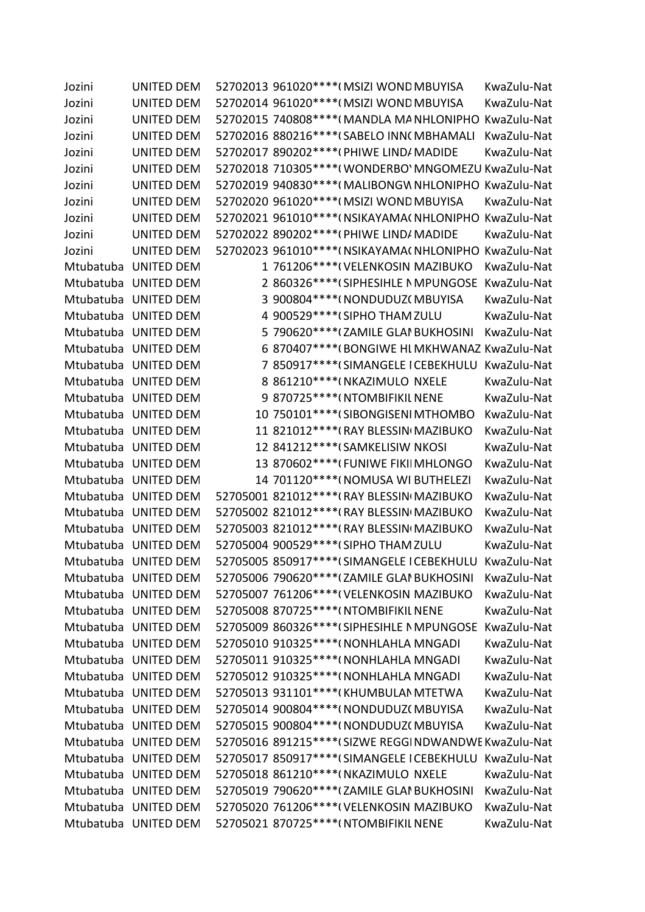| | | | | | | |
|---|---|---|---|---|---|---|
| Jozini | UNITED DEM | 52702013 | 961020****( | MSIZI WOND | MBUYISA | KwaZulu-Nat |
| Jozini | UNITED DEM | 52702014 | 961020****( | MSIZI WOND | MBUYISA | KwaZulu-Nat |
| Jozini | UNITED DEM | 52702015 | 740808****( | MANDLA MA | NHLONIPHO | KwaZulu-Nat |
| Jozini | UNITED DEM | 52702016 | 880216****( | SABELO INN( | MBHAMALI | KwaZulu-Nat |
| Jozini | UNITED DEM | 52702017 | 890202****( | PHIWE LIND/ | MADIDE | KwaZulu-Nat |
| Jozini | UNITED DEM | 52702018 | 710305****( | WONDERBO' | MNGOMEZU | KwaZulu-Nat |
| Jozini | UNITED DEM | 52702019 | 940830****( | MALIBONGW | NHLONIPHO | KwaZulu-Nat |
| Jozini | UNITED DEM | 52702020 | 961020****( | MSIZI WOND | MBUYISA | KwaZulu-Nat |
| Jozini | UNITED DEM | 52702021 | 961010****( | NSIKAYAMA( | NHLONIPHO | KwaZulu-Nat |
| Jozini | UNITED DEM | 52702022 | 890202****( | PHIWE LIND/ | MADIDE | KwaZulu-Nat |
| Jozini | UNITED DEM | 52702023 | 961010****( | NSIKAYAMA( | NHLONIPHO | KwaZulu-Nat |
| Mtubatuba | UNITED DEM | 1 | 761206****( | VELENKOSIN | MAZIBUKO | KwaZulu-Nat |
| Mtubatuba | UNITED DEM | 2 | 860326****( | SIPHESIHLE N | MPUNGOSE | KwaZulu-Nat |
| Mtubatuba | UNITED DEM | 3 | 900804****( | NONDUDUZ( | MBUYISA | KwaZulu-Nat |
| Mtubatuba | UNITED DEM | 4 | 900529****( | SIPHO THAM | ZULU | KwaZulu-Nat |
| Mtubatuba | UNITED DEM | 5 | 790620****( | ZAMILE GLAI | BUKHOSINI | KwaZulu-Nat |
| Mtubatuba | UNITED DEM | 6 | 870407****( | BONGIWE HL | MKHWANAZ | KwaZulu-Nat |
| Mtubatuba | UNITED DEM | 7 | 850917****( | SIMANGELE I | CEBEKHULU | KwaZulu-Nat |
| Mtubatuba | UNITED DEM | 8 | 861210****( | NKAZIMULO | NXELE | KwaZulu-Nat |
| Mtubatuba | UNITED DEM | 9 | 870725****( | NTOMBIFIKIL | NENE | KwaZulu-Nat |
| Mtubatuba | UNITED DEM | 10 | 750101****( | SIBONGISENI | MTHOMBO | KwaZulu-Nat |
| Mtubatuba | UNITED DEM | 11 | 821012****( | RAY BLESSIN | MAZIBUKO | KwaZulu-Nat |
| Mtubatuba | UNITED DEM | 12 | 841212****( | SAMKELISIW | NKOSI | KwaZulu-Nat |
| Mtubatuba | UNITED DEM | 13 | 870602****( | FUNIWE FIKI | MHLONGO | KwaZulu-Nat |
| Mtubatuba | UNITED DEM | 14 | 701120****( | NOMUSA WI | BUTHELEZI | KwaZulu-Nat |
| Mtubatuba | UNITED DEM | 52705001 | 821012****( | RAY BLESSIN | MAZIBUKO | KwaZulu-Nat |
| Mtubatuba | UNITED DEM | 52705002 | 821012****( | RAY BLESSIN | MAZIBUKO | KwaZulu-Nat |
| Mtubatuba | UNITED DEM | 52705003 | 821012****( | RAY BLESSIN | MAZIBUKO | KwaZulu-Nat |
| Mtubatuba | UNITED DEM | 52705004 | 900529****( | SIPHO THAM | ZULU | KwaZulu-Nat |
| Mtubatuba | UNITED DEM | 52705005 | 850917****( | SIMANGELE I | CEBEKHULU | KwaZulu-Nat |
| Mtubatuba | UNITED DEM | 52705006 | 790620****( | ZAMILE GLAI | BUKHOSINI | KwaZulu-Nat |
| Mtubatuba | UNITED DEM | 52705007 | 761206****( | VELENKOSIN | MAZIBUKO | KwaZulu-Nat |
| Mtubatuba | UNITED DEM | 52705008 | 870725****( | NTOMBIFIKIL | NENE | KwaZulu-Nat |
| Mtubatuba | UNITED DEM | 52705009 | 860326****( | SIPHESIHLE N | MPUNGOSE | KwaZulu-Nat |
| Mtubatuba | UNITED DEM | 52705010 | 910325****( | NONHLAHLA | MNGADI | KwaZulu-Nat |
| Mtubatuba | UNITED DEM | 52705011 | 910325****( | NONHLAHLA | MNGADI | KwaZulu-Nat |
| Mtubatuba | UNITED DEM | 52705012 | 910325****( | NONHLAHLA | MNGADI | KwaZulu-Nat |
| Mtubatuba | UNITED DEM | 52705013 | 931101****( | KHUMBULAN | MTETWA | KwaZulu-Nat |
| Mtubatuba | UNITED DEM | 52705014 | 900804****( | NONDUDUZ( | MBUYISA | KwaZulu-Nat |
| Mtubatuba | UNITED DEM | 52705015 | 900804****( | NONDUDUZ( | MBUYISA | KwaZulu-Nat |
| Mtubatuba | UNITED DEM | 52705016 | 891215****( | SIZWE REGGI | NDWANDWE | KwaZulu-Nat |
| Mtubatuba | UNITED DEM | 52705017 | 850917****( | SIMANGELE I | CEBEKHULU | KwaZulu-Nat |
| Mtubatuba | UNITED DEM | 52705018 | 861210****( | NKAZIMULO | NXELE | KwaZulu-Nat |
| Mtubatuba | UNITED DEM | 52705019 | 790620****( | ZAMILE GLAI | BUKHOSINI | KwaZulu-Nat |
| Mtubatuba | UNITED DEM | 52705020 | 761206****( | VELENKOSIN | MAZIBUKO | KwaZulu-Nat |
| Mtubatuba | UNITED DEM | 52705021 | 870725****( | NTOMBIFIKIL | NENE | KwaZulu-Nat |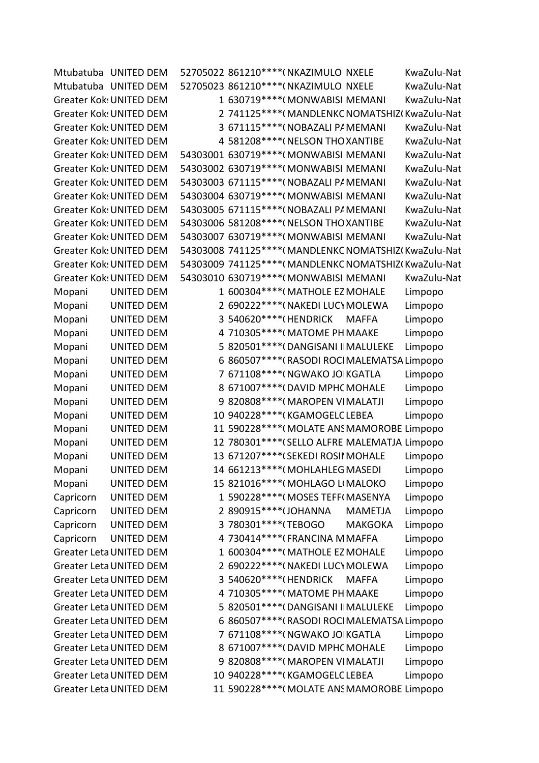| | | | | | | |
|---|---|---|---|---|---|---|
| Mtubatuba | UNITED DEM | 52705022 | 861210****( | NKAZIMULO | NXELE | KwaZulu-Nat |
| Mtubatuba | UNITED DEM | 52705023 | 861210****( | NKAZIMULO | NXELE | KwaZulu-Nat |
| Greater Kok: | UNITED DEM | 1 | 630719****( | MONWABISI | MEMANI | KwaZulu-Nat |
| Greater Kok: | UNITED DEM | 2 | 741125****( | MANDLENKC | NOMATSHIZ( | KwaZulu-Nat |
| Greater Kok: | UNITED DEM | 3 | 671115****( | NOBAZALI P/ | MEMANI | KwaZulu-Nat |
| Greater Kok: | UNITED DEM | 4 | 581208****( | NELSON THO | XANTIBE | KwaZulu-Nat |
| Greater Kok: | UNITED DEM | 54303001 | 630719****( | MONWABISI | MEMANI | KwaZulu-Nat |
| Greater Kok: | UNITED DEM | 54303002 | 630719****( | MONWABISI | MEMANI | KwaZulu-Nat |
| Greater Kok: | UNITED DEM | 54303003 | 671115****( | NOBAZALI P/ | MEMANI | KwaZulu-Nat |
| Greater Kok: | UNITED DEM | 54303004 | 630719****( | MONWABISI | MEMANI | KwaZulu-Nat |
| Greater Kok: | UNITED DEM | 54303005 | 671115****( | NOBAZALI P/ | MEMANI | KwaZulu-Nat |
| Greater Kok: | UNITED DEM | 54303006 | 581208****( | NELSON THO | XANTIBE | KwaZulu-Nat |
| Greater Kok: | UNITED DEM | 54303007 | 630719****( | MONWABISI | MEMANI | KwaZulu-Nat |
| Greater Kok: | UNITED DEM | 54303008 | 741125****( | MANDLENKC | NOMATSHIZ( | KwaZulu-Nat |
| Greater Kok: | UNITED DEM | 54303009 | 741125****( | MANDLENKC | NOMATSHIZ( | KwaZulu-Nat |
| Greater Kok: | UNITED DEM | 54303010 | 630719****( | MONWABISI | MEMANI | KwaZulu-Nat |
| Mopani | UNITED DEM | 1 | 600304****( | MATHOLE EZ | MOHALE | Limpopo |
| Mopani | UNITED DEM | 2 | 690222****( | NAKEDI LUC\ | MOLEWA | Limpopo |
| Mopani | UNITED DEM | 3 | 540620****( | HENDRICK | MAFFA | Limpopo |
| Mopani | UNITED DEM | 4 | 710305****( | MATOME PH | MAAKE | Limpopo |
| Mopani | UNITED DEM | 5 | 820501****( | DANGISANI I | MALULEKE | Limpopo |
| Mopani | UNITED DEM | 6 | 860507****( | RASODI ROCI | MALEMATSA | Limpopo |
| Mopani | UNITED DEM | 7 | 671108****( | NGWAKO JO | KGATLA | Limpopo |
| Mopani | UNITED DEM | 8 | 671007****( | DAVID MPHC | MOHALE | Limpopo |
| Mopani | UNITED DEM | 9 | 820808****( | MAROPEN VI | MALATJI | Limpopo |
| Mopani | UNITED DEM | 10 | 940228****( | KGAMOGELC | LEBEA | Limpopo |
| Mopani | UNITED DEM | 11 | 590228****( | MOLATE ANS | MAMOROBE | Limpopo |
| Mopani | UNITED DEM | 12 | 780301****( | SELLO ALFRE | MALEMATJA | Limpopo |
| Mopani | UNITED DEM | 13 | 671207****( | SEKEDI ROSII | MOHALE | Limpopo |
| Mopani | UNITED DEM | 14 | 661213****( | MOHLAHLEG | MASEDI | Limpopo |
| Mopani | UNITED DEM | 15 | 821016****( | MOHLAGO L( | MALOKO | Limpopo |
| Capricorn | UNITED DEM | 1 | 590228****( | MOSES TEFF( | MASENYA | Limpopo |
| Capricorn | UNITED DEM | 2 | 890915****( | JOHANNA | MAMETJA | Limpopo |
| Capricorn | UNITED DEM | 3 | 780301****( | TEBOGO | MAKGOKA | Limpopo |
| Capricorn | UNITED DEM | 4 | 730414****( | FRANCINA M | MAFFA | Limpopo |
| Greater Leta | UNITED DEM | 1 | 600304****( | MATHOLE EZ | MOHALE | Limpopo |
| Greater Leta | UNITED DEM | 2 | 690222****( | NAKEDI LUC\ | MOLEWA | Limpopo |
| Greater Leta | UNITED DEM | 3 | 540620****( | HENDRICK | MAFFA | Limpopo |
| Greater Leta | UNITED DEM | 4 | 710305****( | MATOME PH | MAAKE | Limpopo |
| Greater Leta | UNITED DEM | 5 | 820501****( | DANGISANI I | MALULEKE | Limpopo |
| Greater Leta | UNITED DEM | 6 | 860507****( | RASODI ROCI | MALEMATSA | Limpopo |
| Greater Leta | UNITED DEM | 7 | 671108****( | NGWAKO JO | KGATLA | Limpopo |
| Greater Leta | UNITED DEM | 8 | 671007****( | DAVID MPHC | MOHALE | Limpopo |
| Greater Leta | UNITED DEM | 9 | 820808****( | MAROPEN VI | MALATJI | Limpopo |
| Greater Leta | UNITED DEM | 10 | 940228****( | KGAMOGELC | LEBEA | Limpopo |
| Greater Leta | UNITED DEM | 11 | 590228****( | MOLATE ANS | MAMOROBE | Limpopo |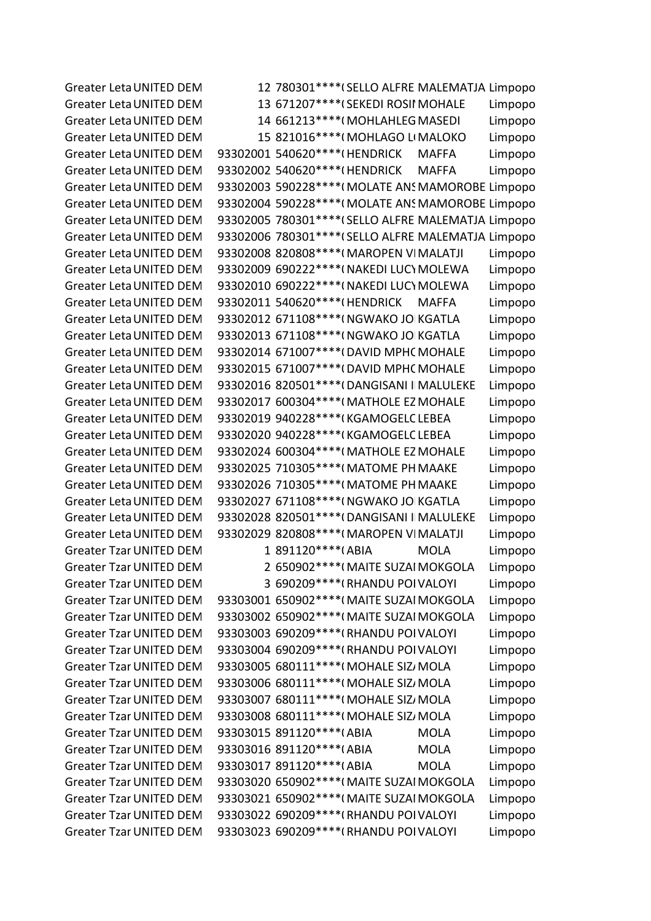| | | | | | | |
|---|---|---|---|---|---|---|
| Greater Leta | UNITED DEM | 12 | 780301****( | SELLO ALFRE | MALEMATJA | Limpopo |
| Greater Leta | UNITED DEM | 13 | 671207****( | SEKEDI ROSII | MOHALE | Limpopo |
| Greater Leta | UNITED DEM | 14 | 661213****( | MOHLAHLEG | MASEDI | Limpopo |
| Greater Leta | UNITED DEM | 15 | 821016****( | MOHLAGO L( | MALOKO | Limpopo |
| Greater Leta | UNITED DEM | 93302001 | 540620****( | HENDRICK | MAFFA | Limpopo |
| Greater Leta | UNITED DEM | 93302002 | 540620****( | HENDRICK | MAFFA | Limpopo |
| Greater Leta | UNITED DEM | 93302003 | 590228****( | MOLATE ANS | MAMOROBE | Limpopo |
| Greater Leta | UNITED DEM | 93302004 | 590228****( | MOLATE ANS | MAMOROBE | Limpopo |
| Greater Leta | UNITED DEM | 93302005 | 780301****( | SELLO ALFRE | MALEMATJA | Limpopo |
| Greater Leta | UNITED DEM | 93302006 | 780301****( | SELLO ALFRE | MALEMATJA | Limpopo |
| Greater Leta | UNITED DEM | 93302008 | 820808****( | MAROPEN VI | MALATJI | Limpopo |
| Greater Leta | UNITED DEM | 93302009 | 690222****( | NAKEDI LUCY | MOLEWA | Limpopo |
| Greater Leta | UNITED DEM | 93302010 | 690222****( | NAKEDI LUCY | MOLEWA | Limpopo |
| Greater Leta | UNITED DEM | 93302011 | 540620****( | HENDRICK | MAFFA | Limpopo |
| Greater Leta | UNITED DEM | 93302012 | 671108****( | NGWAKO JO | KGATLA | Limpopo |
| Greater Leta | UNITED DEM | 93302013 | 671108****( | NGWAKO JO | KGATLA | Limpopo |
| Greater Leta | UNITED DEM | 93302014 | 671007****( | DAVID MPHO | MOHALE | Limpopo |
| Greater Leta | UNITED DEM | 93302015 | 671007****( | DAVID MPHO | MOHALE | Limpopo |
| Greater Leta | UNITED DEM | 93302016 | 820501****( | DANGISANI I | MALULEKE | Limpopo |
| Greater Leta | UNITED DEM | 93302017 | 600304****( | MATHOLE EZ | MOHALE | Limpopo |
| Greater Leta | UNITED DEM | 93302019 | 940228****( | KGAMOGELO | LEBEA | Limpopo |
| Greater Leta | UNITED DEM | 93302020 | 940228****( | KGAMOGELO | LEBEA | Limpopo |
| Greater Leta | UNITED DEM | 93302024 | 600304****( | MATHOLE EZ | MOHALE | Limpopo |
| Greater Leta | UNITED DEM | 93302025 | 710305****( | MATOME PH | MAAKE | Limpopo |
| Greater Leta | UNITED DEM | 93302026 | 710305****( | MATOME PH | MAAKE | Limpopo |
| Greater Leta | UNITED DEM | 93302027 | 671108****( | NGWAKO JO | KGATLA | Limpopo |
| Greater Leta | UNITED DEM | 93302028 | 820501****( | DANGISANI I | MALULEKE | Limpopo |
| Greater Leta | UNITED DEM | 93302029 | 820808****( | MAROPEN VI | MALATJI | Limpopo |
| Greater Tzar | UNITED DEM | 1 | 891120****( | ABIA | MOLA | Limpopo |
| Greater Tzar | UNITED DEM | 2 | 650902****( | MAITE SUZAI | MOKGOLA | Limpopo |
| Greater Tzar | UNITED DEM | 3 | 690209****( | RHANDU POI | VALOYI | Limpopo |
| Greater Tzar | UNITED DEM | 93303001 | 650902****( | MAITE SUZAI | MOKGOLA | Limpopo |
| Greater Tzar | UNITED DEM | 93303002 | 650902****( | MAITE SUZAI | MOKGOLA | Limpopo |
| Greater Tzar | UNITED DEM | 93303003 | 690209****( | RHANDU POI | VALOYI | Limpopo |
| Greater Tzar | UNITED DEM | 93303004 | 690209****( | RHANDU POI | VALOYI | Limpopo |
| Greater Tzar | UNITED DEM | 93303005 | 680111****( | MOHALE SIZ/ | MOLA | Limpopo |
| Greater Tzar | UNITED DEM | 93303006 | 680111****( | MOHALE SIZ/ | MOLA | Limpopo |
| Greater Tzar | UNITED DEM | 93303007 | 680111****( | MOHALE SIZ/ | MOLA | Limpopo |
| Greater Tzar | UNITED DEM | 93303008 | 680111****( | MOHALE SIZ/ | MOLA | Limpopo |
| Greater Tzar | UNITED DEM | 93303015 | 891120****( | ABIA | MOLA | Limpopo |
| Greater Tzar | UNITED DEM | 93303016 | 891120****( | ABIA | MOLA | Limpopo |
| Greater Tzar | UNITED DEM | 93303017 | 891120****( | ABIA | MOLA | Limpopo |
| Greater Tzar | UNITED DEM | 93303020 | 650902****( | MAITE SUZAI | MOKGOLA | Limpopo |
| Greater Tzar | UNITED DEM | 93303021 | 650902****( | MAITE SUZAI | MOKGOLA | Limpopo |
| Greater Tzar | UNITED DEM | 93303022 | 690209****( | RHANDU POI | VALOYI | Limpopo |
| Greater Tzar | UNITED DEM | 93303023 | 690209****( | RHANDU POI | VALOYI | Limpopo |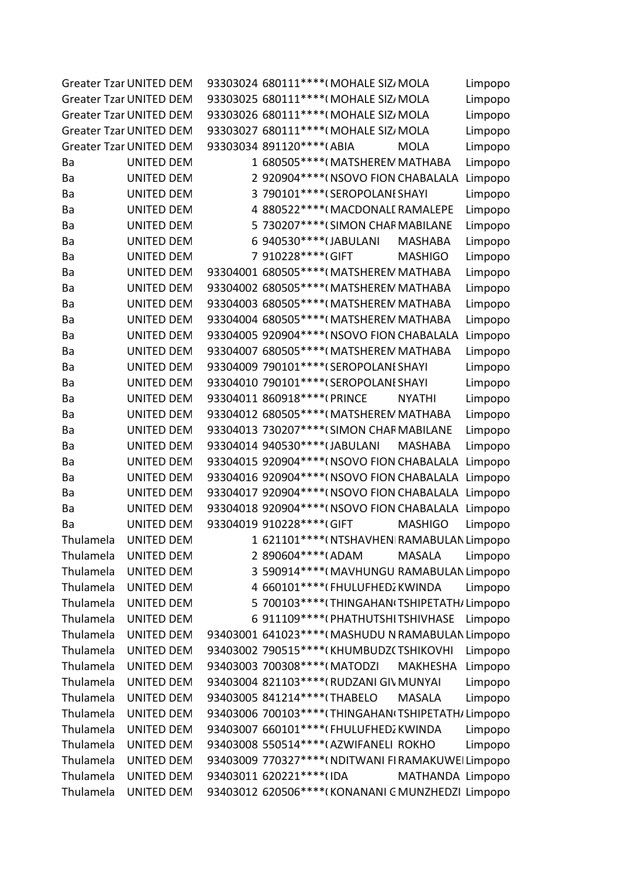| | | | | | | |
|---|---|---|---|---|---|---|
| Greater Tzar | UNITED DEM | 93303024 | 680111****( | MOHALE SIZ/ | MOLA | Limpopo |
| Greater Tzar | UNITED DEM | 93303025 | 680111****( | MOHALE SIZ/ | MOLA | Limpopo |
| Greater Tzar | UNITED DEM | 93303026 | 680111****( | MOHALE SIZ/ | MOLA | Limpopo |
| Greater Tzar | UNITED DEM | 93303027 | 680111****( | MOHALE SIZ/ | MOLA | Limpopo |
| Greater Tzar | UNITED DEM | 93303034 | 891120****( | ABIA | MOLA | Limpopo |
| Ba | UNITED DEM | 1 | 680505****( | MATSHEREM | MATHABA | Limpopo |
| Ba | UNITED DEM | 2 | 920904****( | NSOVO FION | CHABALALA | Limpopo |
| Ba | UNITED DEM | 3 | 790101****( | SEROPOLANE | SHAYI | Limpopo |
| Ba | UNITED DEM | 4 | 880522****( | MACDONALD | RAMALEPE | Limpopo |
| Ba | UNITED DEM | 5 | 730207****( | SIMON CHAR | MABILANE | Limpopo |
| Ba | UNITED DEM | 6 | 940530****( | JABULANI | MASHABA | Limpopo |
| Ba | UNITED DEM | 7 | 910228****( | GIFT | MASHIGO | Limpopo |
| Ba | UNITED DEM | 93304001 | 680505****( | MATSHEREM | MATHABA | Limpopo |
| Ba | UNITED DEM | 93304002 | 680505****( | MATSHEREM | MATHABA | Limpopo |
| Ba | UNITED DEM | 93304003 | 680505****( | MATSHEREM | MATHABA | Limpopo |
| Ba | UNITED DEM | 93304004 | 680505****( | MATSHEREM | MATHABA | Limpopo |
| Ba | UNITED DEM | 93304005 | 920904****( | NSOVO FION | CHABALALA | Limpopo |
| Ba | UNITED DEM | 93304007 | 680505****( | MATSHEREM | MATHABA | Limpopo |
| Ba | UNITED DEM | 93304009 | 790101****( | SEROPOLANE | SHAYI | Limpopo |
| Ba | UNITED DEM | 93304010 | 790101****( | SEROPOLANE | SHAYI | Limpopo |
| Ba | UNITED DEM | 93304011 | 860918****( | PRINCE | NYATHI | Limpopo |
| Ba | UNITED DEM | 93304012 | 680505****( | MATSHEREM | MATHABA | Limpopo |
| Ba | UNITED DEM | 93304013 | 730207****( | SIMON CHAR | MABILANE | Limpopo |
| Ba | UNITED DEM | 93304014 | 940530****( | JABULANI | MASHABA | Limpopo |
| Ba | UNITED DEM | 93304015 | 920904****( | NSOVO FION | CHABALALA | Limpopo |
| Ba | UNITED DEM | 93304016 | 920904****( | NSOVO FION | CHABALALA | Limpopo |
| Ba | UNITED DEM | 93304017 | 920904****( | NSOVO FION | CHABALALA | Limpopo |
| Ba | UNITED DEM | 93304018 | 920904****( | NSOVO FION | CHABALALA | Limpopo |
| Ba | UNITED DEM | 93304019 | 910228****( | GIFT | MASHIGO | Limpopo |
| Thulamela | UNITED DEM | 1 | 621101****( | NTSHAVHENI | RAMABULAN | Limpopo |
| Thulamela | UNITED DEM | 2 | 890604****( | ADAM | MASALA | Limpopo |
| Thulamela | UNITED DEM | 3 | 590914****( | MAVHUNGU | RAMABULAN | Limpopo |
| Thulamela | UNITED DEM | 4 | 660101****( | FHULUFHEDZ | KWINDA | Limpopo |
| Thulamela | UNITED DEM | 5 | 700103****( | THINGAHAN( | TSHIPETATH/ | Limpopo |
| Thulamela | UNITED DEM | 6 | 911109****( | PHATHUTSHI | TSHIVHASE | Limpopo |
| Thulamela | UNITED DEM | 93403001 | 641023****( | MASHUDU N | RAMABULAN | Limpopo |
| Thulamela | UNITED DEM | 93403002 | 790515****( | KHUMBUDZ( | TSHIKOVHI | Limpopo |
| Thulamela | UNITED DEM | 93403003 | 700308****( | MATODZI | MAKHESHA | Limpopo |
| Thulamela | UNITED DEM | 93403004 | 821103****( | RUDZANI GIV | MUNYAI | Limpopo |
| Thulamela | UNITED DEM | 93403005 | 841214****( | THABELO | MASALA | Limpopo |
| Thulamela | UNITED DEM | 93403006 | 700103****( | THINGAHAN( | TSHIPETATH/ | Limpopo |
| Thulamela | UNITED DEM | 93403007 | 660101****( | FHULUFHEDZ | KWINDA | Limpopo |
| Thulamela | UNITED DEM | 93403008 | 550514****( | AZWIFANELI | ROKHO | Limpopo |
| Thulamela | UNITED DEM | 93403009 | 770327****( | NDITWANI FI | RAMAKUWE | Limpopo |
| Thulamela | UNITED DEM | 93403011 | 620221****( | IDA | MATHANDA | Limpopo |
| Thulamela | UNITED DEM | 93403012 | 620506****( | KONANANI G | MUNZHEDZI | Limpopo |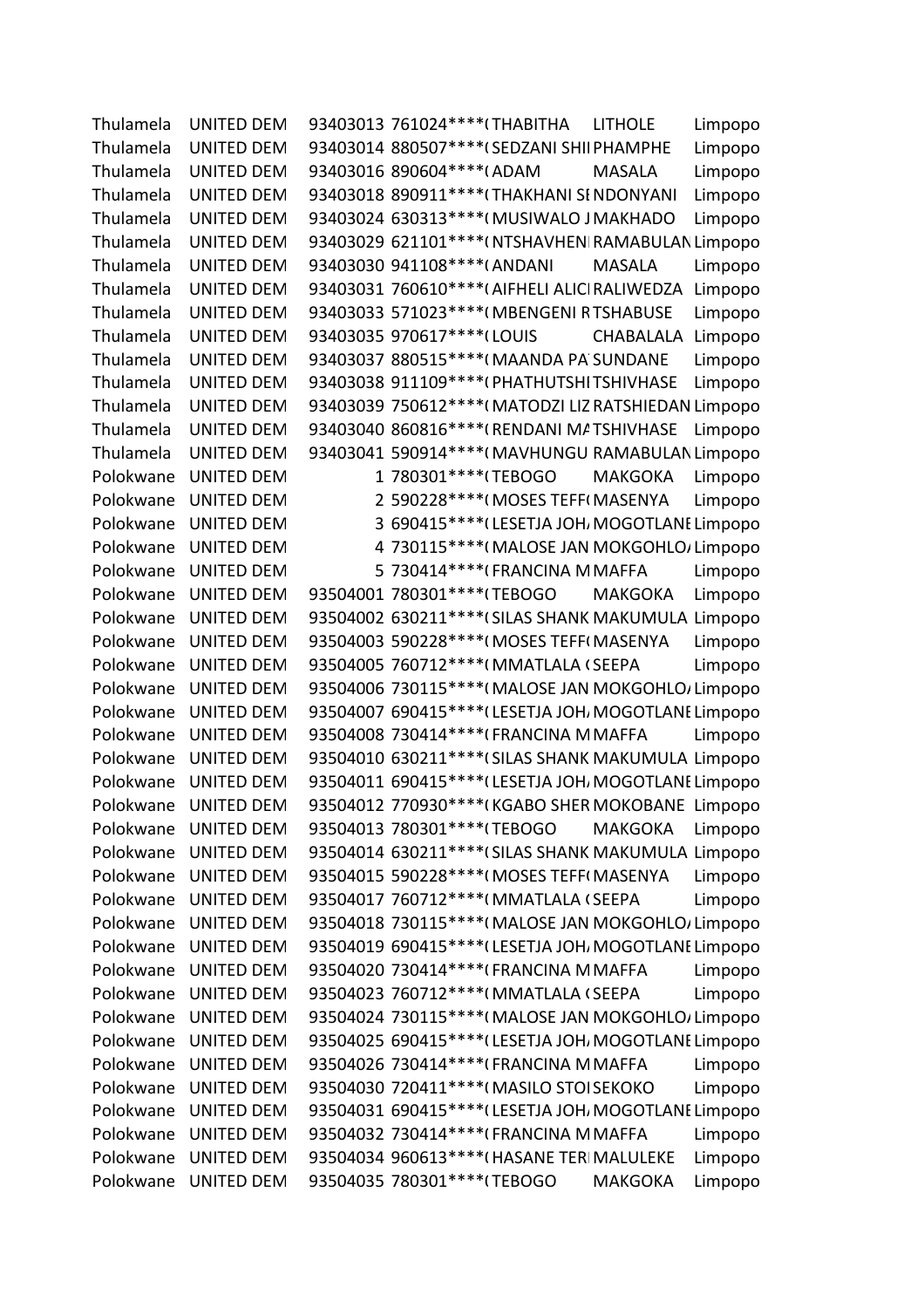| | | | | | | |
|---|---|---|---|---|---|---|
| Thulamela | UNITED DEM | 93403013 | 761024****( | THABITHA | LITHOLE | Limpopo |
| Thulamela | UNITED DEM | 93403014 | 880507****( | SEDZANI SHII | PHAMPHE | Limpopo |
| Thulamela | UNITED DEM | 93403016 | 890604****( | ADAM | MASALA | Limpopo |
| Thulamela | UNITED DEM | 93403018 | 890911****( | THAKHANI SI | NDONYANI | Limpopo |
| Thulamela | UNITED DEM | 93403024 | 630313****( | MUSIWALO J | MAKHADO | Limpopo |
| Thulamela | UNITED DEM | 93403029 | 621101****( | NTSHAVHENI | RAMABULAN | Limpopo |
| Thulamela | UNITED DEM | 93403030 | 941108****( | ANDANI | MASALA | Limpopo |
| Thulamela | UNITED DEM | 93403031 | 760610****( | AIFHELI ALICI | RALIWEDZA | Limpopo |
| Thulamela | UNITED DEM | 93403033 | 571023****( | MBENGENI R | TSHABUSE | Limpopo |
| Thulamela | UNITED DEM | 93403035 | 970617****( | LOUIS | CHABALALA | Limpopo |
| Thulamela | UNITED DEM | 93403037 | 880515****( | MAANDA PA | SUNDANE | Limpopo |
| Thulamela | UNITED DEM | 93403038 | 911109****( | PHATHUTSHI | TSHIVHASE | Limpopo |
| Thulamela | UNITED DEM | 93403039 | 750612****( | MATODZI LIZ | RATSHIEDAN | Limpopo |
| Thulamela | UNITED DEM | 93403040 | 860816****( | RENDANI MA | TSHIVHASE | Limpopo |
| Thulamela | UNITED DEM | 93403041 | 590914****( | MAVHUNGU | RAMABULAN | Limpopo |
| Polokwane | UNITED DEM | 1 | 780301****( | TEBOGO | MAKGOKA | Limpopo |
| Polokwane | UNITED DEM | 2 | 590228****( | MOSES TEFF( | MASENYA | Limpopo |
| Polokwane | UNITED DEM | 3 | 690415****( | LESETJA JOH/ | MOGOTLANE | Limpopo |
| Polokwane | UNITED DEM | 4 | 730115****( | MALOSE JAN | MOKGOHLO/ | Limpopo |
| Polokwane | UNITED DEM | 5 | 730414****( | FRANCINA M | MAFFA | Limpopo |
| Polokwane | UNITED DEM | 93504001 | 780301****( | TEBOGO | MAKGOKA | Limpopo |
| Polokwane | UNITED DEM | 93504002 | 630211****( | SILAS SHANK | MAKUMULA | Limpopo |
| Polokwane | UNITED DEM | 93504003 | 590228****( | MOSES TEFF( | MASENYA | Limpopo |
| Polokwane | UNITED DEM | 93504005 | 760712****( | MMATLALA ( | SEEPA | Limpopo |
| Polokwane | UNITED DEM | 93504006 | 730115****( | MALOSE JAN | MOKGOHLO/ | Limpopo |
| Polokwane | UNITED DEM | 93504007 | 690415****( | LESETJA JOH/ | MOGOTLANE | Limpopo |
| Polokwane | UNITED DEM | 93504008 | 730414****( | FRANCINA M | MAFFA | Limpopo |
| Polokwane | UNITED DEM | 93504010 | 630211****( | SILAS SHANK | MAKUMULA | Limpopo |
| Polokwane | UNITED DEM | 93504011 | 690415****( | LESETJA JOH/ | MOGOTLANE | Limpopo |
| Polokwane | UNITED DEM | 93504012 | 770930****( | KGABO SHER | MOKOBANE | Limpopo |
| Polokwane | UNITED DEM | 93504013 | 780301****( | TEBOGO | MAKGOKA | Limpopo |
| Polokwane | UNITED DEM | 93504014 | 630211****( | SILAS SHANK | MAKUMULA | Limpopo |
| Polokwane | UNITED DEM | 93504015 | 590228****( | MOSES TEFF( | MASENYA | Limpopo |
| Polokwane | UNITED DEM | 93504017 | 760712****( | MMATLALA ( | SEEPA | Limpopo |
| Polokwane | UNITED DEM | 93504018 | 730115****( | MALOSE JAN | MOKGOHLO/ | Limpopo |
| Polokwane | UNITED DEM | 93504019 | 690415****( | LESETJA JOH/ | MOGOTLANE | Limpopo |
| Polokwane | UNITED DEM | 93504020 | 730414****( | FRANCINA M | MAFFA | Limpopo |
| Polokwane | UNITED DEM | 93504023 | 760712****( | MMATLALA ( | SEEPA | Limpopo |
| Polokwane | UNITED DEM | 93504024 | 730115****( | MALOSE JAN | MOKGOHLO/ | Limpopo |
| Polokwane | UNITED DEM | 93504025 | 690415****( | LESETJA JOH/ | MOGOTLANE | Limpopo |
| Polokwane | UNITED DEM | 93504026 | 730414****( | FRANCINA M | MAFFA | Limpopo |
| Polokwane | UNITED DEM | 93504030 | 720411****( | MASILO STOI | SEKOKO | Limpopo |
| Polokwane | UNITED DEM | 93504031 | 690415****( | LESETJA JOH/ | MOGOTLANE | Limpopo |
| Polokwane | UNITED DEM | 93504032 | 730414****( | FRANCINA M | MAFFA | Limpopo |
| Polokwane | UNITED DEM | 93504034 | 960613****( | HASANE TERI | MALULEKE | Limpopo |
| Polokwane | UNITED DEM | 93504035 | 780301****( | TEBOGO | MAKGOKA | Limpopo |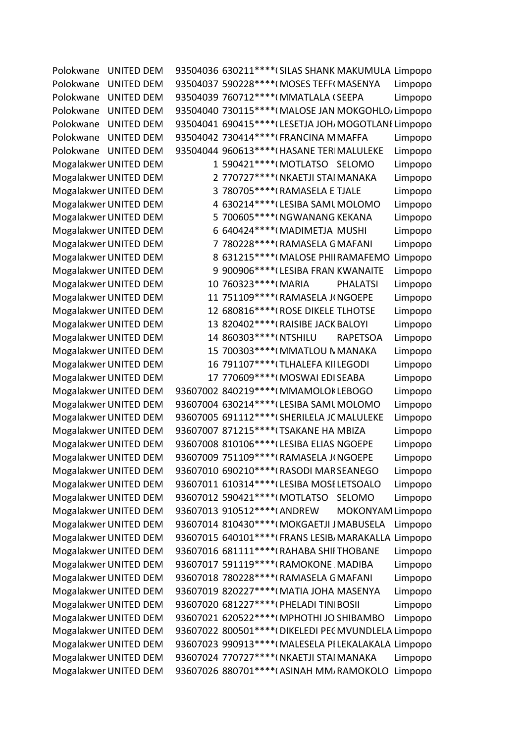| | | | | | | |
|---|---|---|---|---|---|---|
| Polokwane | UNITED DEM | 93504036 | 630211****( | SILAS SHANK | MAKUMULA | Limpopo |
| Polokwane | UNITED DEM | 93504037 | 590228****( | MOSES TEFF( | MASENYA | Limpopo |
| Polokwane | UNITED DEM | 93504039 | 760712****( | MMATLALA ( | SEEPA | Limpopo |
| Polokwane | UNITED DEM | 93504040 | 730115****( | MALOSE JAN | MOKGOHLO | Limpopo |
| Polokwane | UNITED DEM | 93504041 | 690415****( | LESETJA JOH | MOGOTLANE | Limpopo |
| Polokwane | UNITED DEM | 93504042 | 730414****( | FRANCINA M | MAFFA | Limpopo |
| Polokwane | UNITED DEM | 93504044 | 960613****( | HASANE TER | MALULEKE | Limpopo |
| Mogalakwer | UNITED DEM | 1 | 590421****( | MOTLATSO | SELOMO | Limpopo |
| Mogalakwer | UNITED DEM | 2 | 770727****( | NKAETJI STAI | MANAKA | Limpopo |
| Mogalakwer | UNITED DEM | 3 | 780705****( | RAMASELA E | TJALE | Limpopo |
| Mogalakwer | UNITED DEM | 4 | 630214****( | LESIBA SAMU | MOLOMO | Limpopo |
| Mogalakwer | UNITED DEM | 5 | 700605****( | NGWANANG | KEKANA | Limpopo |
| Mogalakwer | UNITED DEM | 6 | 640424****( | MADIMETJA | MUSHI | Limpopo |
| Mogalakwer | UNITED DEM | 7 | 780228****( | RAMASELA G | MAFANI | Limpopo |
| Mogalakwer | UNITED DEM | 8 | 631215****( | MALOSE PHI | RAMAFEMO | Limpopo |
| Mogalakwer | UNITED DEM | 9 | 900906****( | LESIBA FRAN | KWANAITE | Limpopo |
| Mogalakwer | UNITED DEM | 10 | 760323****( | MARIA | PHALATSI | Limpopo |
| Mogalakwer | UNITED DEM | 11 | 751109****( | RAMASELA J( | NGOEPE | Limpopo |
| Mogalakwer | UNITED DEM | 12 | 680816****( | ROSE DIKELE | TLHOTSE | Limpopo |
| Mogalakwer | UNITED DEM | 13 | 820402****( | RAISIBE JACK | BALOYI | Limpopo |
| Mogalakwer | UNITED DEM | 14 | 860303****( | NTSHILU | RAPETSOA | Limpopo |
| Mogalakwer | UNITED DEM | 15 | 700303****( | MMATLOU M | MANAKA | Limpopo |
| Mogalakwer | UNITED DEM | 16 | 791107****( | TLHALEFA KII | LEGODI | Limpopo |
| Mogalakwer | UNITED DEM | 17 | 770609****( | MOSWAI EDI | SEABA | Limpopo |
| Mogalakwer | UNITED DEM | 93607002 | 840219****( | MMAMOLOK | LEBOGO | Limpopo |
| Mogalakwer | UNITED DEM | 93607004 | 630214****( | LESIBA SAMU | MOLOMO | Limpopo |
| Mogalakwer | UNITED DEM | 93607005 | 691112****( | SHERILELA JC | MALULEKE | Limpopo |
| Mogalakwer | UNITED DEM | 93607007 | 871215****( | TSAKANE HA | MBIZA | Limpopo |
| Mogalakwer | UNITED DEM | 93607008 | 810106****( | LESIBA ELIAS | NGOEPE | Limpopo |
| Mogalakwer | UNITED DEM | 93607009 | 751109****( | RAMASELA J( | NGOEPE | Limpopo |
| Mogalakwer | UNITED DEM | 93607010 | 690210****( | RASODI MAR | SEANEGO | Limpopo |
| Mogalakwer | UNITED DEM | 93607011 | 610314****( | LESIBA MOSE | LETSOALO | Limpopo |
| Mogalakwer | UNITED DEM | 93607012 | 590421****( | MOTLATSO | SELOMO | Limpopo |
| Mogalakwer | UNITED DEM | 93607013 | 910512****( | ANDREW | MOKONYAM | Limpopo |
| Mogalakwer | UNITED DEM | 93607014 | 810430****( | MOKGAETJI J | MABUSELA | Limpopo |
| Mogalakwer | UNITED DEM | 93607015 | 640101****( | FRANS LESIB | MARAKALLA | Limpopo |
| Mogalakwer | UNITED DEM | 93607016 | 681111****( | RAHABA SHI | THOBANE | Limpopo |
| Mogalakwer | UNITED DEM | 93607017 | 591119****( | RAMOKONE | MADIBA | Limpopo |
| Mogalakwer | UNITED DEM | 93607018 | 780228****( | RAMASELA G | MAFANI | Limpopo |
| Mogalakwer | UNITED DEM | 93607019 | 820227****( | MATIA JOHA | MASENYA | Limpopo |
| Mogalakwer | UNITED DEM | 93607020 | 681227****( | PHELADI TIN | BOSII | Limpopo |
| Mogalakwer | UNITED DEM | 93607021 | 620522****( | MPHOTHI JO | SHIBAMBO | Limpopo |
| Mogalakwer | UNITED DEM | 93607022 | 800501****( | DIKELEDI PE( | MVUNDLELA | Limpopo |
| Mogalakwer | UNITED DEM | 93607023 | 990913****( | MALESELA PI | LEKALAKALA | Limpopo |
| Mogalakwer | UNITED DEM | 93607024 | 770727****( | NKAETJI STAI | MANAKA | Limpopo |
| Mogalakwer | UNITED DEM | 93607026 | 880701****( | ASINAH MM | RAMOKOLO | Limpopo |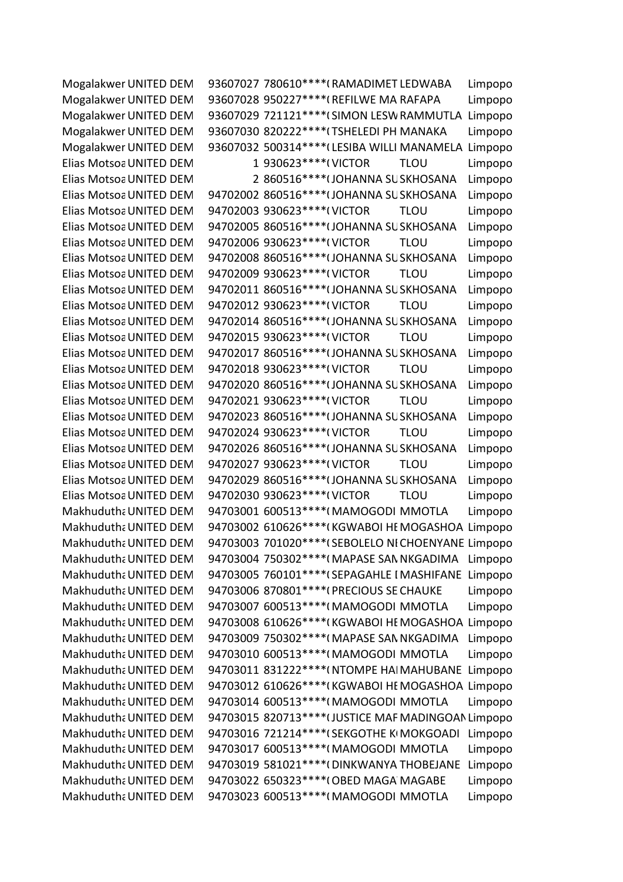| | | | | | | |
|---|---|---|---|---|---|---|
| Mogalakwer | UNITED DEM | 93607027 | 780610****( | RAMADIMET | LEDWABA | Limpopo |
| Mogalakwer | UNITED DEM | 93607028 | 950227****( | REFILWE MA | RAFAPA | Limpopo |
| Mogalakwer | UNITED DEM | 93607029 | 721121****( | SIMON LESW | RAMMUTLA | Limpopo |
| Mogalakwer | UNITED DEM | 93607030 | 820222****( | TSHELEDI PH | MANAKA | Limpopo |
| Mogalakwer | UNITED DEM | 93607032 | 500314****( | LESIBA WILLI | MANAMELA | Limpopo |
| Elias Motsoa | UNITED DEM | 1 | 930623****( | VICTOR | TLOU | Limpopo |
| Elias Motsoa | UNITED DEM | 2 | 860516****( | JOHANNA SU | SKHOSANA | Limpopo |
| Elias Motsoa | UNITED DEM | 94702002 | 860516****( | JOHANNA SU | SKHOSANA | Limpopo |
| Elias Motsoa | UNITED DEM | 94702003 | 930623****( | VICTOR | TLOU | Limpopo |
| Elias Motsoa | UNITED DEM | 94702005 | 860516****( | JOHANNA SU | SKHOSANA | Limpopo |
| Elias Motsoa | UNITED DEM | 94702006 | 930623****( | VICTOR | TLOU | Limpopo |
| Elias Motsoa | UNITED DEM | 94702008 | 860516****( | JOHANNA SU | SKHOSANA | Limpopo |
| Elias Motsoa | UNITED DEM | 94702009 | 930623****( | VICTOR | TLOU | Limpopo |
| Elias Motsoa | UNITED DEM | 94702011 | 860516****( | JOHANNA SU | SKHOSANA | Limpopo |
| Elias Motsoa | UNITED DEM | 94702012 | 930623****( | VICTOR | TLOU | Limpopo |
| Elias Motsoa | UNITED DEM | 94702014 | 860516****( | JOHANNA SU | SKHOSANA | Limpopo |
| Elias Motsoa | UNITED DEM | 94702015 | 930623****( | VICTOR | TLOU | Limpopo |
| Elias Motsoa | UNITED DEM | 94702017 | 860516****( | JOHANNA SU | SKHOSANA | Limpopo |
| Elias Motsoa | UNITED DEM | 94702018 | 930623****( | VICTOR | TLOU | Limpopo |
| Elias Motsoa | UNITED DEM | 94702020 | 860516****( | JOHANNA SU | SKHOSANA | Limpopo |
| Elias Motsoa | UNITED DEM | 94702021 | 930623****( | VICTOR | TLOU | Limpopo |
| Elias Motsoa | UNITED DEM | 94702023 | 860516****( | JOHANNA SU | SKHOSANA | Limpopo |
| Elias Motsoa | UNITED DEM | 94702024 | 930623****( | VICTOR | TLOU | Limpopo |
| Elias Motsoa | UNITED DEM | 94702026 | 860516****( | JOHANNA SU | SKHOSANA | Limpopo |
| Elias Motsoa | UNITED DEM | 94702027 | 930623****( | VICTOR | TLOU | Limpopo |
| Elias Motsoa | UNITED DEM | 94702029 | 860516****( | JOHANNA SU | SKHOSANA | Limpopo |
| Elias Motsoa | UNITED DEM | 94702030 | 930623****( | VICTOR | TLOU | Limpopo |
| Makhudutha | UNITED DEM | 94703001 | 600513****( | MAMOGODI | MMOTLA | Limpopo |
| Makhudutha | UNITED DEM | 94703002 | 610626****( | KGWABOI HE | MOGASHOA | Limpopo |
| Makhudutha | UNITED DEM | 94703003 | 701020****( | SEBOLELO NI | CHOENYANE | Limpopo |
| Makhudutha | UNITED DEM | 94703004 | 750302****( | MAPASE SAN | NKGADIMA | Limpopo |
| Makhudutha | UNITED DEM | 94703005 | 760101****( | SEPAGAHLE I | MASHIFANE | Limpopo |
| Makhudutha | UNITED DEM | 94703006 | 870801****( | PRECIOUS SE | CHAUKE | Limpopo |
| Makhudutha | UNITED DEM | 94703007 | 600513****( | MAMOGODI | MMOTLA | Limpopo |
| Makhudutha | UNITED DEM | 94703008 | 610626****( | KGWABOI HE | MOGASHOA | Limpopo |
| Makhudutha | UNITED DEM | 94703009 | 750302****( | MAPASE SAN | NKGADIMA | Limpopo |
| Makhudutha | UNITED DEM | 94703010 | 600513****( | MAMOGODI | MMOTLA | Limpopo |
| Makhudutha | UNITED DEM | 94703011 | 831222****( | NTOMPE HAI | MAHUBANE | Limpopo |
| Makhudutha | UNITED DEM | 94703012 | 610626****( | KGWABOI HE | MOGASHOA | Limpopo |
| Makhudutha | UNITED DEM | 94703014 | 600513****( | MAMOGODI | MMOTLA | Limpopo |
| Makhudutha | UNITED DEM | 94703015 | 820713****( | JUSTICE MAF | MADINGOAN | Limpopo |
| Makhudutha | UNITED DEM | 94703016 | 721214****( | SEKGOTHE K | MOKGOADI | Limpopo |
| Makhudutha | UNITED DEM | 94703017 | 600513****( | MAMOGODI | MMOTLA | Limpopo |
| Makhudutha | UNITED DEM | 94703019 | 581021****( | DINKWANYA | THOBEJANE | Limpopo |
| Makhudutha | UNITED DEM | 94703022 | 650323****( | OBED MAGA | MAGABE | Limpopo |
| Makhudutha | UNITED DEM | 94703023 | 600513****( | MAMOGODI | MMOTLA | Limpopo |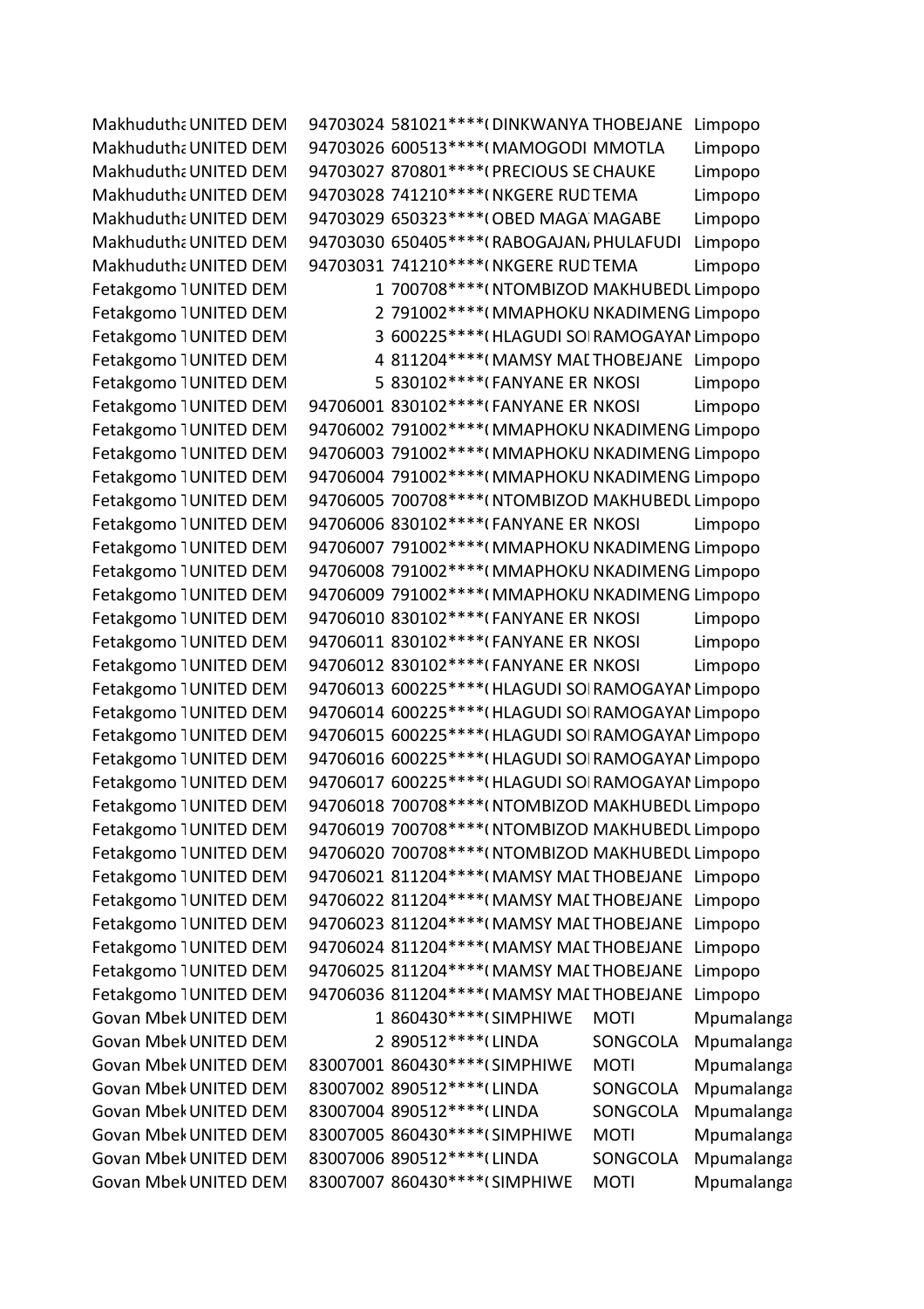| | | | | | | |
|---|---|---|---|---|---|---|
| Makhudutha | UNITED DEM | 94703024 | 581021****( | DINKWANYA | THOBEJANE | Limpopo |
| Makhudutha | UNITED DEM | 94703026 | 600513****( | MAMOGODI | MMOTLA | Limpopo |
| Makhudutha | UNITED DEM | 94703027 | 870801****( | PRECIOUS SE | CHAUKE | Limpopo |
| Makhudutha | UNITED DEM | 94703028 | 741210****( | NKGERE RUD | TEMA | Limpopo |
| Makhudutha | UNITED DEM | 94703029 | 650323****( | OBED MAGA | MAGABE | Limpopo |
| Makhudutha | UNITED DEM | 94703030 | 650405****( | RABOGAJAN | PHULAFUDI | Limpopo |
| Makhudutha | UNITED DEM | 94703031 | 741210****( | NKGERE RUD | TEMA | Limpopo |
| Fetakgomo T | UNITED DEM | 1 | 700708****( | NTOMBIZOD | MAKHUBEDU | Limpopo |
| Fetakgomo T | UNITED DEM | 2 | 791002****( | MMAPHOKU | NKADIMENG | Limpopo |
| Fetakgomo T | UNITED DEM | 3 | 600225****( | HLAGUDI SO | RAMOGAYAN | Limpopo |
| Fetakgomo T | UNITED DEM | 4 | 811204****( | MAMSY MAI | THOBEJANE | Limpopo |
| Fetakgomo T | UNITED DEM | 5 | 830102****( | FANYANE ER | NKOSI | Limpopo |
| Fetakgomo T | UNITED DEM | 94706001 | 830102****( | FANYANE ER | NKOSI | Limpopo |
| Fetakgomo T | UNITED DEM | 94706002 | 791002****( | MMAPHOKU | NKADIMENG | Limpopo |
| Fetakgomo T | UNITED DEM | 94706003 | 791002****( | MMAPHOKU | NKADIMENG | Limpopo |
| Fetakgomo T | UNITED DEM | 94706004 | 791002****( | MMAPHOKU | NKADIMENG | Limpopo |
| Fetakgomo T | UNITED DEM | 94706005 | 700708****( | NTOMBIZOD | MAKHUBEDU | Limpopo |
| Fetakgomo T | UNITED DEM | 94706006 | 830102****( | FANYANE ER | NKOSI | Limpopo |
| Fetakgomo T | UNITED DEM | 94706007 | 791002****( | MMAPHOKU | NKADIMENG | Limpopo |
| Fetakgomo T | UNITED DEM | 94706008 | 791002****( | MMAPHOKU | NKADIMENG | Limpopo |
| Fetakgomo T | UNITED DEM | 94706009 | 791002****( | MMAPHOKU | NKADIMENG | Limpopo |
| Fetakgomo T | UNITED DEM | 94706010 | 830102****( | FANYANE ER | NKOSI | Limpopo |
| Fetakgomo T | UNITED DEM | 94706011 | 830102****( | FANYANE ER | NKOSI | Limpopo |
| Fetakgomo T | UNITED DEM | 94706012 | 830102****( | FANYANE ER | NKOSI | Limpopo |
| Fetakgomo T | UNITED DEM | 94706013 | 600225****( | HLAGUDI SO | RAMOGAYAN | Limpopo |
| Fetakgomo T | UNITED DEM | 94706014 | 600225****( | HLAGUDI SO | RAMOGAYAN | Limpopo |
| Fetakgomo T | UNITED DEM | 94706015 | 600225****( | HLAGUDI SO | RAMOGAYAN | Limpopo |
| Fetakgomo T | UNITED DEM | 94706016 | 600225****( | HLAGUDI SO | RAMOGAYAN | Limpopo |
| Fetakgomo T | UNITED DEM | 94706017 | 600225****( | HLAGUDI SO | RAMOGAYAN | Limpopo |
| Fetakgomo T | UNITED DEM | 94706018 | 700708****( | NTOMBIZOD | MAKHUBEDU | Limpopo |
| Fetakgomo T | UNITED DEM | 94706019 | 700708****( | NTOMBIZOD | MAKHUBEDU | Limpopo |
| Fetakgomo T | UNITED DEM | 94706020 | 700708****( | NTOMBIZOD | MAKHUBEDU | Limpopo |
| Fetakgomo T | UNITED DEM | 94706021 | 811204****( | MAMSY MAI | THOBEJANE | Limpopo |
| Fetakgomo T | UNITED DEM | 94706022 | 811204****( | MAMSY MAI | THOBEJANE | Limpopo |
| Fetakgomo T | UNITED DEM | 94706023 | 811204****( | MAMSY MAI | THOBEJANE | Limpopo |
| Fetakgomo T | UNITED DEM | 94706024 | 811204****( | MAMSY MAI | THOBEJANE | Limpopo |
| Fetakgomo T | UNITED DEM | 94706025 | 811204****( | MAMSY MAI | THOBEJANE | Limpopo |
| Fetakgomo T | UNITED DEM | 94706036 | 811204****( | MAMSY MAI | THOBEJANE | Limpopo |
| Govan Mbek | UNITED DEM | 1 | 860430****( | SIMPHIWE | MOTI | Mpumalanga |
| Govan Mbek | UNITED DEM | 2 | 890512****( | LINDA | SONGCOLA | Mpumalanga |
| Govan Mbek | UNITED DEM | 83007001 | 860430****( | SIMPHIWE | MOTI | Mpumalanga |
| Govan Mbek | UNITED DEM | 83007002 | 890512****( | LINDA | SONGCOLA | Mpumalanga |
| Govan Mbek | UNITED DEM | 83007004 | 890512****( | LINDA | SONGCOLA | Mpumalanga |
| Govan Mbek | UNITED DEM | 83007005 | 860430****( | SIMPHIWE | MOTI | Mpumalanga |
| Govan Mbek | UNITED DEM | 83007006 | 890512****( | LINDA | SONGCOLA | Mpumalanga |
| Govan Mbek | UNITED DEM | 83007007 | 860430****( | SIMPHIWE | MOTI | Mpumalanga |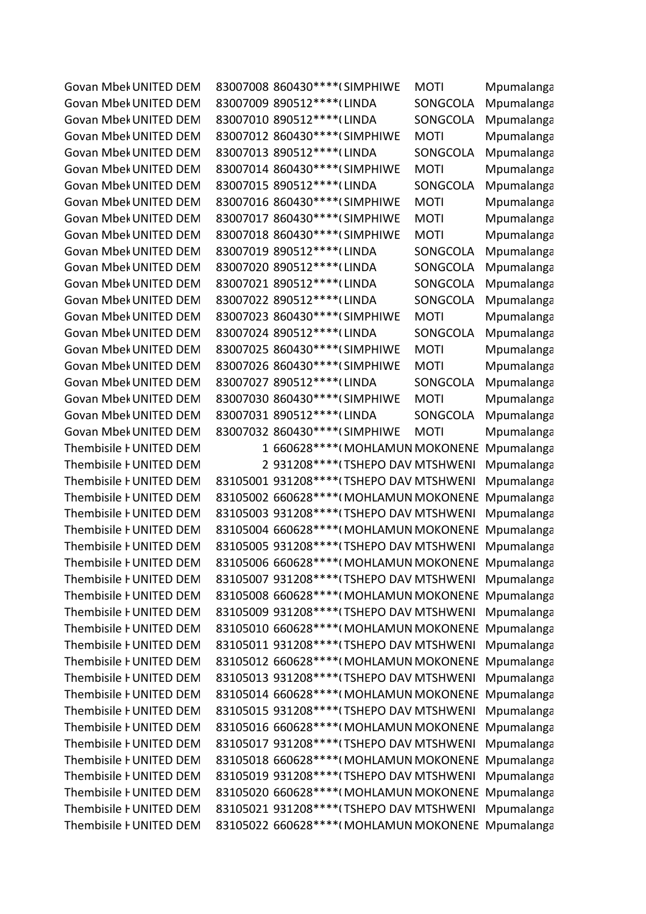| | | | | | | |
|---|---|---|---|---|---|---|
| Govan Mbek | UNITED DEM | 83007008 | 860430****( | SIMPHIWE | MOTI | Mpumalanga |
| Govan Mbek | UNITED DEM | 83007009 | 890512****( | LINDA | SONGCOLA | Mpumalanga |
| Govan Mbek | UNITED DEM | 83007010 | 890512****( | LINDA | SONGCOLA | Mpumalanga |
| Govan Mbek | UNITED DEM | 83007012 | 860430****( | SIMPHIWE | MOTI | Mpumalanga |
| Govan Mbek | UNITED DEM | 83007013 | 890512****( | LINDA | SONGCOLA | Mpumalanga |
| Govan Mbek | UNITED DEM | 83007014 | 860430****( | SIMPHIWE | MOTI | Mpumalanga |
| Govan Mbek | UNITED DEM | 83007015 | 890512****( | LINDA | SONGCOLA | Mpumalanga |
| Govan Mbek | UNITED DEM | 83007016 | 860430****( | SIMPHIWE | MOTI | Mpumalanga |
| Govan Mbek | UNITED DEM | 83007017 | 860430****( | SIMPHIWE | MOTI | Mpumalanga |
| Govan Mbek | UNITED DEM | 83007018 | 860430****( | SIMPHIWE | MOTI | Mpumalanga |
| Govan Mbek | UNITED DEM | 83007019 | 890512****( | LINDA | SONGCOLA | Mpumalanga |
| Govan Mbek | UNITED DEM | 83007020 | 890512****( | LINDA | SONGCOLA | Mpumalanga |
| Govan Mbek | UNITED DEM | 83007021 | 890512****( | LINDA | SONGCOLA | Mpumalanga |
| Govan Mbek | UNITED DEM | 83007022 | 890512****( | LINDA | SONGCOLA | Mpumalanga |
| Govan Mbek | UNITED DEM | 83007023 | 860430****( | SIMPHIWE | MOTI | Mpumalanga |
| Govan Mbek | UNITED DEM | 83007024 | 890512****( | LINDA | SONGCOLA | Mpumalanga |
| Govan Mbek | UNITED DEM | 83007025 | 860430****( | SIMPHIWE | MOTI | Mpumalanga |
| Govan Mbek | UNITED DEM | 83007026 | 860430****( | SIMPHIWE | MOTI | Mpumalanga |
| Govan Mbek | UNITED DEM | 83007027 | 890512****( | LINDA | SONGCOLA | Mpumalanga |
| Govan Mbek | UNITED DEM | 83007030 | 860430****( | SIMPHIWE | MOTI | Mpumalanga |
| Govan Mbek | UNITED DEM | 83007031 | 890512****( | LINDA | SONGCOLA | Mpumalanga |
| Govan Mbek | UNITED DEM | 83007032 | 860430****( | SIMPHIWE | MOTI | Mpumalanga |
| Thembisile H | UNITED DEM | 1 | 660628****( | MOHLAMUN | MOKONENE | Mpumalanga |
| Thembisile H | UNITED DEM | 2 | 931208****( | TSHEPO DAV | MTSHWENI | Mpumalanga |
| Thembisile H | UNITED DEM | 83105001 | 931208****( | TSHEPO DAV | MTSHWENI | Mpumalanga |
| Thembisile H | UNITED DEM | 83105002 | 660628****( | MOHLAMUN | MOKONENE | Mpumalanga |
| Thembisile H | UNITED DEM | 83105003 | 931208****( | TSHEPO DAV | MTSHWENI | Mpumalanga |
| Thembisile H | UNITED DEM | 83105004 | 660628****( | MOHLAMUN | MOKONENE | Mpumalanga |
| Thembisile H | UNITED DEM | 83105005 | 931208****( | TSHEPO DAV | MTSHWENI | Mpumalanga |
| Thembisile H | UNITED DEM | 83105006 | 660628****( | MOHLAMUN | MOKONENE | Mpumalanga |
| Thembisile H | UNITED DEM | 83105007 | 931208****( | TSHEPO DAV | MTSHWENI | Mpumalanga |
| Thembisile H | UNITED DEM | 83105008 | 660628****( | MOHLAMUN | MOKONENE | Mpumalanga |
| Thembisile H | UNITED DEM | 83105009 | 931208****( | TSHEPO DAV | MTSHWENI | Mpumalanga |
| Thembisile H | UNITED DEM | 83105010 | 660628****( | MOHLAMUN | MOKONENE | Mpumalanga |
| Thembisile H | UNITED DEM | 83105011 | 931208****( | TSHEPO DAV | MTSHWENI | Mpumalanga |
| Thembisile H | UNITED DEM | 83105012 | 660628****( | MOHLAMUN | MOKONENE | Mpumalanga |
| Thembisile H | UNITED DEM | 83105013 | 931208****( | TSHEPO DAV | MTSHWENI | Mpumalanga |
| Thembisile H | UNITED DEM | 83105014 | 660628****( | MOHLAMUN | MOKONENE | Mpumalanga |
| Thembisile H | UNITED DEM | 83105015 | 931208****( | TSHEPO DAV | MTSHWENI | Mpumalanga |
| Thembisile H | UNITED DEM | 83105016 | 660628****( | MOHLAMUN | MOKONENE | Mpumalanga |
| Thembisile H | UNITED DEM | 83105017 | 931208****( | TSHEPO DAV | MTSHWENI | Mpumalanga |
| Thembisile H | UNITED DEM | 83105018 | 660628****( | MOHLAMUN | MOKONENE | Mpumalanga |
| Thembisile H | UNITED DEM | 83105019 | 931208****( | TSHEPO DAV | MTSHWENI | Mpumalanga |
| Thembisile H | UNITED DEM | 83105020 | 660628****( | MOHLAMUN | MOKONENE | Mpumalanga |
| Thembisile H | UNITED DEM | 83105021 | 931208****( | TSHEPO DAV | MTSHWENI | Mpumalanga |
| Thembisile H | UNITED DEM | 83105022 | 660628****( | MOHLAMUN | MOKONENE | Mpumalanga |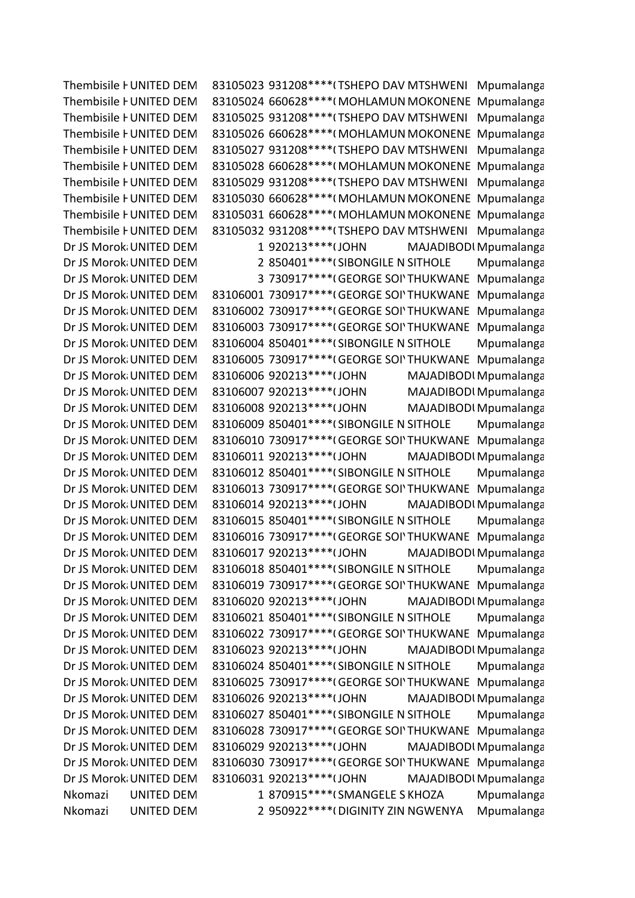| | | | | | | |
|---|---|---|---|---|---|---|
| Thembisile H | UNITED DEM | 83105023 | 931208****( | TSHEPO DAV | MTSHWENI | Mpumalanga |
| Thembisile H | UNITED DEM | 83105024 | 660628****( | MOHLAMUN | MOKONENE | Mpumalanga |
| Thembisile H | UNITED DEM | 83105025 | 931208****( | TSHEPO DAV | MTSHWENI | Mpumalanga |
| Thembisile H | UNITED DEM | 83105026 | 660628****( | MOHLAMUN | MOKONENE | Mpumalanga |
| Thembisile H | UNITED DEM | 83105027 | 931208****( | TSHEPO DAV | MTSHWENI | Mpumalanga |
| Thembisile H | UNITED DEM | 83105028 | 660628****( | MOHLAMUN | MOKONENE | Mpumalanga |
| Thembisile H | UNITED DEM | 83105029 | 931208****( | TSHEPO DAV | MTSHWENI | Mpumalanga |
| Thembisile H | UNITED DEM | 83105030 | 660628****( | MOHLAMUN | MOKONENE | Mpumalanga |
| Thembisile H | UNITED DEM | 83105031 | 660628****( | MOHLAMUN | MOKONENE | Mpumalanga |
| Thembisile H | UNITED DEM | 83105032 | 931208****( | TSHEPO DAV | MTSHWENI | Mpumalanga |
| Dr JS Morok | UNITED DEM | 1 | 920213****( | JOHN | MAJADIBODI | Mpumalanga |
| Dr JS Morok | UNITED DEM | 2 | 850401****( | SIBONGILE N | SITHOLE | Mpumalanga |
| Dr JS Morok | UNITED DEM | 3 | 730917****( | GEORGE SOI | THUKWANE | Mpumalanga |
| Dr JS Morok | UNITED DEM | 83106001 | 730917****( | GEORGE SOI | THUKWANE | Mpumalanga |
| Dr JS Morok | UNITED DEM | 83106002 | 730917****( | GEORGE SOI | THUKWANE | Mpumalanga |
| Dr JS Morok | UNITED DEM | 83106003 | 730917****( | GEORGE SOI | THUKWANE | Mpumalanga |
| Dr JS Morok | UNITED DEM | 83106004 | 850401****( | SIBONGILE N | SITHOLE | Mpumalanga |
| Dr JS Morok | UNITED DEM | 83106005 | 730917****( | GEORGE SOI | THUKWANE | Mpumalanga |
| Dr JS Morok | UNITED DEM | 83106006 | 920213****( | JOHN | MAJADIBODI | Mpumalanga |
| Dr JS Morok | UNITED DEM | 83106007 | 920213****( | JOHN | MAJADIBODI | Mpumalanga |
| Dr JS Morok | UNITED DEM | 83106008 | 920213****( | JOHN | MAJADIBODI | Mpumalanga |
| Dr JS Morok | UNITED DEM | 83106009 | 850401****( | SIBONGILE N | SITHOLE | Mpumalanga |
| Dr JS Morok | UNITED DEM | 83106010 | 730917****( | GEORGE SOI | THUKWANE | Mpumalanga |
| Dr JS Morok | UNITED DEM | 83106011 | 920213****( | JOHN | MAJADIBODI | Mpumalanga |
| Dr JS Morok | UNITED DEM | 83106012 | 850401****( | SIBONGILE N | SITHOLE | Mpumalanga |
| Dr JS Morok | UNITED DEM | 83106013 | 730917****( | GEORGE SOI | THUKWANE | Mpumalanga |
| Dr JS Morok | UNITED DEM | 83106014 | 920213****( | JOHN | MAJADIBODI | Mpumalanga |
| Dr JS Morok | UNITED DEM | 83106015 | 850401****( | SIBONGILE N | SITHOLE | Mpumalanga |
| Dr JS Morok | UNITED DEM | 83106016 | 730917****( | GEORGE SOI | THUKWANE | Mpumalanga |
| Dr JS Morok | UNITED DEM | 83106017 | 920213****( | JOHN | MAJADIBODI | Mpumalanga |
| Dr JS Morok | UNITED DEM | 83106018 | 850401****( | SIBONGILE N | SITHOLE | Mpumalanga |
| Dr JS Morok | UNITED DEM | 83106019 | 730917****( | GEORGE SOI | THUKWANE | Mpumalanga |
| Dr JS Morok | UNITED DEM | 83106020 | 920213****( | JOHN | MAJADIBODI | Mpumalanga |
| Dr JS Morok | UNITED DEM | 83106021 | 850401****( | SIBONGILE N | SITHOLE | Mpumalanga |
| Dr JS Morok | UNITED DEM | 83106022 | 730917****( | GEORGE SOI | THUKWANE | Mpumalanga |
| Dr JS Morok | UNITED DEM | 83106023 | 920213****( | JOHN | MAJADIBODI | Mpumalanga |
| Dr JS Morok | UNITED DEM | 83106024 | 850401****( | SIBONGILE N | SITHOLE | Mpumalanga |
| Dr JS Morok | UNITED DEM | 83106025 | 730917****( | GEORGE SOI | THUKWANE | Mpumalanga |
| Dr JS Morok | UNITED DEM | 83106026 | 920213****( | JOHN | MAJADIBODI | Mpumalanga |
| Dr JS Morok | UNITED DEM | 83106027 | 850401****( | SIBONGILE N | SITHOLE | Mpumalanga |
| Dr JS Morok | UNITED DEM | 83106028 | 730917****( | GEORGE SOI | THUKWANE | Mpumalanga |
| Dr JS Morok | UNITED DEM | 83106029 | 920213****( | JOHN | MAJADIBODI | Mpumalanga |
| Dr JS Morok | UNITED DEM | 83106030 | 730917****( | GEORGE SOI | THUKWANE | Mpumalanga |
| Dr JS Morok | UNITED DEM | 83106031 | 920213****( | JOHN | MAJADIBODI | Mpumalanga |
| Nkomazi | UNITED DEM | 1 | 870915****( | SMANGELE S | KHOZA | Mpumalanga |
| Nkomazi | UNITED DEM | 2 | 950922****( | DIGINITY ZIN | NGWENYA | Mpumalanga |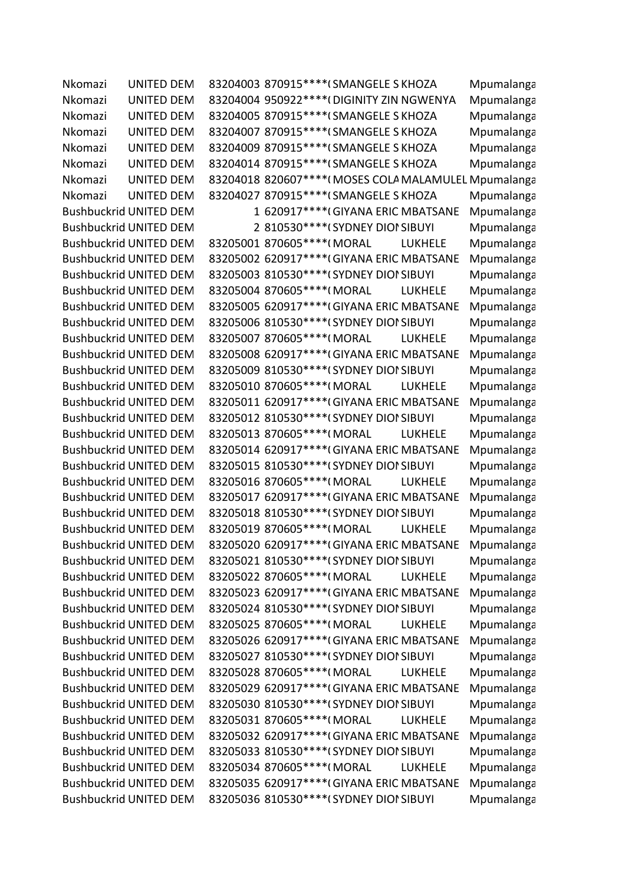| | | | | | | |
|---|---|---|---|---|---|---|
| Nkomazi | UNITED DEM | 83204003 | 870915****( | SMANGELE S | KHOZA | Mpumalanga |
| Nkomazi | UNITED DEM | 83204004 | 950922****( | DIGINITY ZIN | NGWENYA | Mpumalanga |
| Nkomazi | UNITED DEM | 83204005 | 870915****( | SMANGELE S | KHOZA | Mpumalanga |
| Nkomazi | UNITED DEM | 83204007 | 870915****( | SMANGELE S | KHOZA | Mpumalanga |
| Nkomazi | UNITED DEM | 83204009 | 870915****( | SMANGELE S | KHOZA | Mpumalanga |
| Nkomazi | UNITED DEM | 83204014 | 870915****( | SMANGELE S | KHOZA | Mpumalanga |
| Nkomazi | UNITED DEM | 83204018 | 820607****( | MOSES COLA | MALAMULEL | Mpumalanga |
| Nkomazi | UNITED DEM | 83204027 | 870915****( | SMANGELE S | KHOZA | Mpumalanga |
| Bushbuckrid | UNITED DEM | 1 | 620917****( | GIYANA ERIC | MBATSANE | Mpumalanga |
| Bushbuckrid | UNITED DEM | 2 | 810530****( | SYDNEY DIOI | SIBUYI | Mpumalanga |
| Bushbuckrid | UNITED DEM | 83205001 | 870605****( | MORAL | LUKHELE | Mpumalanga |
| Bushbuckrid | UNITED DEM | 83205002 | 620917****( | GIYANA ERIC | MBATSANE | Mpumalanga |
| Bushbuckrid | UNITED DEM | 83205003 | 810530****( | SYDNEY DIOI | SIBUYI | Mpumalanga |
| Bushbuckrid | UNITED DEM | 83205004 | 870605****( | MORAL | LUKHELE | Mpumalanga |
| Bushbuckrid | UNITED DEM | 83205005 | 620917****( | GIYANA ERIC | MBATSANE | Mpumalanga |
| Bushbuckrid | UNITED DEM | 83205006 | 810530****( | SYDNEY DIOI | SIBUYI | Mpumalanga |
| Bushbuckrid | UNITED DEM | 83205007 | 870605****( | MORAL | LUKHELE | Mpumalanga |
| Bushbuckrid | UNITED DEM | 83205008 | 620917****( | GIYANA ERIC | MBATSANE | Mpumalanga |
| Bushbuckrid | UNITED DEM | 83205009 | 810530****( | SYDNEY DIOI | SIBUYI | Mpumalanga |
| Bushbuckrid | UNITED DEM | 83205010 | 870605****( | MORAL | LUKHELE | Mpumalanga |
| Bushbuckrid | UNITED DEM | 83205011 | 620917****( | GIYANA ERIC | MBATSANE | Mpumalanga |
| Bushbuckrid | UNITED DEM | 83205012 | 810530****( | SYDNEY DIOI | SIBUYI | Mpumalanga |
| Bushbuckrid | UNITED DEM | 83205013 | 870605****( | MORAL | LUKHELE | Mpumalanga |
| Bushbuckrid | UNITED DEM | 83205014 | 620917****( | GIYANA ERIC | MBATSANE | Mpumalanga |
| Bushbuckrid | UNITED DEM | 83205015 | 810530****( | SYDNEY DIOI | SIBUYI | Mpumalanga |
| Bushbuckrid | UNITED DEM | 83205016 | 870605****( | MORAL | LUKHELE | Mpumalanga |
| Bushbuckrid | UNITED DEM | 83205017 | 620917****( | GIYANA ERIC | MBATSANE | Mpumalanga |
| Bushbuckrid | UNITED DEM | 83205018 | 810530****( | SYDNEY DIOI | SIBUYI | Mpumalanga |
| Bushbuckrid | UNITED DEM | 83205019 | 870605****( | MORAL | LUKHELE | Mpumalanga |
| Bushbuckrid | UNITED DEM | 83205020 | 620917****( | GIYANA ERIC | MBATSANE | Mpumalanga |
| Bushbuckrid | UNITED DEM | 83205021 | 810530****( | SYDNEY DIOI | SIBUYI | Mpumalanga |
| Bushbuckrid | UNITED DEM | 83205022 | 870605****( | MORAL | LUKHELE | Mpumalanga |
| Bushbuckrid | UNITED DEM | 83205023 | 620917****( | GIYANA ERIC | MBATSANE | Mpumalanga |
| Bushbuckrid | UNITED DEM | 83205024 | 810530****( | SYDNEY DIOI | SIBUYI | Mpumalanga |
| Bushbuckrid | UNITED DEM | 83205025 | 870605****( | MORAL | LUKHELE | Mpumalanga |
| Bushbuckrid | UNITED DEM | 83205026 | 620917****( | GIYANA ERIC | MBATSANE | Mpumalanga |
| Bushbuckrid | UNITED DEM | 83205027 | 810530****( | SYDNEY DIOI | SIBUYI | Mpumalanga |
| Bushbuckrid | UNITED DEM | 83205028 | 870605****( | MORAL | LUKHELE | Mpumalanga |
| Bushbuckrid | UNITED DEM | 83205029 | 620917****( | GIYANA ERIC | MBATSANE | Mpumalanga |
| Bushbuckrid | UNITED DEM | 83205030 | 810530****( | SYDNEY DIOI | SIBUYI | Mpumalanga |
| Bushbuckrid | UNITED DEM | 83205031 | 870605****( | MORAL | LUKHELE | Mpumalanga |
| Bushbuckrid | UNITED DEM | 83205032 | 620917****( | GIYANA ERIC | MBATSANE | Mpumalanga |
| Bushbuckrid | UNITED DEM | 83205033 | 810530****( | SYDNEY DIOI | SIBUYI | Mpumalanga |
| Bushbuckrid | UNITED DEM | 83205034 | 870605****( | MORAL | LUKHELE | Mpumalanga |
| Bushbuckrid | UNITED DEM | 83205035 | 620917****( | GIYANA ERIC | MBATSANE | Mpumalanga |
| Bushbuckrid | UNITED DEM | 83205036 | 810530****( | SYDNEY DIOI | SIBUYI | Mpumalanga |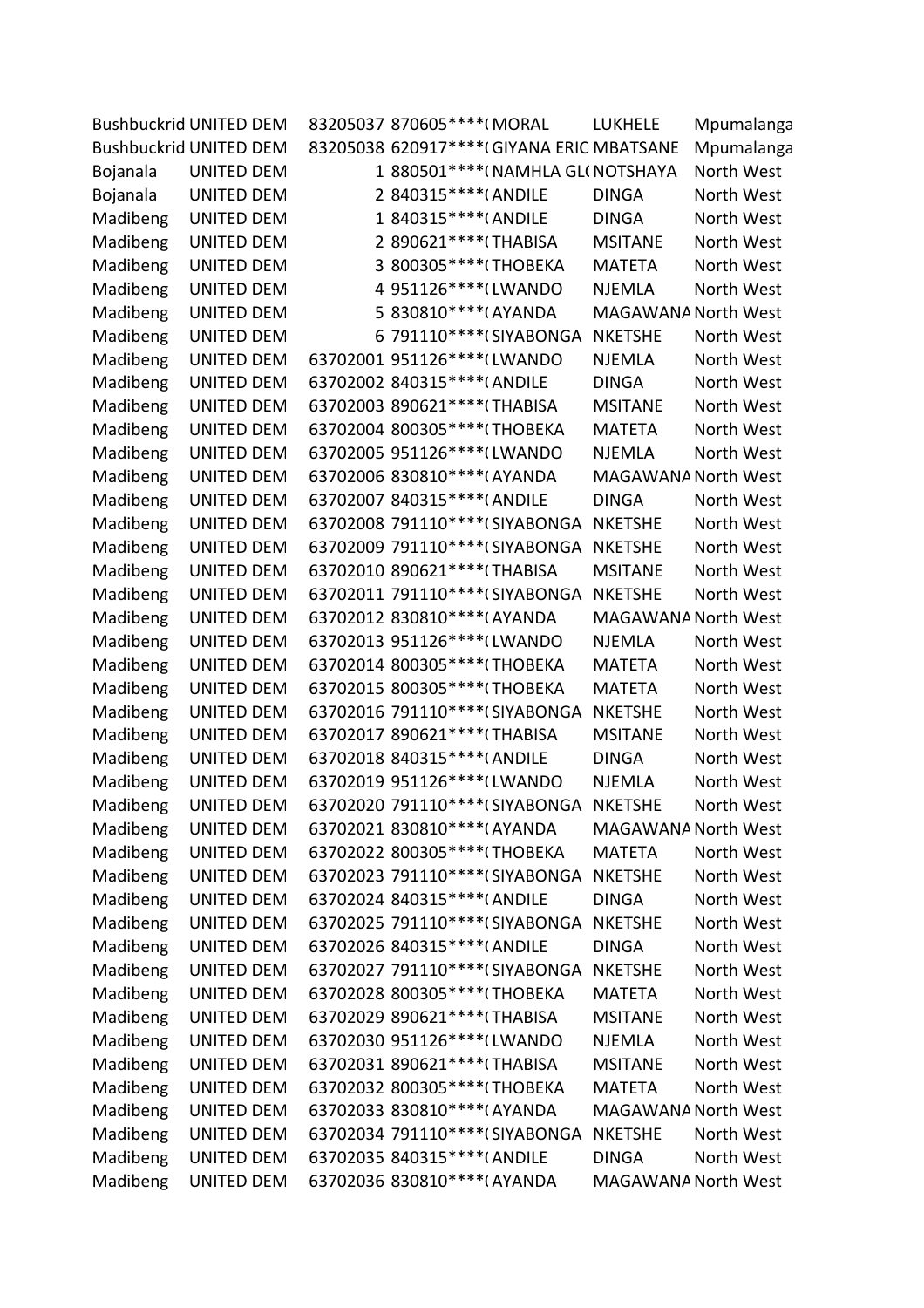| | | | | | | |
|---|---|---|---|---|---|---|
| Bushbuckrid | UNITED DEM | 83205037 | 870605****( | MORAL | LUKHELE | Mpumalanga |
| Bushbuckrid | UNITED DEM | 83205038 | 620917****( | GIYANA ERIC | MBATSANE | Mpumalanga |
| Bojanala | UNITED DEM | 1 | 880501****( | NAMHLA GL( | NOTSHAYA | North West |
| Bojanala | UNITED DEM | 2 | 840315****( | ANDILE | DINGA | North West |
| Madibeng | UNITED DEM | 1 | 840315****( | ANDILE | DINGA | North West |
| Madibeng | UNITED DEM | 2 | 890621****( | THABISA | MSITANE | North West |
| Madibeng | UNITED DEM | 3 | 800305****( | THOBEKA | MATETA | North West |
| Madibeng | UNITED DEM | 4 | 951126****( | LWANDO | NJEMLA | North West |
| Madibeng | UNITED DEM | 5 | 830810****( | AYANDA | MAGAWANA | North West |
| Madibeng | UNITED DEM | 6 | 791110****( | SIYABONGA | NKETSHE | North West |
| Madibeng | UNITED DEM | 63702001 | 951126****( | LWANDO | NJEMLA | North West |
| Madibeng | UNITED DEM | 63702002 | 840315****( | ANDILE | DINGA | North West |
| Madibeng | UNITED DEM | 63702003 | 890621****( | THABISA | MSITANE | North West |
| Madibeng | UNITED DEM | 63702004 | 800305****( | THOBEKA | MATETA | North West |
| Madibeng | UNITED DEM | 63702005 | 951126****( | LWANDO | NJEMLA | North West |
| Madibeng | UNITED DEM | 63702006 | 830810****( | AYANDA | MAGAWANA | North West |
| Madibeng | UNITED DEM | 63702007 | 840315****( | ANDILE | DINGA | North West |
| Madibeng | UNITED DEM | 63702008 | 791110****( | SIYABONGA | NKETSHE | North West |
| Madibeng | UNITED DEM | 63702009 | 791110****( | SIYABONGA | NKETSHE | North West |
| Madibeng | UNITED DEM | 63702010 | 890621****( | THABISA | MSITANE | North West |
| Madibeng | UNITED DEM | 63702011 | 791110****( | SIYABONGA | NKETSHE | North West |
| Madibeng | UNITED DEM | 63702012 | 830810****( | AYANDA | MAGAWANA | North West |
| Madibeng | UNITED DEM | 63702013 | 951126****( | LWANDO | NJEMLA | North West |
| Madibeng | UNITED DEM | 63702014 | 800305****( | THOBEKA | MATETA | North West |
| Madibeng | UNITED DEM | 63702015 | 800305****( | THOBEKA | MATETA | North West |
| Madibeng | UNITED DEM | 63702016 | 791110****( | SIYABONGA | NKETSHE | North West |
| Madibeng | UNITED DEM | 63702017 | 890621****( | THABISA | MSITANE | North West |
| Madibeng | UNITED DEM | 63702018 | 840315****( | ANDILE | DINGA | North West |
| Madibeng | UNITED DEM | 63702019 | 951126****( | LWANDO | NJEMLA | North West |
| Madibeng | UNITED DEM | 63702020 | 791110****( | SIYABONGA | NKETSHE | North West |
| Madibeng | UNITED DEM | 63702021 | 830810****( | AYANDA | MAGAWANA | North West |
| Madibeng | UNITED DEM | 63702022 | 800305****( | THOBEKA | MATETA | North West |
| Madibeng | UNITED DEM | 63702023 | 791110****( | SIYABONGA | NKETSHE | North West |
| Madibeng | UNITED DEM | 63702024 | 840315****( | ANDILE | DINGA | North West |
| Madibeng | UNITED DEM | 63702025 | 791110****( | SIYABONGA | NKETSHE | North West |
| Madibeng | UNITED DEM | 63702026 | 840315****( | ANDILE | DINGA | North West |
| Madibeng | UNITED DEM | 63702027 | 791110****( | SIYABONGA | NKETSHE | North West |
| Madibeng | UNITED DEM | 63702028 | 800305****( | THOBEKA | MATETA | North West |
| Madibeng | UNITED DEM | 63702029 | 890621****( | THABISA | MSITANE | North West |
| Madibeng | UNITED DEM | 63702030 | 951126****( | LWANDO | NJEMLA | North West |
| Madibeng | UNITED DEM | 63702031 | 890621****( | THABISA | MSITANE | North West |
| Madibeng | UNITED DEM | 63702032 | 800305****( | THOBEKA | MATETA | North West |
| Madibeng | UNITED DEM | 63702033 | 830810****( | AYANDA | MAGAWANA | North West |
| Madibeng | UNITED DEM | 63702034 | 791110****( | SIYABONGA | NKETSHE | North West |
| Madibeng | UNITED DEM | 63702035 | 840315****( | ANDILE | DINGA | North West |
| Madibeng | UNITED DEM | 63702036 | 830810****( | AYANDA | MAGAWANA | North West |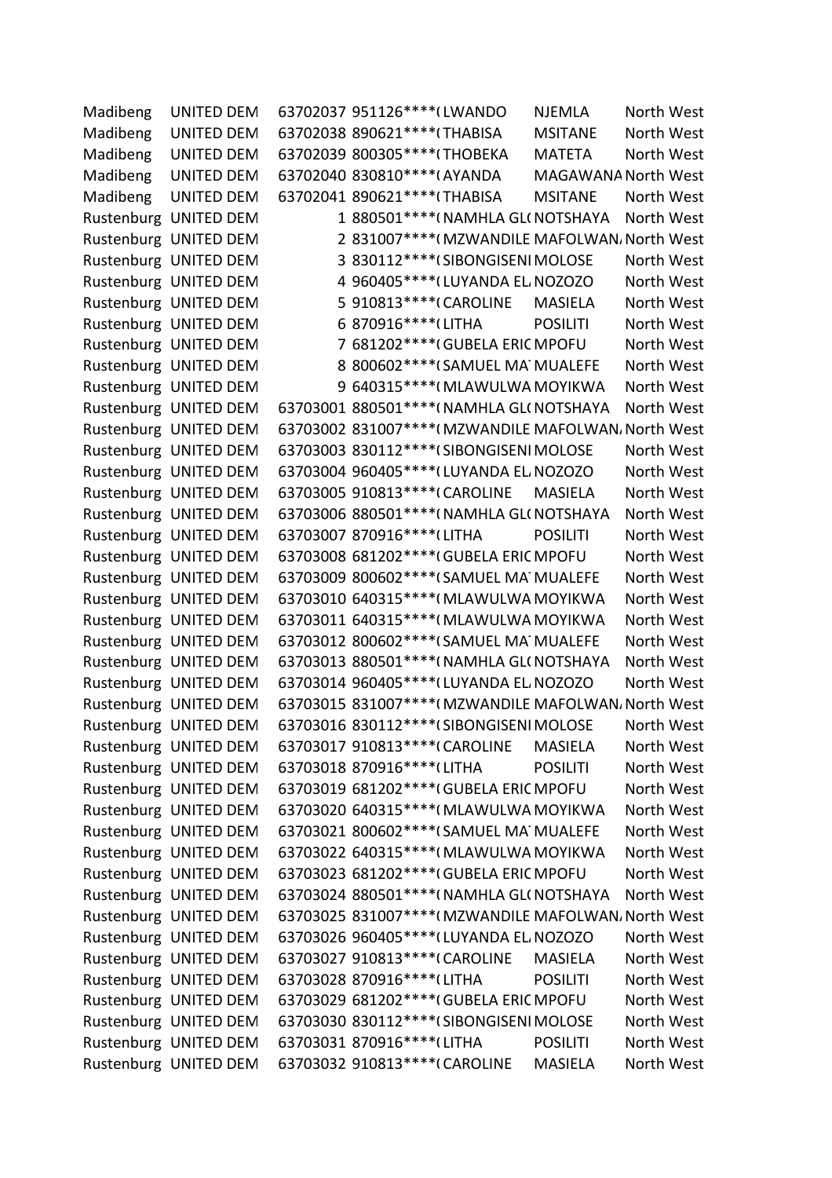| | | | | | | |
|---|---|---|---|---|---|---|
| Madibeng | UNITED DEM | 63702037 | 951126****( | LWANDO | NJEMLA | North West |
| Madibeng | UNITED DEM | 63702038 | 890621****( | THABISA | MSITANE | North West |
| Madibeng | UNITED DEM | 63702039 | 800305****( | THOBEKA | MATETA | North West |
| Madibeng | UNITED DEM | 63702040 | 830810****( | AYANDA | MAGAWANA | North West |
| Madibeng | UNITED DEM | 63702041 | 890621****( | THABISA | MSITANE | North West |
| Rustenburg | UNITED DEM | 1 | 880501****( | NAMHLA GL( | NOTSHAYA | North West |
| Rustenburg | UNITED DEM | 2 | 831007****( | MZWANDILE | MAFOLWAN/ | North West |
| Rustenburg | UNITED DEM | 3 | 830112****( | SIBONGISENI | MOLOSE | North West |
| Rustenburg | UNITED DEM | 4 | 960405****( | LUYANDA EL/ | NOZOZO | North West |
| Rustenburg | UNITED DEM | 5 | 910813****( | CAROLINE | MASIELA | North West |
| Rustenburg | UNITED DEM | 6 | 870916****( | LITHA | POSILITI | North West |
| Rustenburg | UNITED DEM | 7 | 681202****( | GUBELA ERIC | MPOFU | North West |
| Rustenburg | UNITED DEM | 8 | 800602****( | SAMUEL MA | MUALEFE | North West |
| Rustenburg | UNITED DEM | 9 | 640315****( | MLAWULWA | MOYIKWA | North West |
| Rustenburg | UNITED DEM | 63703001 | 880501****( | NAMHLA GL( | NOTSHAYA | North West |
| Rustenburg | UNITED DEM | 63703002 | 831007****( | MZWANDILE | MAFOLWAN/ | North West |
| Rustenburg | UNITED DEM | 63703003 | 830112****( | SIBONGISENI | MOLOSE | North West |
| Rustenburg | UNITED DEM | 63703004 | 960405****( | LUYANDA EL/ | NOZOZO | North West |
| Rustenburg | UNITED DEM | 63703005 | 910813****( | CAROLINE | MASIELA | North West |
| Rustenburg | UNITED DEM | 63703006 | 880501****( | NAMHLA GL( | NOTSHAYA | North West |
| Rustenburg | UNITED DEM | 63703007 | 870916****( | LITHA | POSILITI | North West |
| Rustenburg | UNITED DEM | 63703008 | 681202****( | GUBELA ERIC | MPOFU | North West |
| Rustenburg | UNITED DEM | 63703009 | 800602****( | SAMUEL MA | MUALEFE | North West |
| Rustenburg | UNITED DEM | 63703010 | 640315****( | MLAWULWA | MOYIKWA | North West |
| Rustenburg | UNITED DEM | 63703011 | 640315****( | MLAWULWA | MOYIKWA | North West |
| Rustenburg | UNITED DEM | 63703012 | 800602****( | SAMUEL MA | MUALEFE | North West |
| Rustenburg | UNITED DEM | 63703013 | 880501****( | NAMHLA GL( | NOTSHAYA | North West |
| Rustenburg | UNITED DEM | 63703014 | 960405****( | LUYANDA EL/ | NOZOZO | North West |
| Rustenburg | UNITED DEM | 63703015 | 831007****( | MZWANDILE | MAFOLWAN/ | North West |
| Rustenburg | UNITED DEM | 63703016 | 830112****( | SIBONGISENI | MOLOSE | North West |
| Rustenburg | UNITED DEM | 63703017 | 910813****( | CAROLINE | MASIELA | North West |
| Rustenburg | UNITED DEM | 63703018 | 870916****( | LITHA | POSILITI | North West |
| Rustenburg | UNITED DEM | 63703019 | 681202****( | GUBELA ERIC | MPOFU | North West |
| Rustenburg | UNITED DEM | 63703020 | 640315****( | MLAWULWA | MOYIKWA | North West |
| Rustenburg | UNITED DEM | 63703021 | 800602****( | SAMUEL MA | MUALEFE | North West |
| Rustenburg | UNITED DEM | 63703022 | 640315****( | MLAWULWA | MOYIKWA | North West |
| Rustenburg | UNITED DEM | 63703023 | 681202****( | GUBELA ERIC | MPOFU | North West |
| Rustenburg | UNITED DEM | 63703024 | 880501****( | NAMHLA GL( | NOTSHAYA | North West |
| Rustenburg | UNITED DEM | 63703025 | 831007****( | MZWANDILE | MAFOLWAN/ | North West |
| Rustenburg | UNITED DEM | 63703026 | 960405****( | LUYANDA EL/ | NOZOZO | North West |
| Rustenburg | UNITED DEM | 63703027 | 910813****( | CAROLINE | MASIELA | North West |
| Rustenburg | UNITED DEM | 63703028 | 870916****( | LITHA | POSILITI | North West |
| Rustenburg | UNITED DEM | 63703029 | 681202****( | GUBELA ERIC | MPOFU | North West |
| Rustenburg | UNITED DEM | 63703030 | 830112****( | SIBONGISENI | MOLOSE | North West |
| Rustenburg | UNITED DEM | 63703031 | 870916****( | LITHA | POSILITI | North West |
| Rustenburg | UNITED DEM | 63703032 | 910813****( | CAROLINE | MASIELA | North West |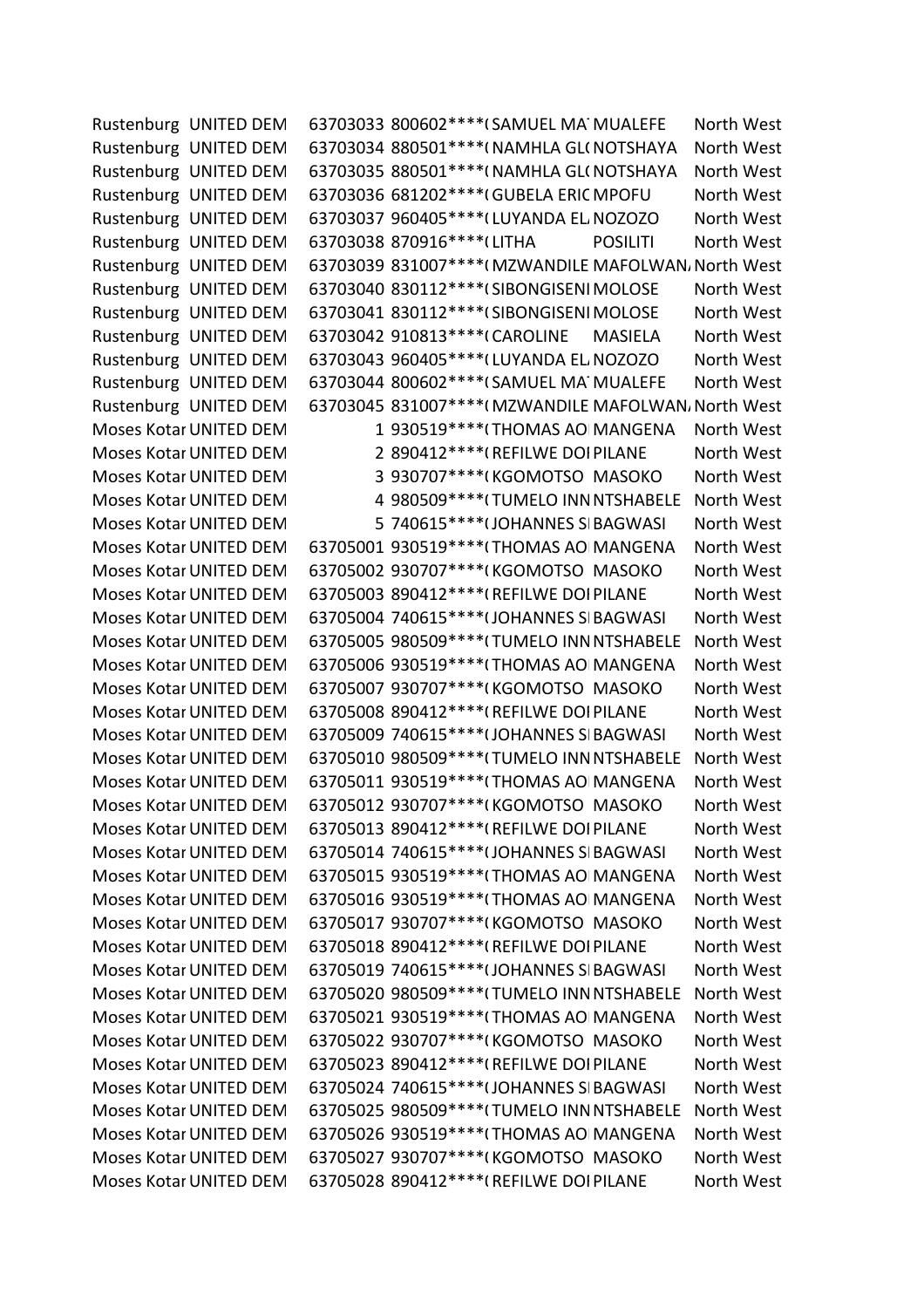| | | | | | | |
|---|---|---|---|---|---|---|
| Rustenburg | UNITED DEM | 63703033 | 800602****( | SAMUEL MA | MUALEFE | North West |
| Rustenburg | UNITED DEM | 63703034 | 880501****( | NAMHLA GL( | NOTSHAYA | North West |
| Rustenburg | UNITED DEM | 63703035 | 880501****( | NAMHLA GL( | NOTSHAYA | North West |
| Rustenburg | UNITED DEM | 63703036 | 681202****( | GUBELA ERIC | MPOFU | North West |
| Rustenburg | UNITED DEM | 63703037 | 960405****( | LUYANDA EL | NOZOZO | North West |
| Rustenburg | UNITED DEM | 63703038 | 870916****( | LITHA | POSILITI | North West |
| Rustenburg | UNITED DEM | 63703039 | 831007****( | MZWANDILE | MAFOLWAN | North West |
| Rustenburg | UNITED DEM | 63703040 | 830112****( | SIBONGISENI | MOLOSE | North West |
| Rustenburg | UNITED DEM | 63703041 | 830112****( | SIBONGISENI | MOLOSE | North West |
| Rustenburg | UNITED DEM | 63703042 | 910813****( | CAROLINE | MASIELA | North West |
| Rustenburg | UNITED DEM | 63703043 | 960405****( | LUYANDA EL | NOZOZO | North West |
| Rustenburg | UNITED DEM | 63703044 | 800602****( | SAMUEL MA | MUALEFE | North West |
| Rustenburg | UNITED DEM | 63703045 | 831007****( | MZWANDILE | MAFOLWAN | North West |
| Moses Kotar | UNITED DEM | 1 | 930519****( | THOMAS AO | MANGENA | North West |
| Moses Kotar | UNITED DEM | 2 | 890412****( | REFILWE DOI | PILANE | North West |
| Moses Kotar | UNITED DEM | 3 | 930707****( | KGOMOTSO | MASOKO | North West |
| Moses Kotar | UNITED DEM | 4 | 980509****( | TUMELO INN | NTSHABELE | North West |
| Moses Kotar | UNITED DEM | 5 | 740615****( | JOHANNES S | BAGWASI | North West |
| Moses Kotar | UNITED DEM | 63705001 | 930519****( | THOMAS AO | MANGENA | North West |
| Moses Kotar | UNITED DEM | 63705002 | 930707****( | KGOMOTSO | MASOKO | North West |
| Moses Kotar | UNITED DEM | 63705003 | 890412****( | REFILWE DOI | PILANE | North West |
| Moses Kotar | UNITED DEM | 63705004 | 740615****( | JOHANNES S | BAGWASI | North West |
| Moses Kotar | UNITED DEM | 63705005 | 980509****( | TUMELO INN | NTSHABELE | North West |
| Moses Kotar | UNITED DEM | 63705006 | 930519****( | THOMAS AO | MANGENA | North West |
| Moses Kotar | UNITED DEM | 63705007 | 930707****( | KGOMOTSO | MASOKO | North West |
| Moses Kotar | UNITED DEM | 63705008 | 890412****( | REFILWE DOI | PILANE | North West |
| Moses Kotar | UNITED DEM | 63705009 | 740615****( | JOHANNES S | BAGWASI | North West |
| Moses Kotar | UNITED DEM | 63705010 | 980509****( | TUMELO INN | NTSHABELE | North West |
| Moses Kotar | UNITED DEM | 63705011 | 930519****( | THOMAS AO | MANGENA | North West |
| Moses Kotar | UNITED DEM | 63705012 | 930707****( | KGOMOTSO | MASOKO | North West |
| Moses Kotar | UNITED DEM | 63705013 | 890412****( | REFILWE DOI | PILANE | North West |
| Moses Kotar | UNITED DEM | 63705014 | 740615****( | JOHANNES S | BAGWASI | North West |
| Moses Kotar | UNITED DEM | 63705015 | 930519****( | THOMAS AO | MANGENA | North West |
| Moses Kotar | UNITED DEM | 63705016 | 930519****( | THOMAS AO | MANGENA | North West |
| Moses Kotar | UNITED DEM | 63705017 | 930707****( | KGOMOTSO | MASOKO | North West |
| Moses Kotar | UNITED DEM | 63705018 | 890412****( | REFILWE DOI | PILANE | North West |
| Moses Kotar | UNITED DEM | 63705019 | 740615****( | JOHANNES S | BAGWASI | North West |
| Moses Kotar | UNITED DEM | 63705020 | 980509****( | TUMELO INN | NTSHABELE | North West |
| Moses Kotar | UNITED DEM | 63705021 | 930519****( | THOMAS AO | MANGENA | North West |
| Moses Kotar | UNITED DEM | 63705022 | 930707****( | KGOMOTSO | MASOKO | North West |
| Moses Kotar | UNITED DEM | 63705023 | 890412****( | REFILWE DOI | PILANE | North West |
| Moses Kotar | UNITED DEM | 63705024 | 740615****( | JOHANNES S | BAGWASI | North West |
| Moses Kotar | UNITED DEM | 63705025 | 980509****( | TUMELO INN | NTSHABELE | North West |
| Moses Kotar | UNITED DEM | 63705026 | 930519****( | THOMAS AO | MANGENA | North West |
| Moses Kotar | UNITED DEM | 63705027 | 930707****( | KGOMOTSO | MASOKO | North West |
| Moses Kotar | UNITED DEM | 63705028 | 890412****( | REFILWE DOI | PILANE | North West |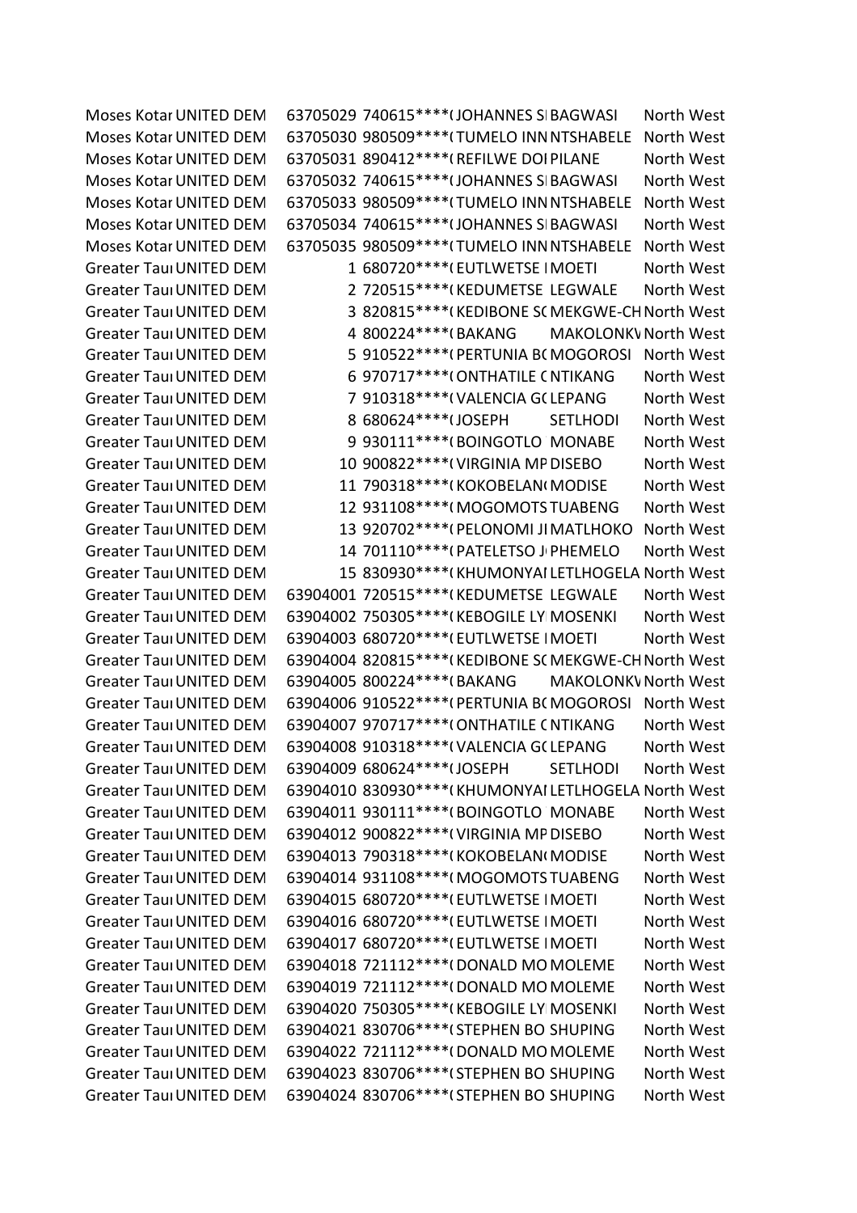| | | | | | | |
|---|---|---|---|---|---|---|
| Moses Kotar | UNITED DEM | 63705029 | 740615****( | JOHANNES S | BAGWASI | North West |
| Moses Kotar | UNITED DEM | 63705030 | 980509****( | TUMELO INN | NTSHABELE | North West |
| Moses Kotar | UNITED DEM | 63705031 | 890412****( | REFILWE DOI | PILANE | North West |
| Moses Kotar | UNITED DEM | 63705032 | 740615****( | JOHANNES S | BAGWASI | North West |
| Moses Kotar | UNITED DEM | 63705033 | 980509****( | TUMELO INN | NTSHABELE | North West |
| Moses Kotar | UNITED DEM | 63705034 | 740615****( | JOHANNES S | BAGWASI | North West |
| Moses Kotar | UNITED DEM | 63705035 | 980509****( | TUMELO INN | NTSHABELE | North West |
| Greater Tau | UNITED DEM | 1 | 680720****( | EUTLWETSE I | MOETI | North West |
| Greater Tau | UNITED DEM | 2 | 720515****( | KEDUMETSE | LEGWALE | North West |
| Greater Tau | UNITED DEM | 3 | 820815****( | KEDIBONE S( | MEKGWE-CH | North West |
| Greater Tau | UNITED DEM | 4 | 800224****( | BAKANG | MAKOLONK\ | North West |
| Greater Tau | UNITED DEM | 5 | 910522****( | PERTUNIA B( | MOGOROSI | North West |
| Greater Tau | UNITED DEM | 6 | 970717****( | ONTHATILE ( | NTIKANG | North West |
| Greater Tau | UNITED DEM | 7 | 910318****( | VALENCIA G( | LEPANG | North West |
| Greater Tau | UNITED DEM | 8 | 680624****( | JOSEPH | SETLHODI | North West |
| Greater Tau | UNITED DEM | 9 | 930111****( | BOINGOTLO | MONABE | North West |
| Greater Tau | UNITED DEM | 10 | 900822****( | VIRGINIA MP | DISEBO | North West |
| Greater Tau | UNITED DEM | 11 | 790318****( | KOKOBELAN( | MODISE | North West |
| Greater Tau | UNITED DEM | 12 | 931108****( | MOGOMOTS | TUABENG | North West |
| Greater Tau | UNITED DEM | 13 | 920702****( | PELONOMI JI | MATLHOKO | North West |
| Greater Tau | UNITED DEM | 14 | 701110****( | PATELETSO J | PHEMELO | North West |
| Greater Tau | UNITED DEM | 15 | 830930****( | KHUMONYAI | LETLHOGELA | North West |
| Greater Tau | UNITED DEM | 63904001 | 720515****( | KEDUMETSE | LEGWALE | North West |
| Greater Tau | UNITED DEM | 63904002 | 750305****( | KEBOGILE LY | MOSENKI | North West |
| Greater Tau | UNITED DEM | 63904003 | 680720****( | EUTLWETSE I | MOETI | North West |
| Greater Tau | UNITED DEM | 63904004 | 820815****( | KEDIBONE S( | MEKGWE-CH | North West |
| Greater Tau | UNITED DEM | 63904005 | 800224****( | BAKANG | MAKOLONK\ | North West |
| Greater Tau | UNITED DEM | 63904006 | 910522****( | PERTUNIA B( | MOGOROSI | North West |
| Greater Tau | UNITED DEM | 63904007 | 970717****( | ONTHATILE ( | NTIKANG | North West |
| Greater Tau | UNITED DEM | 63904008 | 910318****( | VALENCIA G( | LEPANG | North West |
| Greater Tau | UNITED DEM | 63904009 | 680624****( | JOSEPH | SETLHODI | North West |
| Greater Tau | UNITED DEM | 63904010 | 830930****( | KHUMONYAI | LETLHOGELA | North West |
| Greater Tau | UNITED DEM | 63904011 | 930111****( | BOINGOTLO | MONABE | North West |
| Greater Tau | UNITED DEM | 63904012 | 900822****( | VIRGINIA MP | DISEBO | North West |
| Greater Tau | UNITED DEM | 63904013 | 790318****( | KOKOBELAN( | MODISE | North West |
| Greater Tau | UNITED DEM | 63904014 | 931108****( | MOGOMOTS | TUABENG | North West |
| Greater Tau | UNITED DEM | 63904015 | 680720****( | EUTLWETSE I | MOETI | North West |
| Greater Tau | UNITED DEM | 63904016 | 680720****( | EUTLWETSE I | MOETI | North West |
| Greater Tau | UNITED DEM | 63904017 | 680720****( | EUTLWETSE I | MOETI | North West |
| Greater Tau | UNITED DEM | 63904018 | 721112****( | DONALD MO | MOLEME | North West |
| Greater Tau | UNITED DEM | 63904019 | 721112****( | DONALD MO | MOLEME | North West |
| Greater Tau | UNITED DEM | 63904020 | 750305****( | KEBOGILE LY | MOSENKI | North West |
| Greater Tau | UNITED DEM | 63904021 | 830706****( | STEPHEN BO | SHUPING | North West |
| Greater Tau | UNITED DEM | 63904022 | 721112****( | DONALD MO | MOLEME | North West |
| Greater Tau | UNITED DEM | 63904023 | 830706****( | STEPHEN BO | SHUPING | North West |
| Greater Tau | UNITED DEM | 63904024 | 830706****( | STEPHEN BO | SHUPING | North West |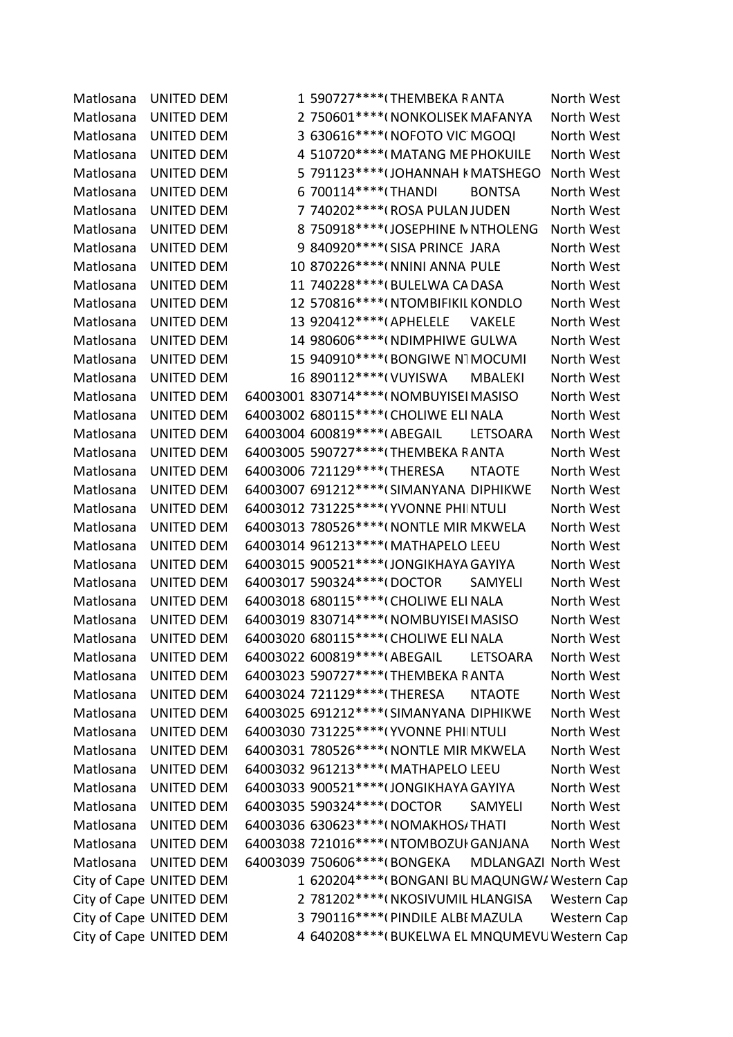| | | | | | | |
|---|---|---|---|---|---|---|
| Matlosana | UNITED DEM | 1 | 590727****( | THEMBEKA R | ANTA | North West |
| Matlosana | UNITED DEM | 2 | 750601****( | NONKOLISEK | MAFANYA | North West |
| Matlosana | UNITED DEM | 3 | 630616****( | NOFOTO VIC | MGOQI | North West |
| Matlosana | UNITED DEM | 4 | 510720****( | MATANG ME | PHOKUILE | North West |
| Matlosana | UNITED DEM | 5 | 791123****( | JOHANNAH K | MATSHEGO | North West |
| Matlosana | UNITED DEM | 6 | 700114****( | THANDI | BONTSA | North West |
| Matlosana | UNITED DEM | 7 | 740202****( | ROSA PULAN | JUDEN | North West |
| Matlosana | UNITED DEM | 8 | 750918****( | JOSEPHINE N | NTHOLENG | North West |
| Matlosana | UNITED DEM | 9 | 840920****( | SISA PRINCE | JARA | North West |
| Matlosana | UNITED DEM | 10 | 870226****( | NNINI ANNA | PULE | North West |
| Matlosana | UNITED DEM | 11 | 740228****( | BULELWA CA | DASA | North West |
| Matlosana | UNITED DEM | 12 | 570816****( | NTOMBIFIKIL | KONDLO | North West |
| Matlosana | UNITED DEM | 13 | 920412****( | APHELELE | VAKELE | North West |
| Matlosana | UNITED DEM | 14 | 980606****( | NDIMPHIWE | GULWA | North West |
| Matlosana | UNITED DEM | 15 | 940910****( | BONGIWE NT | MOCUMI | North West |
| Matlosana | UNITED DEM | 16 | 890112****( | VUYISWA | MBALEKI | North West |
| Matlosana | UNITED DEM | 64003001 | 830714****( | NOMBUYISEI | MASISO | North West |
| Matlosana | UNITED DEM | 64003002 | 680115****( | CHOLIWE ELI | NALA | North West |
| Matlosana | UNITED DEM | 64003004 | 600819****( | ABEGAIL | LETSOARA | North West |
| Matlosana | UNITED DEM | 64003005 | 590727****( | THEMBEKA R | ANTA | North West |
| Matlosana | UNITED DEM | 64003006 | 721129****( | THERESA | NTAOTE | North West |
| Matlosana | UNITED DEM | 64003007 | 691212****( | SIMANYANA | DIPHIKWE | North West |
| Matlosana | UNITED DEM | 64003012 | 731225****( | YVONNE PHI | NTULI | North West |
| Matlosana | UNITED DEM | 64003013 | 780526****( | NONTLE MIR | MKWELA | North West |
| Matlosana | UNITED DEM | 64003014 | 961213****( | MATHAPELO | LEEU | North West |
| Matlosana | UNITED DEM | 64003015 | 900521****( | JONGIKHAYA | GAYIYA | North West |
| Matlosana | UNITED DEM | 64003017 | 590324****( | DOCTOR | SAMYELI | North West |
| Matlosana | UNITED DEM | 64003018 | 680115****( | CHOLIWE ELI | NALA | North West |
| Matlosana | UNITED DEM | 64003019 | 830714****( | NOMBUYISEI | MASISO | North West |
| Matlosana | UNITED DEM | 64003020 | 680115****( | CHOLIWE ELI | NALA | North West |
| Matlosana | UNITED DEM | 64003022 | 600819****( | ABEGAIL | LETSOARA | North West |
| Matlosana | UNITED DEM | 64003023 | 590727****( | THEMBEKA R | ANTA | North West |
| Matlosana | UNITED DEM | 64003024 | 721129****( | THERESA | NTAOTE | North West |
| Matlosana | UNITED DEM | 64003025 | 691212****( | SIMANYANA | DIPHIKWE | North West |
| Matlosana | UNITED DEM | 64003030 | 731225****( | YVONNE PHI | NTULI | North West |
| Matlosana | UNITED DEM | 64003031 | 780526****( | NONTLE MIR | MKWELA | North West |
| Matlosana | UNITED DEM | 64003032 | 961213****( | MATHAPELO | LEEU | North West |
| Matlosana | UNITED DEM | 64003033 | 900521****( | JONGIKHAYA | GAYIYA | North West |
| Matlosana | UNITED DEM | 64003035 | 590324****( | DOCTOR | SAMYELI | North West |
| Matlosana | UNITED DEM | 64003036 | 630623****( | NOMAKHOS/ | THATI | North West |
| Matlosana | UNITED DEM | 64003038 | 721016****( | NTOMBOZUI | GANJANA | North West |
| Matlosana | UNITED DEM | 64003039 | 750606****( | BONGEKA | MDLANGAZI | North West |
| City of Cape | UNITED DEM | 1 | 620204****( | BONGANI BU | MAQUNGW/ | Western Cap |
| City of Cape | UNITED DEM | 2 | 781202****( | NKOSIVUMIL | HLANGISA | Western Cap |
| City of Cape | UNITED DEM | 3 | 790116****( | PINDILE ALBI | MAZULA | Western Cap |
| City of Cape | UNITED DEM | 4 | 640208****( | BUKELWA EL | MNQUMEVU | Western Cap |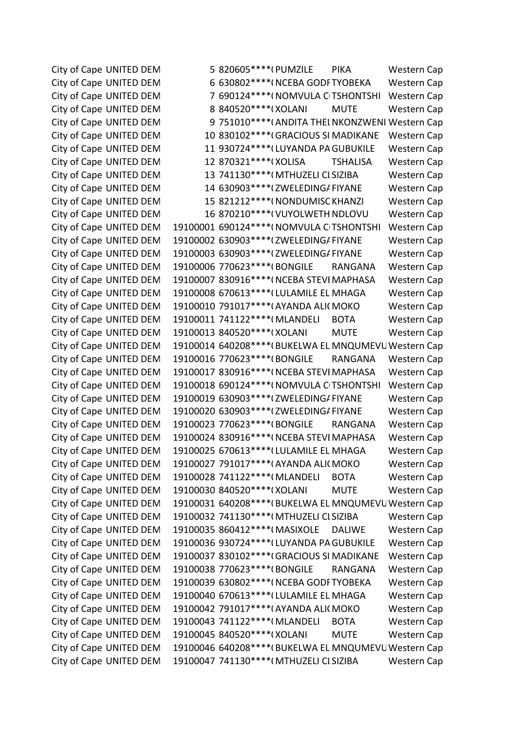| | | | | | | |
|---|---|---|---|---|---|---|
| City of Cape | UNITED DEM | 5 | 820605****( | PUMZILE | PIKA | Western Cap |
| City of Cape | UNITED DEM | 6 | 630802****( | NCEBA GODF | TYOBEKA | Western Cap |
| City of Cape | UNITED DEM | 7 | 690124****( | NOMVULA C | TSHONTSHI | Western Cap |
| City of Cape | UNITED DEM | 8 | 840520****( | XOLANI | MUTE | Western Cap |
| City of Cape | UNITED DEM | 9 | 751010****( | ANDITA THEI | NKONZWENI | Western Cap |
| City of Cape | UNITED DEM | 10 | 830102****( | GRACIOUS SI | MADIKANE | Western Cap |
| City of Cape | UNITED DEM | 11 | 930724****( | LUYANDA PA | GUBUKILE | Western Cap |
| City of Cape | UNITED DEM | 12 | 870321****( | XOLISA | TSHALISA | Western Cap |
| City of Cape | UNITED DEM | 13 | 741130****( | MTHUZELI CI | SIZIBA | Western Cap |
| City of Cape | UNITED DEM | 14 | 630903****( | ZWELEDINGA | FIYANE | Western Cap |
| City of Cape | UNITED DEM | 15 | 821212****( | NONDUMISC | KHANZI | Western Cap |
| City of Cape | UNITED DEM | 16 | 870210****( | VUYOLWETH | NDLOVU | Western Cap |
| City of Cape | UNITED DEM | 19100001 | 690124****( | NOMVULA C | TSHONTSHI | Western Cap |
| City of Cape | UNITED DEM | 19100002 | 630903****( | ZWELEDINGA | FIYANE | Western Cap |
| City of Cape | UNITED DEM | 19100003 | 630903****( | ZWELEDINGA | FIYANE | Western Cap |
| City of Cape | UNITED DEM | 19100006 | 770623****( | BONGILE | RANGANA | Western Cap |
| City of Cape | UNITED DEM | 19100007 | 830916****( | NCEBA STEVI | MAPHASA | Western Cap |
| City of Cape | UNITED DEM | 19100008 | 670613****( | LULAMILE EL | MHAGA | Western Cap |
| City of Cape | UNITED DEM | 19100010 | 791017****( | AYANDA ALI( | MOKO | Western Cap |
| City of Cape | UNITED DEM | 19100011 | 741122****( | MLANDELI | BOTA | Western Cap |
| City of Cape | UNITED DEM | 19100013 | 840520****( | XOLANI | MUTE | Western Cap |
| City of Cape | UNITED DEM | 19100014 | 640208****( | BUKELWA EL | MNQUMEVU | Western Cap |
| City of Cape | UNITED DEM | 19100016 | 770623****( | BONGILE | RANGANA | Western Cap |
| City of Cape | UNITED DEM | 19100017 | 830916****( | NCEBA STEVI | MAPHASA | Western Cap |
| City of Cape | UNITED DEM | 19100018 | 690124****( | NOMVULA C | TSHONTSHI | Western Cap |
| City of Cape | UNITED DEM | 19100019 | 630903****( | ZWELEDINGA | FIYANE | Western Cap |
| City of Cape | UNITED DEM | 19100020 | 630903****( | ZWELEDINGA | FIYANE | Western Cap |
| City of Cape | UNITED DEM | 19100023 | 770623****( | BONGILE | RANGANA | Western Cap |
| City of Cape | UNITED DEM | 19100024 | 830916****( | NCEBA STEVI | MAPHASA | Western Cap |
| City of Cape | UNITED DEM | 19100025 | 670613****( | LULAMILE EL | MHAGA | Western Cap |
| City of Cape | UNITED DEM | 19100027 | 791017****( | AYANDA ALI( | MOKO | Western Cap |
| City of Cape | UNITED DEM | 19100028 | 741122****( | MLANDELI | BOTA | Western Cap |
| City of Cape | UNITED DEM | 19100030 | 840520****( | XOLANI | MUTE | Western Cap |
| City of Cape | UNITED DEM | 19100031 | 640208****( | BUKELWA EL | MNQUMEVU | Western Cap |
| City of Cape | UNITED DEM | 19100032 | 741130****( | MTHUZELI CI | SIZIBA | Western Cap |
| City of Cape | UNITED DEM | 19100035 | 860412****( | MASIXOLE | DALIWE | Western Cap |
| City of Cape | UNITED DEM | 19100036 | 930724****( | LUYANDA PA | GUBUKILE | Western Cap |
| City of Cape | UNITED DEM | 19100037 | 830102****( | GRACIOUS SI | MADIKANE | Western Cap |
| City of Cape | UNITED DEM | 19100038 | 770623****( | BONGILE | RANGANA | Western Cap |
| City of Cape | UNITED DEM | 19100039 | 630802****( | NCEBA GODF | TYOBEKA | Western Cap |
| City of Cape | UNITED DEM | 19100040 | 670613****( | LULAMILE EL | MHAGA | Western Cap |
| City of Cape | UNITED DEM | 19100042 | 791017****( | AYANDA ALI( | MOKO | Western Cap |
| City of Cape | UNITED DEM | 19100043 | 741122****( | MLANDELI | BOTA | Western Cap |
| City of Cape | UNITED DEM | 19100045 | 840520****( | XOLANI | MUTE | Western Cap |
| City of Cape | UNITED DEM | 19100046 | 640208****( | BUKELWA EL | MNQUMEVU | Western Cap |
| City of Cape | UNITED DEM | 19100047 | 741130****( | MTHUZELI CI | SIZIBA | Western Cap |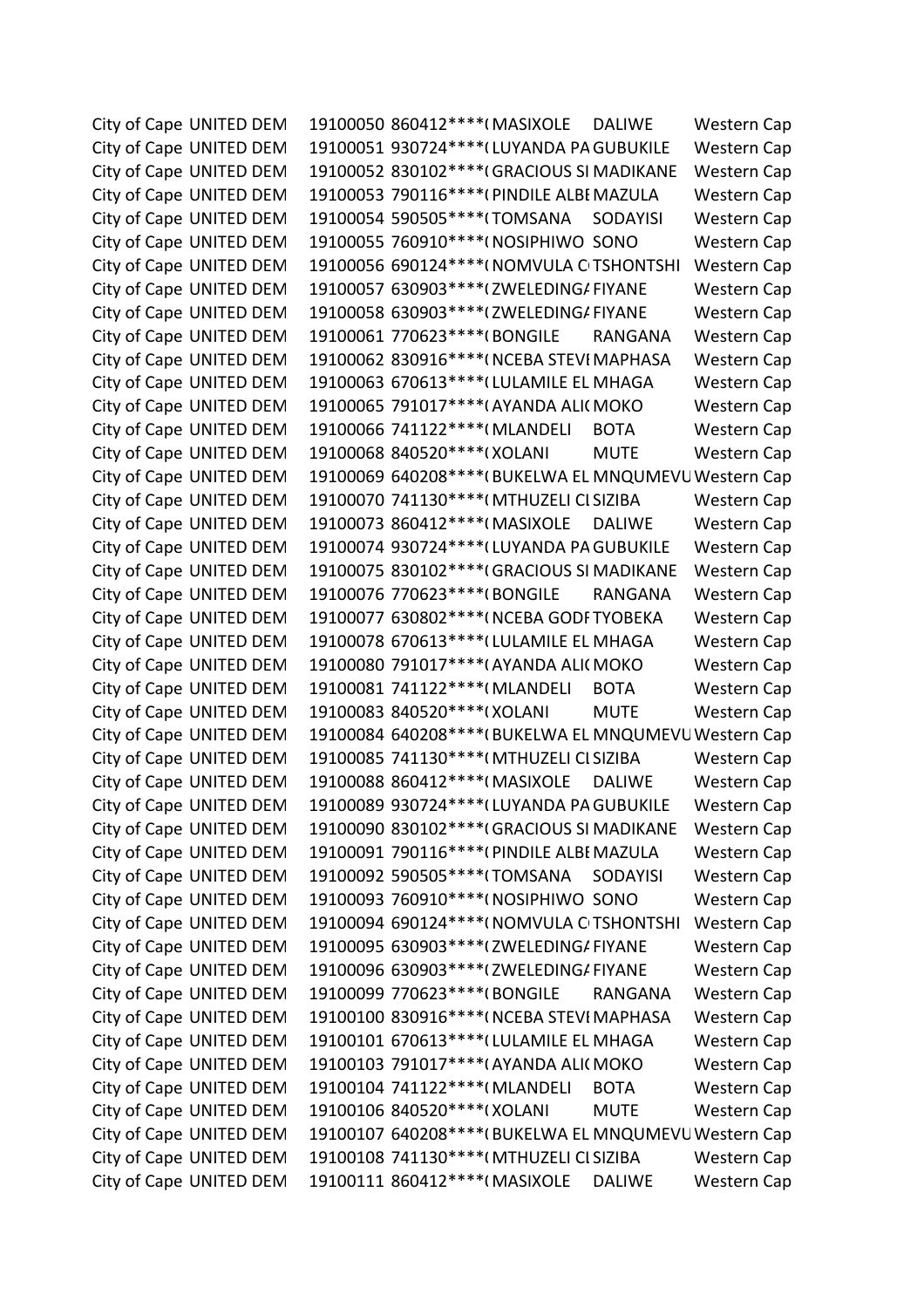| | | | | | | |
|---|---|---|---|---|---|---|
| City of Cape | UNITED DEM | 19100050 | 860412****( | MASIXOLE | DALIWE | Western Cap |
| City of Cape | UNITED DEM | 19100051 | 930724****( | LUYANDA PA | GUBUKILE | Western Cap |
| City of Cape | UNITED DEM | 19100052 | 830102****( | GRACIOUS SI | MADIKANE | Western Cap |
| City of Cape | UNITED DEM | 19100053 | 790116****( | PINDILE ALBE | MAZULA | Western Cap |
| City of Cape | UNITED DEM | 19100054 | 590505****( | TOMSANA | SODAYISI | Western Cap |
| City of Cape | UNITED DEM | 19100055 | 760910****( | NOSIPHIWO | SONO | Western Cap |
| City of Cape | UNITED DEM | 19100056 | 690124****( | NOMVULA C | TSHONTSHI | Western Cap |
| City of Cape | UNITED DEM | 19100057 | 630903****( | ZWELEDINGA | FIYANE | Western Cap |
| City of Cape | UNITED DEM | 19100058 | 630903****( | ZWELEDINGA | FIYANE | Western Cap |
| City of Cape | UNITED DEM | 19100061 | 770623****( | BONGILE | RANGANA | Western Cap |
| City of Cape | UNITED DEM | 19100062 | 830916****( | NCEBA STEVI | MAPHASA | Western Cap |
| City of Cape | UNITED DEM | 19100063 | 670613****( | LULAMILE EL | MHAGA | Western Cap |
| City of Cape | UNITED DEM | 19100065 | 791017****( | AYANDA ALI( | MOKO | Western Cap |
| City of Cape | UNITED DEM | 19100066 | 741122****( | MLANDELI | BOTA | Western Cap |
| City of Cape | UNITED DEM | 19100068 | 840520****( | XOLANI | MUTE | Western Cap |
| City of Cape | UNITED DEM | 19100069 | 640208****( | BUKELWA EL | MNQUMEVU | Western Cap |
| City of Cape | UNITED DEM | 19100070 | 741130****( | MTHUZELI CI | SIZIBA | Western Cap |
| City of Cape | UNITED DEM | 19100073 | 860412****( | MASIXOLE | DALIWE | Western Cap |
| City of Cape | UNITED DEM | 19100074 | 930724****( | LUYANDA PA | GUBUKILE | Western Cap |
| City of Cape | UNITED DEM | 19100075 | 830102****( | GRACIOUS SI | MADIKANE | Western Cap |
| City of Cape | UNITED DEM | 19100076 | 770623****( | BONGILE | RANGANA | Western Cap |
| City of Cape | UNITED DEM | 19100077 | 630802****( | NCEBA GODF | TYOBEKA | Western Cap |
| City of Cape | UNITED DEM | 19100078 | 670613****( | LULAMILE EL | MHAGA | Western Cap |
| City of Cape | UNITED DEM | 19100080 | 791017****( | AYANDA ALI( | MOKO | Western Cap |
| City of Cape | UNITED DEM | 19100081 | 741122****( | MLANDELI | BOTA | Western Cap |
| City of Cape | UNITED DEM | 19100083 | 840520****( | XOLANI | MUTE | Western Cap |
| City of Cape | UNITED DEM | 19100084 | 640208****( | BUKELWA EL | MNQUMEVU | Western Cap |
| City of Cape | UNITED DEM | 19100085 | 741130****( | MTHUZELI CI | SIZIBA | Western Cap |
| City of Cape | UNITED DEM | 19100088 | 860412****( | MASIXOLE | DALIWE | Western Cap |
| City of Cape | UNITED DEM | 19100089 | 930724****( | LUYANDA PA | GUBUKILE | Western Cap |
| City of Cape | UNITED DEM | 19100090 | 830102****( | GRACIOUS SI | MADIKANE | Western Cap |
| City of Cape | UNITED DEM | 19100091 | 790116****( | PINDILE ALBE | MAZULA | Western Cap |
| City of Cape | UNITED DEM | 19100092 | 590505****( | TOMSANA | SODAYISI | Western Cap |
| City of Cape | UNITED DEM | 19100093 | 760910****( | NOSIPHIWO | SONO | Western Cap |
| City of Cape | UNITED DEM | 19100094 | 690124****( | NOMVULA C | TSHONTSHI | Western Cap |
| City of Cape | UNITED DEM | 19100095 | 630903****( | ZWELEDINGA | FIYANE | Western Cap |
| City of Cape | UNITED DEM | 19100096 | 630903****( | ZWELEDINGA | FIYANE | Western Cap |
| City of Cape | UNITED DEM | 19100099 | 770623****( | BONGILE | RANGANA | Western Cap |
| City of Cape | UNITED DEM | 19100100 | 830916****( | NCEBA STEVI | MAPHASA | Western Cap |
| City of Cape | UNITED DEM | 19100101 | 670613****( | LULAMILE EL | MHAGA | Western Cap |
| City of Cape | UNITED DEM | 19100103 | 791017****( | AYANDA ALI( | MOKO | Western Cap |
| City of Cape | UNITED DEM | 19100104 | 741122****( | MLANDELI | BOTA | Western Cap |
| City of Cape | UNITED DEM | 19100106 | 840520****( | XOLANI | MUTE | Western Cap |
| City of Cape | UNITED DEM | 19100107 | 640208****( | BUKELWA EL | MNQUMEVU | Western Cap |
| City of Cape | UNITED DEM | 19100108 | 741130****( | MTHUZELI CI | SIZIBA | Western Cap |
| City of Cape | UNITED DEM | 19100111 | 860412****( | MASIXOLE | DALIWE | Western Cap |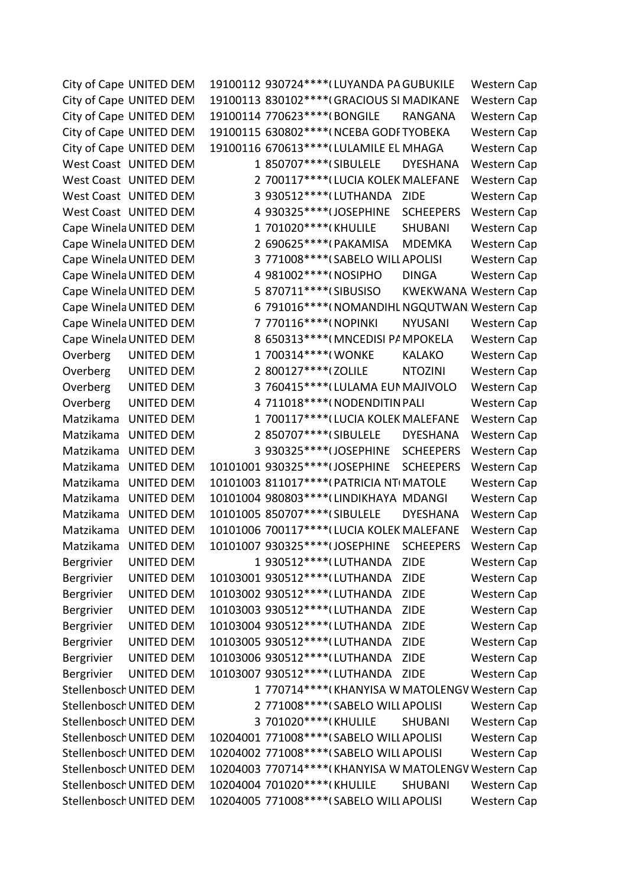| | | | | | | |
|---|---|---|---|---|---|---|
| City of Cape | UNITED DEM | 19100112 | 930724****( | LUYANDA PA | GUBUKILE | Western Cap |
| City of Cape | UNITED DEM | 19100113 | 830102****( | GRACIOUS SI | MADIKANE | Western Cap |
| City of Cape | UNITED DEM | 19100114 | 770623****( | BONGILE | RANGANA | Western Cap |
| City of Cape | UNITED DEM | 19100115 | 630802****( | NCEBA GODF | TYOBEKA | Western Cap |
| City of Cape | UNITED DEM | 19100116 | 670613****( | LULAMILE EL | MHAGA | Western Cap |
| West Coast | UNITED DEM | 1 | 850707****( | SIBULELE | DYESHANA | Western Cap |
| West Coast | UNITED DEM | 2 | 700117****( | LUCIA KOLEK | MALEFANE | Western Cap |
| West Coast | UNITED DEM | 3 | 930512****( | LUTHANDA | ZIDE | Western Cap |
| West Coast | UNITED DEM | 4 | 930325****( | JOSEPHINE | SCHEEPERS | Western Cap |
| Cape Winela | UNITED DEM | 1 | 701020****( | KHULILE | SHUBANI | Western Cap |
| Cape Winela | UNITED DEM | 2 | 690625****( | PAKAMISA | MDEMKA | Western Cap |
| Cape Winela | UNITED DEM | 3 | 771008****( | SABELO WILL | APOLISI | Western Cap |
| Cape Winela | UNITED DEM | 4 | 981002****( | NOSIPHO | DINGA | Western Cap |
| Cape Winela | UNITED DEM | 5 | 870711****( | SIBUSISO | KWEKWANA | Western Cap |
| Cape Winela | UNITED DEM | 6 | 791016****( | NOMANDIHL | NGQUTWAN | Western Cap |
| Cape Winela | UNITED DEM | 7 | 770116****( | NOPINKI | NYUSANI | Western Cap |
| Cape Winela | UNITED DEM | 8 | 650313****( | MNCEDISI PA | MPOKELA | Western Cap |
| Overberg | UNITED DEM | 1 | 700314****( | WONKE | KALAKO | Western Cap |
| Overberg | UNITED DEM | 2 | 800127****( | ZOLILE | NTOZINI | Western Cap |
| Overberg | UNITED DEM | 3 | 760415****( | LULAMA EUN | MAJIVOLO | Western Cap |
| Overberg | UNITED DEM | 4 | 711018****( | NODENDITIN | PALI | Western Cap |
| Matzikama | UNITED DEM | 1 | 700117****( | LUCIA KOLEK | MALEFANE | Western Cap |
| Matzikama | UNITED DEM | 2 | 850707****( | SIBULELE | DYESHANA | Western Cap |
| Matzikama | UNITED DEM | 3 | 930325****( | JOSEPHINE | SCHEEPERS | Western Cap |
| Matzikama | UNITED DEM | 10101001 | 930325****( | JOSEPHINE | SCHEEPERS | Western Cap |
| Matzikama | UNITED DEM | 10101003 | 811017****( | PATRICIA NT( | MATOLE | Western Cap |
| Matzikama | UNITED DEM | 10101004 | 980803****( | LINDIKHAYA | MDANGI | Western Cap |
| Matzikama | UNITED DEM | 10101005 | 850707****( | SIBULELE | DYESHANA | Western Cap |
| Matzikama | UNITED DEM | 10101006 | 700117****( | LUCIA KOLEK | MALEFANE | Western Cap |
| Matzikama | UNITED DEM | 10101007 | 930325****( | JOSEPHINE | SCHEEPERS | Western Cap |
| Bergrivier | UNITED DEM | 1 | 930512****( | LUTHANDA | ZIDE | Western Cap |
| Bergrivier | UNITED DEM | 10103001 | 930512****( | LUTHANDA | ZIDE | Western Cap |
| Bergrivier | UNITED DEM | 10103002 | 930512****( | LUTHANDA | ZIDE | Western Cap |
| Bergrivier | UNITED DEM | 10103003 | 930512****( | LUTHANDA | ZIDE | Western Cap |
| Bergrivier | UNITED DEM | 10103004 | 930512****( | LUTHANDA | ZIDE | Western Cap |
| Bergrivier | UNITED DEM | 10103005 | 930512****( | LUTHANDA | ZIDE | Western Cap |
| Bergrivier | UNITED DEM | 10103006 | 930512****( | LUTHANDA | ZIDE | Western Cap |
| Bergrivier | UNITED DEM | 10103007 | 930512****( | LUTHANDA | ZIDE | Western Cap |
| Stellenbosch | UNITED DEM | 1 | 770714****( | KHANYISA W | MATOLENGV | Western Cap |
| Stellenbosch | UNITED DEM | 2 | 771008****( | SABELO WILL | APOLISI | Western Cap |
| Stellenbosch | UNITED DEM | 3 | 701020****( | KHULILE | SHUBANI | Western Cap |
| Stellenbosch | UNITED DEM | 10204001 | 771008****( | SABELO WILL | APOLISI | Western Cap |
| Stellenbosch | UNITED DEM | 10204002 | 771008****( | SABELO WILL | APOLISI | Western Cap |
| Stellenbosch | UNITED DEM | 10204003 | 770714****( | KHANYISA W | MATOLENGV | Western Cap |
| Stellenbosch | UNITED DEM | 10204004 | 701020****( | KHULILE | SHUBANI | Western Cap |
| Stellenbosch | UNITED DEM | 10204005 | 771008****( | SABELO WILL | APOLISI | Western Cap |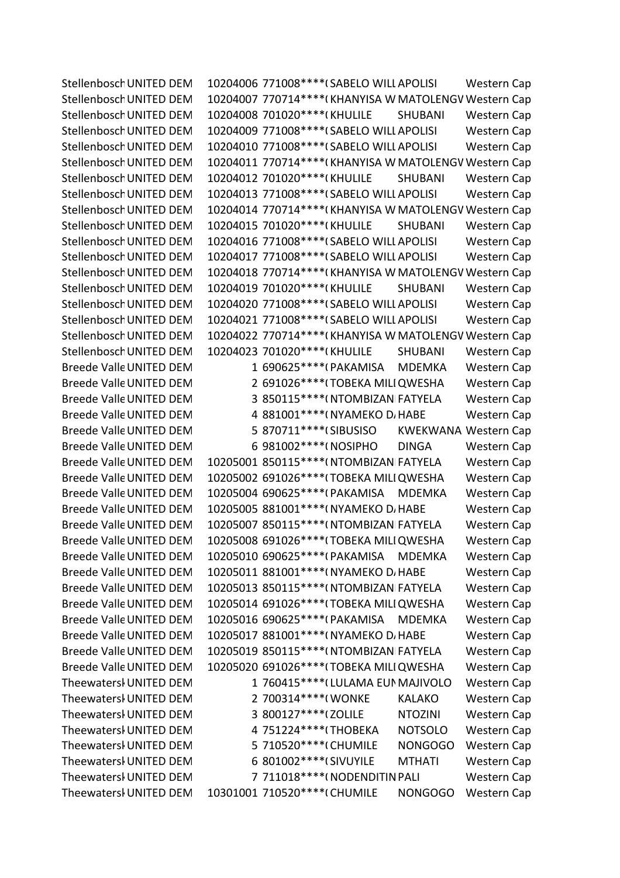| | | | | | | |
|---|---|---|---|---|---|---|
| Stellenbosch | UNITED DEM | 10204006 | 771008****( | SABELO WILL | APOLISI | Western Cap |
| Stellenbosch | UNITED DEM | 10204007 | 770714****( | KHANYISA W | MATOLENGV | Western Cap |
| Stellenbosch | UNITED DEM | 10204008 | 701020****( | KHULILE | SHUBANI | Western Cap |
| Stellenbosch | UNITED DEM | 10204009 | 771008****( | SABELO WILL | APOLISI | Western Cap |
| Stellenbosch | UNITED DEM | 10204010 | 771008****( | SABELO WILL | APOLISI | Western Cap |
| Stellenbosch | UNITED DEM | 10204011 | 770714****( | KHANYISA W | MATOLENGV | Western Cap |
| Stellenbosch | UNITED DEM | 10204012 | 701020****( | KHULILE | SHUBANI | Western Cap |
| Stellenbosch | UNITED DEM | 10204013 | 771008****( | SABELO WILL | APOLISI | Western Cap |
| Stellenbosch | UNITED DEM | 10204014 | 770714****( | KHANYISA W | MATOLENGV | Western Cap |
| Stellenbosch | UNITED DEM | 10204015 | 701020****( | KHULILE | SHUBANI | Western Cap |
| Stellenbosch | UNITED DEM | 10204016 | 771008****( | SABELO WILL | APOLISI | Western Cap |
| Stellenbosch | UNITED DEM | 10204017 | 771008****( | SABELO WILL | APOLISI | Western Cap |
| Stellenbosch | UNITED DEM | 10204018 | 770714****( | KHANYISA W | MATOLENGV | Western Cap |
| Stellenbosch | UNITED DEM | 10204019 | 701020****( | KHULILE | SHUBANI | Western Cap |
| Stellenbosch | UNITED DEM | 10204020 | 771008****( | SABELO WILL | APOLISI | Western Cap |
| Stellenbosch | UNITED DEM | 10204021 | 771008****( | SABELO WILL | APOLISI | Western Cap |
| Stellenbosch | UNITED DEM | 10204022 | 770714****( | KHANYISA W | MATOLENGV | Western Cap |
| Stellenbosch | UNITED DEM | 10204023 | 701020****( | KHULILE | SHUBANI | Western Cap |
| Breede Valle | UNITED DEM | 1 | 690625****( | PAKAMISA | MDEMKA | Western Cap |
| Breede Valle | UNITED DEM | 2 | 691026****( | TOBEKA MILI | QWESHA | Western Cap |
| Breede Valle | UNITED DEM | 3 | 850115****( | NTOMBIZANI | FATYELA | Western Cap |
| Breede Valle | UNITED DEM | 4 | 881001****( | NYAMEKO D. | HABE | Western Cap |
| Breede Valle | UNITED DEM | 5 | 870711****( | SIBUSISO | KWEKWANA | Western Cap |
| Breede Valle | UNITED DEM | 6 | 981002****( | NOSIPHO | DINGA | Western Cap |
| Breede Valle | UNITED DEM | 10205001 | 850115****( | NTOMBIZANI | FATYELA | Western Cap |
| Breede Valle | UNITED DEM | 10205002 | 691026****( | TOBEKA MILI | QWESHA | Western Cap |
| Breede Valle | UNITED DEM | 10205004 | 690625****( | PAKAMISA | MDEMKA | Western Cap |
| Breede Valle | UNITED DEM | 10205005 | 881001****( | NYAMEKO D. | HABE | Western Cap |
| Breede Valle | UNITED DEM | 10205007 | 850115****( | NTOMBIZANI | FATYELA | Western Cap |
| Breede Valle | UNITED DEM | 10205008 | 691026****( | TOBEKA MILI | QWESHA | Western Cap |
| Breede Valle | UNITED DEM | 10205010 | 690625****( | PAKAMISA | MDEMKA | Western Cap |
| Breede Valle | UNITED DEM | 10205011 | 881001****( | NYAMEKO D. | HABE | Western Cap |
| Breede Valle | UNITED DEM | 10205013 | 850115****( | NTOMBIZANI | FATYELA | Western Cap |
| Breede Valle | UNITED DEM | 10205014 | 691026****( | TOBEKA MILI | QWESHA | Western Cap |
| Breede Valle | UNITED DEM | 10205016 | 690625****( | PAKAMISA | MDEMKA | Western Cap |
| Breede Valle | UNITED DEM | 10205017 | 881001****( | NYAMEKO D. | HABE | Western Cap |
| Breede Valle | UNITED DEM | 10205019 | 850115****( | NTOMBIZANI | FATYELA | Western Cap |
| Breede Valle | UNITED DEM | 10205020 | 691026****( | TOBEKA MILI | QWESHA | Western Cap |
| Theewatersk | UNITED DEM | 1 | 760415****( | LULAMA EUN | MAJIVOLO | Western Cap |
| Theewatersk | UNITED DEM | 2 | 700314****( | WONKE | KALAKO | Western Cap |
| Theewatersk | UNITED DEM | 3 | 800127****( | ZOLILE | NTOZINI | Western Cap |
| Theewatersk | UNITED DEM | 4 | 751224****( | THOBEKA | NOTSOLO | Western Cap |
| Theewatersk | UNITED DEM | 5 | 710520****( | CHUMILE | NONGOGO | Western Cap |
| Theewatersk | UNITED DEM | 6 | 801002****( | SIVUYILE | MTHATI | Western Cap |
| Theewatersk | UNITED DEM | 7 | 711018****( | NODENDITIN | PALI | Western Cap |
| Theewatersk | UNITED DEM | 10301001 | 710520****( | CHUMILE | NONGOGO | Western Cap |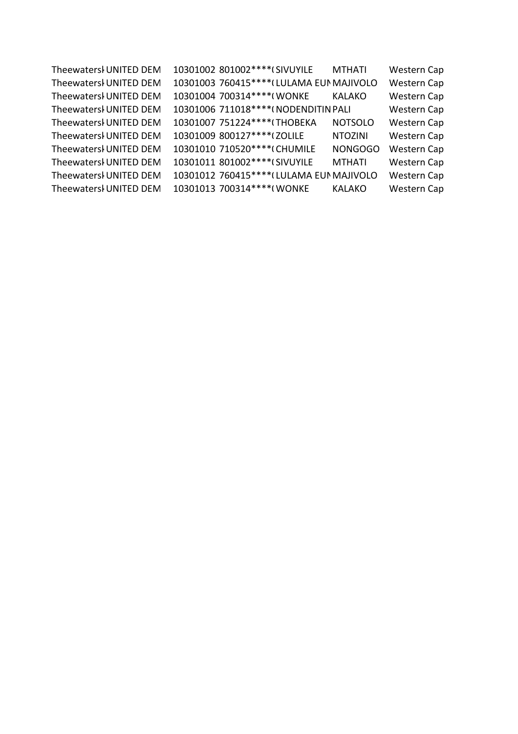| | | | | | | |
|---|---|---|---|---|---|---|
| Theewatersl | UNITED DEM | 10301002 | 801002****( | SIVUYILE | MTHATI | Western Cap |
| Theewatersl | UNITED DEM | 10301003 | 760415****( | LULAMA EUI | MAJIVOLO | Western Cap |
| Theewatersl | UNITED DEM | 10301004 | 700314****( | WONKE | KALAKO | Western Cap |
| Theewatersl | UNITED DEM | 10301006 | 711018****( | NODENDITIN | PALI | Western Cap |
| Theewatersl | UNITED DEM | 10301007 | 751224****( | THOBEKA | NOTSOLO | Western Cap |
| Theewatersl | UNITED DEM | 10301009 | 800127****( | ZOLILE | NTOZINI | Western Cap |
| Theewatersl | UNITED DEM | 10301010 | 710520****( | CHUMILE | NONGOGO | Western Cap |
| Theewatersl | UNITED DEM | 10301011 | 801002****( | SIVUYILE | MTHATI | Western Cap |
| Theewatersl | UNITED DEM | 10301012 | 760415****( | LULAMA EUI | MAJIVOLO | Western Cap |
| Theewatersl | UNITED DEM | 10301013 | 700314****( | WONKE | KALAKO | Western Cap |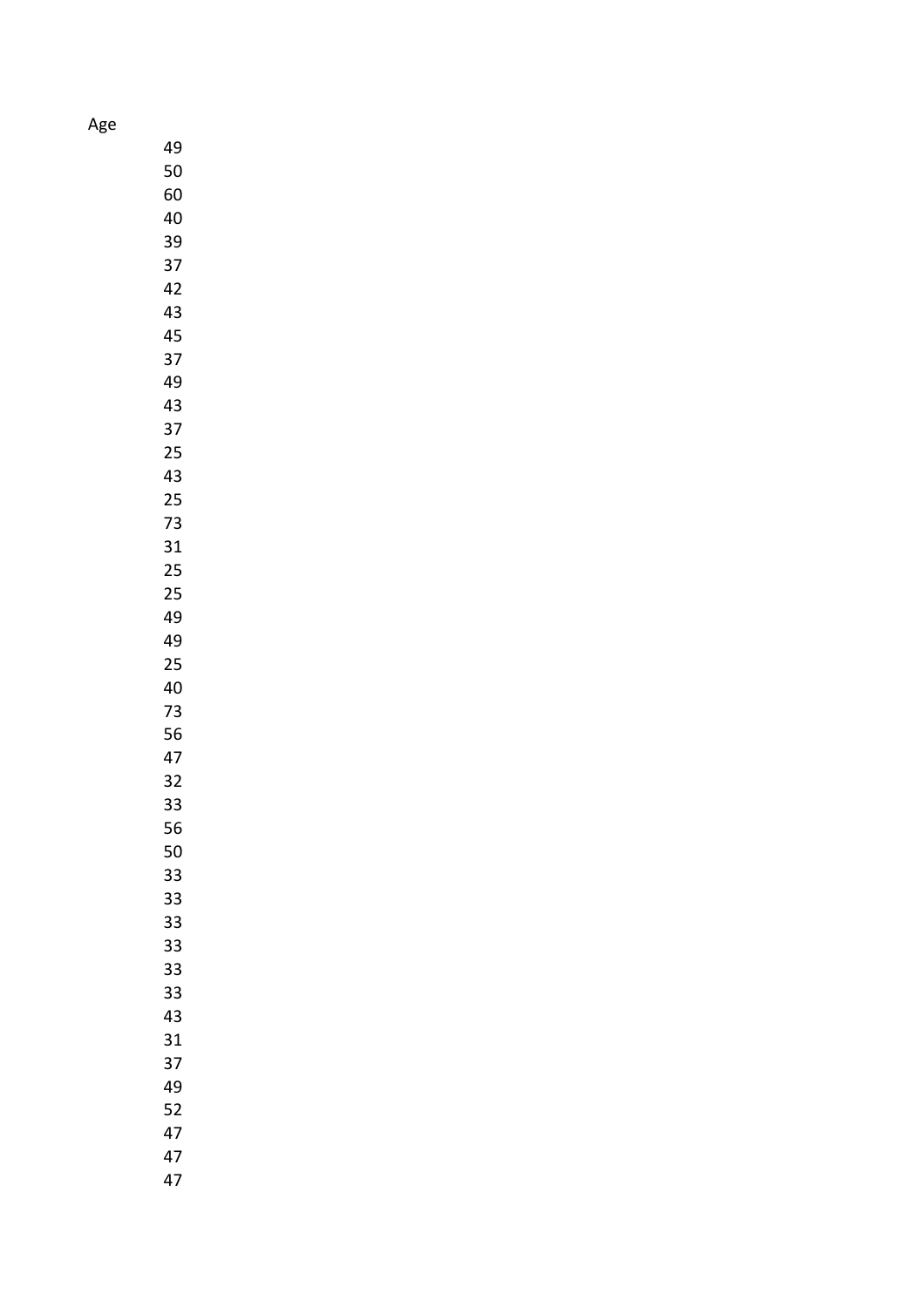| Age |
| --- |
| 49 |
| 50 |
| 60 |
| 40 |
| 39 |
| 37 |
| 42 |
| 43 |
| 45 |
| 37 |
| 49 |
| 43 |
| 37 |
| 25 |
| 43 |
| 25 |
| 73 |
| 31 |
| 25 |
| 25 |
| 49 |
| 49 |
| 25 |
| 40 |
| 73 |
| 56 |
| 47 |
| 32 |
| 33 |
| 56 |
| 50 |
| 33 |
| 33 |
| 33 |
| 33 |
| 33 |
| 33 |
| 43 |
| 31 |
| 37 |
| 49 |
| 52 |
| 47 |
| 47 |
| 47 |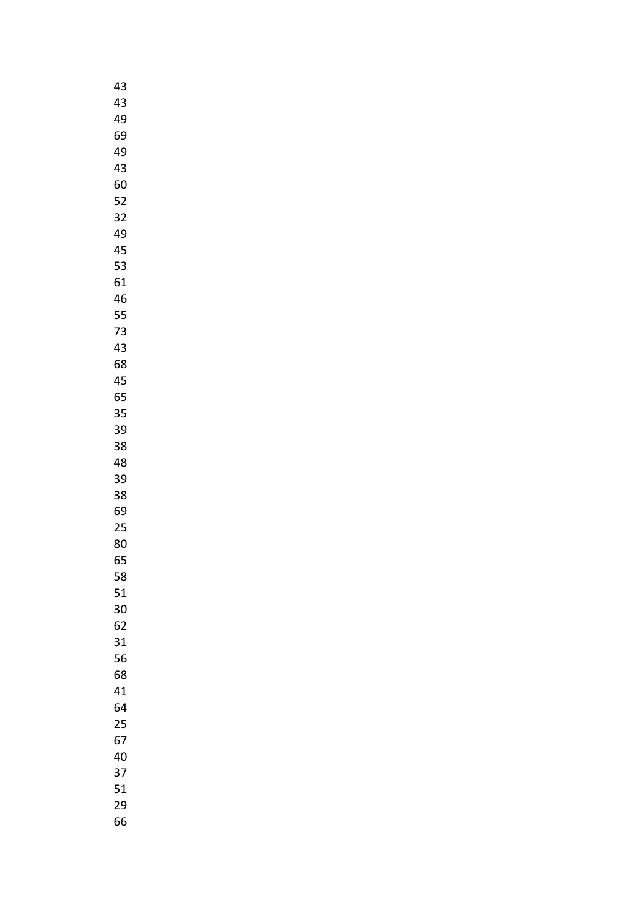43
43
49
69
49
43
60
52
32
49
45
53
61
46
55
73
43
68
45
65
35
39
38
48
39
38
69
25
80
65
58
51
30
62
31
56
68
41
64
25
67
40
37
51
29
66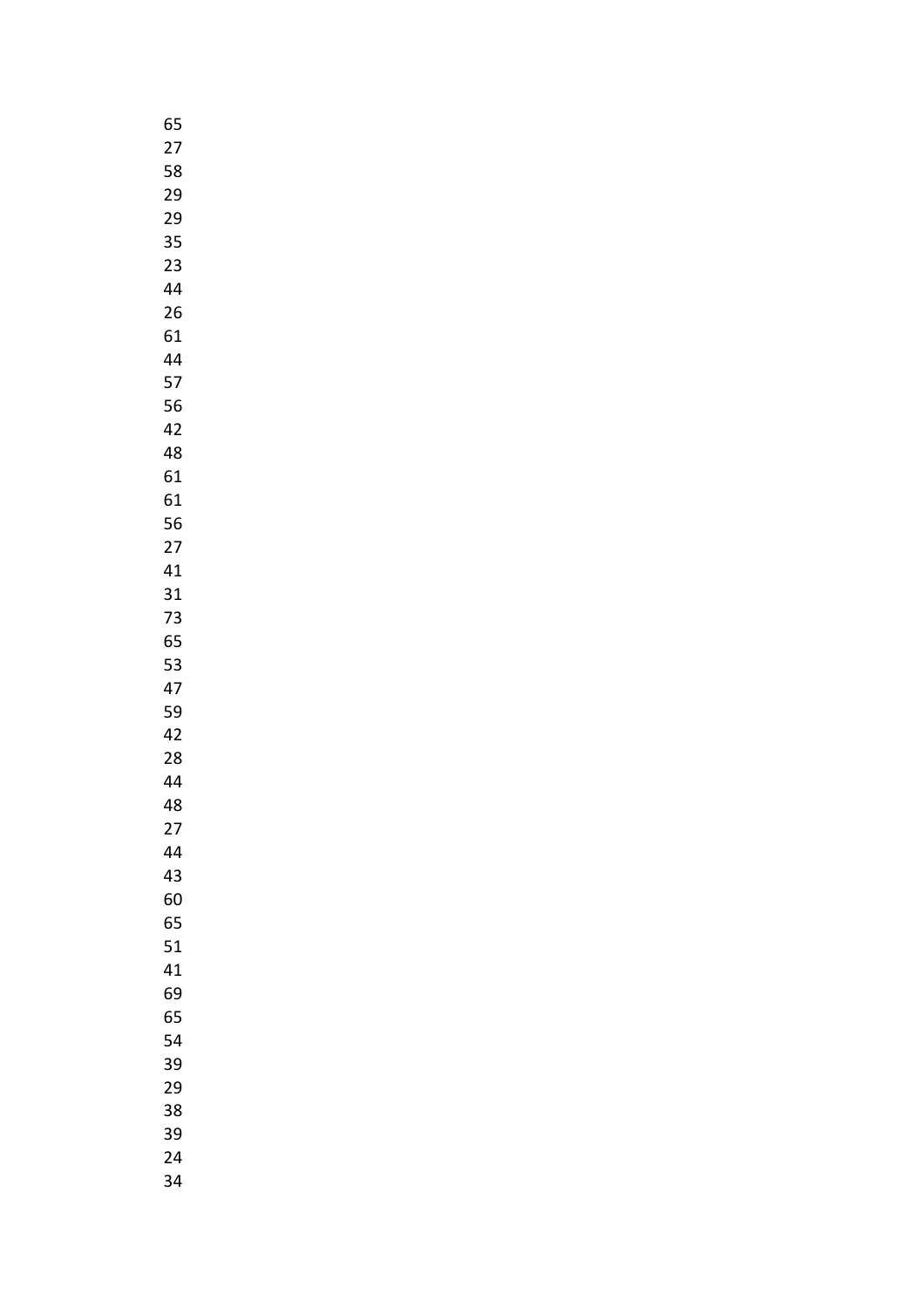65
27
58
29
29
35
23
44
26
61
44
57
56
42
48
61
61
56
27
41
31
73
65
53
47
59
42
28
44
48
27
44
43
60
65
51
41
69
65
54
39
29
38
39
24
34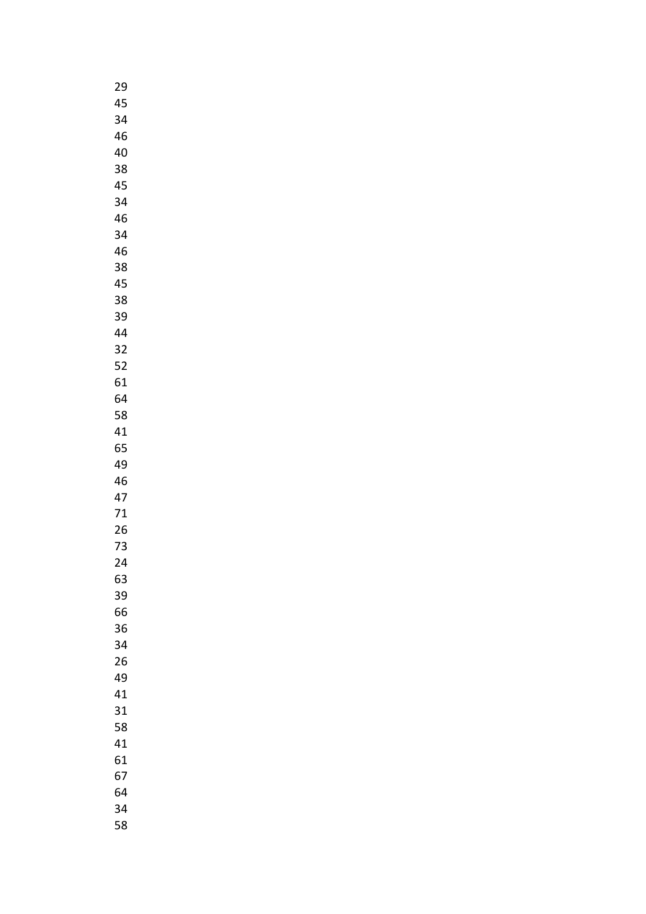29
45
34
46
40
38
45
34
46
34
46
38
45
38
39
44
32
52
61
64
58
41
65
49
46
47
71
26
73
24
63
39
66
36
34
26
49
41
31
58
41
61
67
64
34
58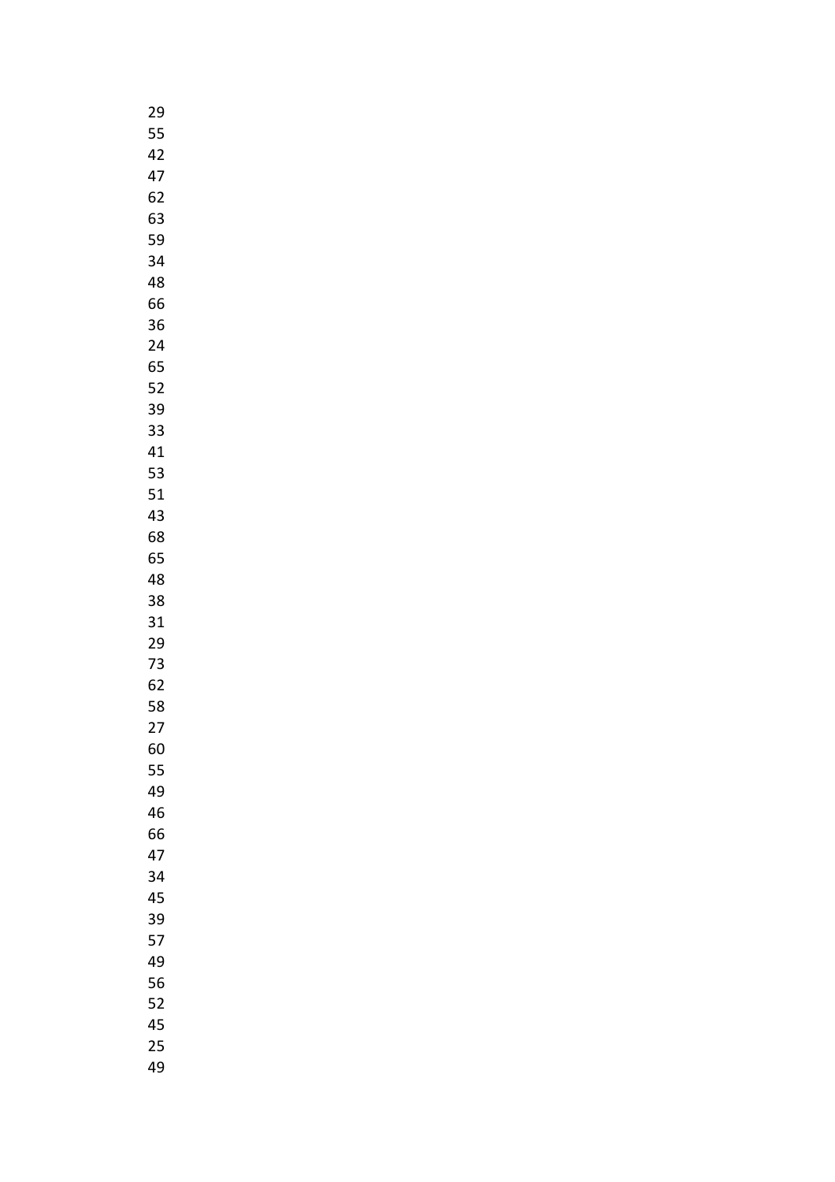29
55
42
47
62
63
59
34
48
66
36
24
65
52
39
33
41
53
51
43
68
65
48
38
31
29
73
62
58
27
60
55
49
46
66
47
34
45
39
57
49
56
52
45
25
49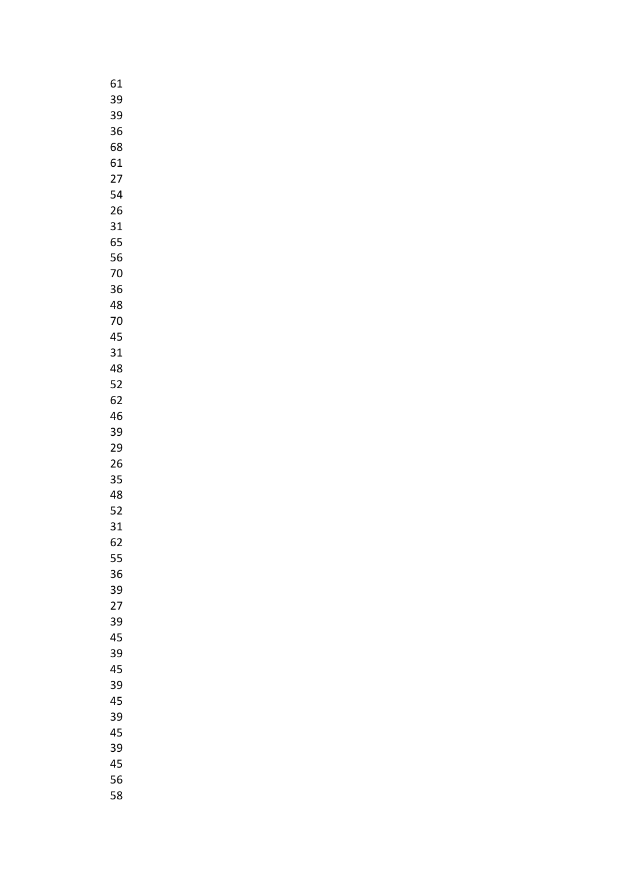61
39
39
36
68
61
27
54
26
31
65
56
70
36
48
70
45
31
48
52
62
46
39
29
26
35
48
52
31
62
55
36
39
27
39
45
39
45
39
45
39
45
39
45
56
58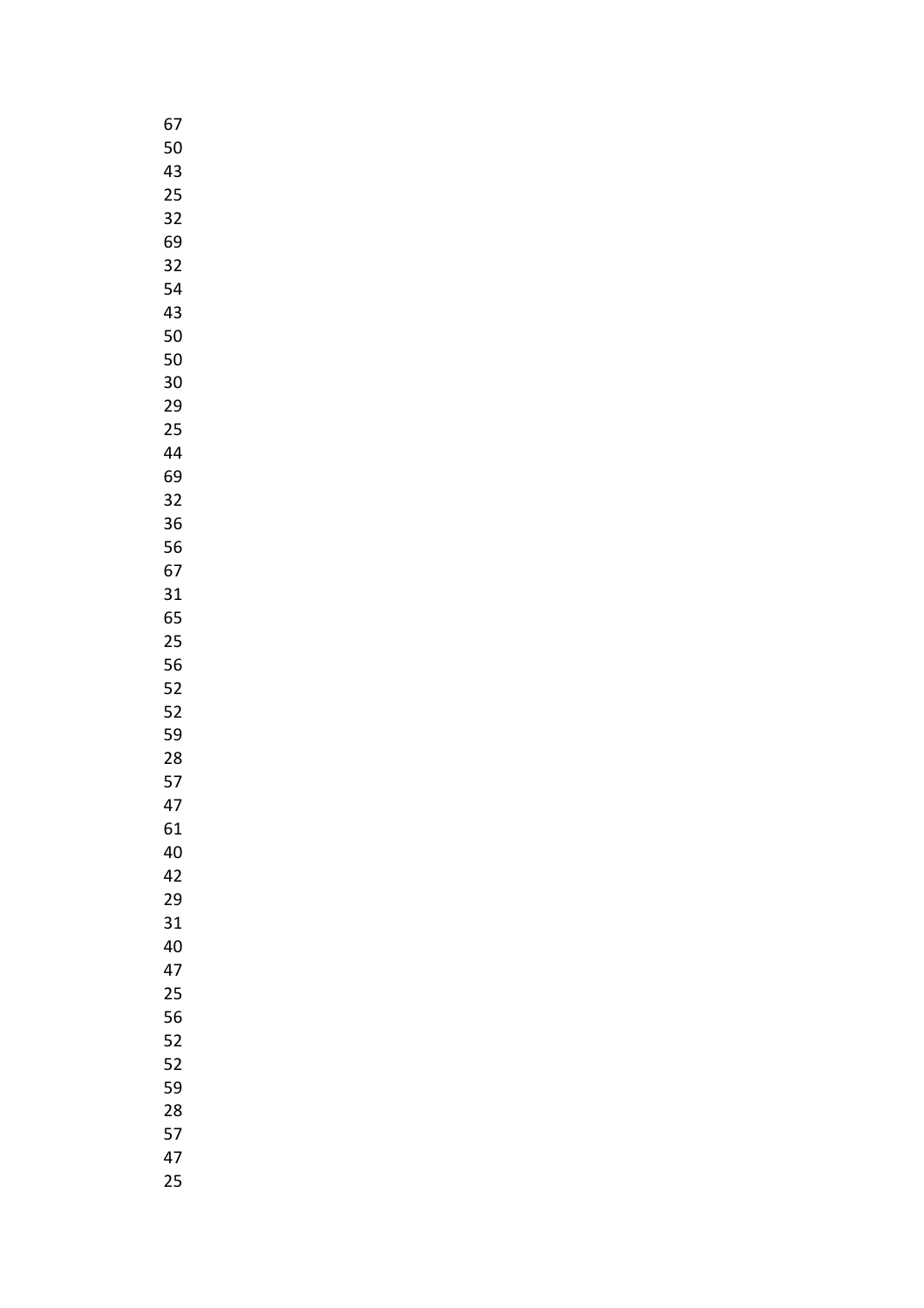67
50
43
25
32
69
32
54
43
50
50
30
29
25
44
69
32
36
56
67
31
65
25
56
52
52
59
28
57
47
61
40
42
29
31
40
47
25
56
52
52
59
28
57
47
25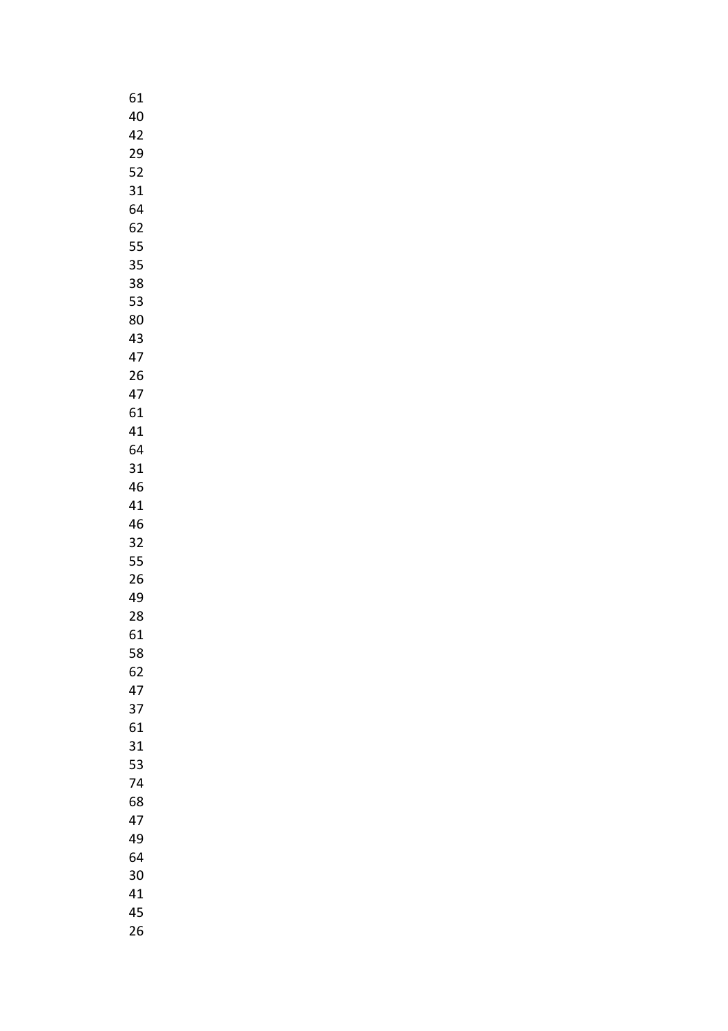61
40
42
29
52
31
64
62
55
35
38
53
80
43
47
26
47
61
41
64
31
46
41
46
32
55
26
49
28
61
58
62
47
37
61
31
53
74
68
47
49
64
30
41
45
26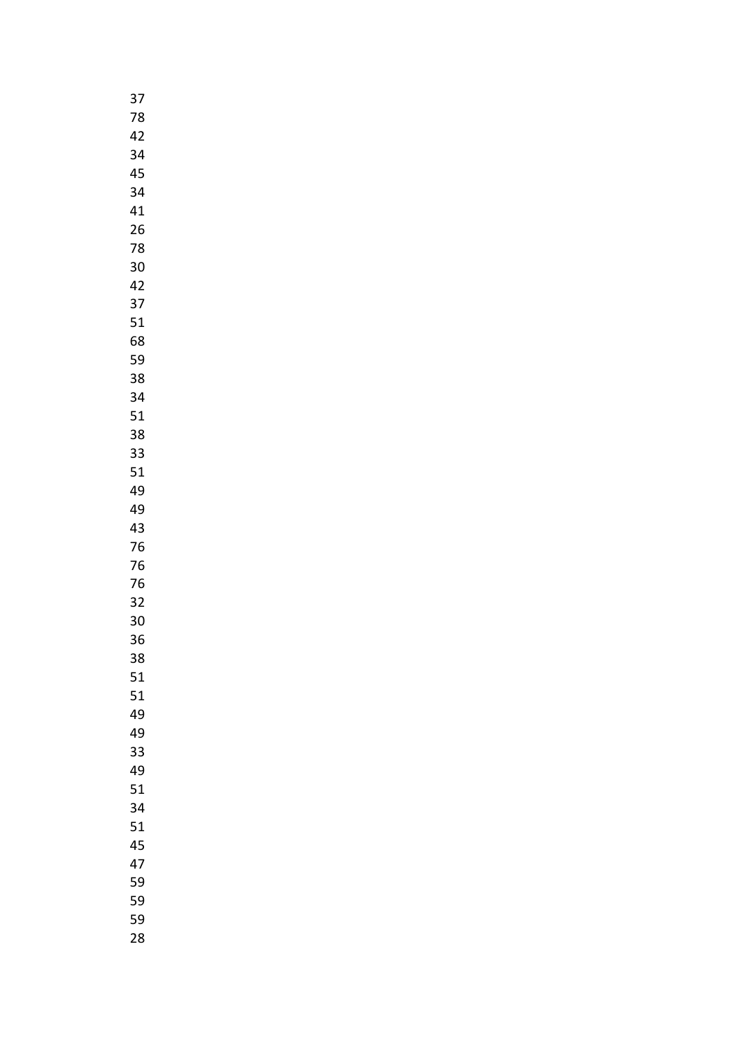37
78
42
34
45
34
41
26
78
30
42
37
51
68
59
38
34
51
38
33
51
49
49
43
76
76
76
32
30
36
38
51
51
49
49
33
49
51
34
51
45
47
59
59
59
28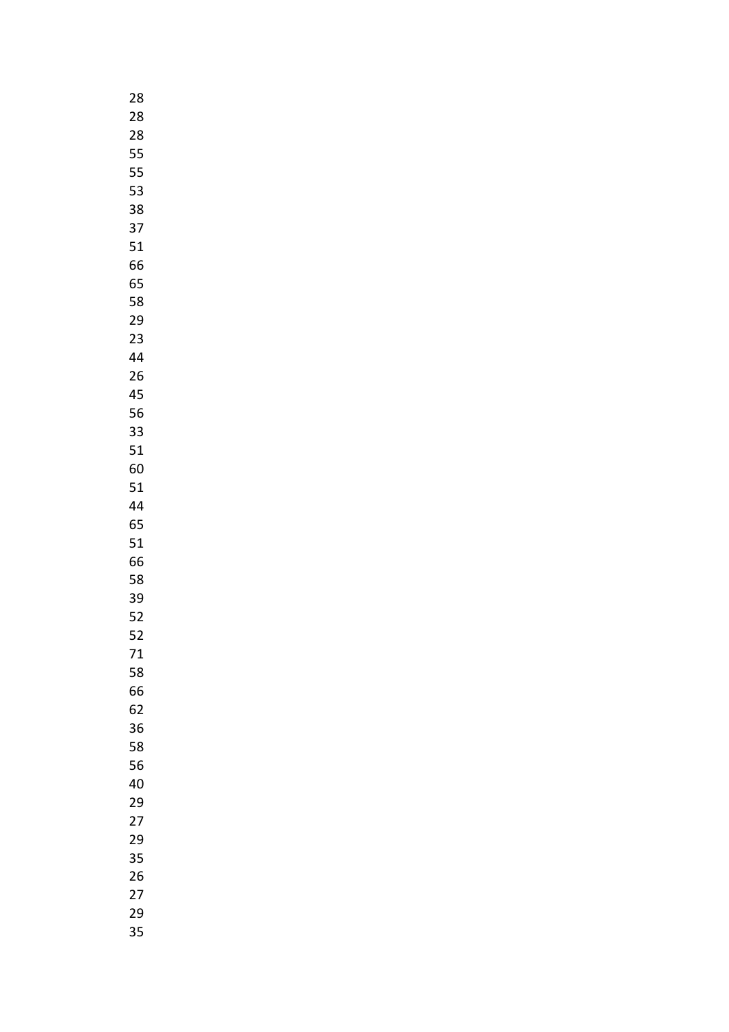28
28
28
55
55
53
38
37
51
66
65
58
29
23
44
26
45
56
33
51
60
51
44
65
51
66
58
39
52
52
71
58
66
62
36
58
56
40
29
27
29
35
26
27
29
35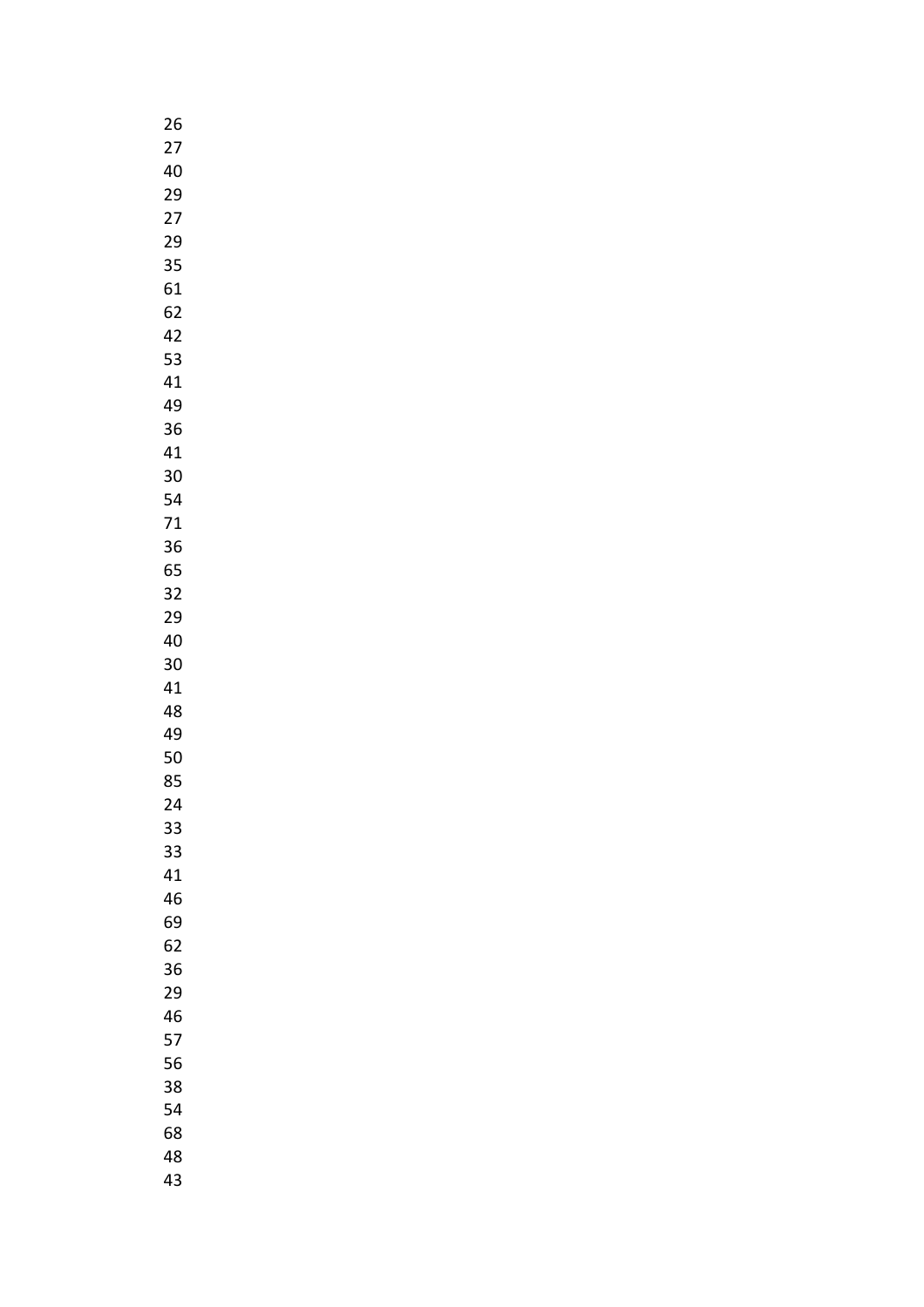26
27
40
29
27
29
35
61
62
42
53
41
49
36
41
30
54
71
36
65
32
29
40
30
41
48
49
50
85
24
33
33
41
46
69
62
36
29
46
57
56
38
54
68
48
43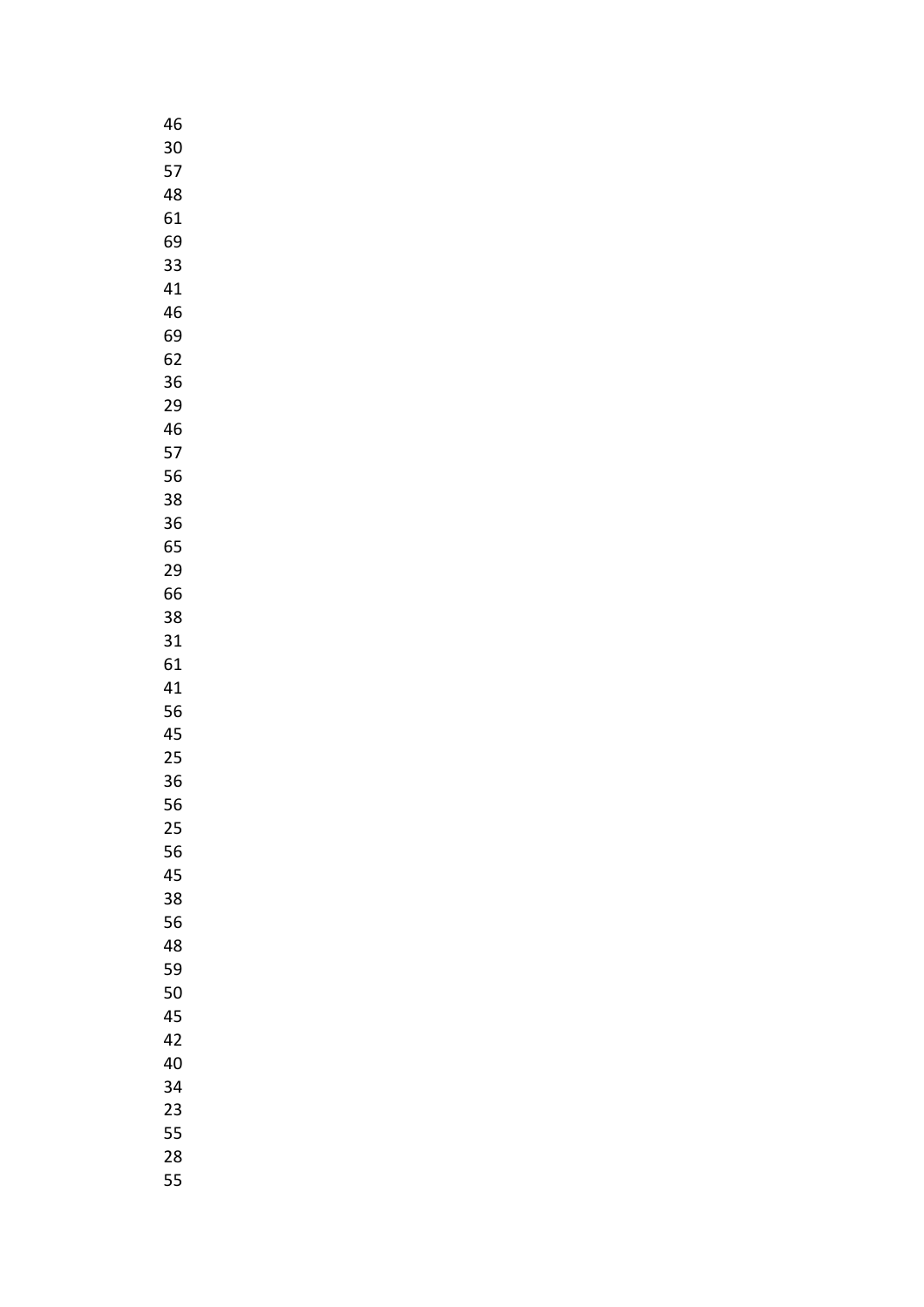46
30
57
48
61
69
33
41
46
69
62
36
29
46
57
56
38
36
65
29
66
38
31
61
41
56
45
25
36
56
25
56
45
38
56
48
59
50
45
42
40
34
23
55
28
55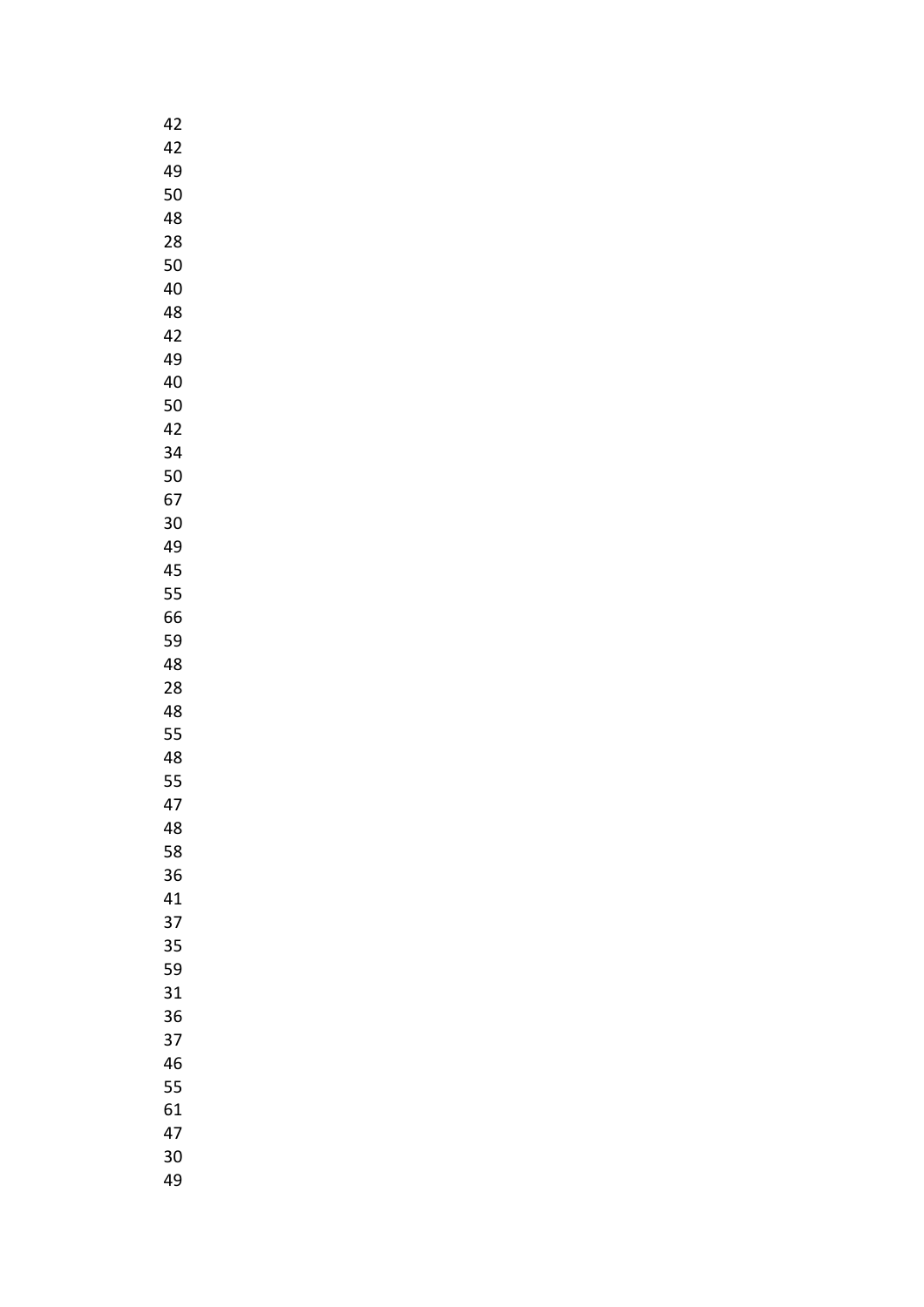42
42
49
50
48
28
50
40
48
42
49
40
50
42
34
50
67
30
49
45
55
66
59
48
28
48
55
48
55
47
48
58
36
41
37
35
59
31
36
37
46
55
61
47
30
49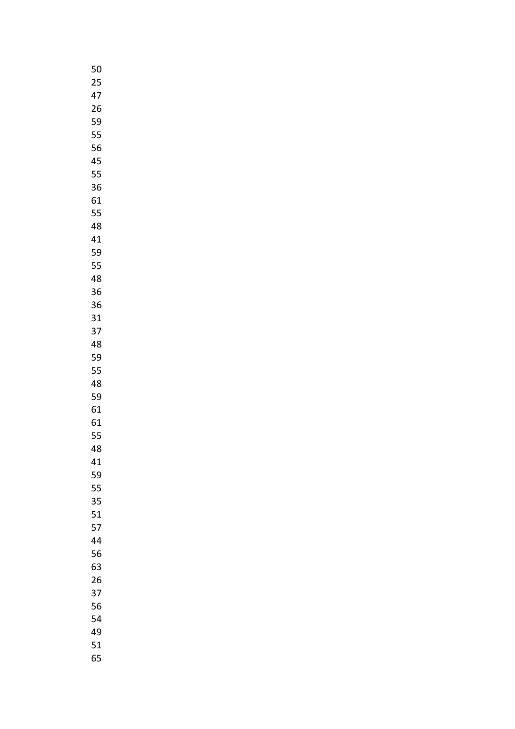50
25
47
26
59
55
56
45
55
36
61
55
48
41
59
55
48
36
36
31
37
48
59
55
48
59
61
61
55
48
41
59
55
35
51
57
44
56
63
26
37
56
54
49
51
65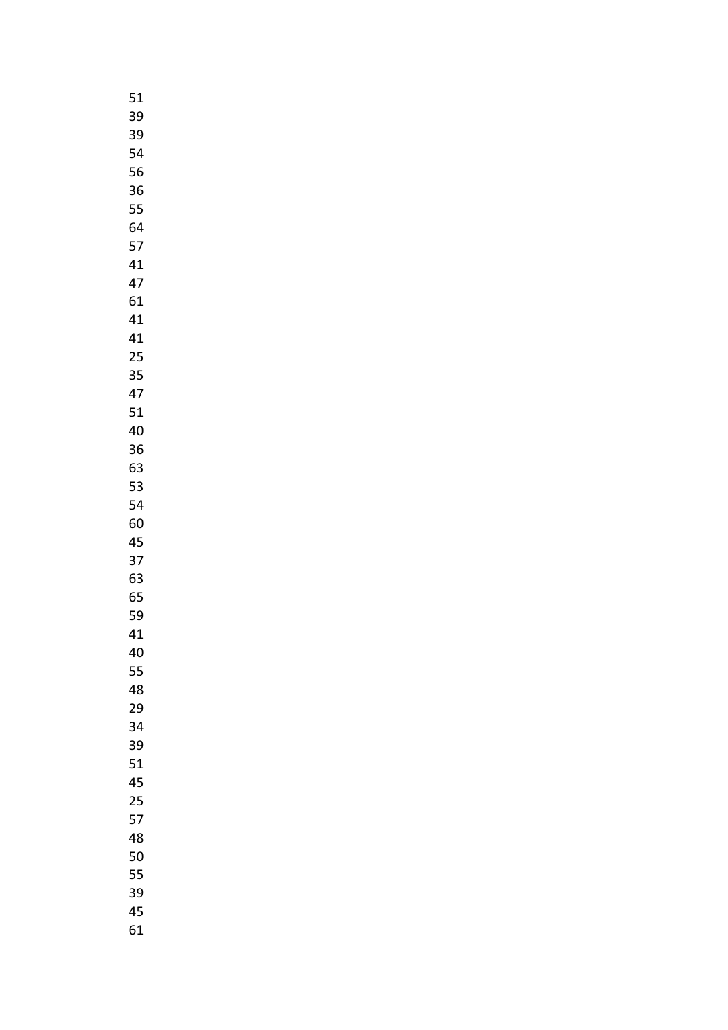51
39
39
54
56
36
55
64
57
41
47
61
41
41
25
35
47
51
40
36
63
53
54
60
45
37
63
65
59
41
40
55
48
29
34
39
51
45
25
57
48
50
55
39
45
61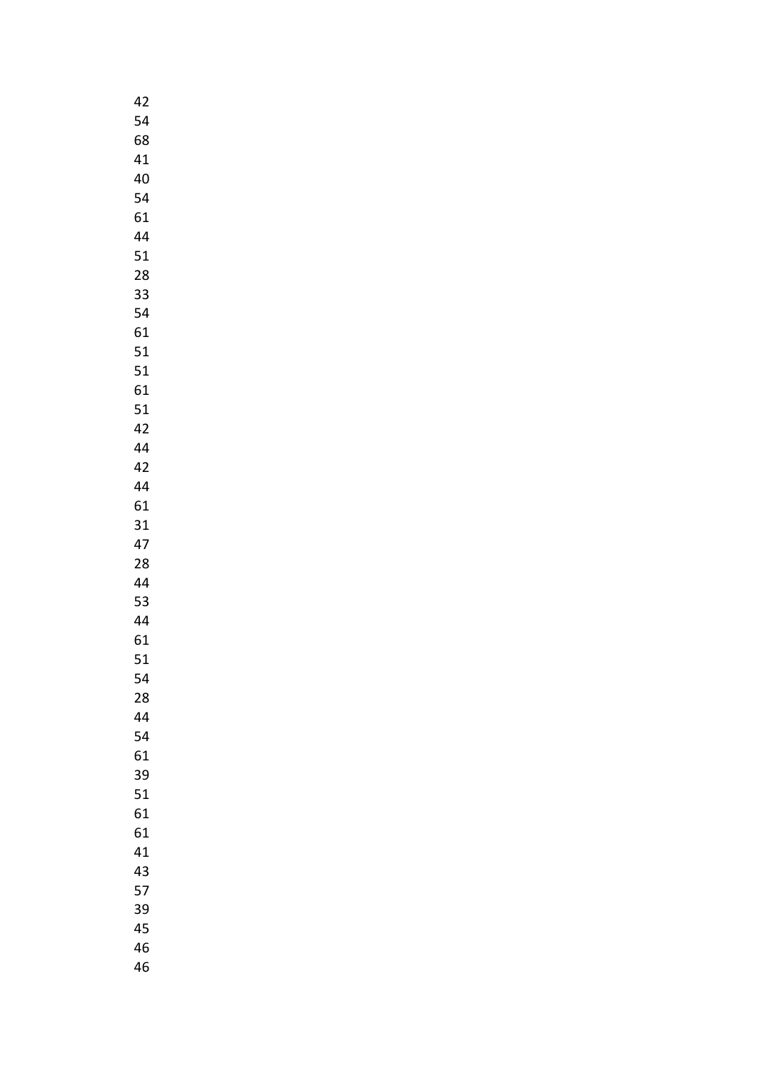42
54
68
41
40
54
61
44
51
28
33
54
61
51
51
61
51
42
44
42
44
61
31
47
28
44
53
44
61
51
54
28
44
54
61
39
51
61
61
41
43
57
39
45
46
46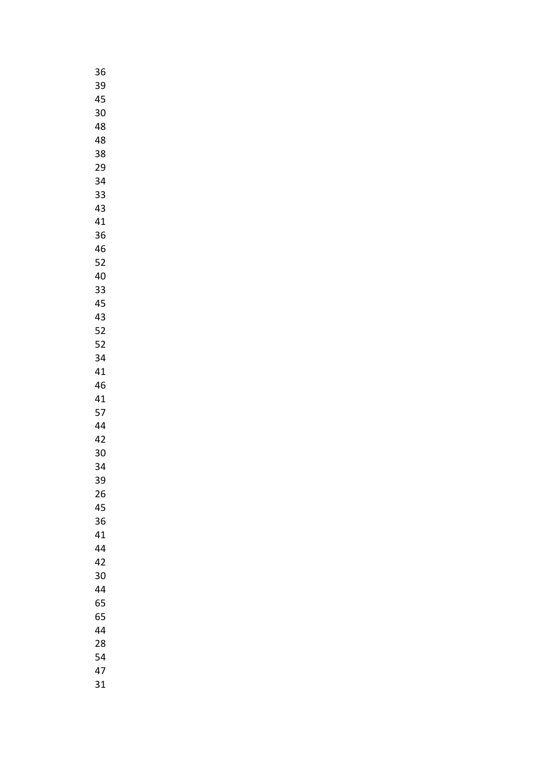36
39
45
30
48
48
38
29
34
33
43
41
36
46
52
40
33
45
43
52
52
34
41
46
41
57
44
42
30
34
39
26
45
36
41
44
42
30
44
65
65
44
28
54
47
31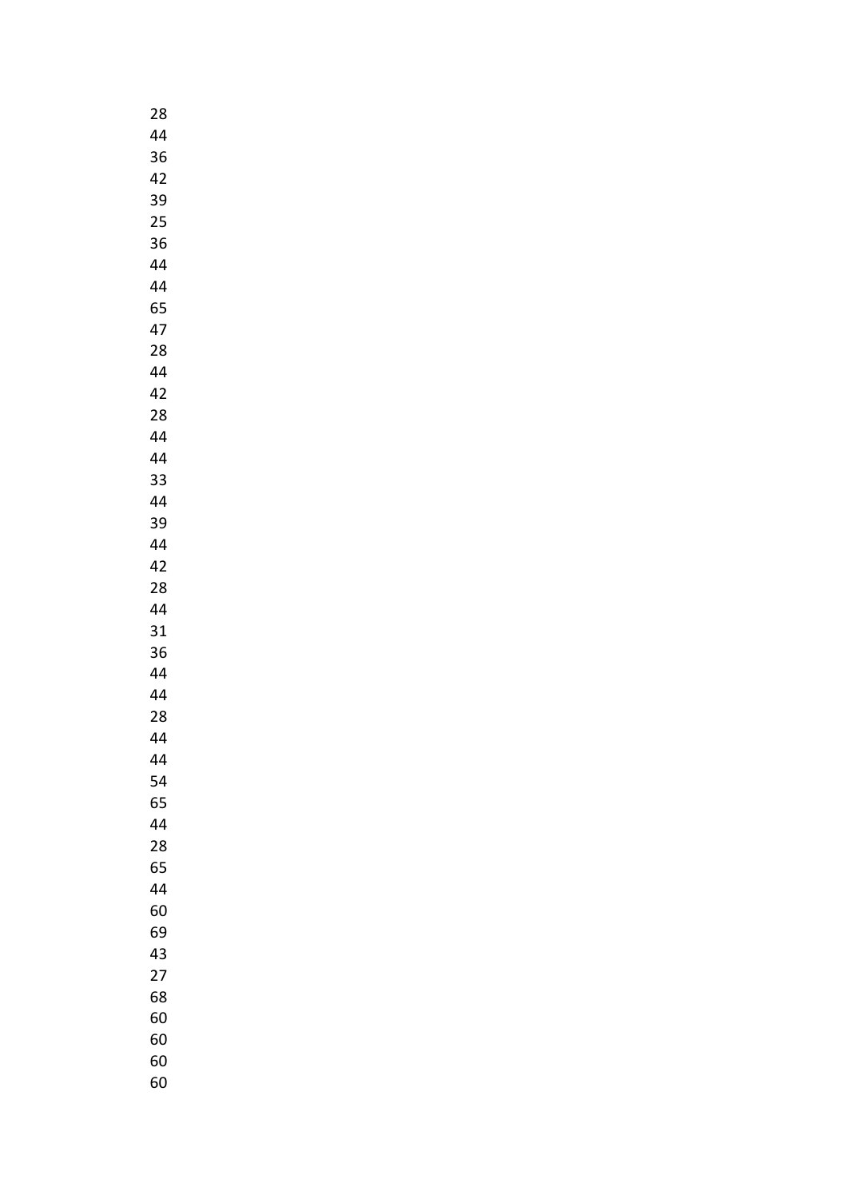28
44
36
42
39
25
36
44
44
65
47
28
44
42
28
44
44
33
44
39
44
42
28
44
31
36
44
44
28
44
44
54
65
44
28
65
44
60
69
43
27
68
60
60
60
60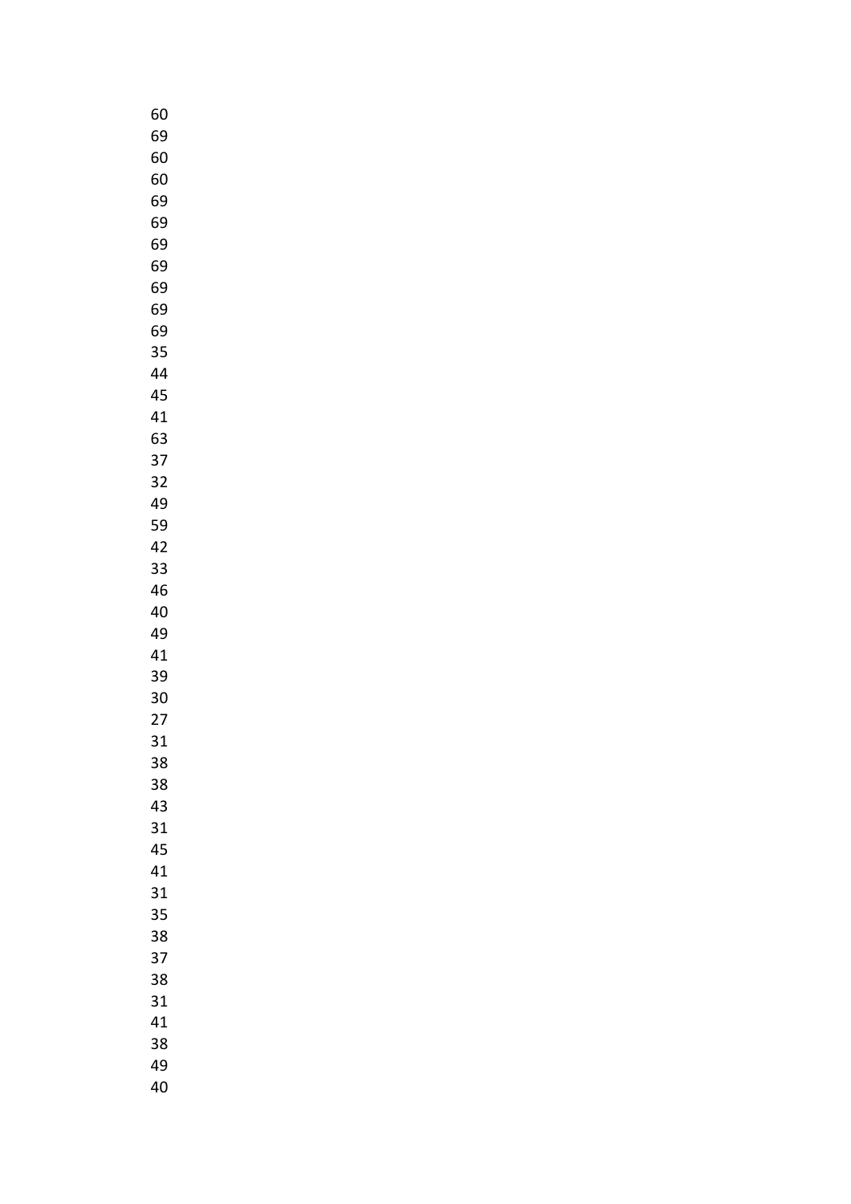60
69
60
60
69
69
69
69
69
69
69
35
44
45
41
63
37
32
49
59
42
33
46
40
49
41
39
30
27
31
38
38
43
31
45
41
31
35
38
37
38
31
41
38
49
40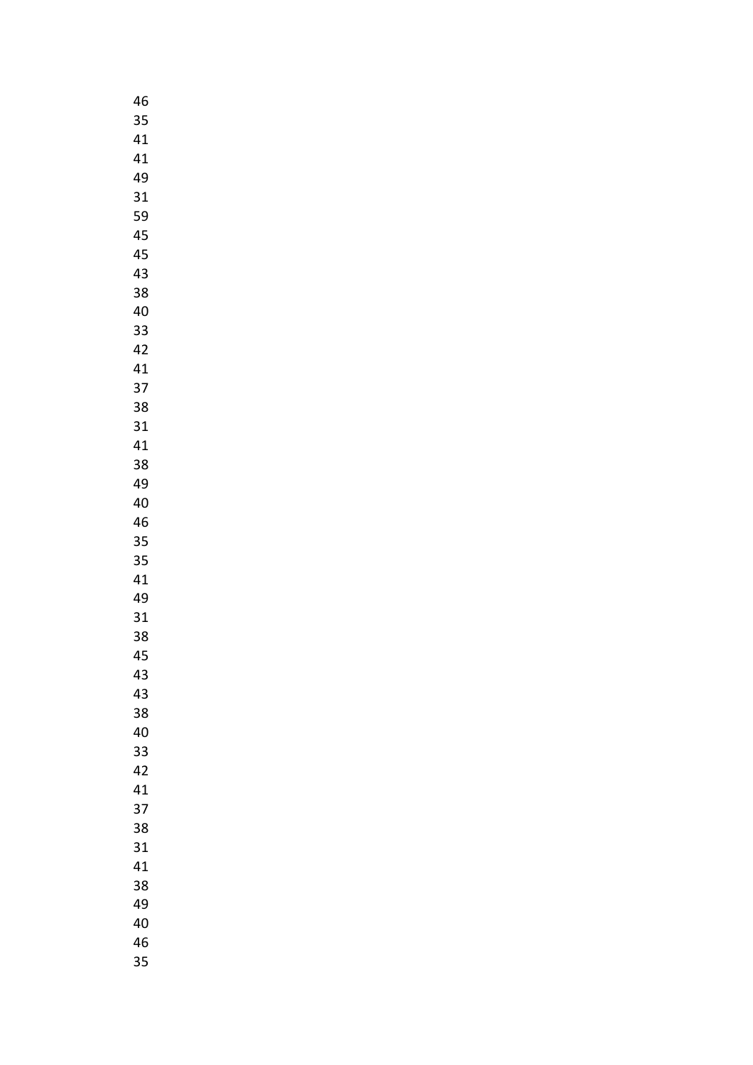46
35
41
41
49
31
59
45
45
43
38
40
33
42
41
37
38
31
41
38
49
40
46
35
35
41
49
31
38
45
43
43
38
40
33
42
41
37
38
31
41
38
49
40
46
35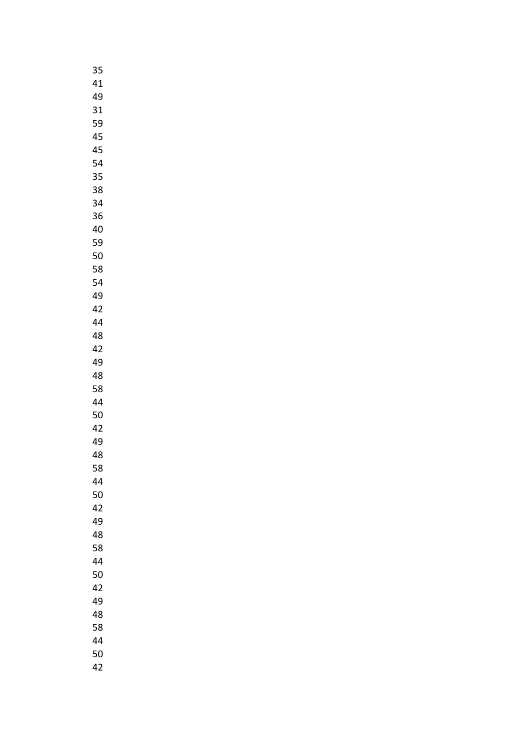35
41
49
31
59
45
45
54
35
38
34
36
40
59
50
58
54
49
42
44
48
42
49
48
58
44
50
42
49
48
58
44
50
42
49
48
58
44
50
42
49
48
58
44
50
42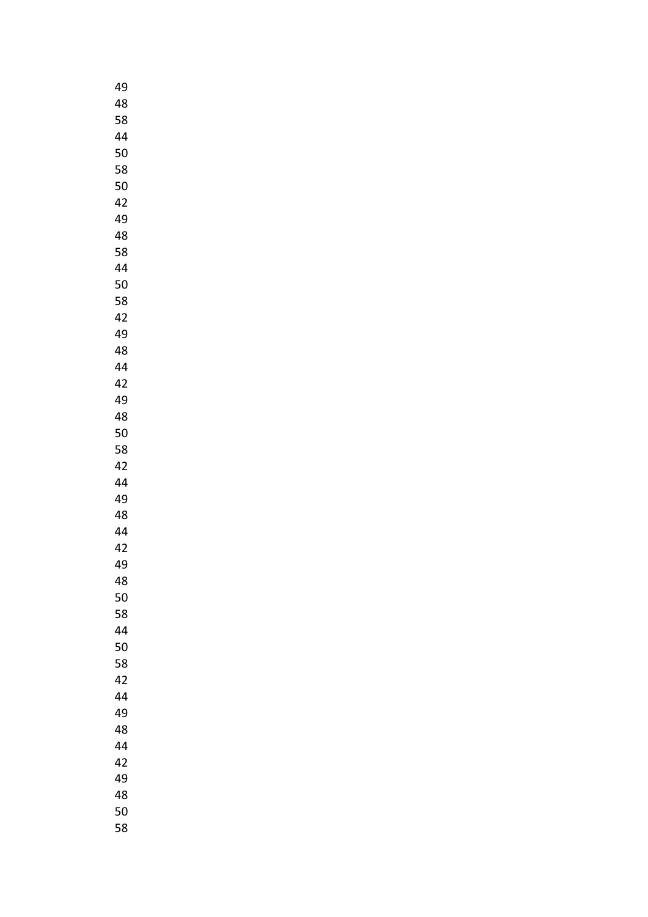49
48
58
44
50
58
50
42
49
48
58
44
50
58
42
49
48
44
42
49
48
50
58
42
44
49
48
44
42
49
48
50
58
44
50
58
42
44
49
48
44
42
49
48
50
58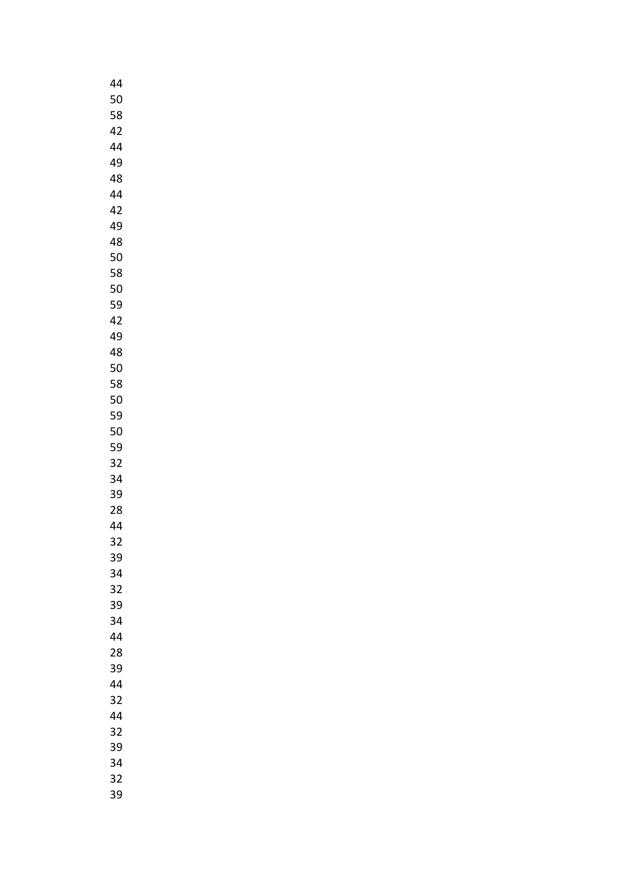44
50
58
42
44
49
48
44
42
49
48
50
58
50
59
42
49
48
50
58
50
59
50
59
32
34
39
28
44
32
39
34
32
39
34
44
28
39
44
32
44
32
39
34
32
39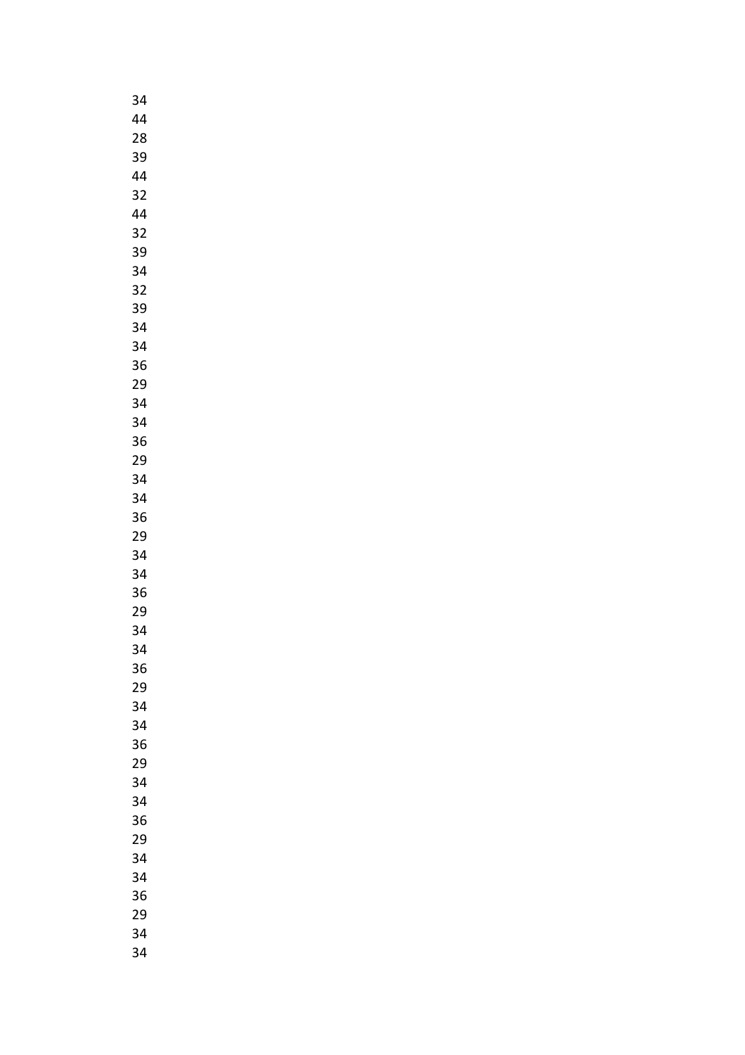34
44
28
39
44
32
44
32
39
34
32
39
34
34
36
29
34
34
36
29
34
34
36
29
34
34
36
29
34
34
36
29
34
34
36
29
34
34
36
29
34
34
36
29
34
34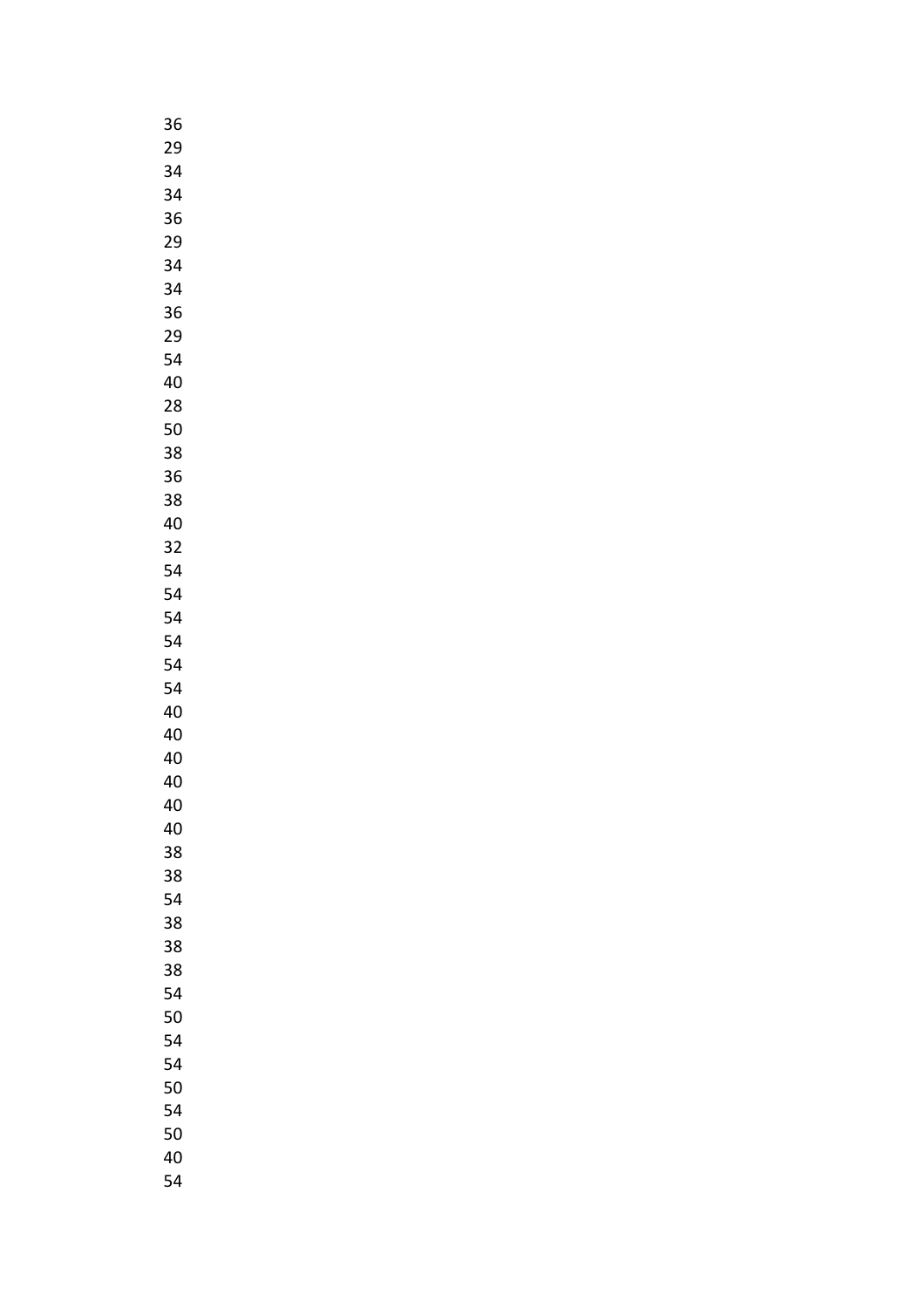36
29
34
34
36
29
34
34
36
29
54
40
28
50
38
36
38
40
32
54
54
54
54
54
54
40
40
40
40
40
40
38
38
54
38
38
38
54
50
54
54
50
54
50
40
54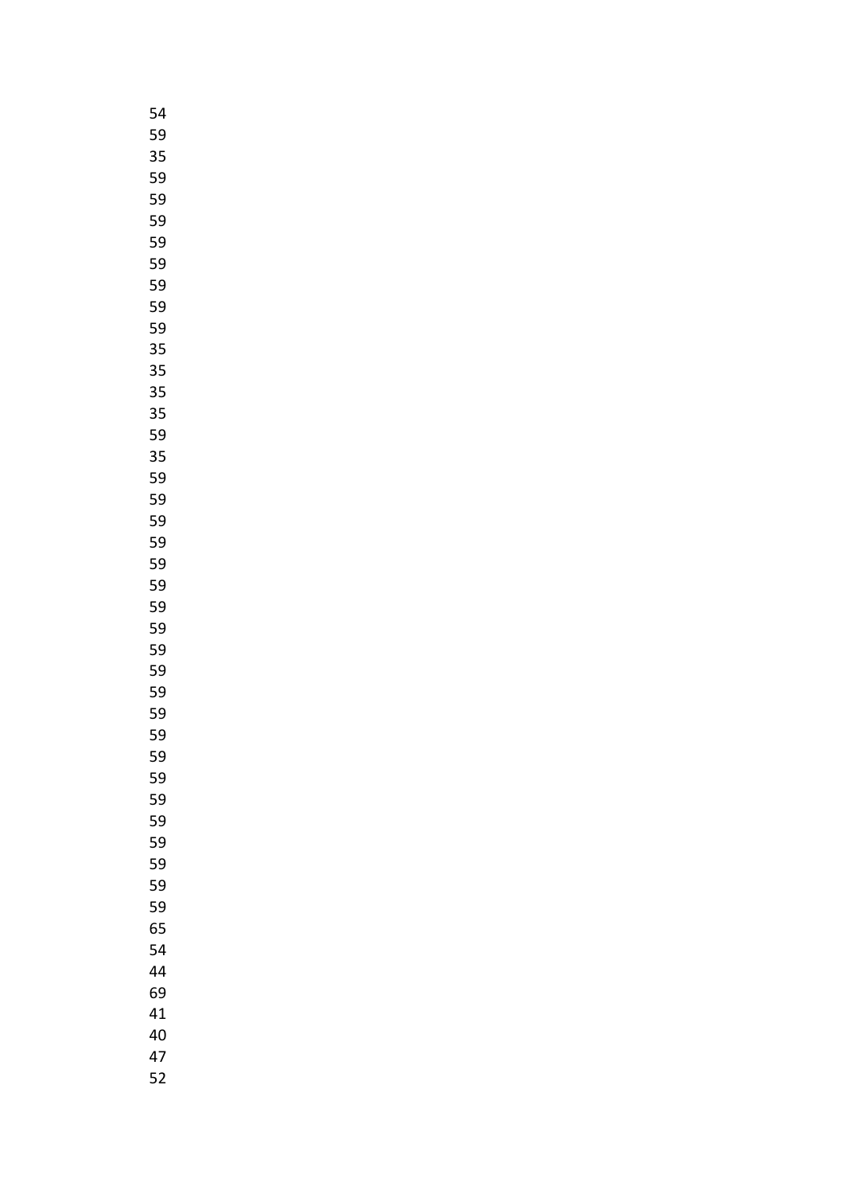54
59
35
59
59
59
59
59
59
59
59
35
35
35
35
59
35
59
59
59
59
59
59
59
59
59
59
59
59
59
59
59
59
59
59
59
59
65
54
44
69
41
40
47
52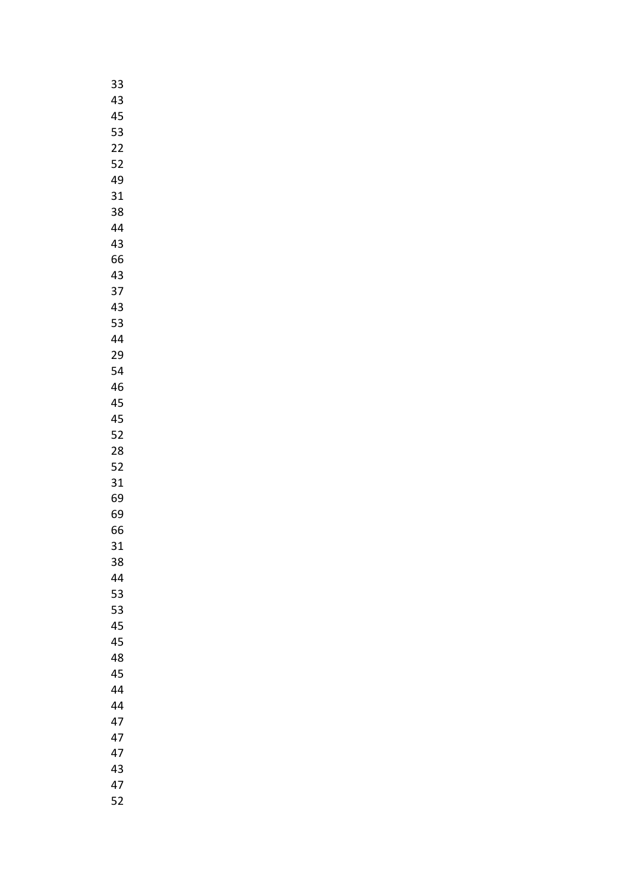33
43
45
53
22
52
49
31
38
44
43
66
43
37
43
53
44
29
54
46
45
45
52
28
52
31
69
69
66
31
38
44
53
53
45
45
48
45
44
44
47
47
47
43
47
52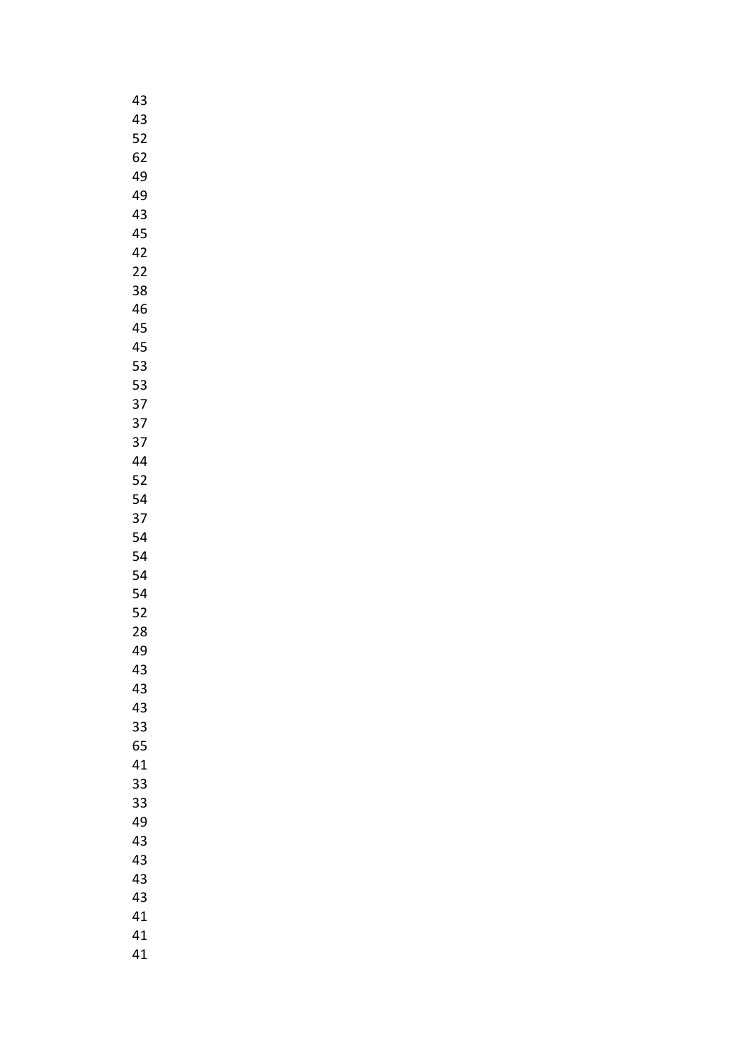43
43
52
62
49
49
43
45
42
22
38
46
45
45
53
53
37
37
37
44
52
54
37
54
54
54
54
52
28
49
43
43
43
33
65
41
33
33
49
43
43
43
43
41
41
41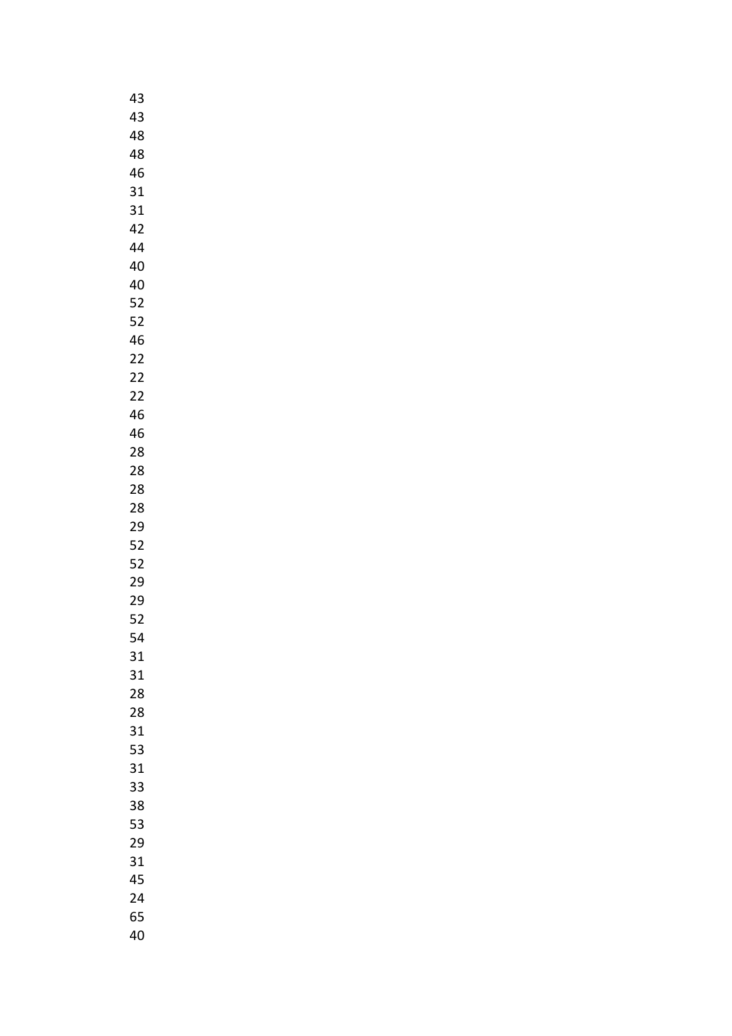43
43
48
48
46
31
31
42
44
40
40
52
52
46
22
22
22
46
46
28
28
28
28
29
52
52
29
29
52
54
31
31
28
28
31
53
31
33
38
53
29
31
45
24
65
40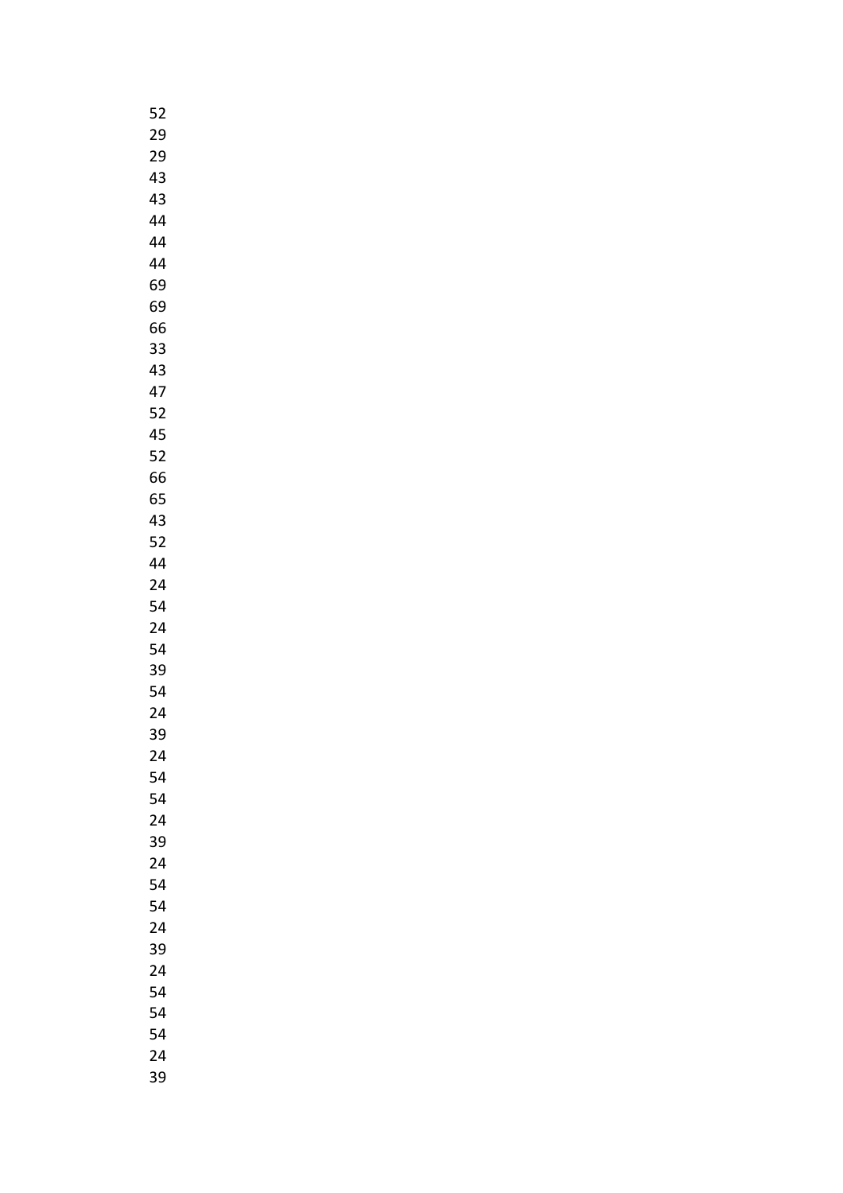52
29
29
43
43
44
44
44
69
69
66
33
43
47
52
45
52
66
65
43
52
44
24
54
24
54
39
54
24
39
24
54
54
24
39
24
54
54
24
39
24
54
54
54
24
39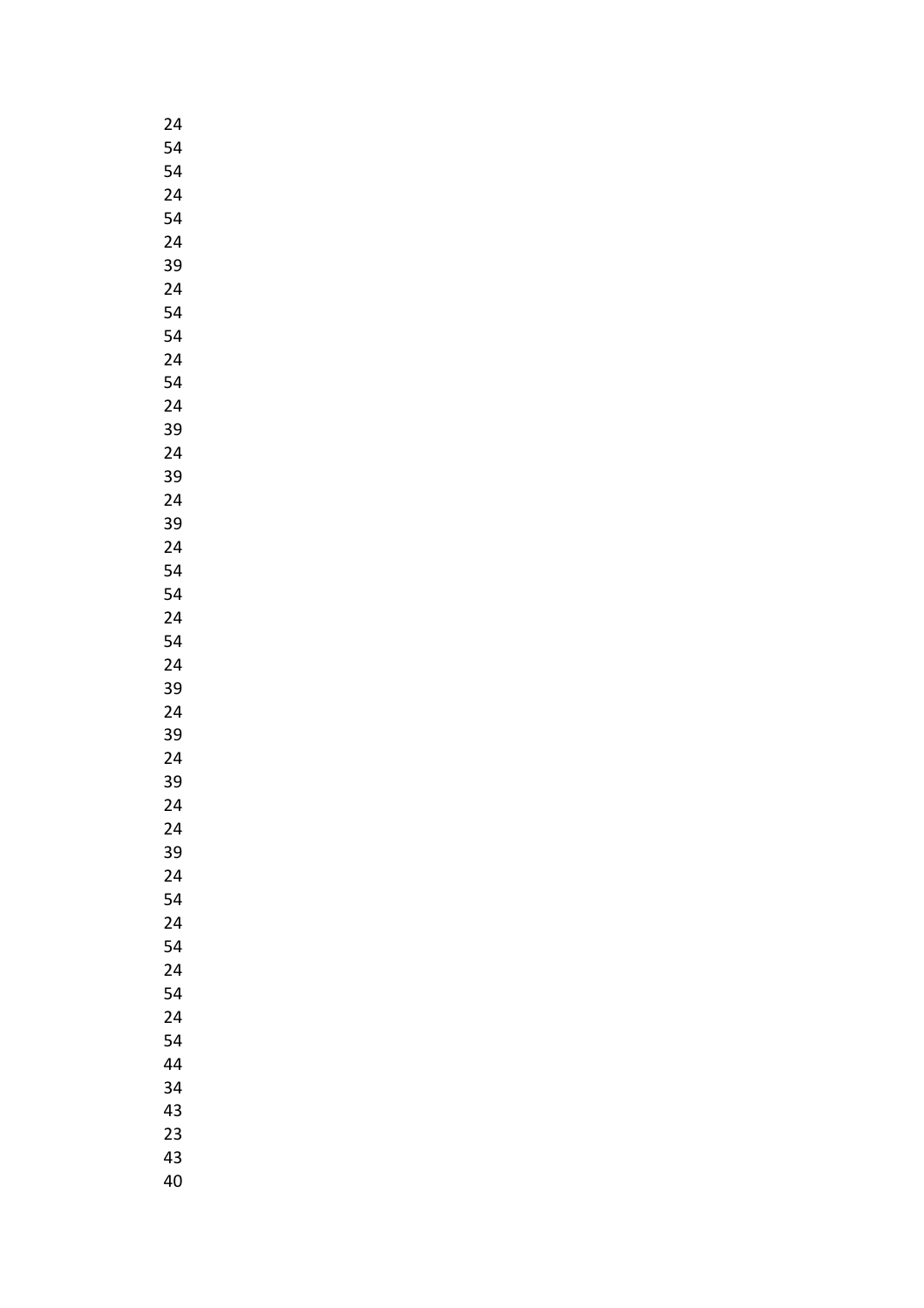24
54
54
24
54
24
39
24
54
54
24
54
24
39
24
39
24
39
24
54
54
24
54
24
39
24
39
24
39
24
24
39
24
54
24
54
24
54
24
54
44
34
43
23
43
40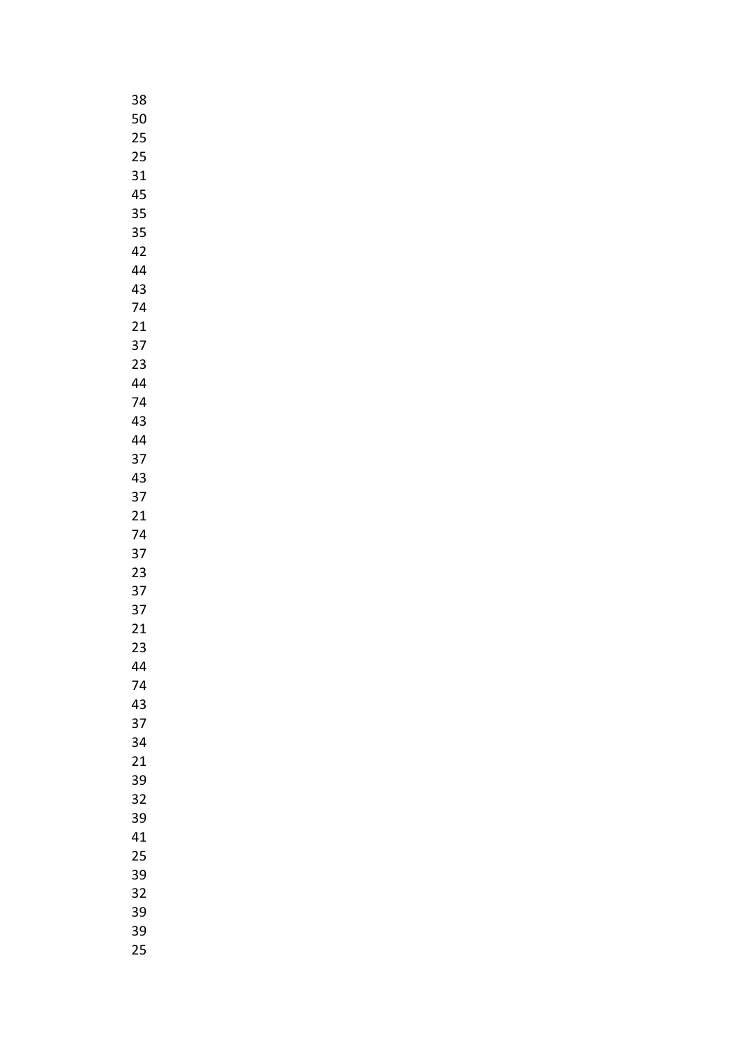38
50
25
25
31
45
35
35
42
44
43
74
21
37
23
44
74
43
44
37
43
37
21
74
37
23
37
37
21
23
44
74
43
37
34
21
39
32
39
41
25
39
32
39
39
25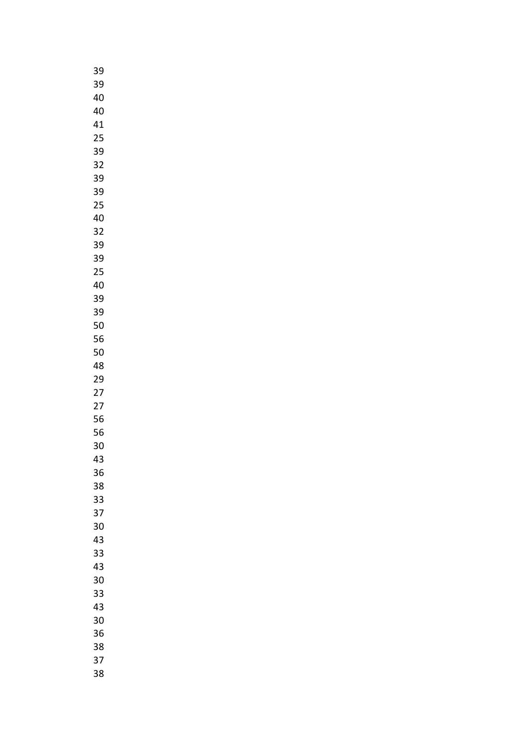39
39
40
40
41
25
39
32
39
39
25
40
32
39
39
25
40
39
39
50
56
50
48
29
27
27
56
56
30
43
36
38
33
37
30
43
33
43
30
33
43
30
36
38
37
38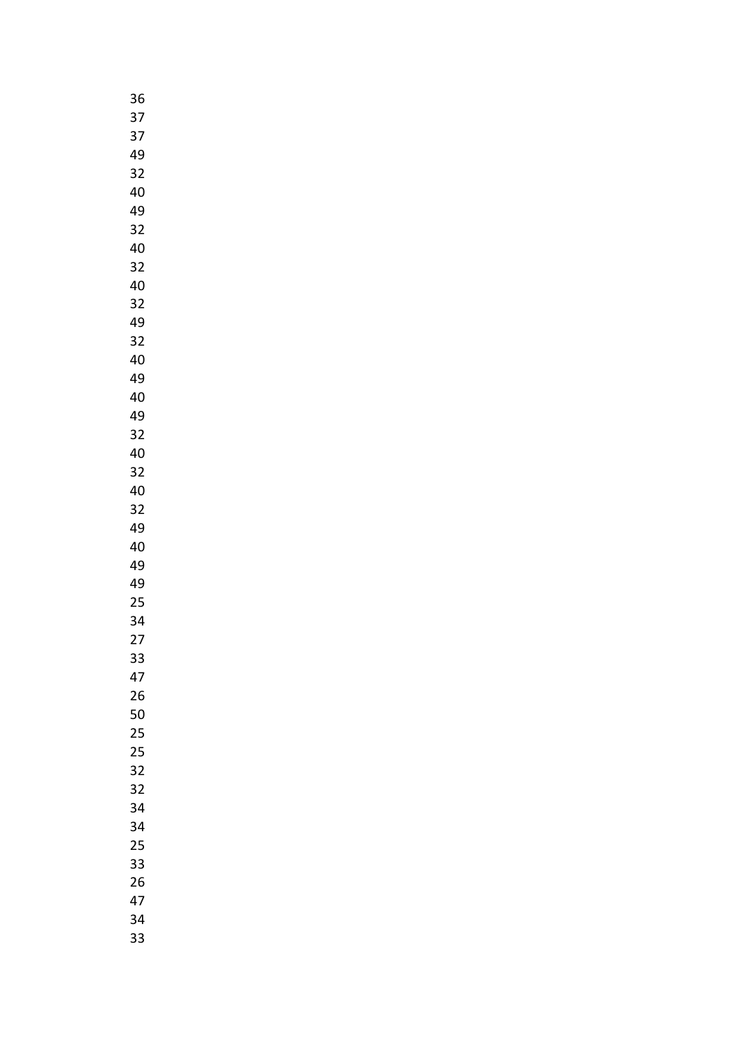36
37
37
49
32
40
49
32
40
32
40
32
49
32
40
49
40
49
32
40
32
40
32
49
40
49
49
25
34
27
33
47
26
50
25
25
32
32
34
34
25
33
26
47
34
33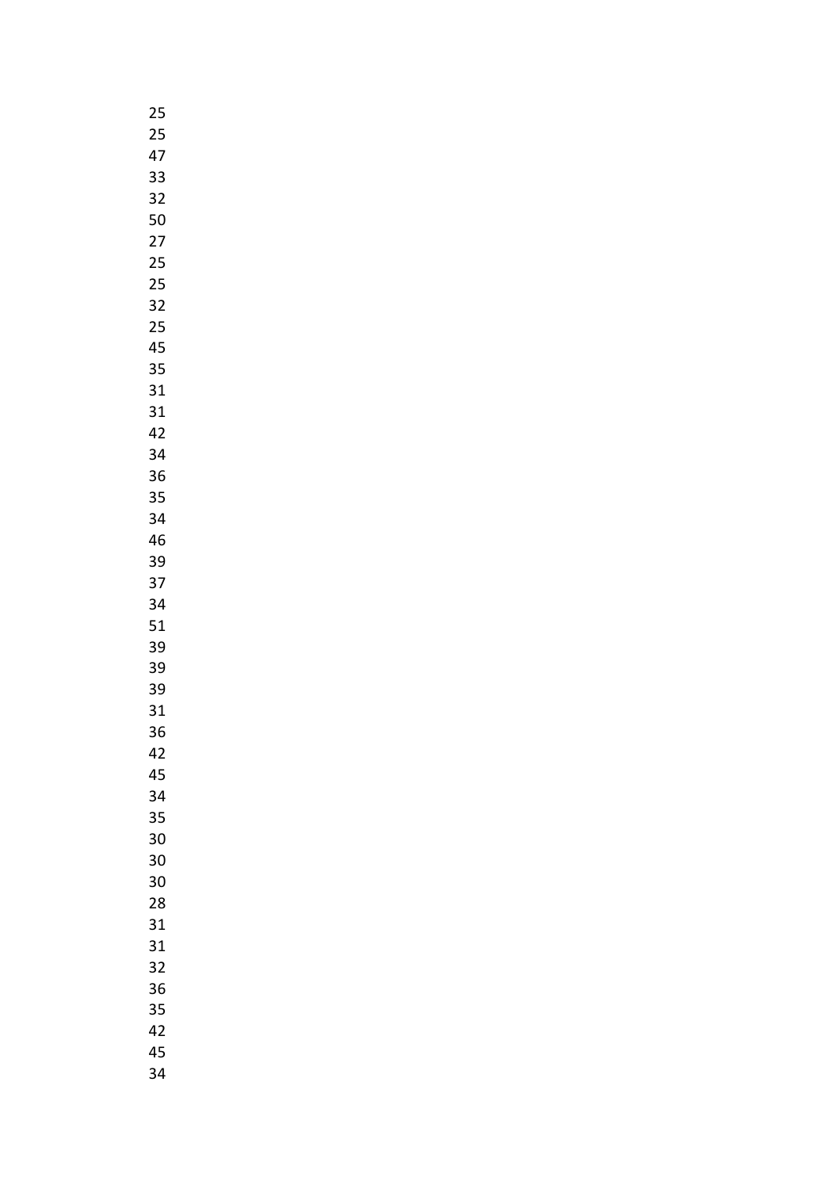25
25
47
33
32
50
27
25
25
32
25
45
35
31
31
42
34
36
35
34
46
39
37
34
51
39
39
39
31
36
42
45
34
35
30
30
30
28
31
31
32
36
35
42
45
34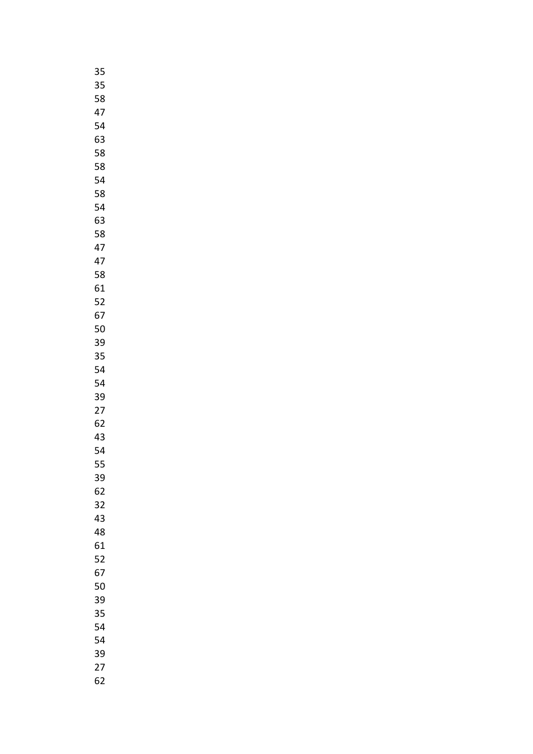35
35
58
47
54
63
58
58
54
58
54
63
58
47
47
58
61
52
67
50
39
35
54
54
39
27
62
43
54
55
39
62
32
43
48
61
52
67
50
39
35
54
54
39
27
62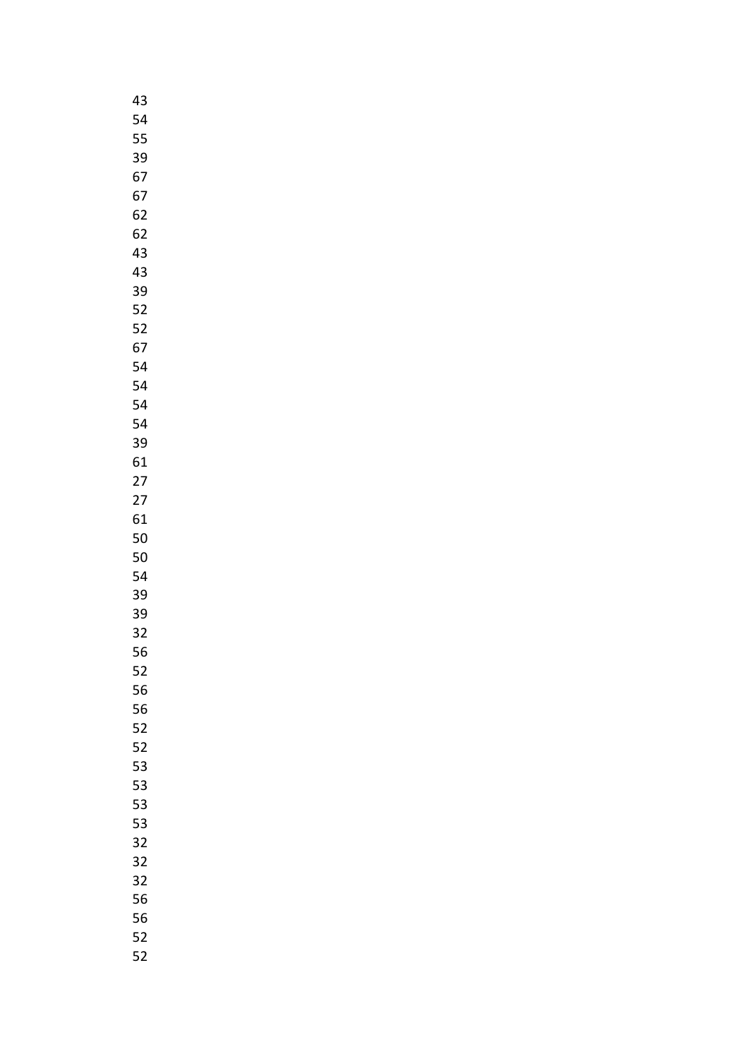43
54
55
39
67
67
62
62
43
43
39
52
52
67
54
54
54
54
39
61
27
27
61
50
50
54
39
39
32
56
52
56
56
52
52
53
53
53
53
32
32
32
56
56
52
52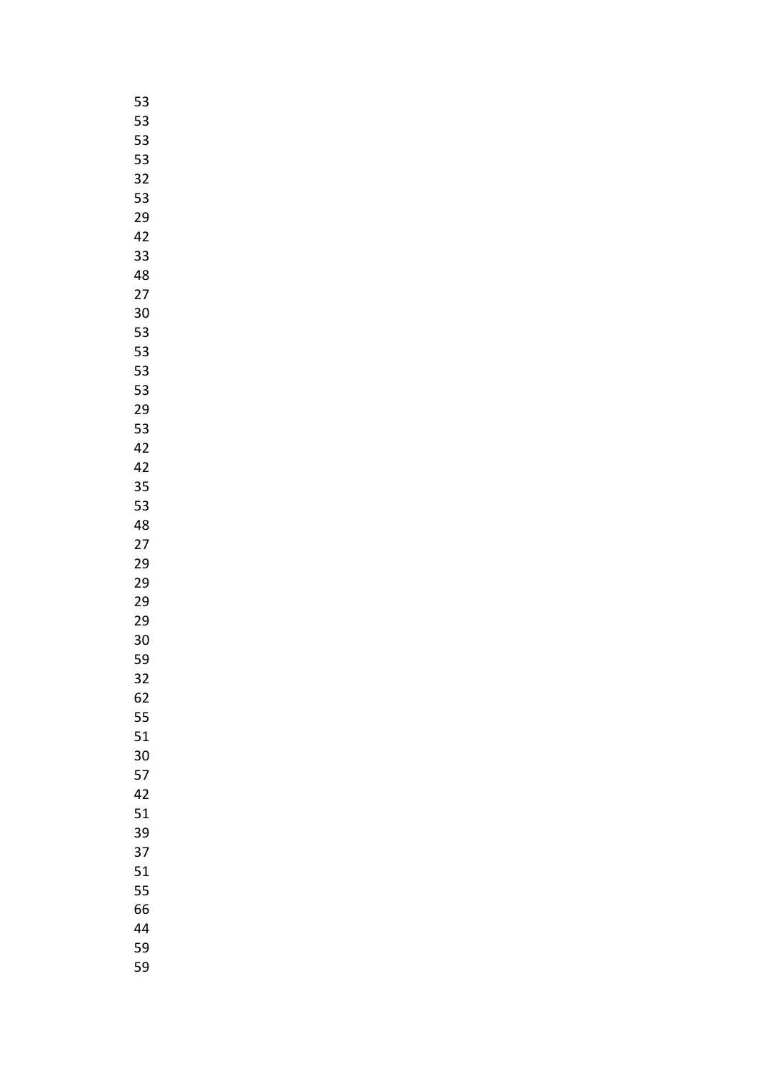53
53
53
53
32
53
29
42
33
48
27
30
53
53
53
53
29
53
42
42
35
53
48
27
29
29
29
29
30
59
32
62
55
51
30
57
42
51
39
37
51
55
66
44
59
59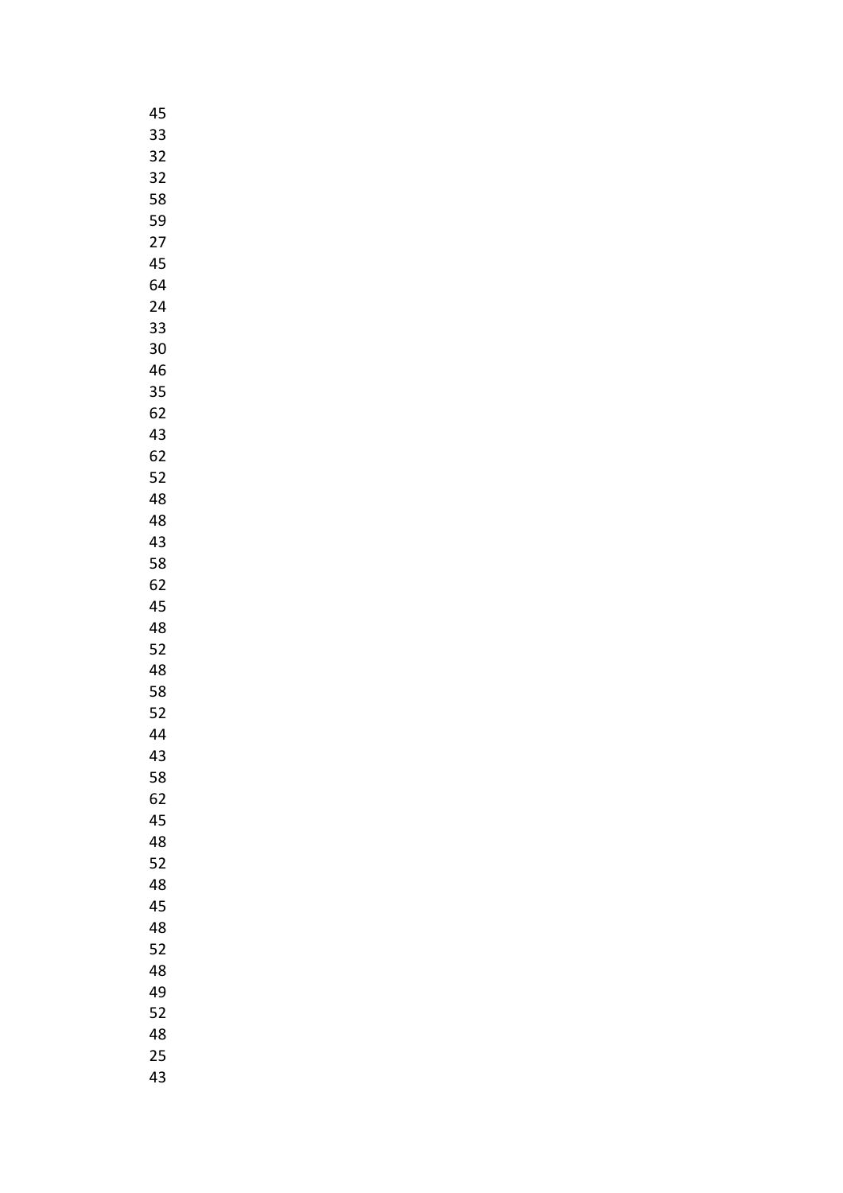45
33
32
32
58
59
27
45
64
24
33
30
46
35
62
43
62
52
48
48
43
58
62
45
48
52
48
58
52
44
43
58
62
45
48
52
48
45
48
52
48
49
52
48
25
43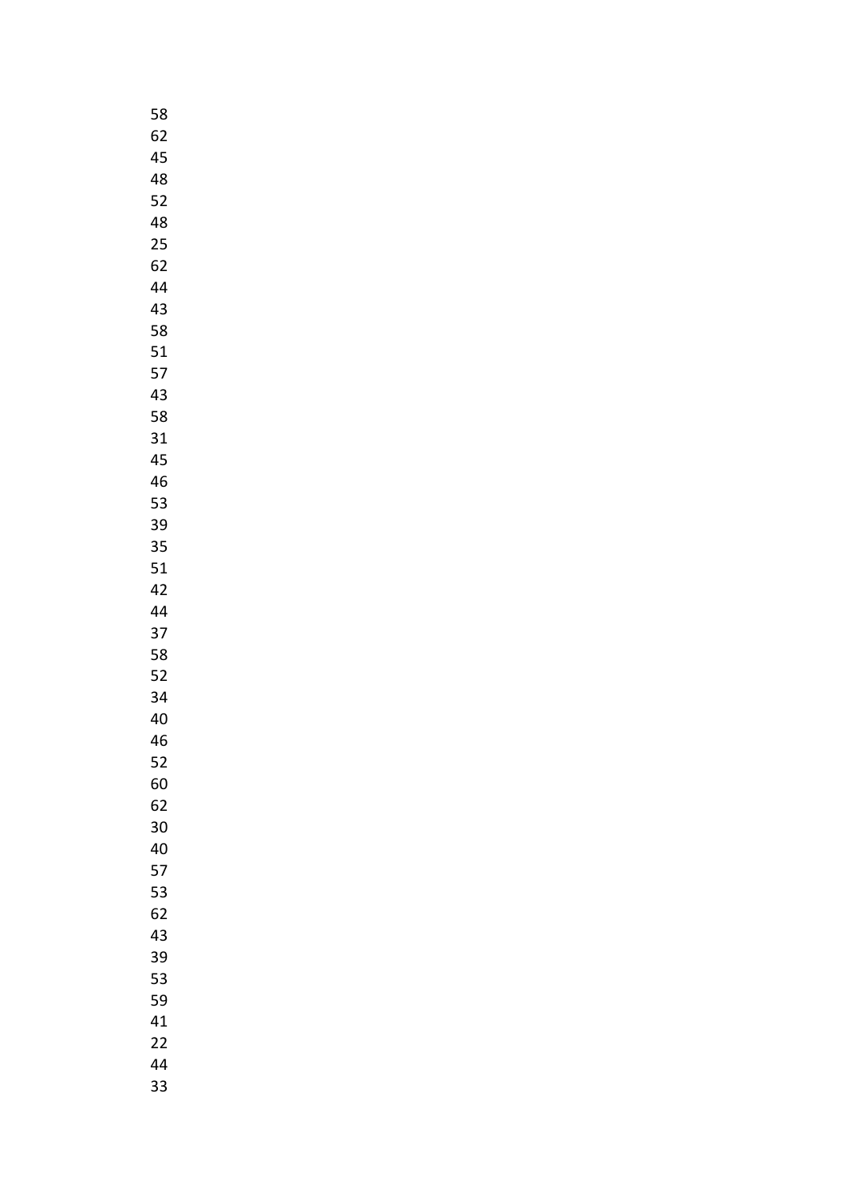58
62
45
48
52
48
25
62
44
43
58
51
57
43
58
31
45
46
53
39
35
51
42
44
37
58
52
34
40
46
52
60
62
30
40
57
53
62
43
39
53
59
41
22
44
33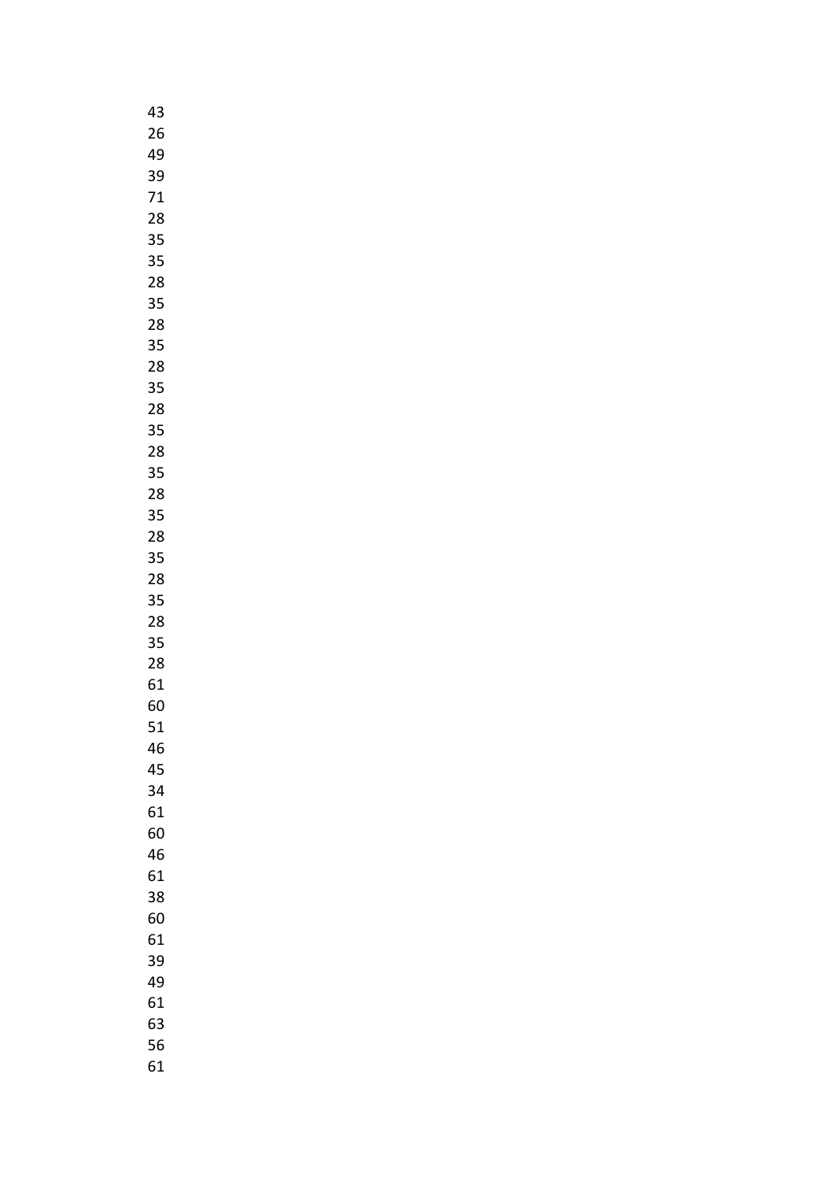43
26
49
39
71
28
35
35
28
35
28
35
28
35
28
35
28
35
28
35
28
35
28
35
28
35
28
61
60
51
46
45
34
61
60
46
61
38
60
61
39
49
61
63
56
61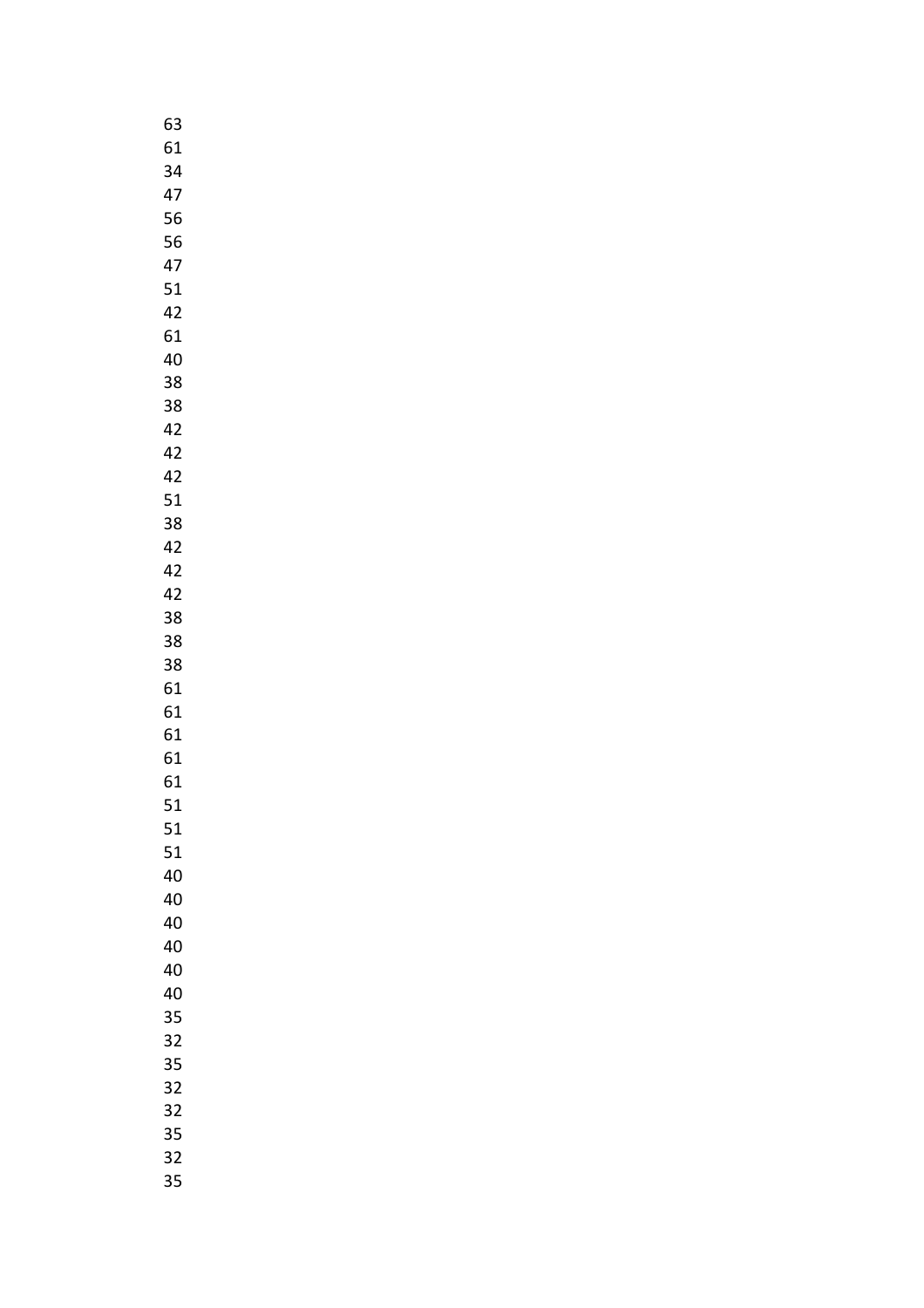63
61
34
47
56
56
47
51
42
61
40
38
38
42
42
42
51
38
42
42
42
38
38
38
61
61
61
61
61
51
51
51
40
40
40
40
40
40
35
32
35
32
32
35
32
35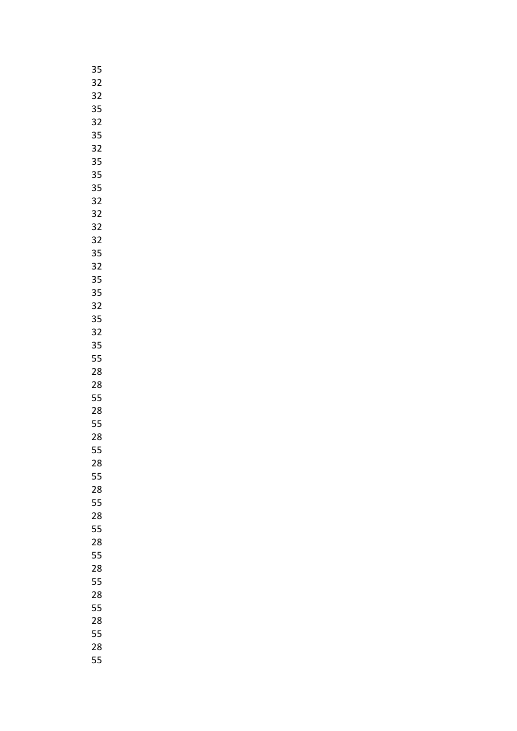35
32
32
35
32
35
32
35
35
35
32
32
32
32
35
32
35
35
32
35
32
35
55
28
28
55
28
55
28
55
28
55
28
55
28
55
28
55
28
55
28
55
28
55
28
55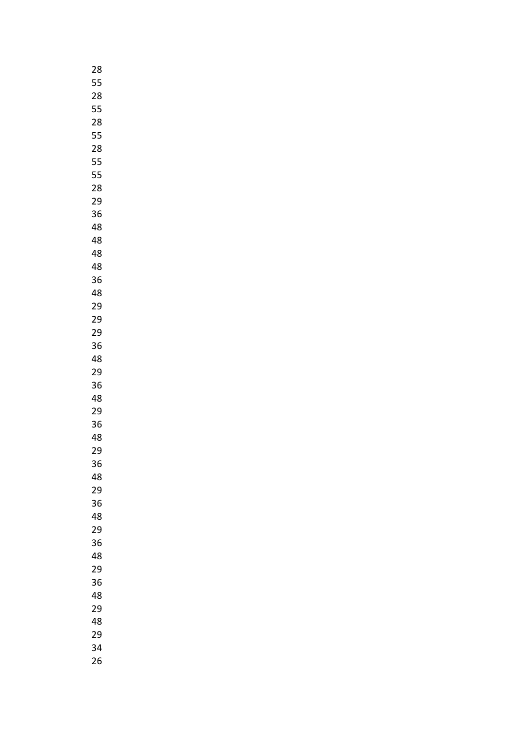28
55
28
55
28
55
28
55
55
28
29
36
48
48
48
48
36
48
29
29
29
36
48
29
36
48
29
36
48
29
36
48
29
36
48
29
36
48
29
36
48
29
48
29
34
26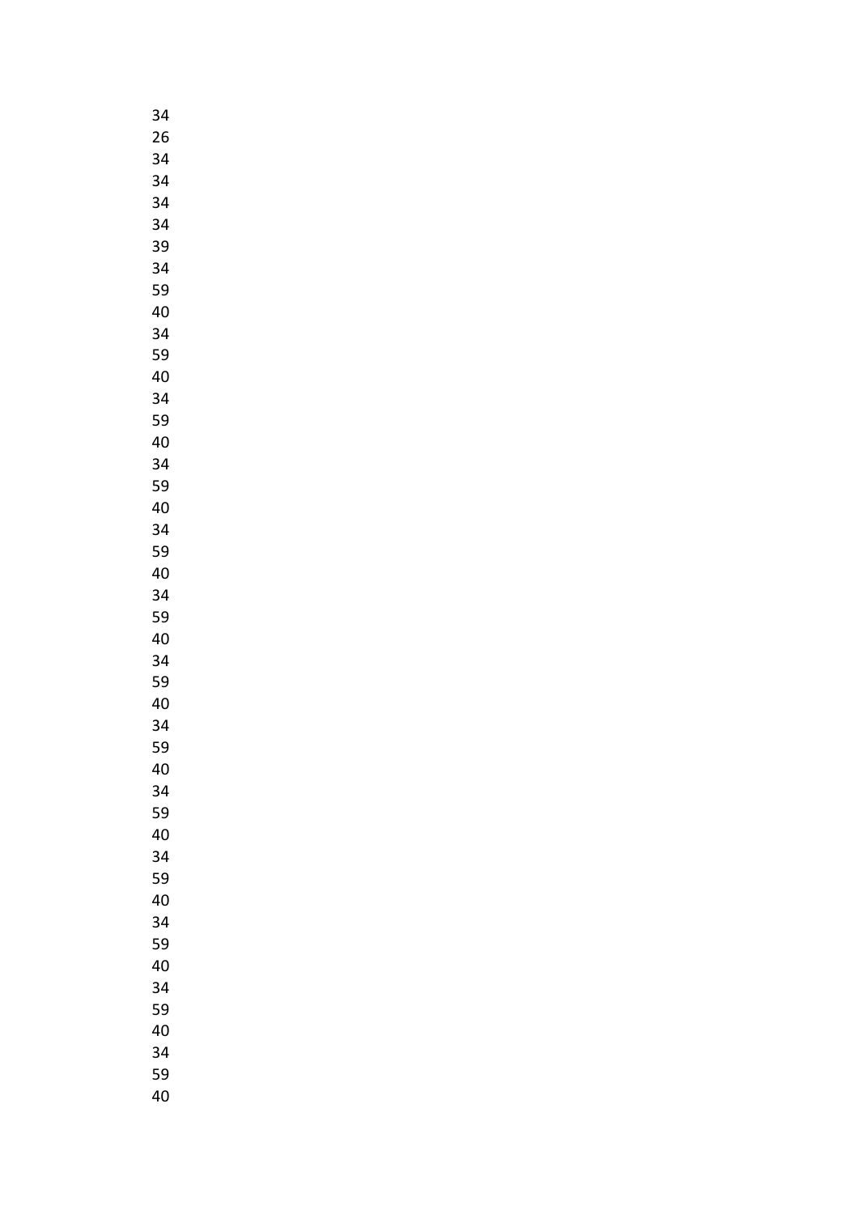34
26
34
34
34
34
39
34
59
40
34
59
40
34
59
40
34
59
40
34
59
40
34
59
40
34
59
40
34
59
40
34
59
40
34
59
40
34
59
40
34
59
40
34
59
40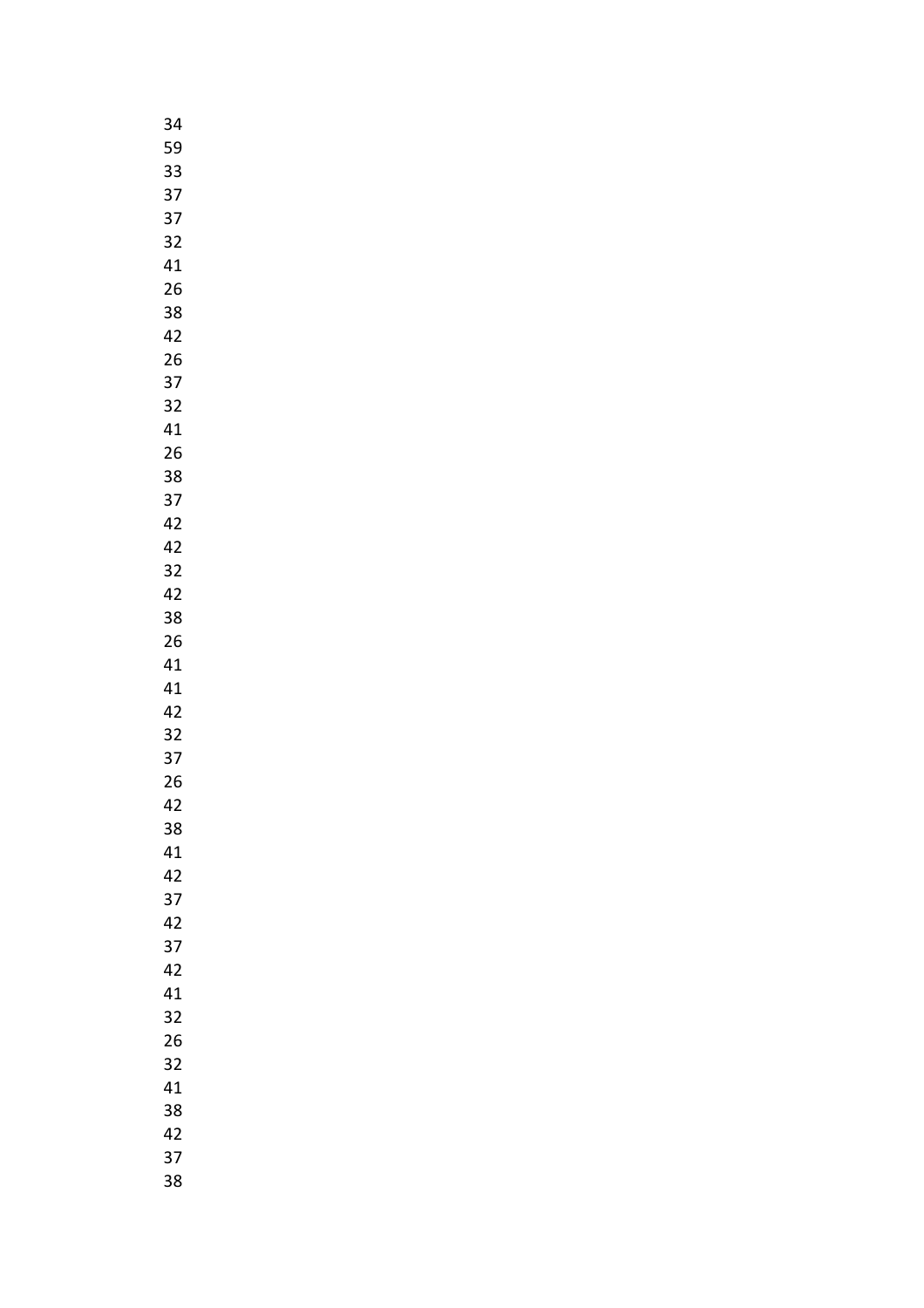34
59
33
37
37
32
41
26
38
42
26
37
32
41
26
38
37
42
42
32
42
38
26
41
41
42
32
37
26
42
38
41
42
37
42
37
42
41
32
26
32
41
38
42
37
38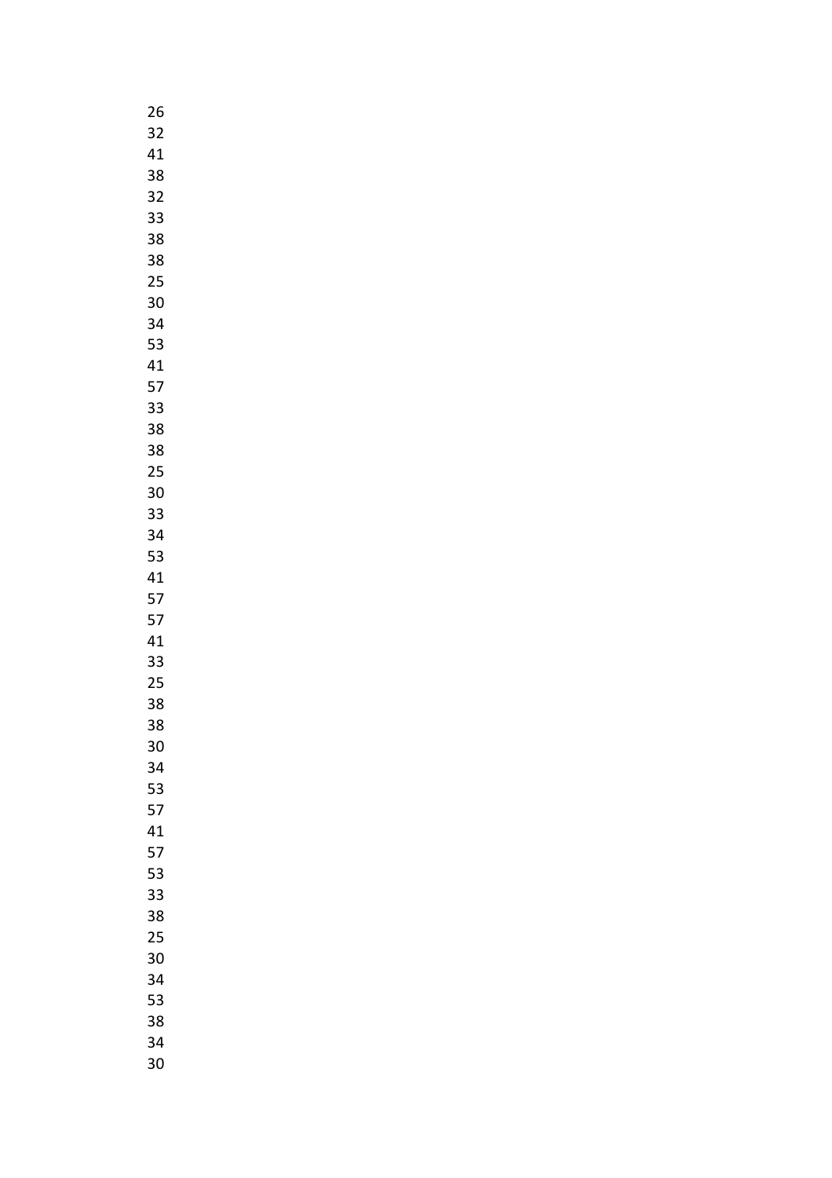26
32
41
38
32
33
38
38
25
30
34
53
41
57
33
38
38
25
30
33
34
53
41
57
57
41
33
25
38
38
30
34
53
57
41
57
53
33
38
25
30
34
53
38
34
30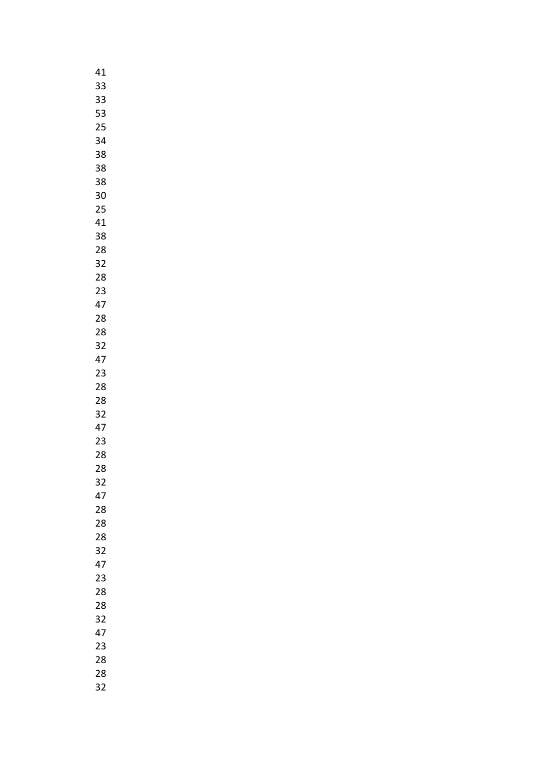41
33
33
53
25
34
38
38
38
30
25
41
38
28
32
28
23
47
28
28
32
47
23
28
28
32
47
23
28
28
32
47
28
28
28
32
47
23
28
28
32
47
23
28
28
32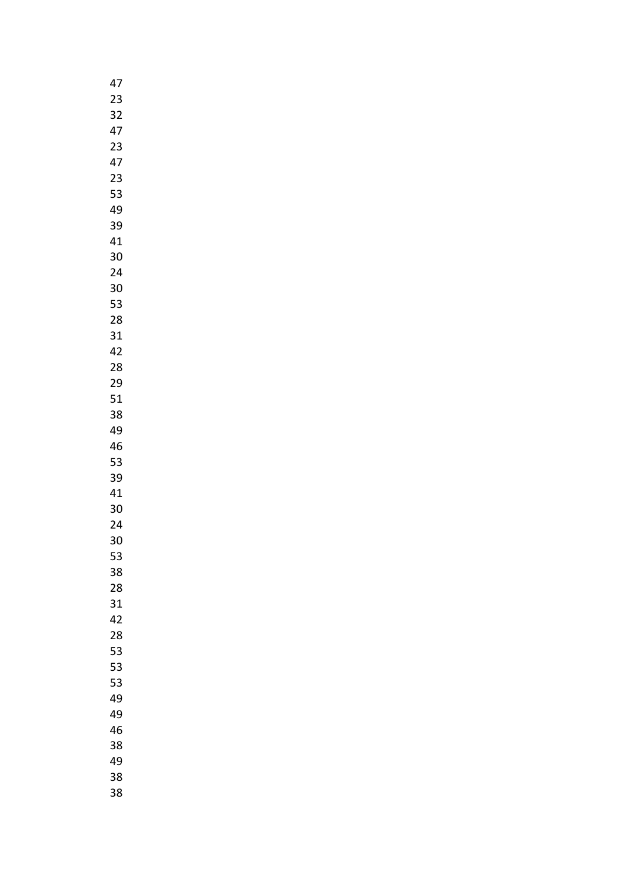47
23
32
47
23
47
23
53
49
39
41
30
24
30
53
28
31
42
28
29
51
38
49
46
53
39
41
30
24
30
53
38
28
31
42
28
53
53
53
49
49
46
38
49
38
38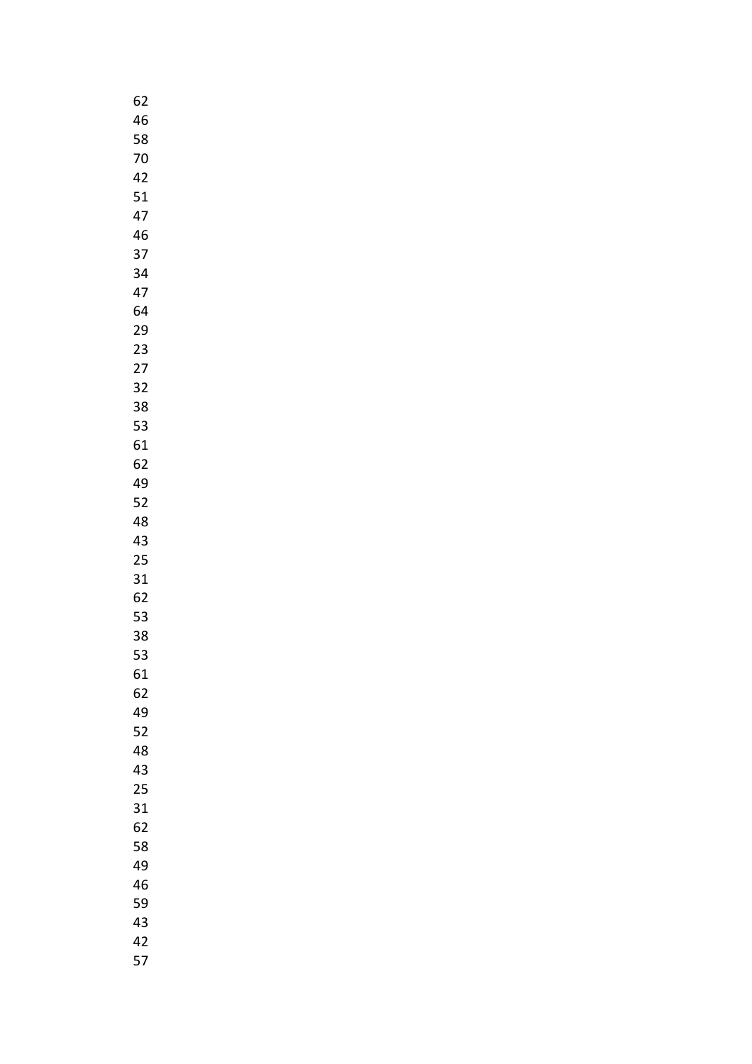62
46
58
70
42
51
47
46
37
34
47
64
29
23
27
32
38
53
61
62
49
52
48
43
25
31
62
53
38
53
61
62
49
52
48
43
25
31
62
58
49
46
59
43
42
57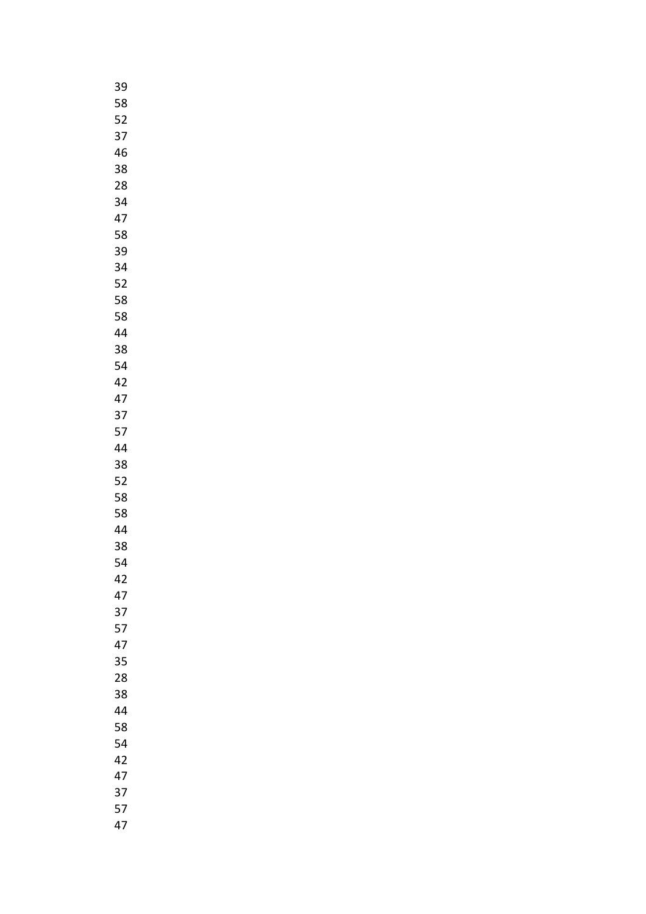39
58
52
37
46
38
28
34
47
58
39
34
52
58
58
44
38
54
42
47
37
57
44
38
52
58
58
44
38
54
42
47
37
57
47
35
28
38
44
58
54
42
47
37
57
47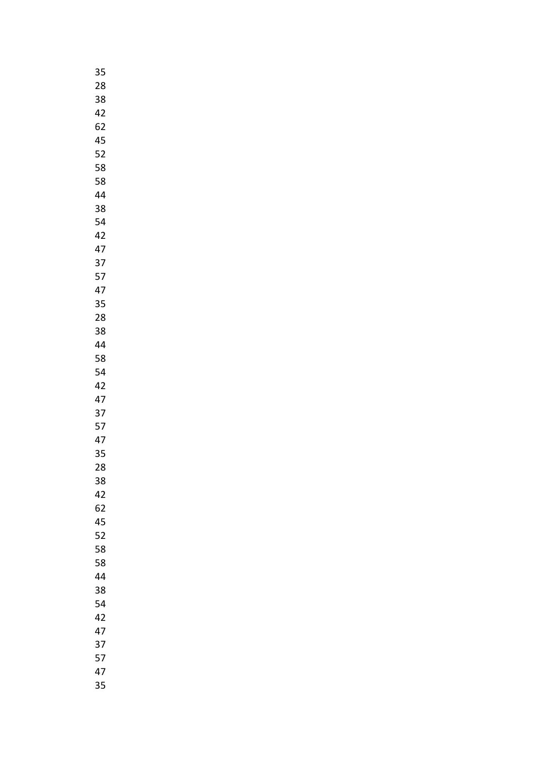35
28
38
42
62
45
52
58
58
44
38
54
42
47
37
57
47
35
28
38
44
58
54
42
47
37
57
47
35
28
38
42
62
45
52
58
58
44
38
54
42
47
37
57
47
35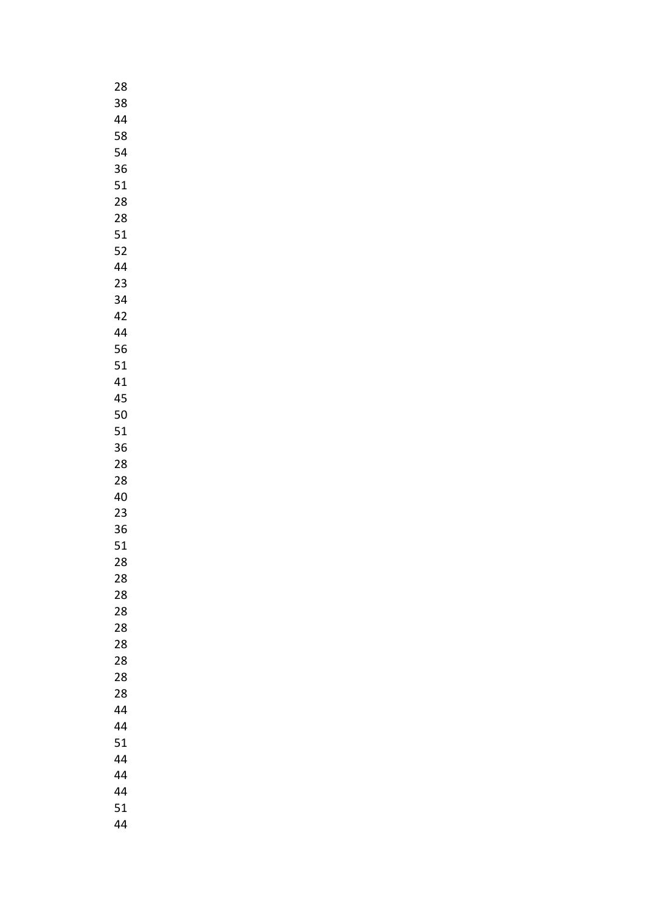28
38
44
58
54
36
51
28
28
51
52
44
23
34
42
44
56
51
41
45
50
51
36
28
28
40
23
36
51
28
28
28
28
28
28
28
28
28
44
44
51
44
44
44
51
44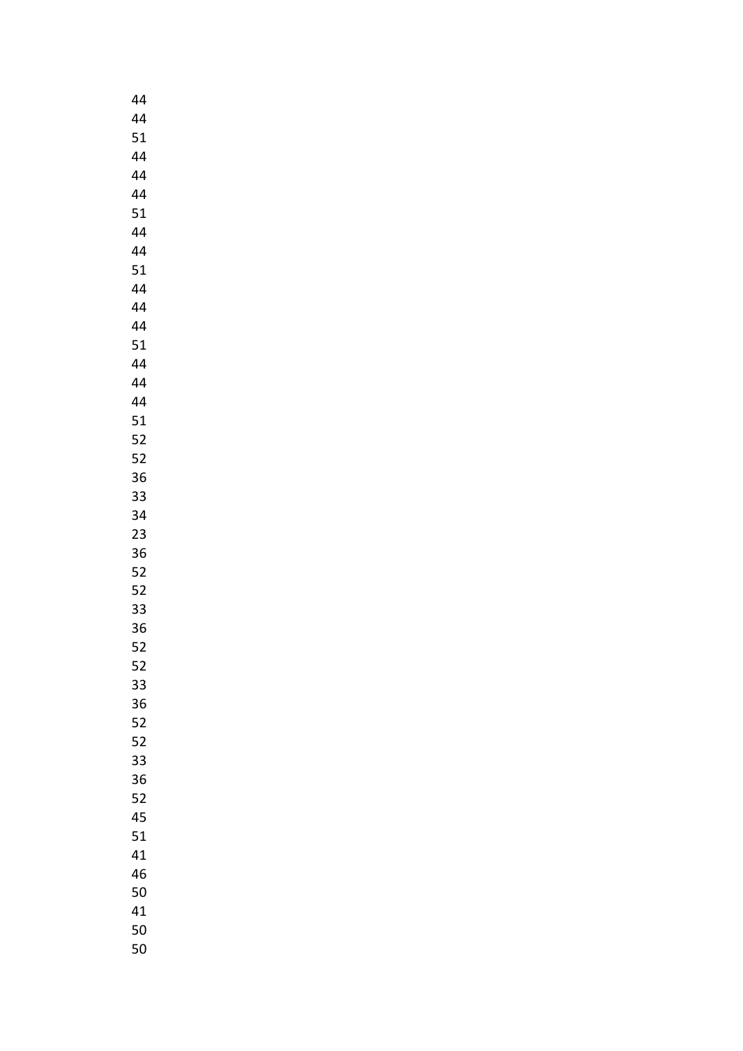44
44
51
44
44
44
51
44
44
51
44
44
44
51
44
44
44
51
52
52
36
33
34
23
36
52
52
33
36
52
52
33
36
52
52
33
36
52
45
51
41
46
50
41
50
50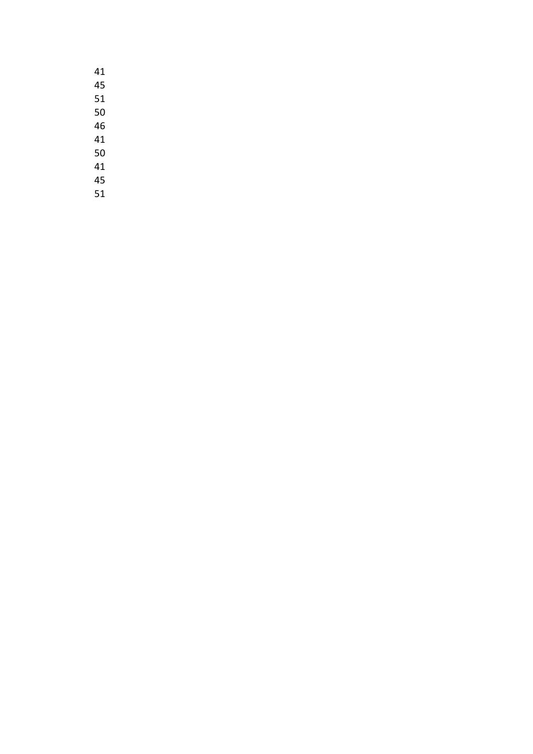41
45
51
50
46
41
50
41
45
51